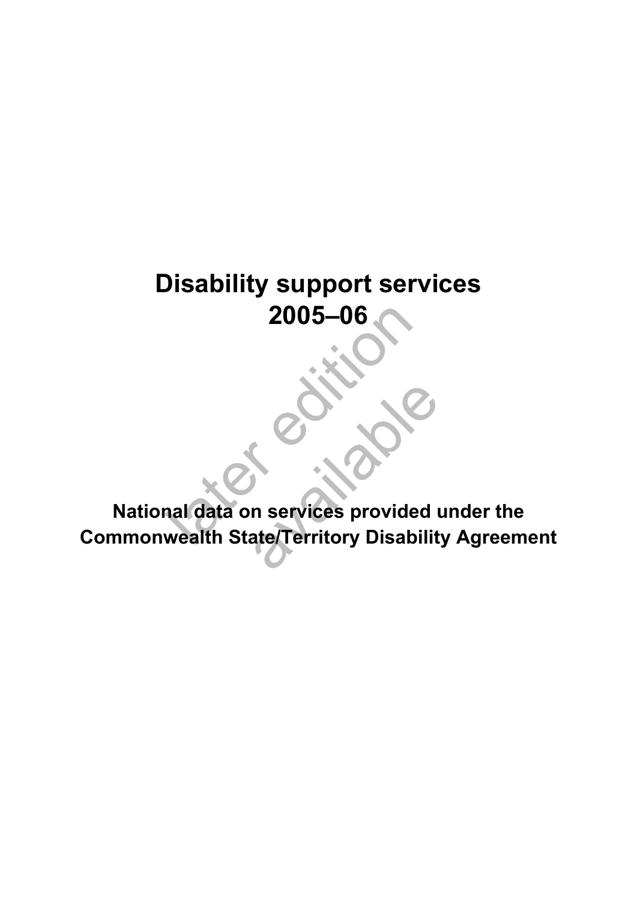# Disability support services 2005–06

later edition available

**National data on services provided under the Commonwealth State/Territory Disability Agreement**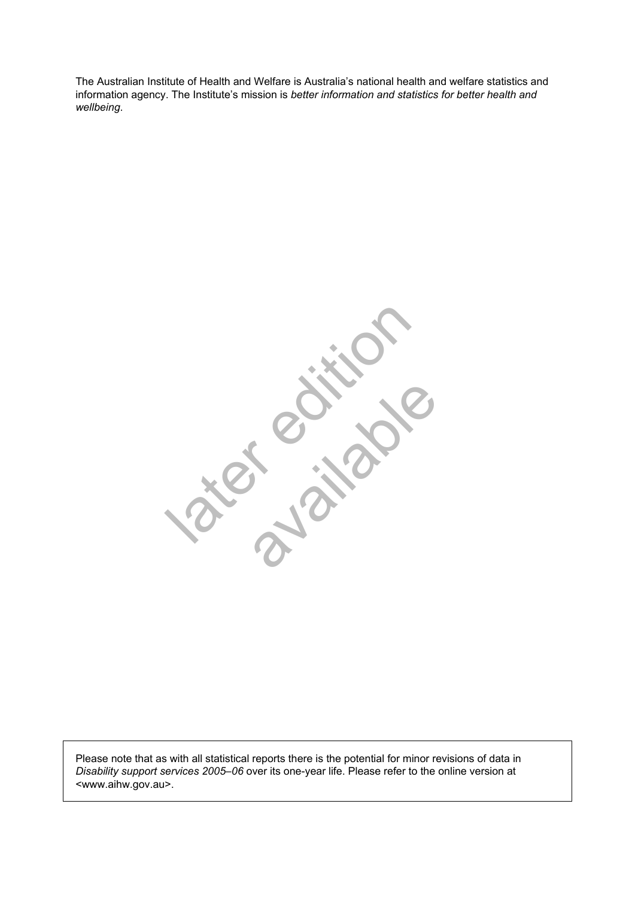The Australian Institute of Health and Welfare is Australia's national health and welfare statistics and information agency. The Institute's mission is *better information and statistics for better health and wellbeing*.

Please note that as with all statistical reports there is the potential for minor revisions of data in *Disability support services 2005–06* over its one-year life. Please refer to the online version at <www.aihw.gov.au>.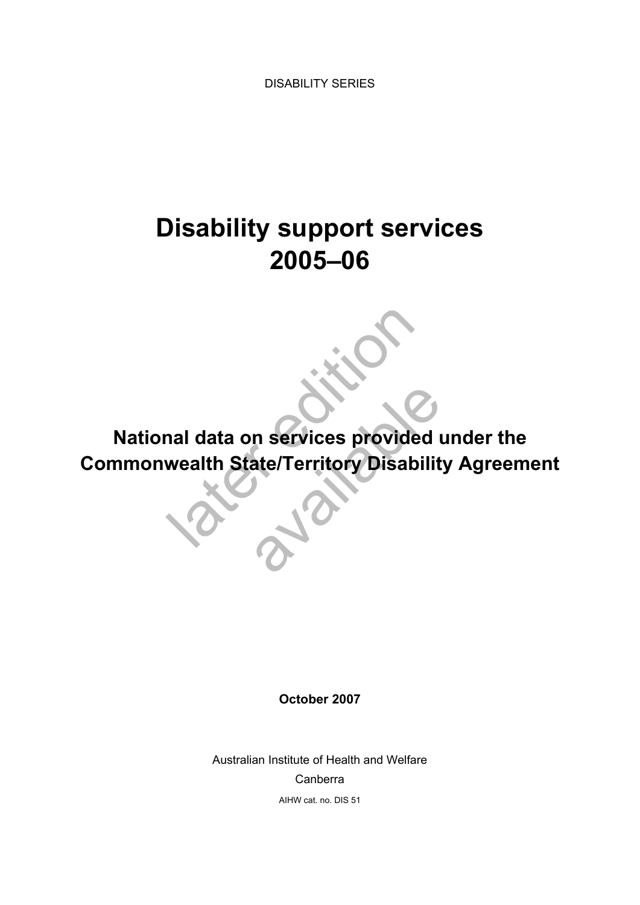DISABILITY SERIES

# Disability support services 2005–06

## National data on services provided under the Commonwealth State/Territory Disability Agreement

later edition available

**October 2007**

Australian Institute of Health and Welfare

Canberra

AIHW cat. no. DIS 51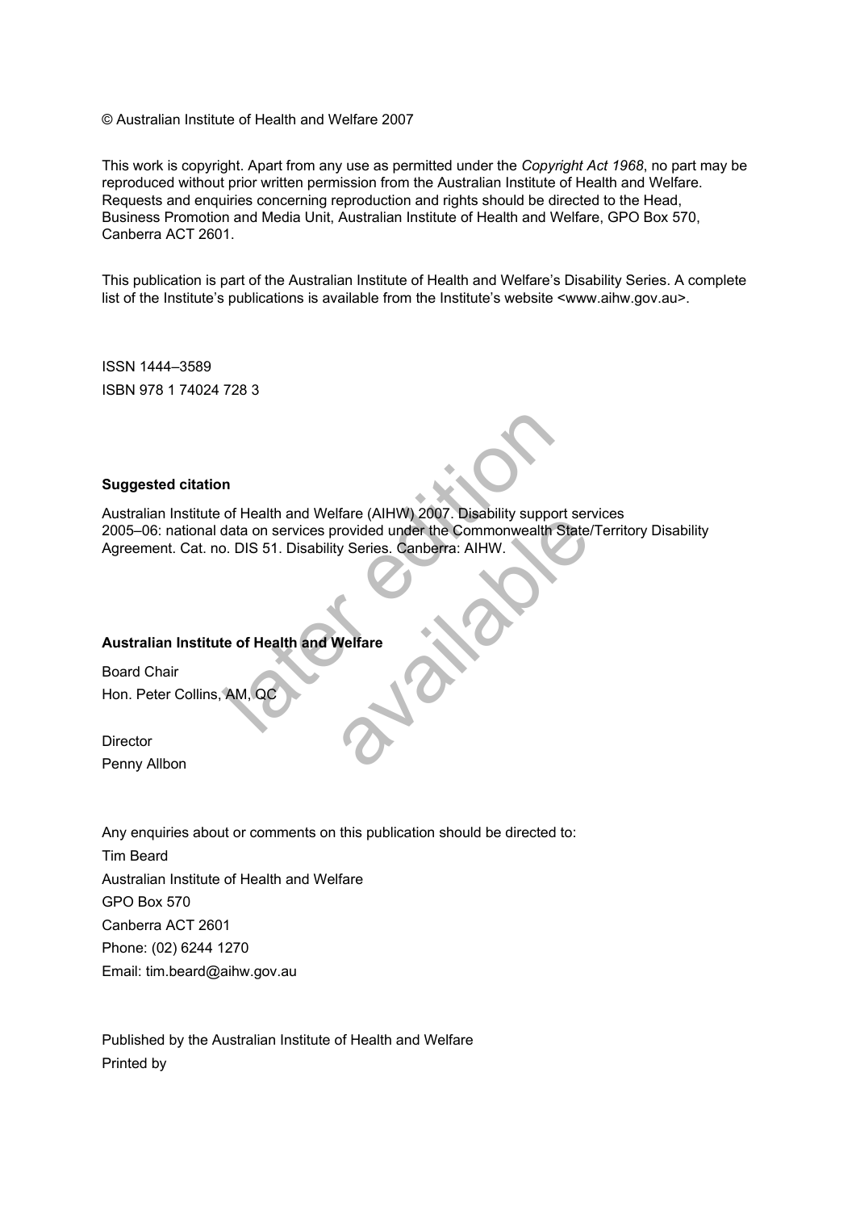© Australian Institute of Health and Welfare 2007

This work is copyright. Apart from any use as permitted under the *Copyright Act 1968*, no part may be reproduced without prior written permission from the Australian Institute of Health and Welfare. Requests and enquiries concerning reproduction and rights should be directed to the Head, Business Promotion and Media Unit, Australian Institute of Health and Welfare, GPO Box 570, Canberra ACT 2601.

This publication is part of the Australian Institute of Health and Welfare's Disability Series. A complete list of the Institute's publications is available from the Institute's website <www.aihw.gov.au>.

ISSN 1444–3589

ISBN 978 1 74024 728 3

**Suggested citation**

Australian Institute of Health and Welfare (AIHW) 2007. Disability support services 2005–06: national data on services provided under the Commonwealth State/Territory Disability Agreement. Cat. no. DIS 51. Disability Series. Canberra: AIHW.

later edition available

**Australian Institute of Health and Welfare**

Board Chair

Hon. Peter Collins, AM, QC

Director

Penny Allbon

Any enquiries about or comments on this publication should be directed to:

Tim Beard

Australian Institute of Health and Welfare

GPO Box 570

Canberra ACT 2601

Phone: (02) 6244 1270

Email: tim.beard@aihw.gov.au

Published by the Australian Institute of Health and Welfare

Printed by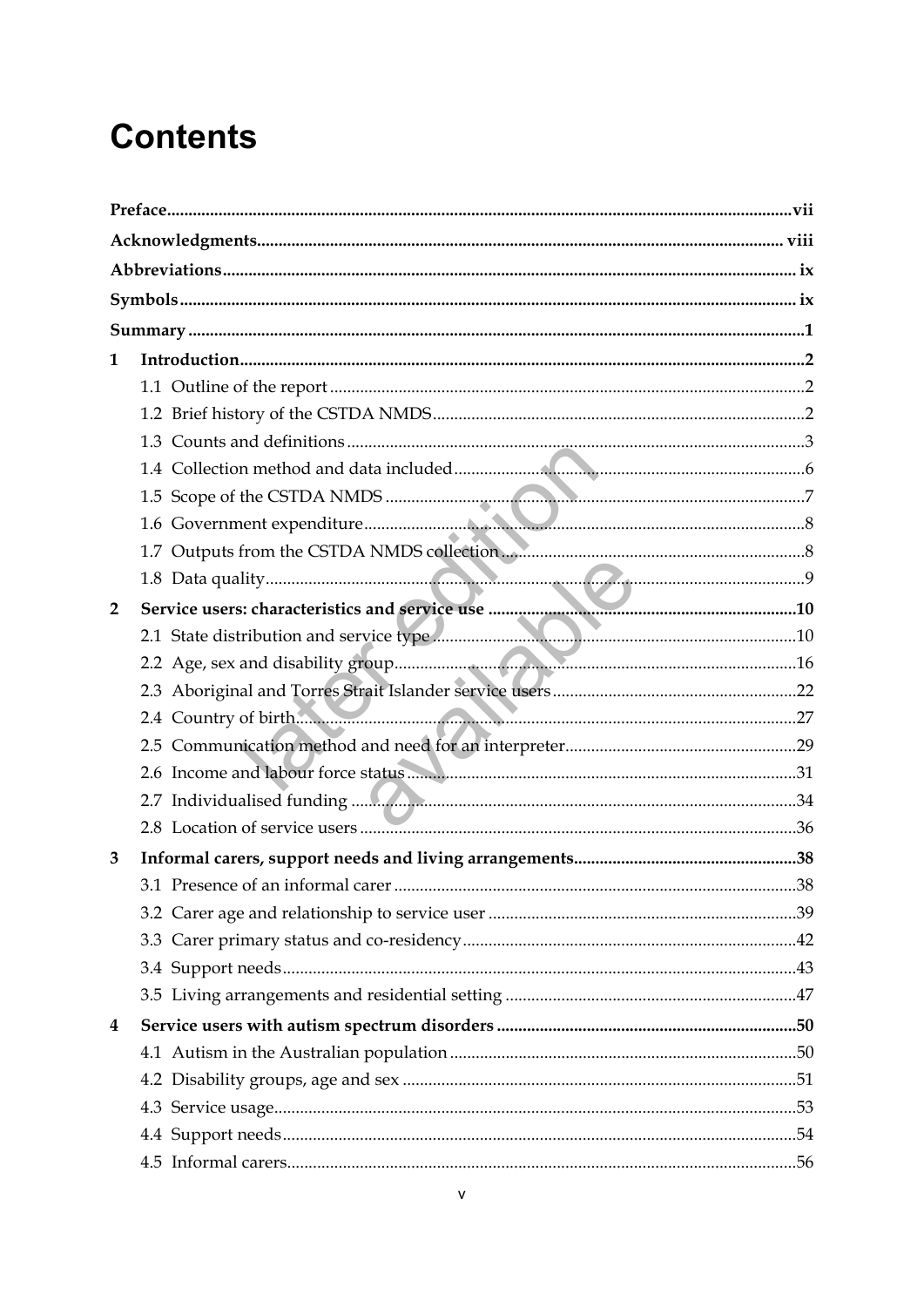# Contents

Preface ....vii

Acknowledgments .... viii

Abbreviations .... ix

Symbols .... ix

Summary ....1

1 Introduction ....2

- 1.1 Outline of the report ....2
- 1.2 Brief history of the CSTDA NMDS ....2
- 1.3 Counts and definitions ....3
- 1.4 Collection method and data included ....6
- 1.5 Scope of the CSTDA NMDS ....7
- 1.6 Government expenditure ....8
- 1.7 Outputs from the CSTDA NMDS collection ....8
- 1.8 Data quality ....9

2 Service users: characteristics and service use ....10

- 2.1 State distribution and service type ....10
- 2.2 Age, sex and disability group ....16
- 2.3 Aboriginal and Torres Strait Islander service users ....22
- 2.4 Country of birth ....27
- 2.5 Communication method and need for an interpreter ....29
- 2.6 Income and labour force status ....31
- 2.7 Individualised funding ....34
- 2.8 Location of service users ....36

3 Informal carers, support needs and living arrangements ....38

- 3.1 Presence of an informal carer ....38
- 3.2 Carer age and relationship to service user ....39
- 3.3 Carer primary status and co-residency ....42
- 3.4 Support needs ....43
- 3.5 Living arrangements and residential setting ....47

4 Service users with autism spectrum disorders ....50

- 4.1 Autism in the Australian population ....50
- 4.2 Disability groups, age and sex ....51
- 4.3 Service usage ....53
- 4.4 Support needs ....54
- 4.5 Informal carers ....56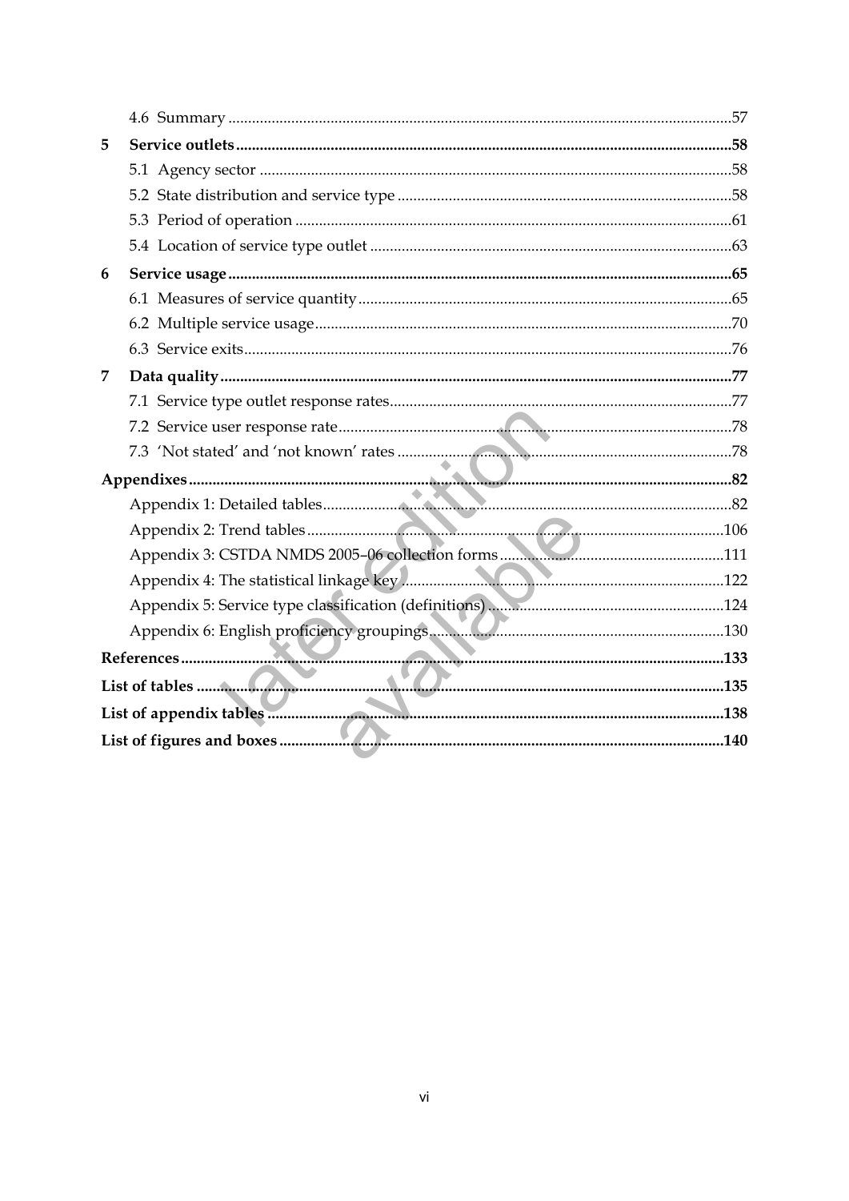4.6 Summary ....................................................................................................................57

**5 Service outlets** ..............................................................................................................**58**

5.1 Agency sector ...............................................................................................................58

5.2 State distribution and service type ...........................................................................58

5.3 Period of operation .....................................................................................................61

5.4 Location of service type outlet ..................................................................................63

**6 Service usage** ...................................................................................................................**65**

6.1 Measures of service quantity ....................................................................................65

6.2 Multiple service usage ...............................................................................................70

6.3 Service exits .................................................................................................................76

**7 Data quality** ......................................................................................................................**77**

7.1 Service type outlet response rates ............................................................................77

7.2 Service user response rate ..........................................................................................78

7.3 'Not stated' and 'not known' rates ............................................................................78

**Appendixes** ..........................................................................................................................**82**

Appendix 1: Detailed tables ..............................................................................................82

Appendix 2: Trend tables .................................................................................................106

Appendix 3: CSTDA NMDS 2005–06 collection forms ...............................................111

Appendix 4: The statistical linkage key .........................................................................122

Appendix 5: Service type classification (definitions) ...................................................124

Appendix 6: English proficiency groupings .................................................................130

**References** ..........................................................................................................................**133**

**List of tables** .......................................................................................................................**135**

**List of appendix tables** ......................................................................................................**138**

**List of figures and boxes** ...................................................................................................**140**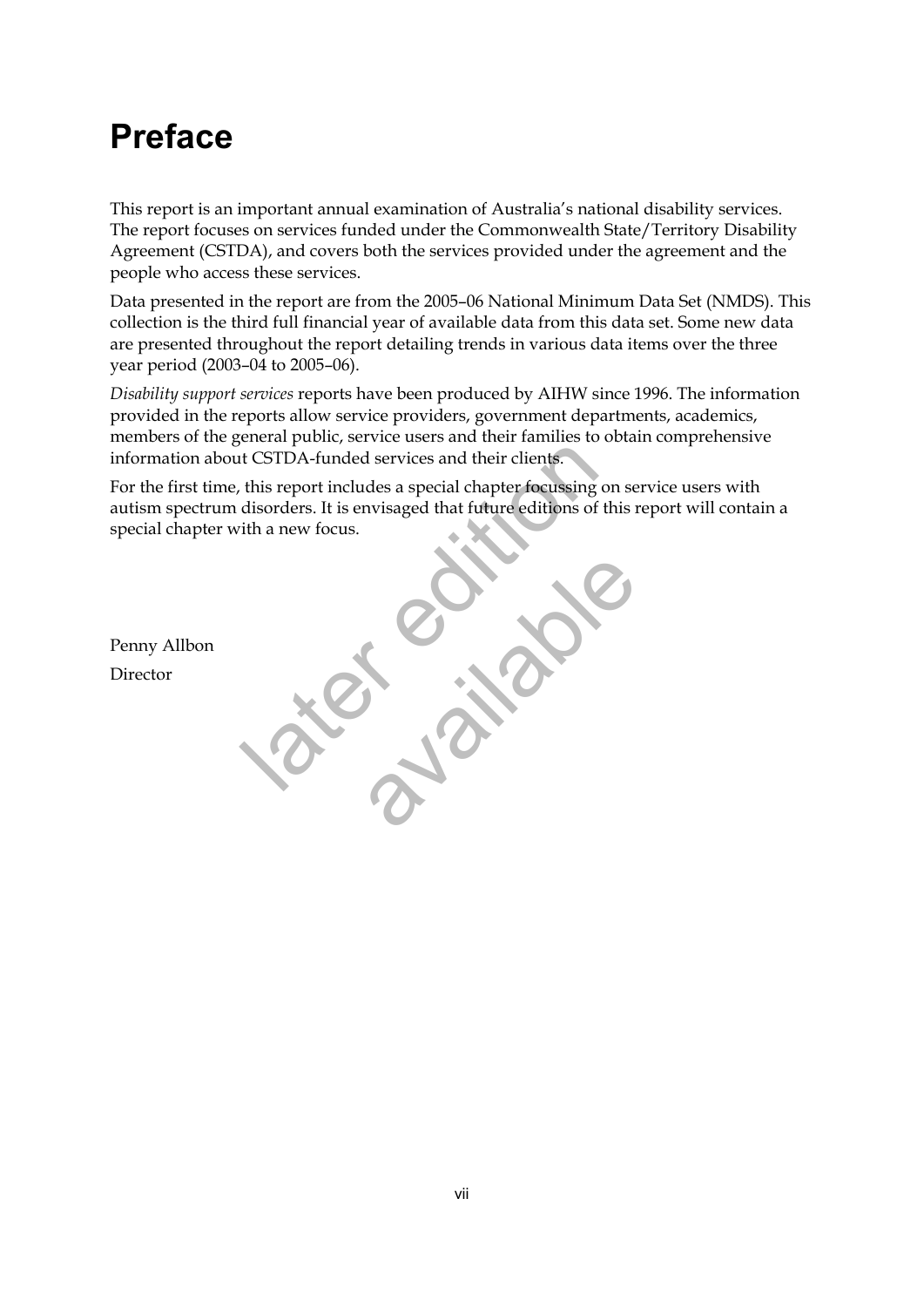# Preface

This report is an important annual examination of Australia's national disability services. The report focuses on services funded under the Commonwealth State/Territory Disability Agreement (CSTDA), and covers both the services provided under the agreement and the people who access these services.

Data presented in the report are from the 2005–06 National Minimum Data Set (NMDS). This collection is the third full financial year of available data from this data set. Some new data are presented throughout the report detailing trends in various data items over the three year period (2003–04 to 2005–06).

*Disability support services* reports have been produced by AIHW since 1996. The information provided in the reports allow service providers, government departments, academics, members of the general public, service users and their families to obtain comprehensive information about CSTDA-funded services and their clients.

For the first time, this report includes a special chapter focussing on service users with autism spectrum disorders. It is envisaged that future editions of this report will contain a special chapter with a new focus.

Penny Allbon

Director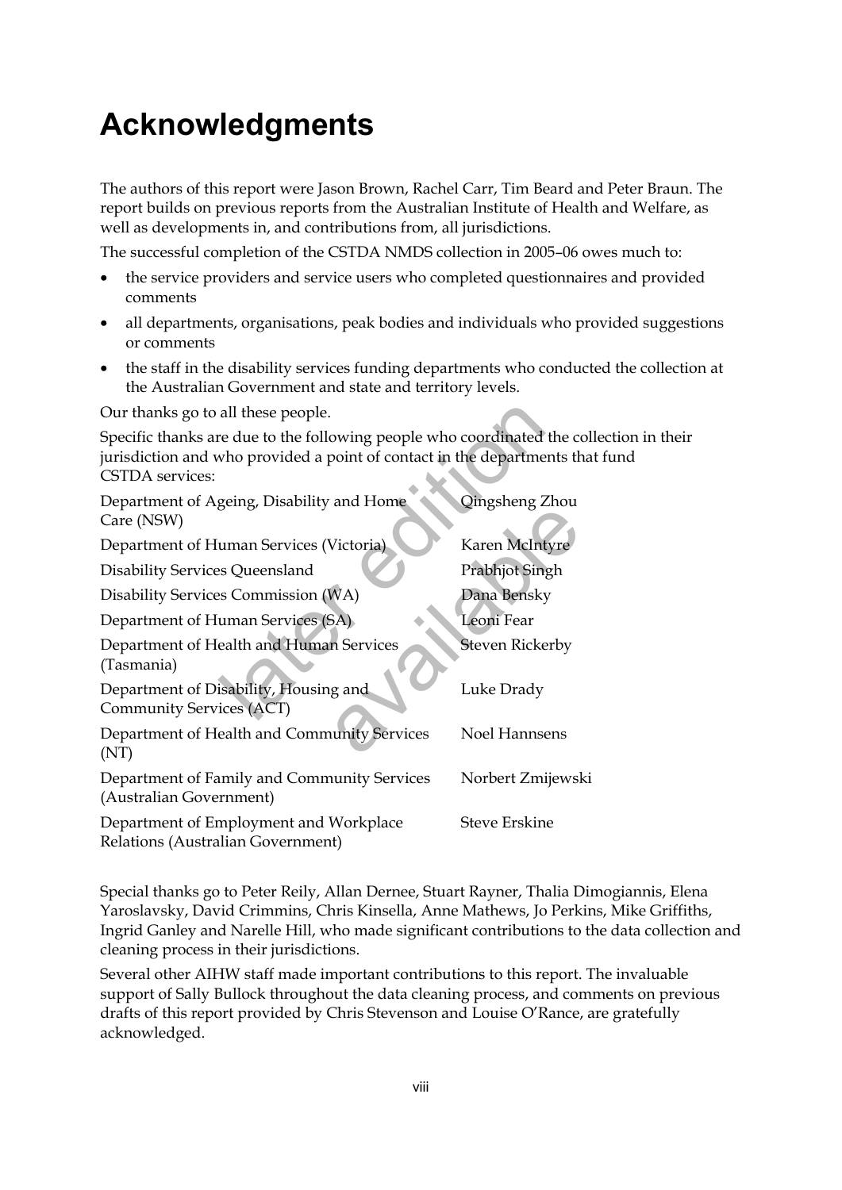# Acknowledgments

The authors of this report were Jason Brown, Rachel Carr, Tim Beard and Peter Braun. The report builds on previous reports from the Australian Institute of Health and Welfare, as well as developments in, and contributions from, all jurisdictions.

The successful completion of the CSTDA NMDS collection in 2005–06 owes much to:

- the service providers and service users who completed questionnaires and provided comments
- all departments, organisations, peak bodies and individuals who provided suggestions or comments
- the staff in the disability services funding departments who conducted the collection at the Australian Government and state and territory levels.

Our thanks go to all these people.

Specific thanks are due to the following people who coordinated the collection in their jurisdiction and who provided a point of contact in the departments that fund CSTDA services:

| | |
|---|---|
| Department of Ageing, Disability and Home Care (NSW) | Qingsheng Zhou |
| Department of Human Services (Victoria) | Karen McIntyre |
| Disability Services Queensland | Prabhjot Singh |
| Disability Services Commission (WA) | Dana Bensky |
| Department of Human Services (SA) | Leoni Fear |
| Department of Health and Human Services (Tasmania) | Steven Rickerby |
| Department of Disability, Housing and Community Services (ACT) | Luke Drady |
| Department of Health and Community Services (NT) | Noel Hannsens |
| Department of Family and Community Services (Australian Government) | Norbert Zmijewski |
| Department of Employment and Workplace Relations (Australian Government) | Steve Erskine |

Special thanks go to Peter Reily, Allan Dernee, Stuart Rayner, Thalia Dimogiannis, Elena Yaroslavsky, David Crimmins, Chris Kinsella, Anne Mathews, Jo Perkins, Mike Griffiths, Ingrid Ganley and Narelle Hill, who made significant contributions to the data collection and cleaning process in their jurisdictions.

Several other AIHW staff made important contributions to this report. The invaluable support of Sally Bullock throughout the data cleaning process, and comments on previous drafts of this report provided by Chris Stevenson and Louise O'Rance, are gratefully acknowledged.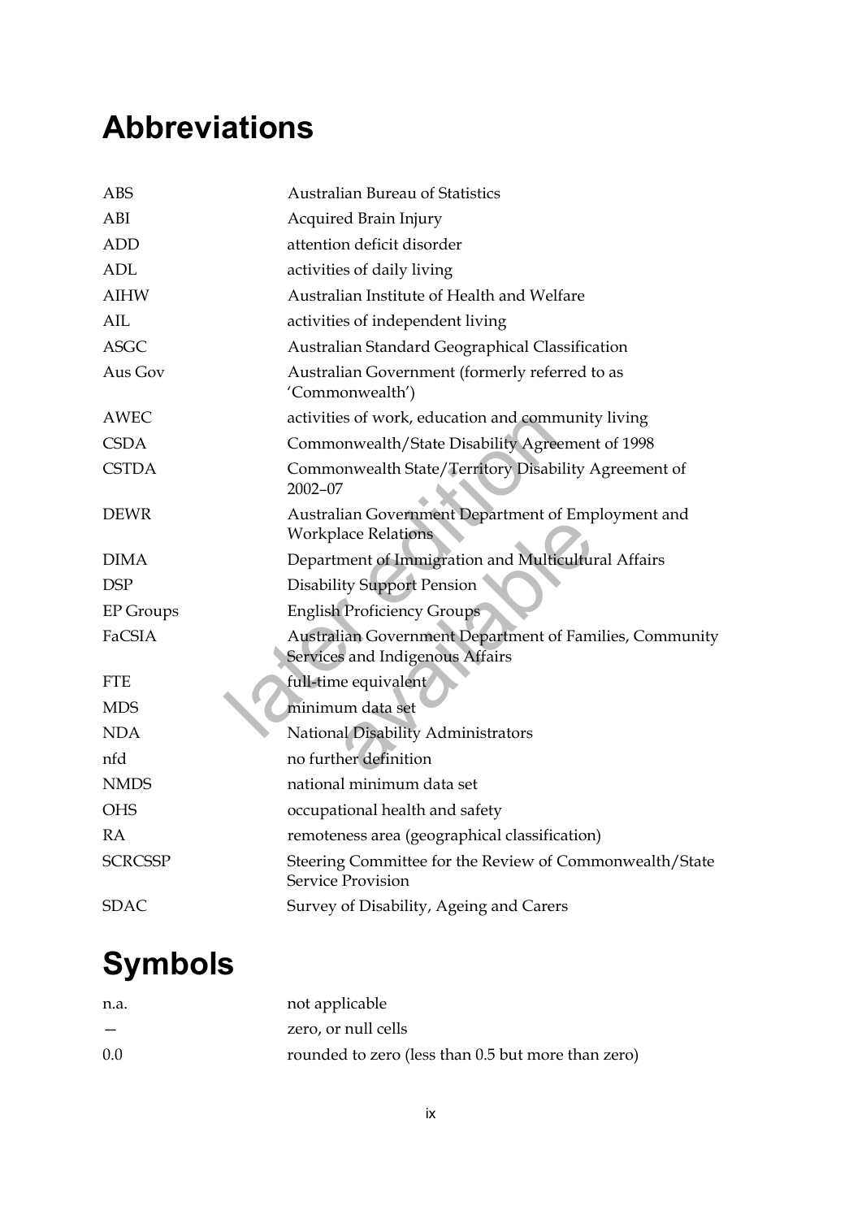# Abbreviations

| | |
|---|---|
| ABS | Australian Bureau of Statistics |
| ABI | Acquired Brain Injury |
| ADD | attention deficit disorder |
| ADL | activities of daily living |
| AIHW | Australian Institute of Health and Welfare |
| AIL | activities of independent living |
| ASGC | Australian Standard Geographical Classification |
| Aus Gov | Australian Government (formerly referred to as 'Commonwealth') |
| AWEC | activities of work, education and community living |
| CSDA | Commonwealth/State Disability Agreement of 1998 |
| CSTDA | Commonwealth State/Territory Disability Agreement of 2002–07 |
| DEWR | Australian Government Department of Employment and Workplace Relations |
| DIMA | Department of Immigration and Multicultural Affairs |
| DSP | Disability Support Pension |
| EP Groups | English Proficiency Groups |
| FaCSIA | Australian Government Department of Families, Community Services and Indigenous Affairs |
| FTE | full-time equivalent |
| MDS | minimum data set |
| NDA | National Disability Administrators |
| nfd | no further definition |
| NMDS | national minimum data set |
| OHS | occupational health and safety |
| RA | remoteness area (geographical classification) |
| SCRCSSP | Steering Committee for the Review of Commonwealth/State Service Provision |
| SDAC | Survey of Disability, Ageing and Carers |

# Symbols

| | |
|---|---|
| n.a. | not applicable |
| — | zero, or null cells |
| 0.0 | rounded to zero (less than 0.5 but more than zero) |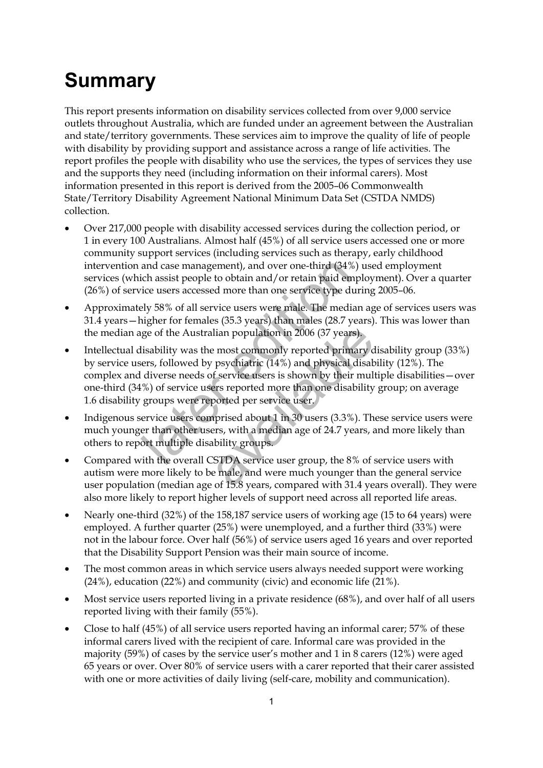# Summary

This report presents information on disability services collected from over 9,000 service outlets throughout Australia, which are funded under an agreement between the Australian and state/territory governments. These services aim to improve the quality of life of people with disability by providing support and assistance across a range of life activities. The report profiles the people with disability who use the services, the types of services they use and the supports they need (including information on their informal carers). Most information presented in this report is derived from the 2005–06 Commonwealth State/Territory Disability Agreement National Minimum Data Set (CSTDA NMDS) collection.

- Over 217,000 people with disability accessed services during the collection period, or 1 in every 100 Australians. Almost half (45%) of all service users accessed one or more community support services (including services such as therapy, early childhood intervention and case management), and over one-third (34%) used employment services (which assist people to obtain and/or retain paid employment). Over a quarter (26%) of service users accessed more than one service type during 2005–06.
- Approximately 58% of all service users were male. The median age of services users was 31.4 years—higher for females (35.3 years) than males (28.7 years). This was lower than the median age of the Australian population in 2006 (37 years).
- Intellectual disability was the most commonly reported primary disability group (33%) by service users, followed by psychiatric (14%) and physical disability (12%). The complex and diverse needs of service users is shown by their multiple disabilities—over one-third (34%) of service users reported more than one disability group; on average 1.6 disability groups were reported per service user.
- Indigenous service users comprised about 1 in 30 users (3.3%). These service users were much younger than other users, with a median age of 24.7 years, and more likely than others to report multiple disability groups.
- Compared with the overall CSTDA service user group, the 8% of service users with autism were more likely to be male, and were much younger than the general service user population (median age of 15.8 years, compared with 31.4 years overall). They were also more likely to report higher levels of support need across all reported life areas.
- Nearly one-third (32%) of the 158,187 service users of working age (15 to 64 years) were employed. A further quarter (25%) were unemployed, and a further third (33%) were not in the labour force. Over half (56%) of service users aged 16 years and over reported that the Disability Support Pension was their main source of income.
- The most common areas in which service users always needed support were working (24%), education (22%) and community (civic) and economic life (21%).
- Most service users reported living in a private residence (68%), and over half of all users reported living with their family (55%).
- Close to half (45%) of all service users reported having an informal carer; 57% of these informal carers lived with the recipient of care. Informal care was provided in the majority (59%) of cases by the service user's mother and 1 in 8 carers (12%) were aged 65 years or over. Over 80% of service users with a carer reported that their carer assisted with one or more activities of daily living (self-care, mobility and communication).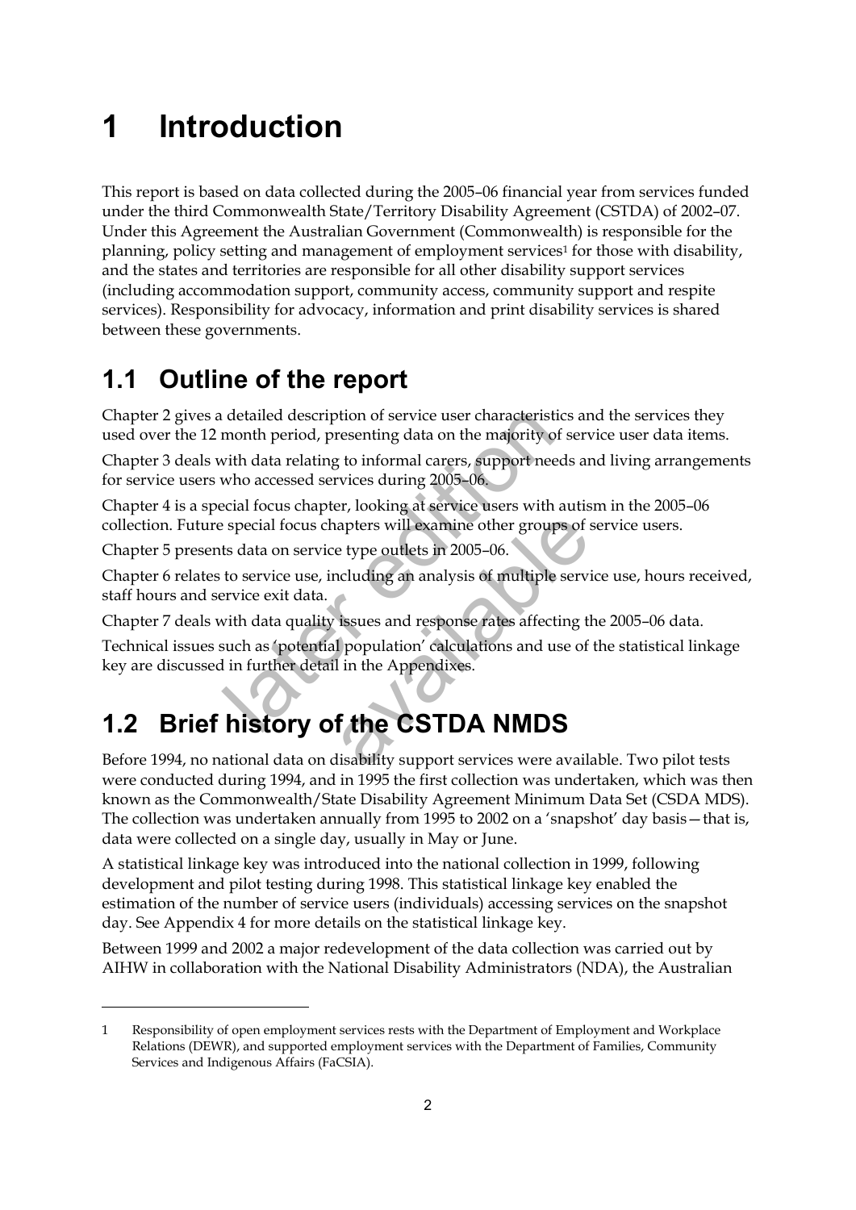# 1 Introduction

This report is based on data collected during the 2005–06 financial year from services funded under the third Commonwealth State/Territory Disability Agreement (CSTDA) of 2002–07. Under this Agreement the Australian Government (Commonwealth) is responsible for the planning, policy setting and management of employment services[1] for those with disability, and the states and territories are responsible for all other disability support services (including accommodation support, community access, community support and respite services). Responsibility for advocacy, information and print disability services is shared between these governments.

## 1.1 Outline of the report

Chapter 2 gives a detailed description of service user characteristics and the services they used over the 12 month period, presenting data on the majority of service user data items.

Chapter 3 deals with data relating to informal carers, support needs and living arrangements for service users who accessed services during 2005–06.

Chapter 4 is a special focus chapter, looking at service users with autism in the 2005–06 collection. Future special focus chapters will examine other groups of service users.

Chapter 5 presents data on service type outlets in 2005–06.

Chapter 6 relates to service use, including an analysis of multiple service use, hours received, staff hours and service exit data.

Chapter 7 deals with data quality issues and response rates affecting the 2005–06 data.

Technical issues such as 'potential population' calculations and use of the statistical linkage key are discussed in further detail in the Appendixes.

## 1.2 Brief history of the CSTDA NMDS

Before 1994, no national data on disability support services were available. Two pilot tests were conducted during 1994, and in 1995 the first collection was undertaken, which was then known as the Commonwealth/State Disability Agreement Minimum Data Set (CSDA MDS). The collection was undertaken annually from 1995 to 2002 on a 'snapshot' day basis—that is, data were collected on a single day, usually in May or June.

A statistical linkage key was introduced into the national collection in 1999, following development and pilot testing during 1998. This statistical linkage key enabled the estimation of the number of service users (individuals) accessing services on the snapshot day. See Appendix 4 for more details on the statistical linkage key.

Between 1999 and 2002 a major redevelopment of the data collection was carried out by AIHW in collaboration with the National Disability Administrators (NDA), the Australian

---

1 Responsibility of open employment services rests with the Department of Employment and Workplace Relations (DEWR), and supported employment services with the Department of Families, Community Services and Indigenous Affairs (FaCSIA).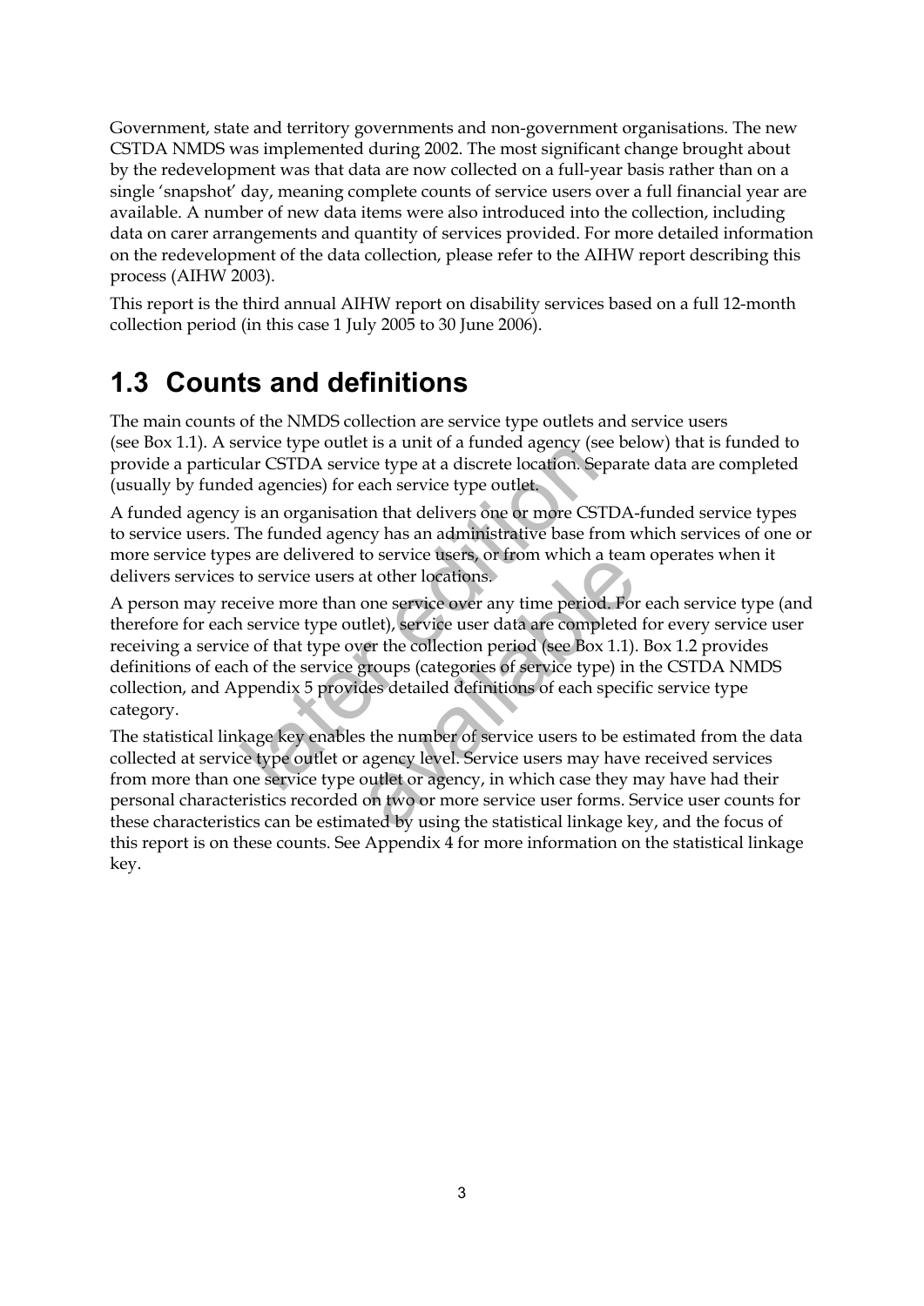Government, state and territory governments and non-government organisations. The new CSTDA NMDS was implemented during 2002. The most significant change brought about by the redevelopment was that data are now collected on a full-year basis rather than on a single 'snapshot' day, meaning complete counts of service users over a full financial year are available. A number of new data items were also introduced into the collection, including data on carer arrangements and quantity of services provided. For more detailed information on the redevelopment of the data collection, please refer to the AIHW report describing this process (AIHW 2003).

This report is the third annual AIHW report on disability services based on a full 12-month collection period (in this case 1 July 2005 to 30 June 2006).

## 1.3 Counts and definitions

The main counts of the NMDS collection are service type outlets and service users (see Box 1.1). A service type outlet is a unit of a funded agency (see below) that is funded to provide a particular CSTDA service type at a discrete location. Separate data are completed (usually by funded agencies) for each service type outlet.

A funded agency is an organisation that delivers one or more CSTDA-funded service types to service users. The funded agency has an administrative base from which services of one or more service types are delivered to service users, or from which a team operates when it delivers services to service users at other locations.

A person may receive more than one service over any time period. For each service type (and therefore for each service type outlet), service user data are completed for every service user receiving a service of that type over the collection period (see Box 1.1). Box 1.2 provides definitions of each of the service groups (categories of service type) in the CSTDA NMDS collection, and Appendix 5 provides detailed definitions of each specific service type category.

The statistical linkage key enables the number of service users to be estimated from the data collected at service type outlet or agency level. Service users may have received services from more than one service type outlet or agency, in which case they may have had their personal characteristics recorded on two or more service user forms. Service user counts for these characteristics can be estimated by using the statistical linkage key, and the focus of this report is on these counts. See Appendix 4 for more information on the statistical linkage key.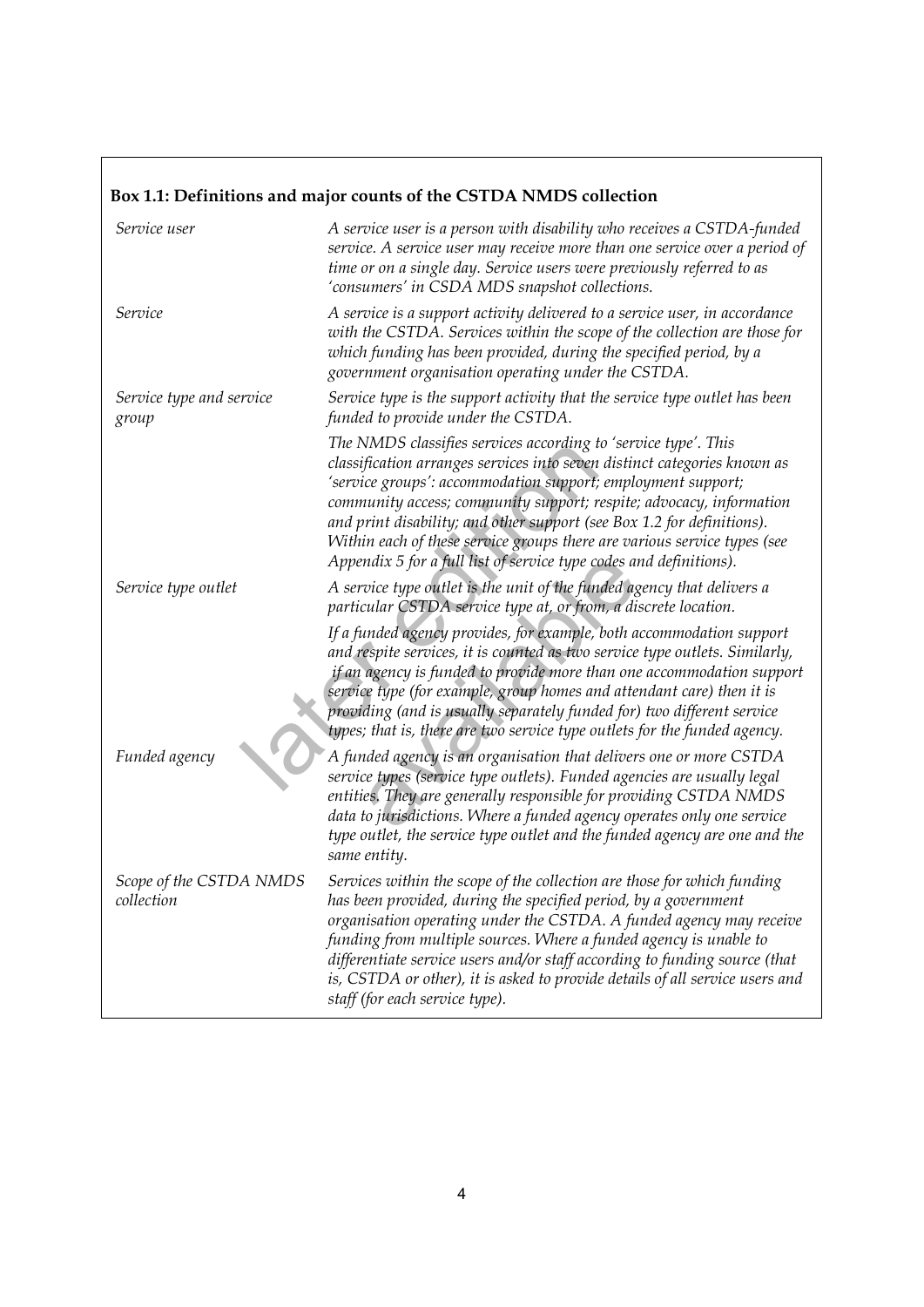**Box 1.1: Definitions and major counts of the CSTDA NMDS collection**

| | |
|---|---|
| *Service user* | *A service user is a person with disability who receives a CSTDA-funded service. A service user may receive more than one service over a period of time or on a single day. Service users were previously referred to as 'consumers' in CSDA MDS snapshot collections.* |
| *Service* | *A service is a support activity delivered to a service user, in accordance with the CSTDA. Services within the scope of the collection are those for which funding has been provided, during the specified period, by a government organisation operating under the CSTDA.* |
| *Service type and service group* | *Service type is the support activity that the service type outlet has been funded to provide under the CSTDA.*<br><br>*The NMDS classifies services according to 'service type'. This classification arranges services into seven distinct categories known as 'service groups': accommodation support; employment support; community access; community support; respite; advocacy, information and print disability; and other support (see Box 1.2 for definitions). Within each of these service groups there are various service types (see Appendix 5 for a full list of service type codes and definitions).* |
| *Service type outlet* | *A service type outlet is the unit of the funded agency that delivers a particular CSTDA service type at, or from, a discrete location.*<br><br>*If a funded agency provides, for example, both accommodation support and respite services, it is counted as two service type outlets. Similarly, if an agency is funded to provide more than one accommodation support service type (for example, group homes and attendant care) then it is providing (and is usually separately funded for) two different service types; that is, there are two service type outlets for the funded agency.* |
| *Funded agency* | *A funded agency is an organisation that delivers one or more CSTDA service types (service type outlets). Funded agencies are usually legal entities. They are generally responsible for providing CSTDA NMDS data to jurisdictions. Where a funded agency operates only one service type outlet, the service type outlet and the funded agency are one and the same entity.* |
| *Scope of the CSTDA NMDS collection* | *Services within the scope of the collection are those for which funding has been provided, during the specified period, by a government organisation operating under the CSTDA. A funded agency may receive funding from multiple sources. Where a funded agency is unable to differentiate service users and/or staff according to funding source (that is, CSTDA or other), it is asked to provide details of all service users and staff (for each service type).* |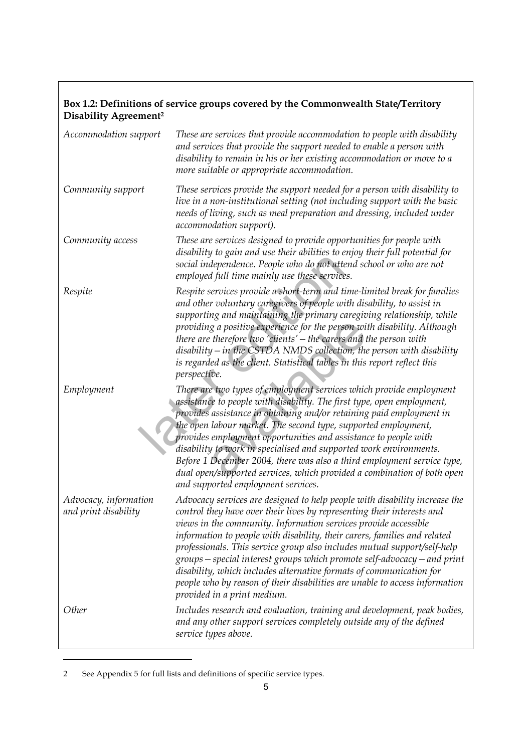**Box 1.2: Definitions of service groups covered by the Commonwealth State/Territory Disability Agreement[2]**

| | |
|---|---|
| *Accommodation support* | *These are services that provide accommodation to people with disability and services that provide the support needed to enable a person with disability to remain in his or her existing accommodation or move to a more suitable or appropriate accommodation.* |
| *Community support* | *These services provide the support needed for a person with disability to live in a non-institutional setting (not including support with the basic needs of living, such as meal preparation and dressing, included under accommodation support).* |
| *Community access* | *These are services designed to provide opportunities for people with disability to gain and use their abilities to enjoy their full potential for social independence. People who do not attend school or who are not employed full time mainly use these services.* |
| *Respite* | *Respite services provide a short-term and time-limited break for families and other voluntary caregivers of people with disability, to assist in supporting and maintaining the primary caregiving relationship, while providing a positive experience for the person with disability. Although there are therefore two 'clients' – the carers and the person with disability – in the CSTDA NMDS collection, the person with disability is regarded as the client. Statistical tables in this report reflect this perspective.* |
| *Employment* | *There are two types of employment services which provide employment assistance to people with disability. The first type, open employment, provides assistance in obtaining and/or retaining paid employment in the open labour market. The second type, supported employment, provides employment opportunities and assistance to people with disability to work in specialised and supported work environments. Before 1 December 2004, there was also a third employment service type, dual open/supported services, which provided a combination of both open and supported employment services.* |
| *Advocacy, information and print disability* | *Advocacy services are designed to help people with disability increase the control they have over their lives by representing their interests and views in the community. Information services provide accessible information to people with disability, their carers, families and related professionals. This service group also includes mutual support/self-help groups – special interest groups which promote self-advocacy – and print disability, which includes alternative formats of communication for people who by reason of their disabilities are unable to access information provided in a print medium.* |
| *Other* | *Includes research and evaluation, training and development, peak bodies, and any other support services completely outside any of the defined service types above.* |

2 See Appendix 5 for full lists and definitions of specific service types.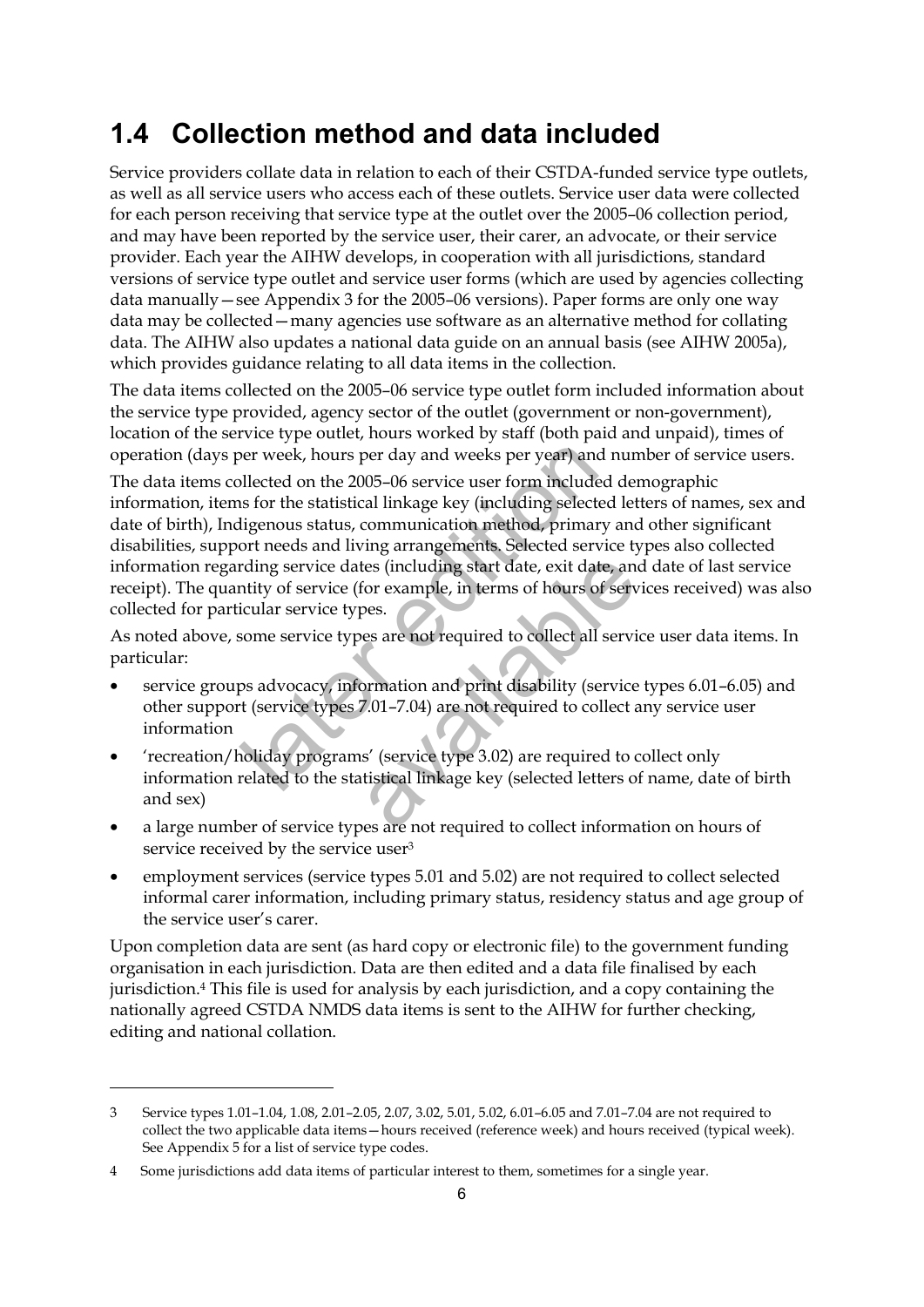## 1.4 Collection method and data included

Service providers collate data in relation to each of their CSTDA-funded service type outlets, as well as all service users who access each of these outlets. Service user data were collected for each person receiving that service type at the outlet over the 2005–06 collection period, and may have been reported by the service user, their carer, an advocate, or their service provider. Each year the AIHW develops, in cooperation with all jurisdictions, standard versions of service type outlet and service user forms (which are used by agencies collecting data manually—see Appendix 3 for the 2005–06 versions). Paper forms are only one way data may be collected—many agencies use software as an alternative method for collating data. The AIHW also updates a national data guide on an annual basis (see AIHW 2005a), which provides guidance relating to all data items in the collection.

The data items collected on the 2005–06 service type outlet form included information about the service type provided, agency sector of the outlet (government or non-government), location of the service type outlet, hours worked by staff (both paid and unpaid), times of operation (days per week, hours per day and weeks per year) and number of service users.

The data items collected on the 2005–06 service user form included demographic information, items for the statistical linkage key (including selected letters of names, sex and date of birth), Indigenous status, communication method, primary and other significant disabilities, support needs and living arrangements. Selected service types also collected information regarding service dates (including start date, exit date, and date of last service receipt). The quantity of service (for example, in terms of hours of services received) was also collected for particular service types.

As noted above, some service types are not required to collect all service user data items. In particular:

- service groups advocacy, information and print disability (service types 6.01–6.05) and other support (service types 7.01–7.04) are not required to collect any service user information
- 'recreation/holiday programs' (service type 3.02) are required to collect only information related to the statistical linkage key (selected letters of name, date of birth and sex)
- a large number of service types are not required to collect information on hours of service received by the service user[3]
- employment services (service types 5.01 and 5.02) are not required to collect selected informal carer information, including primary status, residency status and age group of the service user's carer.

Upon completion data are sent (as hard copy or electronic file) to the government funding organisation in each jurisdiction. Data are then edited and a data file finalised by each jurisdiction.[4] This file is used for analysis by each jurisdiction, and a copy containing the nationally agreed CSTDA NMDS data items is sent to the AIHW for further checking, editing and national collation.

---

3 Service types 1.01–1.04, 1.08, 2.01–2.05, 2.07, 3.02, 5.01, 5.02, 6.01–6.05 and 7.01–7.04 are not required to collect the two applicable data items—hours received (reference week) and hours received (typical week). See Appendix 5 for a list of service type codes.

4 Some jurisdictions add data items of particular interest to them, sometimes for a single year.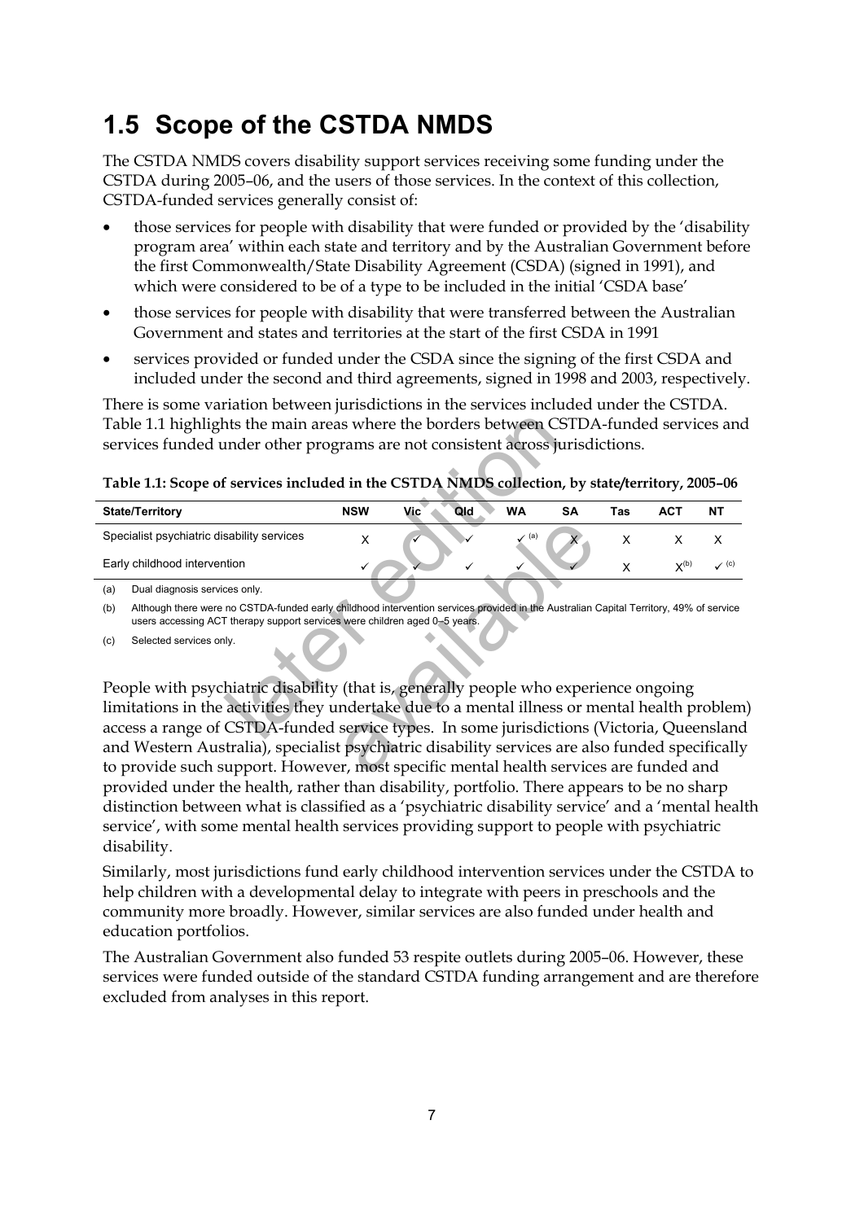## 1.5 Scope of the CSTDA NMDS

The CSTDA NMDS covers disability support services receiving some funding under the CSTDA during 2005–06, and the users of those services. In the context of this collection, CSTDA-funded services generally consist of:

- those services for people with disability that were funded or provided by the 'disability program area' within each state and territory and by the Australian Government before the first Commonwealth/State Disability Agreement (CSDA) (signed in 1991), and which were considered to be of a type to be included in the initial 'CSDA base'
- those services for people with disability that were transferred between the Australian Government and states and territories at the start of the first CSDA in 1991
- services provided or funded under the CSDA since the signing of the first CSDA and included under the second and third agreements, signed in 1998 and 2003, respectively.

There is some variation between jurisdictions in the services included under the CSTDA. Table 1.1 highlights the main areas where the borders between CSTDA-funded services and services funded under other programs are not consistent across jurisdictions.

**Table 1.1: Scope of services included in the CSTDA NMDS collection, by state/territory, 2005–06**

| State/Territory | NSW | Vic | Qld | WA | SA | Tas | ACT | NT |
|---|---|---|---|---|---|---|---|---|
| Specialist psychiatric disability services | X | ✓ | ✓ | ✓ [(a)] | X | X | X | X |
| Early childhood intervention | ✓ | ✓ | ✓ | ✓ | ✓ | X | X[(b)] | ✓ [(c)] |

(a) Dual diagnosis services only.

(b) Although there were no CSTDA-funded early childhood intervention services provided in the Australian Capital Territory, 49% of service users accessing ACT therapy support services were children aged 0–5 years.

(c) Selected services only.

People with psychiatric disability (that is, generally people who experience ongoing limitations in the activities they undertake due to a mental illness or mental health problem) access a range of CSTDA-funded service types. In some jurisdictions (Victoria, Queensland and Western Australia), specialist psychiatric disability services are also funded specifically to provide such support. However, most specific mental health services are funded and provided under the health, rather than disability, portfolio. There appears to be no sharp distinction between what is classified as a 'psychiatric disability service' and a 'mental health service', with some mental health services providing support to people with psychiatric disability.

Similarly, most jurisdictions fund early childhood intervention services under the CSTDA to help children with a developmental delay to integrate with peers in preschools and the community more broadly. However, similar services are also funded under health and education portfolios.

The Australian Government also funded 53 respite outlets during 2005–06. However, these services were funded outside of the standard CSTDA funding arrangement and are therefore excluded from analyses in this report.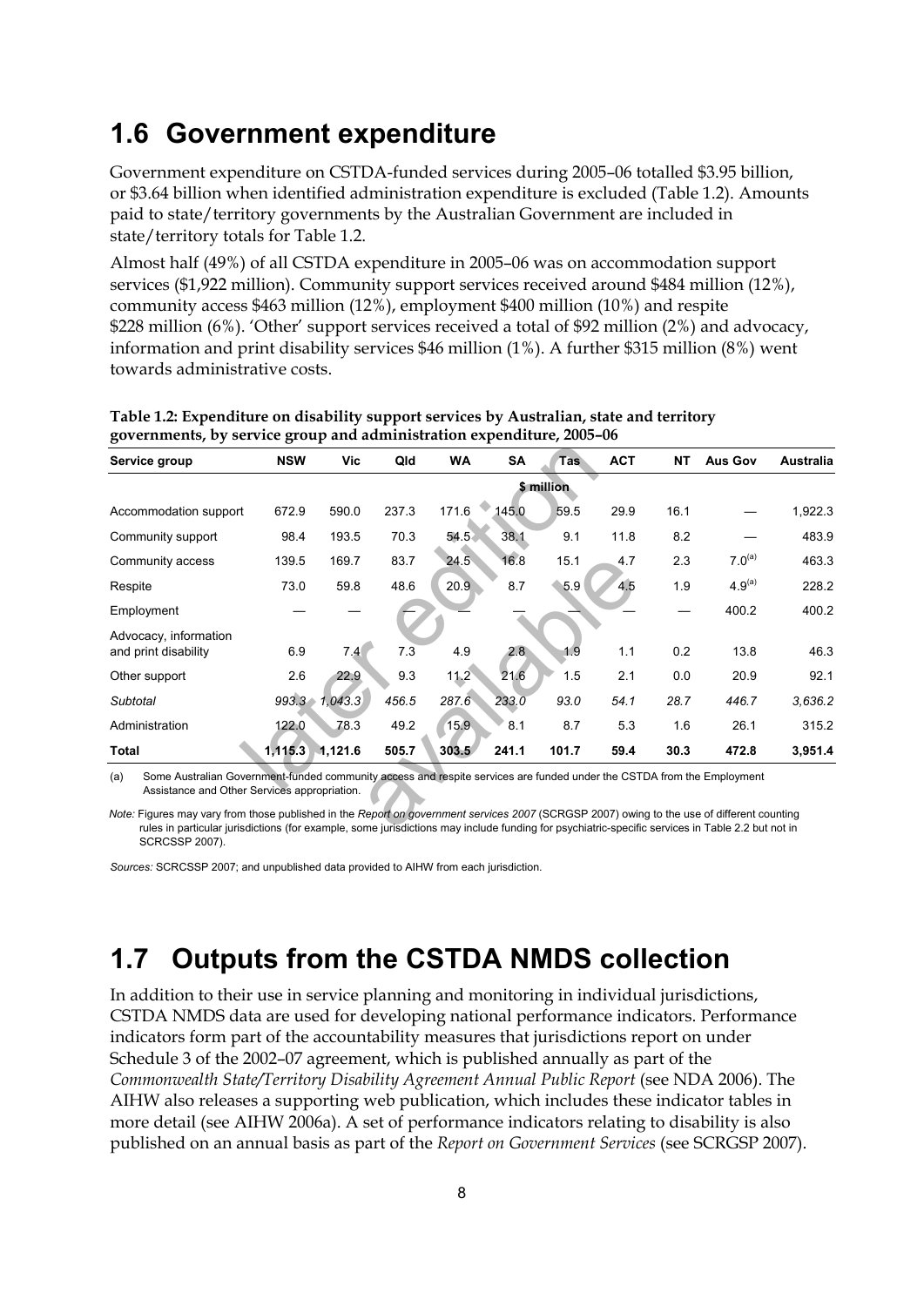## 1.6 Government expenditure

Government expenditure on CSTDA-funded services during 2005–06 totalled \$3.95 billion, or \$3.64 billion when identified administration expenditure is excluded (Table 1.2). Amounts paid to state/territory governments by the Australian Government are included in state/territory totals for Table 1.2.

Almost half (49%) of all CSTDA expenditure in 2005–06 was on accommodation support services (\$1,922 million). Community support services received around \$484 million (12%), community access \$463 million (12%), employment \$400 million (10%) and respite \$228 million (6%). 'Other' support services received a total of \$92 million (2%) and advocacy, information and print disability services \$46 million (1%). A further \$315 million (8%) went towards administrative costs.

**Table 1.2: Expenditure on disability support services by Australian, state and territory governments, by service group and administration expenditure, 2005–06**

| Service group | NSW | Vic | Qld | WA | SA | Tas | ACT | NT | Aus Gov | Australia |
|---|---|---|---|---|---|---|---|---|---|---|
| | | | | | $ million | | | | | |
| Accommodation support | 672.9 | 590.0 | 237.3 | 171.6 | 145.0 | 59.5 | 29.9 | 16.1 | — | 1,922.3 |
| Community support | 98.4 | 193.5 | 70.3 | 54.5 | 38.1 | 9.1 | 11.8 | 8.2 | — | 483.9 |
| Community access | 139.5 | 169.7 | 83.7 | 24.5 | 16.8 | 15.1 | 4.7 | 2.3 | 7.0[(a)] | 463.3 |
| Respite | 73.0 | 59.8 | 48.6 | 20.9 | 8.7 | 5.9 | 4.5 | 1.9 | 4.9[(a)] | 228.2 |
| Employment | — | — | — | — | — | — | — | — | 400.2 | 400.2 |
| Advocacy, information and print disability | 6.9 | 7.4 | 7.3 | 4.9 | 2.8 | 1.9 | 1.1 | 0.2 | 13.8 | 46.3 |
| Other support | 2.6 | 22.9 | 9.3 | 11.2 | 21.6 | 1.5 | 2.1 | 0.0 | 20.9 | 92.1 |
| *Subtotal* | *993.3* | *1,043.3* | *456.5* | *287.6* | *233.0* | *93.0* | *54.1* | *28.7* | *446.7* | *3,636.2* |
| Administration | 122.0 | 78.3 | 49.2 | 15.9 | 8.1 | 8.7 | 5.3 | 1.6 | 26.1 | 315.2 |
| **Total** | **1,115.3** | **1,121.6** | **505.7** | **303.5** | **241.1** | **101.7** | **59.4** | **30.3** | **472.8** | **3,951.4** |

(a) Some Australian Government-funded community access and respite services are funded under the CSTDA from the Employment Assistance and Other Services appropriation.

*Note:* Figures may vary from those published in the *Report on government services 2007* (SCRGSP 2007) owing to the use of different counting rules in particular jurisdictions (for example, some jurisdictions may include funding for psychiatric-specific services in Table 2.2 but not in SCRCSSP 2007).

*Sources:* SCRCSSP 2007; and unpublished data provided to AIHW from each jurisdiction.

## 1.7 Outputs from the CSTDA NMDS collection

In addition to their use in service planning and monitoring in individual jurisdictions, CSTDA NMDS data are used for developing national performance indicators. Performance indicators form part of the accountability measures that jurisdictions report on under Schedule 3 of the 2002–07 agreement, which is published annually as part of the *Commonwealth State/Territory Disability Agreement Annual Public Report* (see NDA 2006). The AIHW also releases a supporting web publication, which includes these indicator tables in more detail (see AIHW 2006a). A set of performance indicators relating to disability is also published on an annual basis as part of the *Report on Government Services* (see SCRGSP 2007).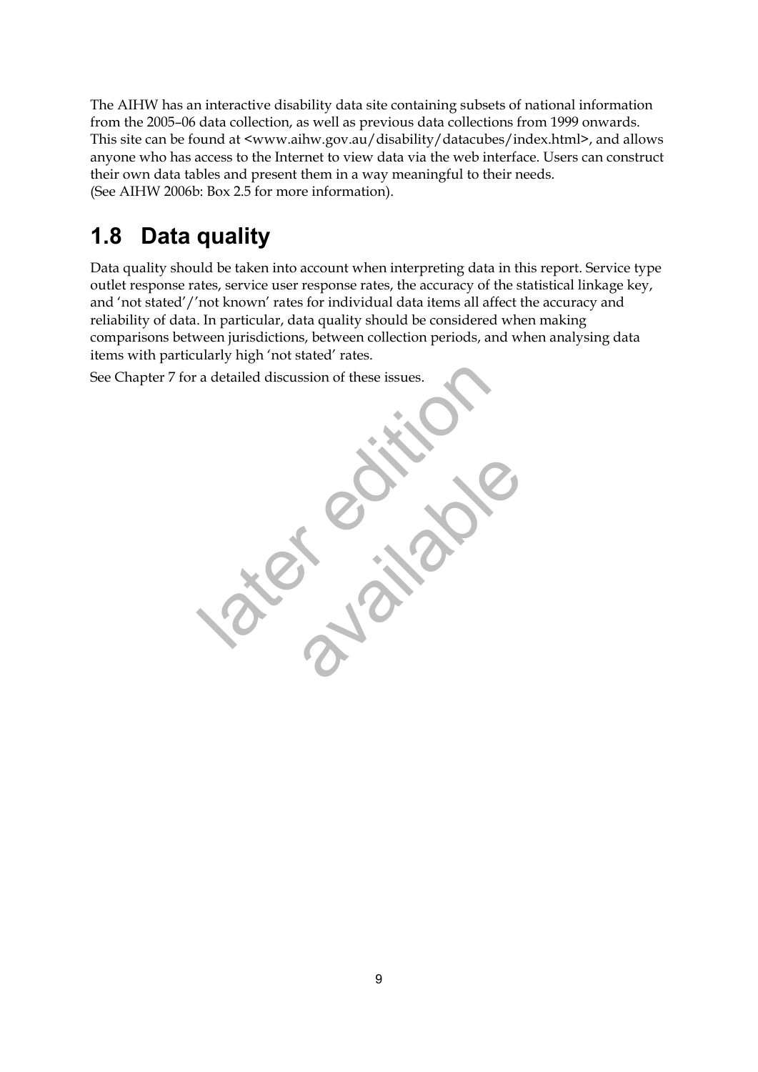The AIHW has an interactive disability data site containing subsets of national information from the 2005–06 data collection, as well as previous data collections from 1999 onwards. This site can be found at <www.aihw.gov.au/disability/datacubes/index.html>, and allows anyone who has access to the Internet to view data via the web interface. Users can construct their own data tables and present them in a way meaningful to their needs. (See AIHW 2006b: Box 2.5 for more information).

## 1.8 Data quality

Data quality should be taken into account when interpreting data in this report. Service type outlet response rates, service user response rates, the accuracy of the statistical linkage key, and 'not stated'/'not known' rates for individual data items all affect the accuracy and reliability of data. In particular, data quality should be considered when making comparisons between jurisdictions, between collection periods, and when analysing data items with particularly high 'not stated' rates.

See Chapter 7 for a detailed discussion of these issues.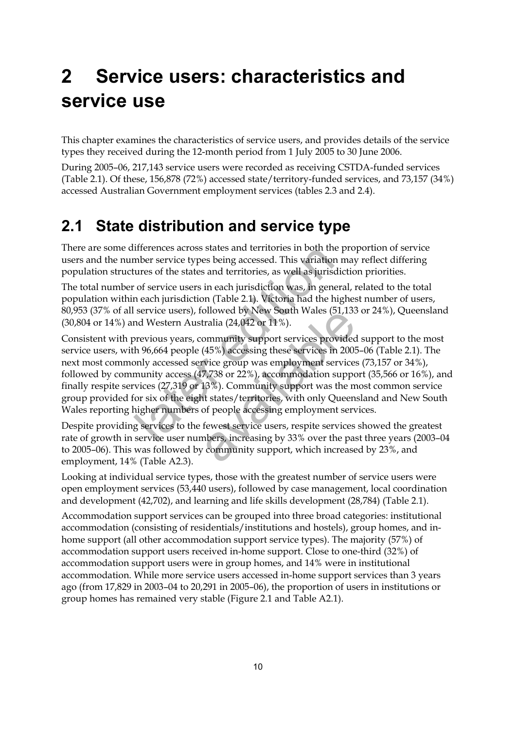# 2 Service users: characteristics and service use

This chapter examines the characteristics of service users, and provides details of the service types they received during the 12-month period from 1 July 2005 to 30 June 2006.

During 2005–06, 217,143 service users were recorded as receiving CSTDA-funded services (Table 2.1). Of these, 156,878 (72%) accessed state/territory-funded services, and 73,157 (34%) accessed Australian Government employment services (tables 2.3 and 2.4).

## 2.1 State distribution and service type

There are some differences across states and territories in both the proportion of service users and the number service types being accessed. This variation may reflect differing population structures of the states and territories, as well as jurisdiction priorities.

The total number of service users in each jurisdiction was, in general, related to the total population within each jurisdiction (Table 2.1). Victoria had the highest number of users, 80,953 (37% of all service users), followed by New South Wales (51,133 or 24%), Queensland (30,804 or 14%) and Western Australia (24,042 or 11%).

Consistent with previous years, community support services provided support to the most service users, with 96,664 people (45%) accessing these services in 2005–06 (Table 2.1). The next most commonly accessed service group was employment services (73,157 or 34%), followed by community access (47,738 or 22%), accommodation support (35,566 or 16%), and finally respite services (27,319 or 13%). Community support was the most common service group provided for six of the eight states/territories, with only Queensland and New South Wales reporting higher numbers of people accessing employment services.

Despite providing services to the fewest service users, respite services showed the greatest rate of growth in service user numbers, increasing by 33% over the past three years (2003–04 to 2005–06). This was followed by community support, which increased by 23%, and employment, 14% (Table A2.3).

Looking at individual service types, those with the greatest number of service users were open employment services (53,440 users), followed by case management, local coordination and development (42,702), and learning and life skills development (28,784) (Table 2.1).

Accommodation support services can be grouped into three broad categories: institutional accommodation (consisting of residentials/institutions and hostels), group homes, and in-home support (all other accommodation support service types). The majority (57%) of accommodation support users received in-home support. Close to one-third (32%) of accommodation support users were in group homes, and 14% were in institutional accommodation. While more service users accessed in-home support services than 3 years ago (from 17,829 in 2003–04 to 20,291 in 2005–06), the proportion of users in institutions or group homes has remained very stable (Figure 2.1 and Table A2.1).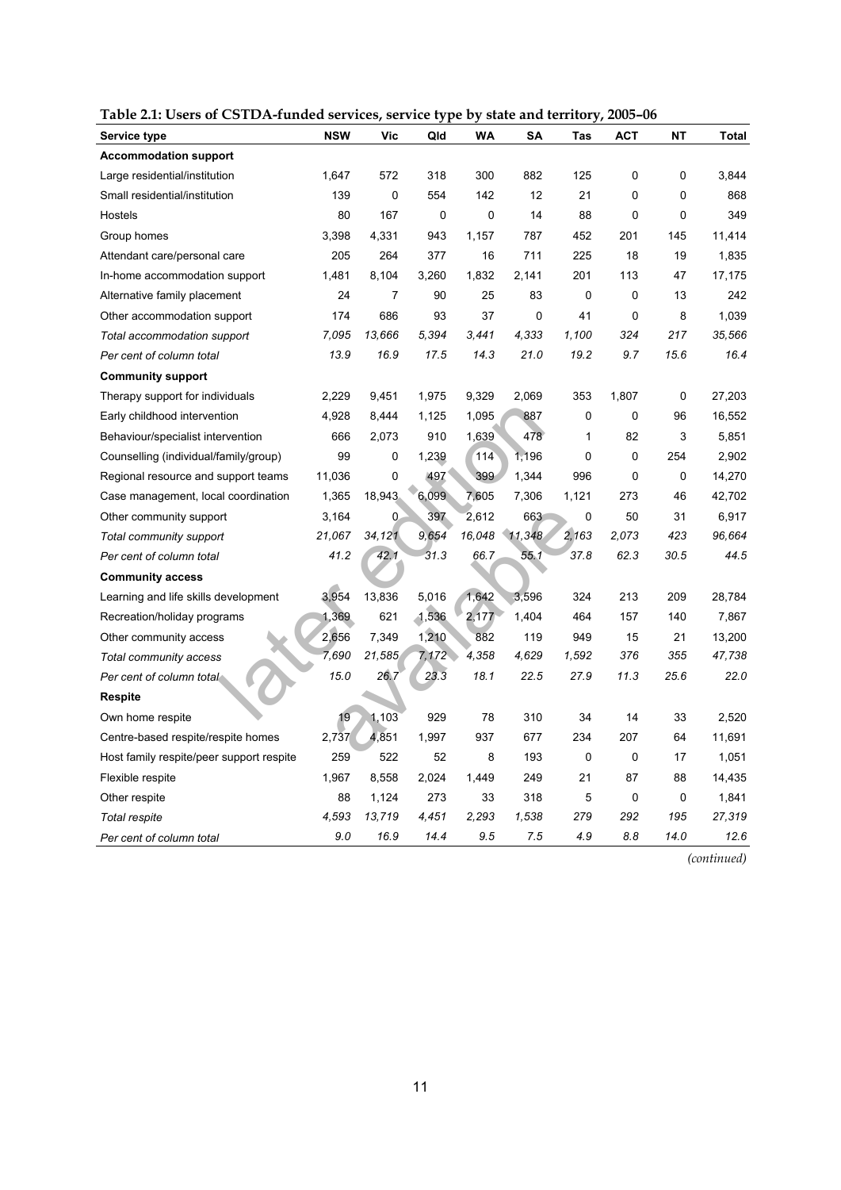**Table 2.1: Users of CSTDA-funded services, service type by state and territory, 2005–06**

| Service type | NSW | Vic | Qld | WA | SA | Tas | ACT | NT | Total |
|---|---|---|---|---|---|---|---|---|---|
| **Accommodation support** | | | | | | | | | |
| Large residential/institution | 1,647 | 572 | 318 | 300 | 882 | 125 | 0 | 0 | 3,844 |
| Small residential/institution | 139 | 0 | 554 | 142 | 12 | 21 | 0 | 0 | 868 |
| Hostels | 80 | 167 | 0 | 0 | 14 | 88 | 0 | 0 | 349 |
| Group homes | 3,398 | 4,331 | 943 | 1,157 | 787 | 452 | 201 | 145 | 11,414 |
| Attendant care/personal care | 205 | 264 | 377 | 16 | 711 | 225 | 18 | 19 | 1,835 |
| In-home accommodation support | 1,481 | 8,104 | 3,260 | 1,832 | 2,141 | 201 | 113 | 47 | 17,175 |
| Alternative family placement | 24 | 7 | 90 | 25 | 83 | 0 | 0 | 13 | 242 |
| Other accommodation support | 174 | 686 | 93 | 37 | 0 | 41 | 0 | 8 | 1,039 |
| *Total accommodation support* | *7,095* | *13,666* | *5,394* | *3,441* | *4,333* | *1,100* | *324* | *217* | *35,566* |
| *Per cent of column total* | *13.9* | *16.9* | *17.5* | *14.3* | *21.0* | *19.2* | *9.7* | *15.6* | *16.4* |
| **Community support** | | | | | | | | | |
| Therapy support for individuals | 2,229 | 9,451 | 1,975 | 9,329 | 2,069 | 353 | 1,807 | 0 | 27,203 |
| Early childhood intervention | 4,928 | 8,444 | 1,125 | 1,095 | 887 | 0 | 0 | 96 | 16,552 |
| Behaviour/specialist intervention | 666 | 2,073 | 910 | 1,639 | 478 | 1 | 82 | 3 | 5,851 |
| Counselling (individual/family/group) | 99 | 0 | 1,239 | 114 | 1,196 | 0 | 0 | 254 | 2,902 |
| Regional resource and support teams | 11,036 | 0 | 497 | 399 | 1,344 | 996 | 0 | 0 | 14,270 |
| Case management, local coordination | 1,365 | 18,943 | 6,099 | 7,605 | 7,306 | 1,121 | 273 | 46 | 42,702 |
| Other community support | 3,164 | 0 | 397 | 2,612 | 663 | 0 | 50 | 31 | 6,917 |
| *Total community support* | *21,067* | *34,121* | *9,654* | *16,048* | *11,348* | *2,163* | *2,073* | *423* | *96,664* |
| *Per cent of column total* | *41.2* | *42.1* | *31.3* | *66.7* | *55.1* | *37.8* | *62.3* | *30.5* | *44.5* |
| **Community access** | | | | | | | | | |
| Learning and life skills development | 3,954 | 13,836 | 5,016 | 1,642 | 3,596 | 324 | 213 | 209 | 28,784 |
| Recreation/holiday programs | 1,369 | 621 | 1,536 | 2,177 | 1,404 | 464 | 157 | 140 | 7,867 |
| Other community access | 2,656 | 7,349 | 1,210 | 882 | 119 | 949 | 15 | 21 | 13,200 |
| *Total community access* | *7,690* | *21,585* | *7,172* | *4,358* | *4,629* | *1,592* | *376* | *355* | *47,738* |
| *Per cent of column total* | *15.0* | *26.7* | *23.3* | *18.1* | *22.5* | *27.9* | *11.3* | *25.6* | *22.0* |
| **Respite** | | | | | | | | | |
| Own home respite | 19 | 1,103 | 929 | 78 | 310 | 34 | 14 | 33 | 2,520 |
| Centre-based respite/respite homes | 2,737 | 4,851 | 1,997 | 937 | 677 | 234 | 207 | 64 | 11,691 |
| Host family respite/peer support respite | 259 | 522 | 52 | 8 | 193 | 0 | 0 | 17 | 1,051 |
| Flexible respite | 1,967 | 8,558 | 2,024 | 1,449 | 249 | 21 | 87 | 88 | 14,435 |
| Other respite | 88 | 1,124 | 273 | 33 | 318 | 5 | 0 | 0 | 1,841 |
| *Total respite* | *4,593* | *13,719* | *4,451* | *2,293* | *1,538* | *279* | *292* | *195* | *27,319* |
| *Per cent of column total* | *9.0* | *16.9* | *14.4* | *9.5* | *7.5* | *4.9* | *8.8* | *14.0* | *12.6* |

*(continued)*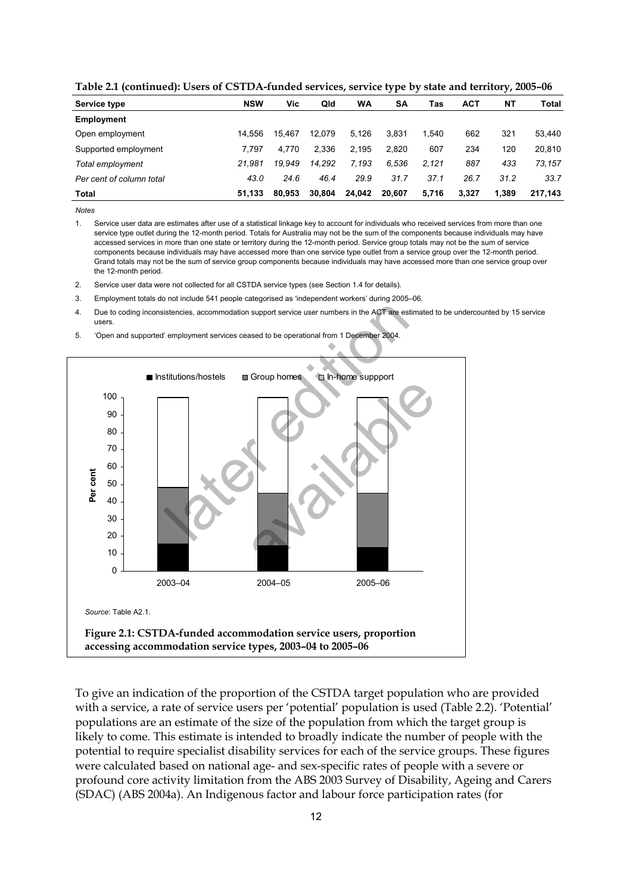**Table 2.1 (continued): Users of CSTDA-funded services, service type by state and territory, 2005–06**

| Service type | NSW | Vic | Qld | WA | SA | Tas | ACT | NT | Total |
|---|---|---|---|---|---|---|---|---|---|
| **Employment** | | | | | | | | | |
| Open employment | 14,556 | 15,467 | 12,079 | 5,126 | 3,831 | 1,540 | 662 | 321 | 53,440 |
| Supported employment | 7,797 | 4,770 | 2,336 | 2,195 | 2,820 | 607 | 234 | 120 | 20,810 |
| *Total employment* | *21,981* | *19,949* | *14,292* | *7,193* | *6,536* | *2,121* | *887* | *433* | *73,157* |
| *Per cent of column total* | *43.0* | *24.6* | *46.4* | *29.9* | *31.7* | *37.1* | *26.7* | *31.2* | *33.7* |
| **Total** | **51,133** | **80,953** | **30,804** | **24,042** | **20,607** | **5,716** | **3,327** | **1,389** | **217,143** |

*Notes*

1. Service user data are estimates after use of a statistical linkage key to account for individuals who received services from more than one service type outlet during the 12-month period. Totals for Australia may not be the sum of the components because individuals may have accessed services in more than one state or territory during the 12-month period. Service group totals may not be the sum of service components because individuals may have accessed more than one service type outlet from a service group over the 12-month period. Grand totals may not be the sum of service group components because individuals may have accessed more than one service group over the 12-month period.
2. Service user data were not collected for all CSTDA service types (see Section 1.4 for details).
3. Employment totals do not include 541 people categorised as 'independent workers' during 2005–06.
4. Due to coding inconsistencies, accommodation support service user numbers in the ACT are estimated to be undercounted by 15 service users.
5. 'Open and supported' employment services ceased to be operational from 1 December 2004.

*Source*: Table A2.1.

**Figure 2.1: CSTDA-funded accommodation service users, proportion accessing accommodation service types, 2003–04 to 2005–06**

To give an indication of the proportion of the CSTDA target population who are provided with a service, a rate of service users per 'potential' population is used (Table 2.2). 'Potential' populations are an estimate of the size of the population from which the target group is likely to come. This estimate is intended to broadly indicate the number of people with the potential to require specialist disability services for each of the service groups. These figures were calculated based on national age- and sex-specific rates of people with a severe or profound core activity limitation from the ABS 2003 Survey of Disability, Ageing and Carers (SDAC) (ABS 2004a). An Indigenous factor and labour force participation rates (for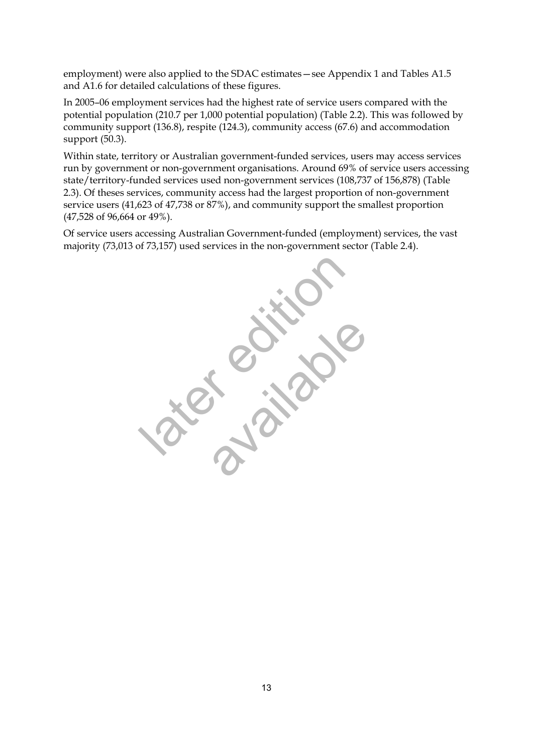employment) were also applied to the SDAC estimates—see Appendix 1 and Tables A1.5 and A1.6 for detailed calculations of these figures.

In 2005–06 employment services had the highest rate of service users compared with the potential population (210.7 per 1,000 potential population) (Table 2.2). This was followed by community support (136.8), respite (124.3), community access (67.6) and accommodation support (50.3).

Within state, territory or Australian government-funded services, users may access services run by government or non-government organisations. Around 69% of service users accessing state/territory-funded services used non-government services (108,737 of 156,878) (Table 2.3). Of theses services, community access had the largest proportion of non-government service users (41,623 of 47,738 or 87%), and community support the smallest proportion (47,528 of 96,664 or 49%).

Of service users accessing Australian Government-funded (employment) services, the vast majority (73,013 of 73,157) used services in the non-government sector (Table 2.4).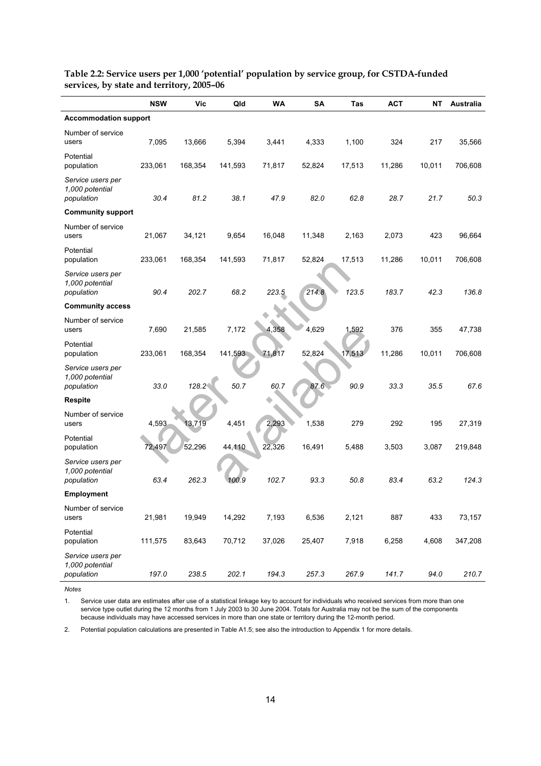**Table 2.2: Service users per 1,000 'potential' population by service group, for CSTDA-funded services, by state and territory, 2005–06**

| | NSW | Vic | Qld | WA | SA | Tas | ACT | NT | Australia |
|---|---|---|---|---|---|---|---|---|---|
| **Accommodation support** | | | | | | | | | |
| Number of service users | 7,095 | 13,666 | 5,394 | 3,441 | 4,333 | 1,100 | 324 | 217 | 35,566 |
| Potential population | 233,061 | 168,354 | 141,593 | 71,817 | 52,824 | 17,513 | 11,286 | 10,011 | 706,608 |
| *Service users per 1,000 potential population* | *30.4* | *81.2* | *38.1* | *47.9* | *82.0* | *62.8* | *28.7* | *21.7* | *50.3* |
| **Community support** | | | | | | | | | |
| Number of service users | 21,067 | 34,121 | 9,654 | 16,048 | 11,348 | 2,163 | 2,073 | 423 | 96,664 |
| Potential population | 233,061 | 168,354 | 141,593 | 71,817 | 52,824 | 17,513 | 11,286 | 10,011 | 706,608 |
| *Service users per 1,000 potential population* | *90.4* | *202.7* | *68.2* | *223.5* | *214.8* | *123.5* | *183.7* | *42.3* | *136.8* |
| **Community access** | | | | | | | | | |
| Number of service users | 7,690 | 21,585 | 7,172 | 4,358 | 4,629 | 1,592 | 376 | 355 | 47,738 |
| Potential population | 233,061 | 168,354 | 141,593 | 71,817 | 52,824 | 17,513 | 11,286 | 10,011 | 706,608 |
| *Service users per 1,000 potential population* | *33.0* | *128.2* | *50.7* | *60.7* | *87.6* | *90.9* | *33.3* | *35.5* | *67.6* |
| **Respite** | | | | | | | | | |
| Number of service users | 4,593 | 13,719 | 4,451 | 2,293 | 1,538 | 279 | 292 | 195 | 27,319 |
| Potential population | 72,497 | 52,296 | 44,110 | 22,326 | 16,491 | 5,488 | 3,503 | 3,087 | 219,848 |
| *Service users per 1,000 potential population* | *63.4* | *262.3* | *100.9* | *102.7* | *93.3* | *50.8* | *83.4* | *63.2* | *124.3* |
| **Employment** | | | | | | | | | |
| Number of service users | 21,981 | 19,949 | 14,292 | 7,193 | 6,536 | 2,121 | 887 | 433 | 73,157 |
| Potential population | 111,575 | 83,643 | 70,712 | 37,026 | 25,407 | 7,918 | 6,258 | 4,608 | 347,208 |
| *Service users per 1,000 potential population* | *197.0* | *238.5* | *202.1* | *194.3* | *257.3* | *267.9* | *141.7* | *94.0* | *210.7* |

*Notes*

1. Service user data are estimates after use of a statistical linkage key to account for individuals who received services from more than one service type outlet during the 12 months from 1 July 2003 to 30 June 2004. Totals for Australia may not be the sum of the components because individuals may have accessed services in more than one state or territory during the 12-month period.

2. Potential population calculations are presented in Table A1.5; see also the introduction to Appendix 1 for more details.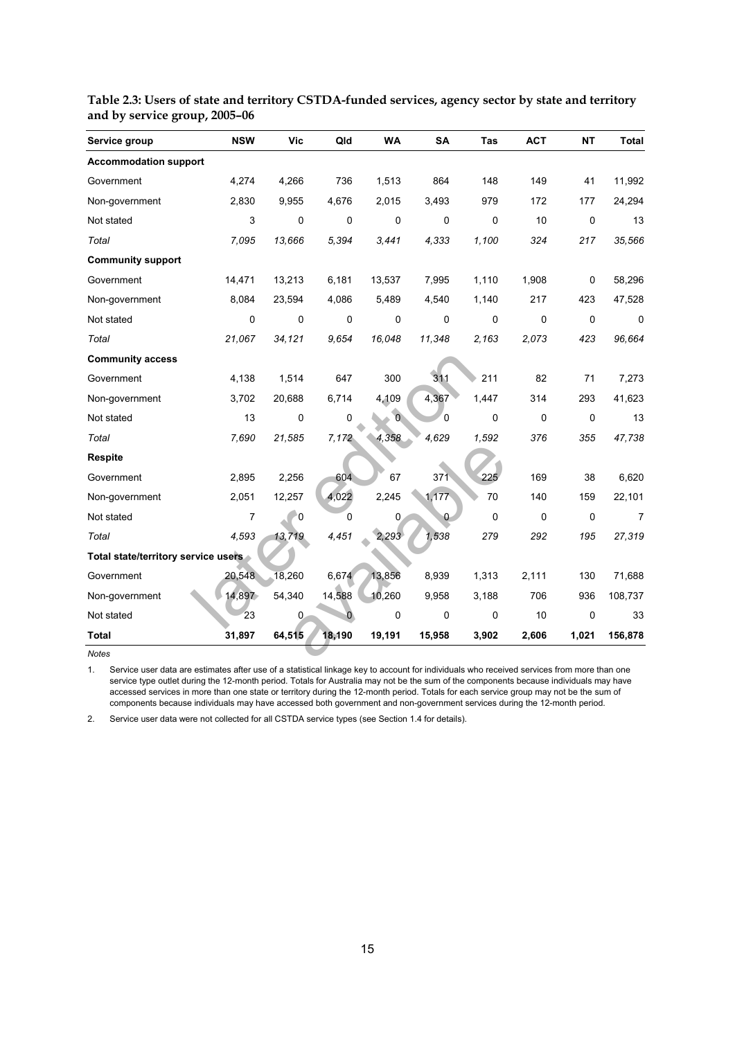**Table 2.3: Users of state and territory CSTDA-funded services, agency sector by state and territory and by service group, 2005–06**

| Service group | NSW | Vic | Qld | WA | SA | Tas | ACT | NT | Total |
|---|---|---|---|---|---|---|---|---|---|
| **Accommodation support** | | | | | | | | | |
| Government | 4,274 | 4,266 | 736 | 1,513 | 864 | 148 | 149 | 41 | 11,992 |
| Non-government | 2,830 | 9,955 | 4,676 | 2,015 | 3,493 | 979 | 172 | 177 | 24,294 |
| Not stated | 3 | 0 | 0 | 0 | 0 | 0 | 10 | 0 | 13 |
| *Total* | *7,095* | *13,666* | *5,394* | *3,441* | *4,333* | *1,100* | *324* | *217* | *35,566* |
| **Community support** | | | | | | | | | |
| Government | 14,471 | 13,213 | 6,181 | 13,537 | 7,995 | 1,110 | 1,908 | 0 | 58,296 |
| Non-government | 8,084 | 23,594 | 4,086 | 5,489 | 4,540 | 1,140 | 217 | 423 | 47,528 |
| Not stated | 0 | 0 | 0 | 0 | 0 | 0 | 0 | 0 | 0 |
| *Total* | *21,067* | *34,121* | *9,654* | *16,048* | *11,348* | *2,163* | *2,073* | *423* | *96,664* |
| **Community access** | | | | | | | | | |
| Government | 4,138 | 1,514 | 647 | 300 | 311 | 211 | 82 | 71 | 7,273 |
| Non-government | 3,702 | 20,688 | 6,714 | 4,109 | 4,367 | 1,447 | 314 | 293 | 41,623 |
| Not stated | 13 | 0 | 0 | 0 | 0 | 0 | 0 | 0 | 13 |
| *Total* | *7,690* | *21,585* | *7,172* | *4,358* | *4,629* | *1,592* | *376* | *355* | *47,738* |
| **Respite** | | | | | | | | | |
| Government | 2,895 | 2,256 | 604 | 67 | 371 | 225 | 169 | 38 | 6,620 |
| Non-government | 2,051 | 12,257 | 4,022 | 2,245 | 1,177 | 70 | 140 | 159 | 22,101 |
| Not stated | 7 | 0 | 0 | 0 | 0 | 0 | 0 | 0 | 7 |
| *Total* | *4,593* | *13,719* | *4,451* | *2,293* | *1,538* | *279* | *292* | *195* | *27,319* |
| **Total state/territory service users** | | | | | | | | | |
| Government | 20,548 | 18,260 | 6,674 | 13,856 | 8,939 | 1,313 | 2,111 | 130 | 71,688 |
| Non-government | 14,897 | 54,340 | 14,588 | 10,260 | 9,958 | 3,188 | 706 | 936 | 108,737 |
| Not stated | 23 | 0 | 0 | 0 | 0 | 0 | 10 | 0 | 33 |
| **Total** | **31,897** | **64,515** | **18,190** | **19,191** | **15,958** | **3,902** | **2,606** | **1,021** | **156,878** |

*Notes*

1. Service user data are estimates after use of a statistical linkage key to account for individuals who received services from more than one service type outlet during the 12-month period. Totals for Australia may not be the sum of the components because individuals may have accessed services in more than one state or territory during the 12-month period. Totals for each service group may not be the sum of components because individuals may have accessed both government and non-government services during the 12-month period.

2. Service user data were not collected for all CSTDA service types (see Section 1.4 for details).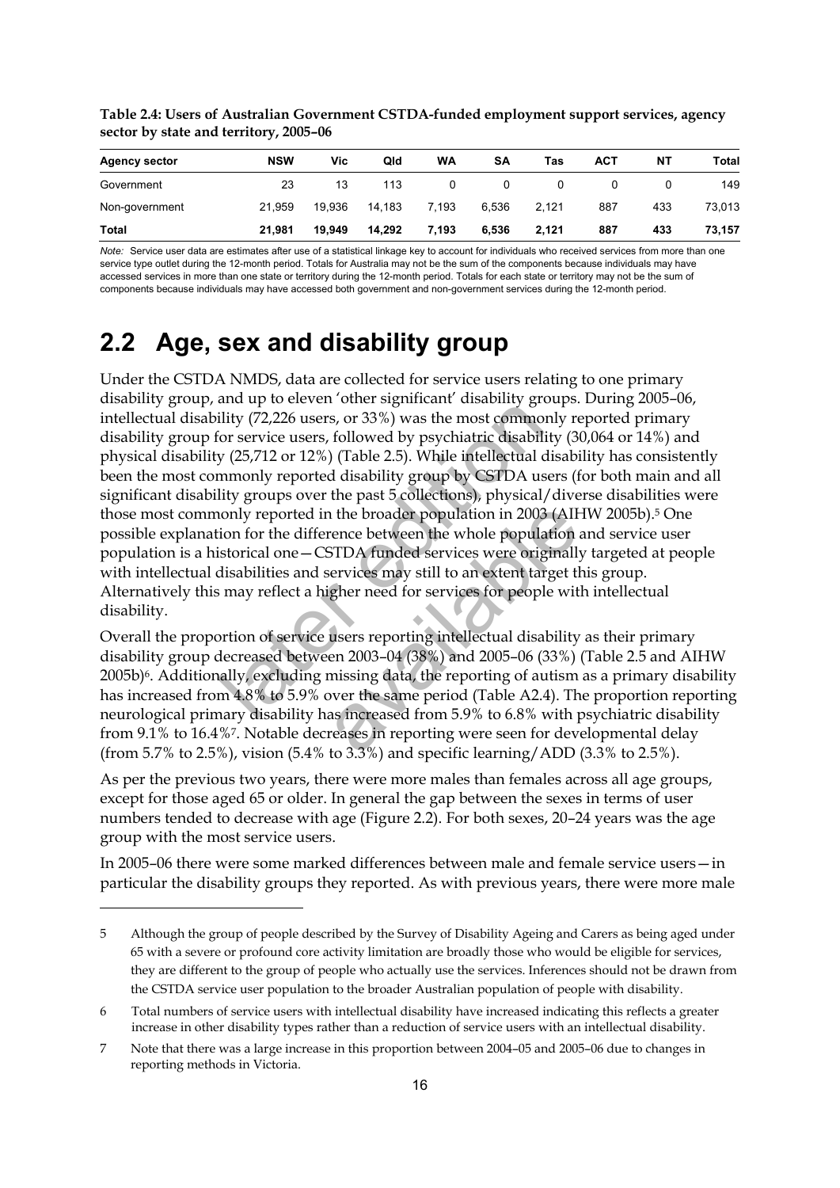**Table 2.4: Users of Australian Government CSTDA-funded employment support services, agency sector by state and territory, 2005–06**

| Agency sector | NSW | Vic | Qld | WA | SA | Tas | ACT | NT | Total |
|---|---|---|---|---|---|---|---|---|---|
| Government | 23 | 13 | 113 | 0 | 0 | 0 | 0 | 0 | 149 |
| Non-government | 21,959 | 19,936 | 14,183 | 7,193 | 6,536 | 2,121 | 887 | 433 | 73,013 |
| **Total** | **21,981** | **19,949** | **14,292** | **7,193** | **6,536** | **2,121** | **887** | **433** | **73,157** |

*Note:* Service user data are estimates after use of a statistical linkage key to account for individuals who received services from more than one service type outlet during the 12-month period. Totals for Australia may not be the sum of the components because individuals may have accessed services in more than one state or territory during the 12-month period. Totals for each state or territory may not be the sum of components because individuals may have accessed both government and non-government services during the 12-month period.

## 2.2 Age, sex and disability group

Under the CSTDA NMDS, data are collected for service users relating to one primary disability group, and up to eleven 'other significant' disability groups. During 2005–06, intellectual disability (72,226 users, or 33%) was the most commonly reported primary disability group for service users, followed by psychiatric disability (30,064 or 14%) and physical disability (25,712 or 12%) (Table 2.5). While intellectual disability has consistently been the most commonly reported disability group by CSTDA users (for both main and all significant disability groups over the past 5 collections), physical/diverse disabilities were those most commonly reported in the broader population in 2003 (AIHW 2005b).[5] One possible explanation for the difference between the whole population and service user population is a historical one—CSTDA funded services were originally targeted at people with intellectual disabilities and services may still to an extent target this group. Alternatively this may reflect a higher need for services for people with intellectual disability.

Overall the proportion of service users reporting intellectual disability as their primary disability group decreased between 2003–04 (38%) and 2005–06 (33%) (Table 2.5 and AIHW 2005b)[6]. Additionally, excluding missing data, the reporting of autism as a primary disability has increased from 4.8% to 5.9% over the same period (Table A2.4). The proportion reporting neurological primary disability has increased from 5.9% to 6.8% with psychiatric disability from 9.1% to 16.4%[7]. Notable decreases in reporting were seen for developmental delay (from 5.7% to 2.5%), vision (5.4% to 3.3%) and specific learning/ADD (3.3% to 2.5%).

As per the previous two years, there were more males than females across all age groups, except for those aged 65 or older. In general the gap between the sexes in terms of user numbers tended to decrease with age (Figure 2.2). For both sexes, 20–24 years was the age group with the most service users.

In 2005–06 there were some marked differences between male and female service users—in particular the disability groups they reported. As with previous years, there were more male

---

5 Although the group of people described by the Survey of Disability Ageing and Carers as being aged under 65 with a severe or profound core activity limitation are broadly those who would be eligible for services, they are different to the group of people who actually use the services. Inferences should not be drawn from the CSTDA service user population to the broader Australian population of people with disability.

6 Total numbers of service users with intellectual disability have increased indicating this reflects a greater increase in other disability types rather than a reduction of service users with an intellectual disability.

7 Note that there was a large increase in this proportion between 2004–05 and 2005–06 due to changes in reporting methods in Victoria.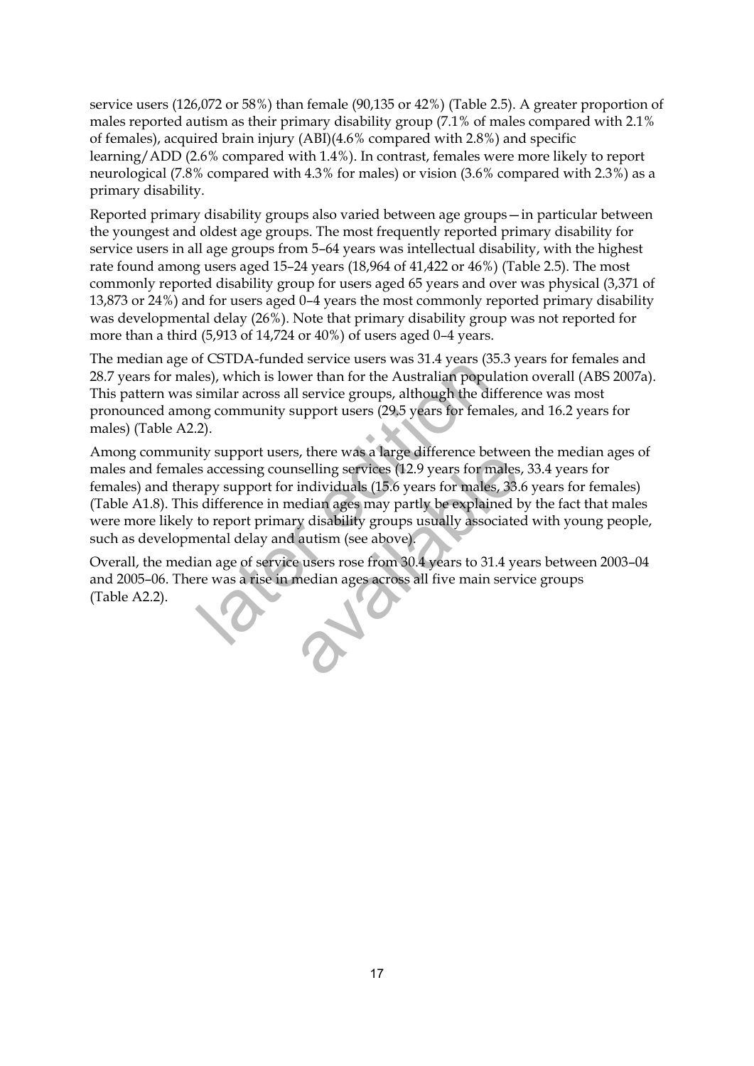service users (126,072 or 58%) than female (90,135 or 42%) (Table 2.5). A greater proportion of males reported autism as their primary disability group (7.1% of males compared with 2.1% of females), acquired brain injury (ABI)(4.6% compared with 2.8%) and specific learning/ADD (2.6% compared with 1.4%). In contrast, females were more likely to report neurological (7.8% compared with 4.3% for males) or vision (3.6% compared with 2.3%) as a primary disability.

Reported primary disability groups also varied between age groups—in particular between the youngest and oldest age groups. The most frequently reported primary disability for service users in all age groups from 5–64 years was intellectual disability, with the highest rate found among users aged 15–24 years (18,964 of 41,422 or 46%) (Table 2.5). The most commonly reported disability group for users aged 65 years and over was physical (3,371 of 13,873 or 24%) and for users aged 0–4 years the most commonly reported primary disability was developmental delay (26%). Note that primary disability group was not reported for more than a third (5,913 of 14,724 or 40%) of users aged 0–4 years.

The median age of CSTDA-funded service users was 31.4 years (35.3 years for females and 28.7 years for males), which is lower than for the Australian population overall (ABS 2007a). This pattern was similar across all service groups, although the difference was most pronounced among community support users (29.5 years for females, and 16.2 years for males) (Table A2.2).

Among community support users, there was a large difference between the median ages of males and females accessing counselling services (12.9 years for males, 33.4 years for females) and therapy support for individuals (15.6 years for males, 33.6 years for females) (Table A1.8). This difference in median ages may partly be explained by the fact that males were more likely to report primary disability groups usually associated with young people, such as developmental delay and autism (see above).

Overall, the median age of service users rose from 30.4 years to 31.4 years between 2003–04 and 2005–06. There was a rise in median ages across all five main service groups (Table A2.2).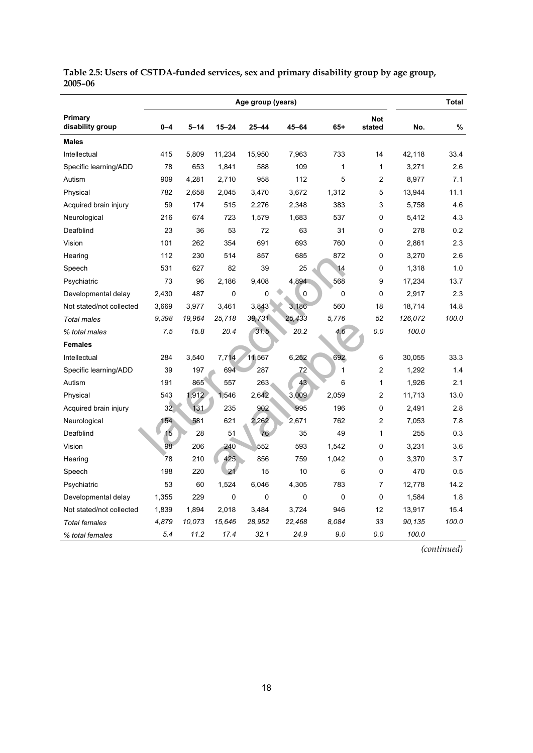**Table 2.5: Users of CSTDA-funded services, sex and primary disability group by age group, 2005–06**

| Primary disability group | Age group (years) | | | | | | | Total | |
|---|---|---|---|---|---|---|---|---|---|
| | 0–4 | 5–14 | 15–24 | 25–44 | 45–64 | 65+ | Not stated | No. | % |
| **Males** | | | | | | | | | |
| Intellectual | 415 | 5,809 | 11,234 | 15,950 | 7,963 | 733 | 14 | 42,118 | 33.4 |
| Specific learning/ADD | 78 | 653 | 1,841 | 588 | 109 | 1 | 1 | 3,271 | 2.6 |
| Autism | 909 | 4,281 | 2,710 | 958 | 112 | 5 | 2 | 8,977 | 7.1 |
| Physical | 782 | 2,658 | 2,045 | 3,470 | 3,672 | 1,312 | 5 | 13,944 | 11.1 |
| Acquired brain injury | 59 | 174 | 515 | 2,276 | 2,348 | 383 | 3 | 5,758 | 4.6 |
| Neurological | 216 | 674 | 723 | 1,579 | 1,683 | 537 | 0 | 5,412 | 4.3 |
| Deafblind | 23 | 36 | 53 | 72 | 63 | 31 | 0 | 278 | 0.2 |
| Vision | 101 | 262 | 354 | 691 | 693 | 760 | 0 | 2,861 | 2.3 |
| Hearing | 112 | 230 | 514 | 857 | 685 | 872 | 0 | 3,270 | 2.6 |
| Speech | 531 | 627 | 82 | 39 | 25 | 14 | 0 | 1,318 | 1.0 |
| Psychiatric | 73 | 96 | 2,186 | 9,408 | 4,894 | 568 | 9 | 17,234 | 13.7 |
| Developmental delay | 2,430 | 487 | 0 | 0 | 0 | 0 | 0 | 2,917 | 2.3 |
| Not stated/not collected | 3,669 | 3,977 | 3,461 | 3,843 | 3,186 | 560 | 18 | 18,714 | 14.8 |
| *Total males* | *9,398* | *19,964* | *25,718* | *39,731* | *25,433* | *5,776* | *52* | *126,072* | *100.0* |
| *% total males* | *7.5* | *15.8* | *20.4* | *31.5* | *20.2* | *4.6* | *0.0* | *100.0* | |
| **Females** | | | | | | | | | |
| Intellectual | 284 | 3,540 | 7,714 | 11,567 | 6,252 | 692 | 6 | 30,055 | 33.3 |
| Specific learning/ADD | 39 | 197 | 694 | 287 | 72 | 1 | 2 | 1,292 | 1.4 |
| Autism | 191 | 865 | 557 | 263 | 43 | 6 | 1 | 1,926 | 2.1 |
| Physical | 543 | 1,912 | 1,546 | 2,642 | 3,009 | 2,059 | 2 | 11,713 | 13.0 |
| Acquired brain injury | 32 | 131 | 235 | 902 | 995 | 196 | 0 | 2,491 | 2.8 |
| Neurological | 154 | 581 | 621 | 2,262 | 2,671 | 762 | 2 | 7,053 | 7.8 |
| Deafblind | 15 | 28 | 51 | 76 | 35 | 49 | 1 | 255 | 0.3 |
| Vision | 98 | 206 | 240 | 552 | 593 | 1,542 | 0 | 3,231 | 3.6 |
| Hearing | 78 | 210 | 425 | 856 | 759 | 1,042 | 0 | 3,370 | 3.7 |
| Speech | 198 | 220 | 21 | 15 | 10 | 6 | 0 | 470 | 0.5 |
| Psychiatric | 53 | 60 | 1,524 | 6,046 | 4,305 | 783 | 7 | 12,778 | 14.2 |
| Developmental delay | 1,355 | 229 | 0 | 0 | 0 | 0 | 0 | 1,584 | 1.8 |
| Not stated/not collected | 1,839 | 1,894 | 2,018 | 3,484 | 3,724 | 946 | 12 | 13,917 | 15.4 |
| *Total females* | *4,879* | *10,073* | *15,646* | *28,952* | *22,468* | *8,084* | *33* | *90,135* | *100.0* |
| *% total females* | *5.4* | *11.2* | *17.4* | *32.1* | *24.9* | *9.0* | *0.0* | *100.0* | |

*(continued)*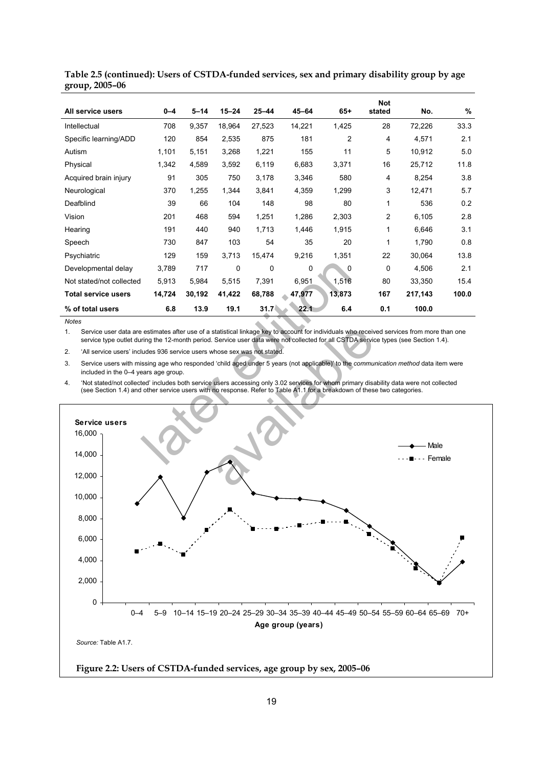**Table 2.5 (continued): Users of CSTDA-funded services, sex and primary disability group by age group, 2005–06**

| All service users | 0–4 | 5–14 | 15–24 | 25–44 | 45–64 | 65+ | Not stated | No. | % |
|---|---|---|---|---|---|---|---|---|---|
| Intellectual | 708 | 9,357 | 18,964 | 27,523 | 14,221 | 1,425 | 28 | 72,226 | 33.3 |
| Specific learning/ADD | 120 | 854 | 2,535 | 875 | 181 | 2 | 4 | 4,571 | 2.1 |
| Autism | 1,101 | 5,151 | 3,268 | 1,221 | 155 | 11 | 5 | 10,912 | 5.0 |
| Physical | 1,342 | 4,589 | 3,592 | 6,119 | 6,683 | 3,371 | 16 | 25,712 | 11.8 |
| Acquired brain injury | 91 | 305 | 750 | 3,178 | 3,346 | 580 | 4 | 8,254 | 3.8 |
| Neurological | 370 | 1,255 | 1,344 | 3,841 | 4,359 | 1,299 | 3 | 12,471 | 5.7 |
| Deafblind | 39 | 66 | 104 | 148 | 98 | 80 | 1 | 536 | 0.2 |
| Vision | 201 | 468 | 594 | 1,251 | 1,286 | 2,303 | 2 | 6,105 | 2.8 |
| Hearing | 191 | 440 | 940 | 1,713 | 1,446 | 1,915 | 1 | 6,646 | 3.1 |
| Speech | 730 | 847 | 103 | 54 | 35 | 20 | 1 | 1,790 | 0.8 |
| Psychiatric | 129 | 159 | 3,713 | 15,474 | 9,216 | 1,351 | 22 | 30,064 | 13.8 |
| Developmental delay | 3,789 | 717 | 0 | 0 | 0 | 0 | 0 | 4,506 | 2.1 |
| Not stated/not collected | 5,913 | 5,984 | 5,515 | 7,391 | 6,951 | 1,516 | 80 | 33,350 | 15.4 |
| **Total service users** | **14,724** | **30,192** | **41,422** | **68,788** | **47,977** | **13,873** | **167** | **217,143** | **100.0** |
| **% of total users** | **6.8** | **13.9** | **19.1** | **31.7** | **22.1** | **6.4** | **0.1** | **100.0** | |

*Notes*

1. Service user data are estimates after use of a statistical linkage key to account for individuals who received services from more than one service type outlet during the 12-month period. Service user data were not collected for all CSTDA service types (see Section 1.4).
2. 'All service users' includes 936 service users whose sex was not stated.
3. Service users with missing age who responded 'child aged under 5 years (not applicable)' to the *communication method* data item were included in the 0–4 years age group.
4. 'Not stated/not collected' includes both service users accessing only 3.02 services for whom primary disability data were not collected (see Section 1.4) and other service users with no response. Refer to Table A1.1 for a breakdown of these two categories.

*Source:* Table A1.7.

**Figure 2.2: Users of CSTDA-funded services, age group by sex, 2005–06**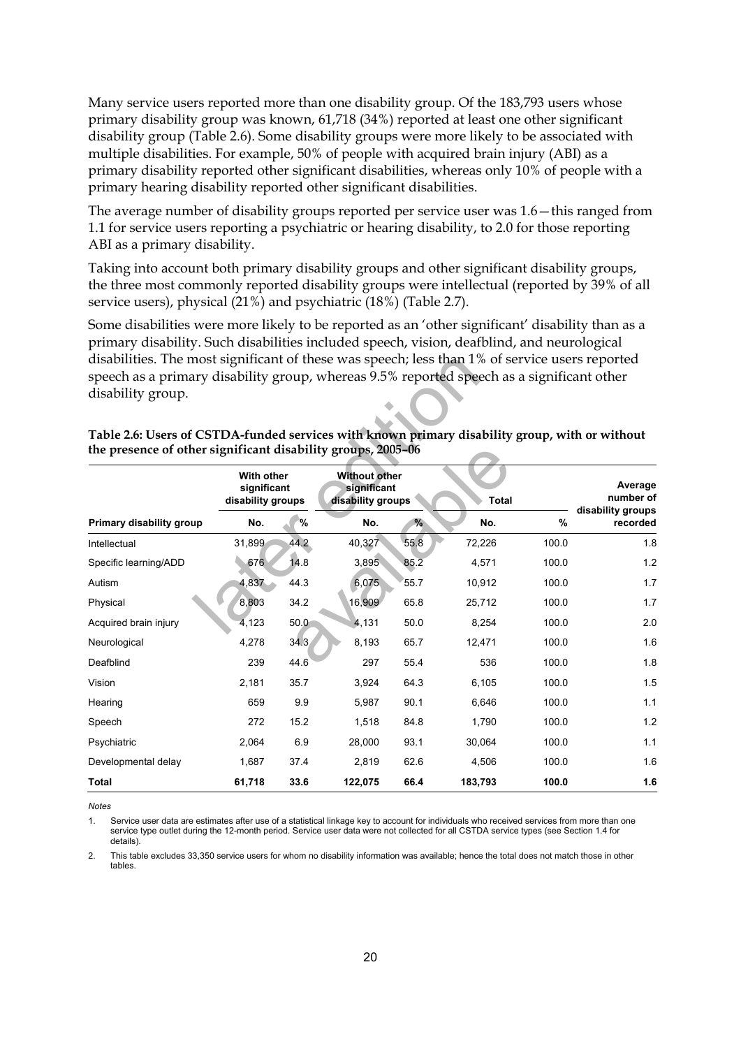Many service users reported more than one disability group. Of the 183,793 users whose primary disability group was known, 61,718 (34%) reported at least one other significant disability group (Table 2.6). Some disability groups were more likely to be associated with multiple disabilities. For example, 50% of people with acquired brain injury (ABI) as a primary disability reported other significant disabilities, whereas only 10% of people with a primary hearing disability reported other significant disabilities.

The average number of disability groups reported per service user was 1.6—this ranged from 1.1 for service users reporting a psychiatric or hearing disability, to 2.0 for those reporting ABI as a primary disability.

Taking into account both primary disability groups and other significant disability groups, the three most commonly reported disability groups were intellectual (reported by 39% of all service users), physical (21%) and psychiatric (18%) (Table 2.7).

Some disabilities were more likely to be reported as an 'other significant' disability than as a primary disability. Such disabilities included speech, vision, deafblind, and neurological disabilities. The most significant of these was speech; less than 1% of service users reported speech as a primary disability group, whereas 9.5% reported speech as a significant other disability group.

**Table 2.6: Users of CSTDA-funded services with known primary disability group, with or without the presence of other significant disability groups, 2005–06**

| | With other significant disability groups | | Without other significant disability groups | | Total | | Average number of disability groups recorded |
|---|---|---|---|---|---|---|---|
| **Primary disability group** | **No.** | **%** | **No.** | **%** | **No.** | **%** | |
| Intellectual | 31,899 | 44.2 | 40,327 | 55.8 | 72,226 | 100.0 | 1.8 |
| Specific learning/ADD | 676 | 14.8 | 3,895 | 85.2 | 4,571 | 100.0 | 1.2 |
| Autism | 4,837 | 44.3 | 6,075 | 55.7 | 10,912 | 100.0 | 1.7 |
| Physical | 8,803 | 34.2 | 16,909 | 65.8 | 25,712 | 100.0 | 1.7 |
| Acquired brain injury | 4,123 | 50.0 | 4,131 | 50.0 | 8,254 | 100.0 | 2.0 |
| Neurological | 4,278 | 34.3 | 8,193 | 65.7 | 12,471 | 100.0 | 1.6 |
| Deafblind | 239 | 44.6 | 297 | 55.4 | 536 | 100.0 | 1.8 |
| Vision | 2,181 | 35.7 | 3,924 | 64.3 | 6,105 | 100.0 | 1.5 |
| Hearing | 659 | 9.9 | 5,987 | 90.1 | 6,646 | 100.0 | 1.1 |
| Speech | 272 | 15.2 | 1,518 | 84.8 | 1,790 | 100.0 | 1.2 |
| Psychiatric | 2,064 | 6.9 | 28,000 | 93.1 | 30,064 | 100.0 | 1.1 |
| Developmental delay | 1,687 | 37.4 | 2,819 | 62.6 | 4,506 | 100.0 | 1.6 |
| **Total** | **61,718** | **33.6** | **122,075** | **66.4** | **183,793** | **100.0** | **1.6** |

*Notes*

1. Service user data are estimates after use of a statistical linkage key to account for individuals who received services from more than one service type outlet during the 12-month period. Service user data were not collected for all CSTDA service types (see Section 1.4 for details).

2. This table excludes 33,350 service users for whom no disability information was available; hence the total does not match those in other tables.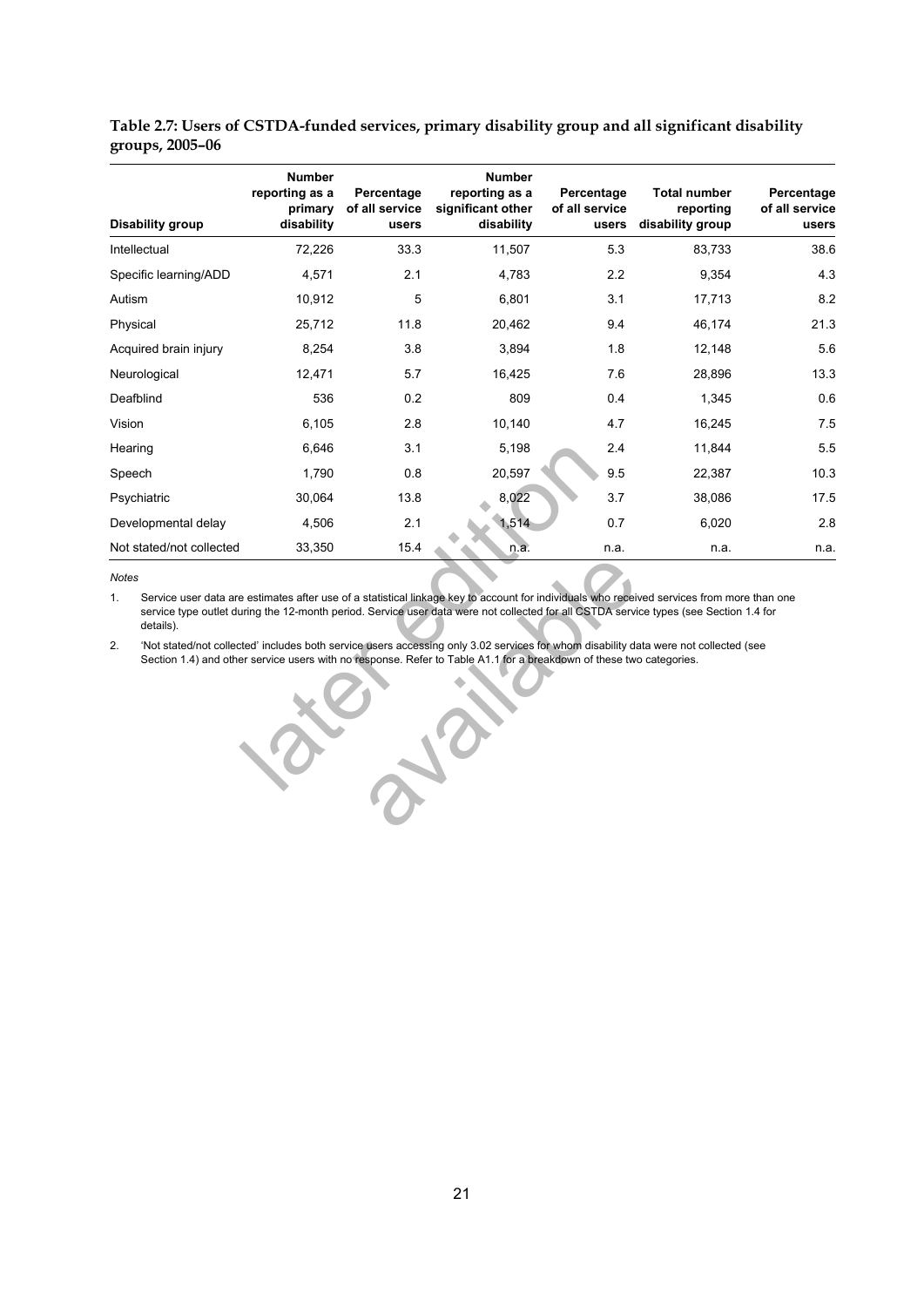**Table 2.7: Users of CSTDA-funded services, primary disability group and all significant disability groups, 2005–06**

| Disability group | Number reporting as a primary disability | Percentage of all service users | Number reporting as a significant other disability | Percentage of all service users | Total number reporting disability group | Percentage of all service users |
|---|---|---|---|---|---|---|
| Intellectual | 72,226 | 33.3 | 11,507 | 5.3 | 83,733 | 38.6 |
| Specific learning/ADD | 4,571 | 2.1 | 4,783 | 2.2 | 9,354 | 4.3 |
| Autism | 10,912 | 5 | 6,801 | 3.1 | 17,713 | 8.2 |
| Physical | 25,712 | 11.8 | 20,462 | 9.4 | 46,174 | 21.3 |
| Acquired brain injury | 8,254 | 3.8 | 3,894 | 1.8 | 12,148 | 5.6 |
| Neurological | 12,471 | 5.7 | 16,425 | 7.6 | 28,896 | 13.3 |
| Deafblind | 536 | 0.2 | 809 | 0.4 | 1,345 | 0.6 |
| Vision | 6,105 | 2.8 | 10,140 | 4.7 | 16,245 | 7.5 |
| Hearing | 6,646 | 3.1 | 5,198 | 2.4 | 11,844 | 5.5 |
| Speech | 1,790 | 0.8 | 20,597 | 9.5 | 22,387 | 10.3 |
| Psychiatric | 30,064 | 13.8 | 8,022 | 3.7 | 38,086 | 17.5 |
| Developmental delay | 4,506 | 2.1 | 1,514 | 0.7 | 6,020 | 2.8 |
| Not stated/not collected | 33,350 | 15.4 | n.a. | n.a. | n.a. | n.a. |

*Notes*

1. Service user data are estimates after use of a statistical linkage key to account for individuals who received services from more than one service type outlet during the 12-month period. Service user data were not collected for all CSTDA service types (see Section 1.4 for details).
2. 'Not stated/not collected' includes both service users accessing only 3.02 services for whom disability data were not collected (see Section 1.4) and other service users with no response. Refer to Table A1.1 for a breakdown of these two categories.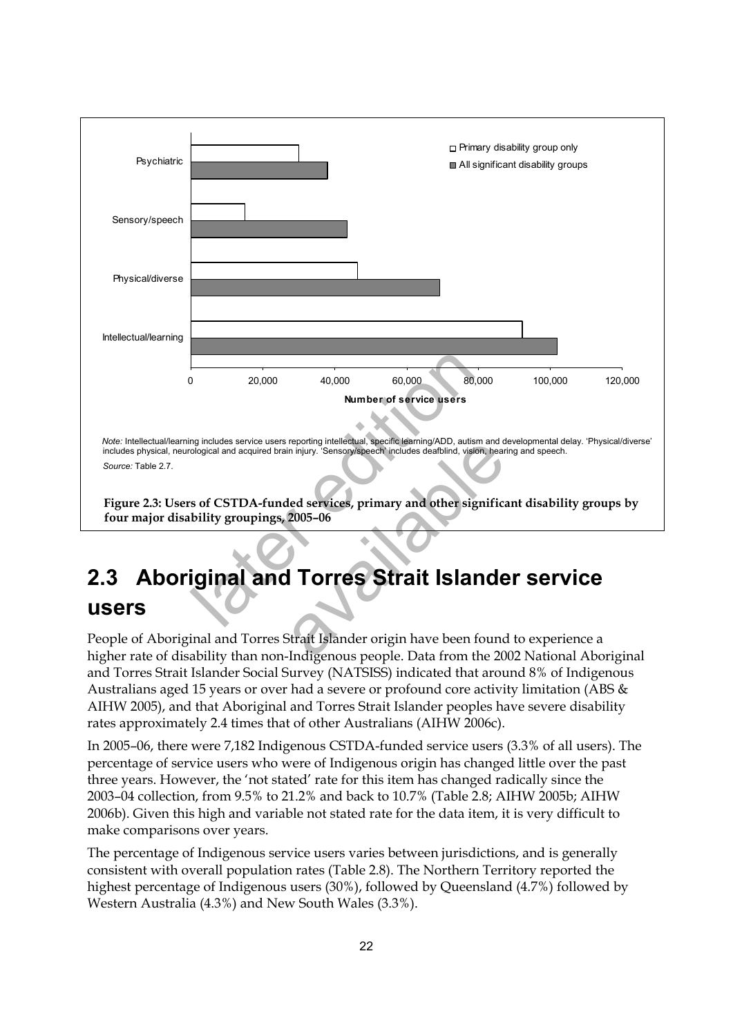Note: Intellectual/learning includes service users reporting intellectual, specific learning/ADD, autism and developmental delay. 'Physical/diverse' includes physical, neurological and acquired brain injury. 'Sensory/speech' includes deafblind, vision, hearing and speech.

Source: Table 2.7.

**Figure 2.3: Users of CSTDA-funded services, primary and other significant disability groups by four major disability groupings, 2005–06**

## 2.3 Aboriginal and Torres Strait Islander service users

People of Aboriginal and Torres Strait Islander origin have been found to experience a higher rate of disability than non-Indigenous people. Data from the 2002 National Aboriginal and Torres Strait Islander Social Survey (NATSISS) indicated that around 8% of Indigenous Australians aged 15 years or over had a severe or profound core activity limitation (ABS & AIHW 2005), and that Aboriginal and Torres Strait Islander peoples have severe disability rates approximately 2.4 times that of other Australians (AIHW 2006c).

In 2005–06, there were 7,182 Indigenous CSTDA-funded service users (3.3% of all users). The percentage of service users who were of Indigenous origin has changed little over the past three years. However, the 'not stated' rate for this item has changed radically since the 2003–04 collection, from 9.5% to 21.2% and back to 10.7% (Table 2.8; AIHW 2005b; AIHW 2006b). Given this high and variable not stated rate for the data item, it is very difficult to make comparisons over years.

The percentage of Indigenous service users varies between jurisdictions, and is generally consistent with overall population rates (Table 2.8). The Northern Territory reported the highest percentage of Indigenous users (30%), followed by Queensland (4.7%) followed by Western Australia (4.3%) and New South Wales (3.3%).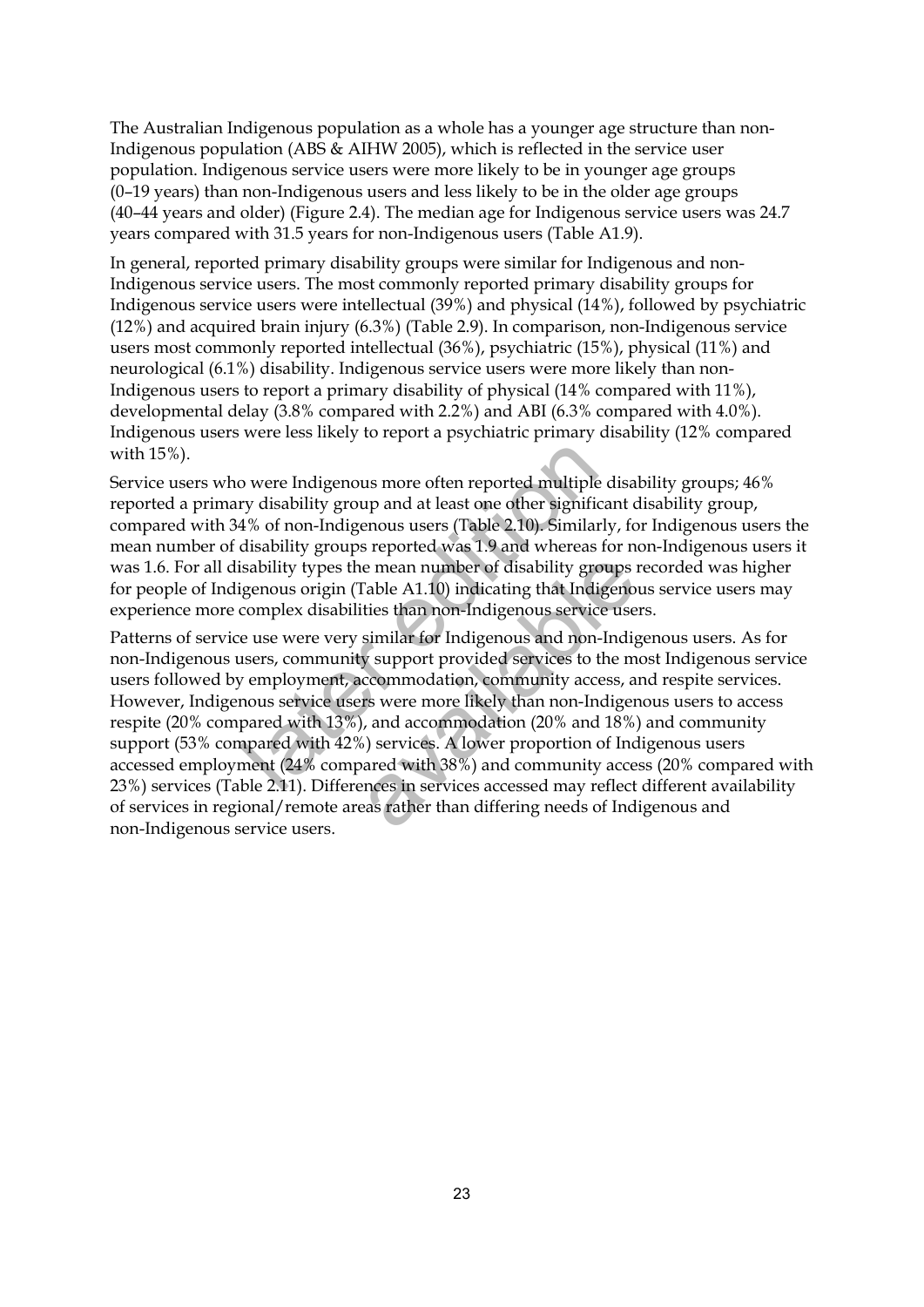The Australian Indigenous population as a whole has a younger age structure than non-Indigenous population (ABS & AIHW 2005), which is reflected in the service user population. Indigenous service users were more likely to be in younger age groups (0–19 years) than non-Indigenous users and less likely to be in the older age groups (40–44 years and older) (Figure 2.4). The median age for Indigenous service users was 24.7 years compared with 31.5 years for non-Indigenous users (Table A1.9).

In general, reported primary disability groups were similar for Indigenous and non-Indigenous service users. The most commonly reported primary disability groups for Indigenous service users were intellectual (39%) and physical (14%), followed by psychiatric (12%) and acquired brain injury (6.3%) (Table 2.9). In comparison, non-Indigenous service users most commonly reported intellectual (36%), psychiatric (15%), physical (11%) and neurological (6.1%) disability. Indigenous service users were more likely than non-Indigenous users to report a primary disability of physical (14% compared with 11%), developmental delay (3.8% compared with 2.2%) and ABI (6.3% compared with 4.0%). Indigenous users were less likely to report a psychiatric primary disability (12% compared with 15%).

Service users who were Indigenous more often reported multiple disability groups; 46% reported a primary disability group and at least one other significant disability group, compared with 34% of non-Indigenous users (Table 2.10). Similarly, for Indigenous users the mean number of disability groups reported was 1.9 and whereas for non-Indigenous users it was 1.6. For all disability types the mean number of disability groups recorded was higher for people of Indigenous origin (Table A1.10) indicating that Indigenous service users may experience more complex disabilities than non-Indigenous service users.

Patterns of service use were very similar for Indigenous and non-Indigenous users. As for non-Indigenous users, community support provided services to the most Indigenous service users followed by employment, accommodation, community access, and respite services. However, Indigenous service users were more likely than non-Indigenous users to access respite (20% compared with 13%), and accommodation (20% and 18%) and community support (53% compared with 42%) services. A lower proportion of Indigenous users accessed employment (24% compared with 38%) and community access (20% compared with 23%) services (Table 2.11). Differences in services accessed may reflect different availability of services in regional/remote areas rather than differing needs of Indigenous and non-Indigenous service users.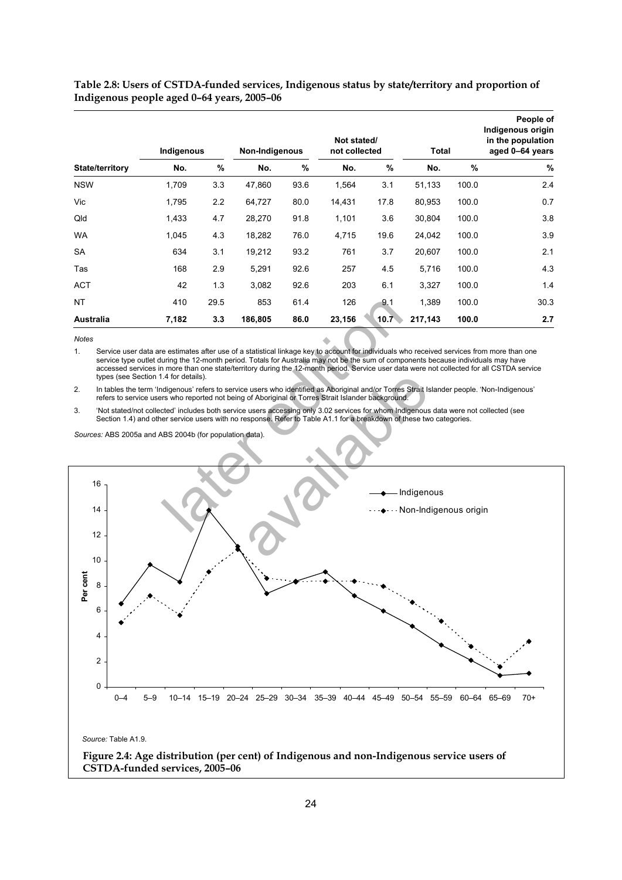**Table 2.8: Users of CSTDA-funded services, Indigenous status by state/territory and proportion of Indigenous people aged 0–64 years, 2005–06**

| | Indigenous | | Non-Indigenous | | Not stated/ not collected | | Total | | People of Indigenous origin in the population aged 0–64 years |
|---|---|---|---|---|---|---|---|---|---|
| **State/territory** | **No.** | **%** | **No.** | **%** | **No.** | **%** | **No.** | **%** | **%** |
| NSW | 1,709 | 3.3 | 47,860 | 93.6 | 1,564 | 3.1 | 51,133 | 100.0 | 2.4 |
| Vic | 1,795 | 2.2 | 64,727 | 80.0 | 14,431 | 17.8 | 80,953 | 100.0 | 0.7 |
| Qld | 1,433 | 4.7 | 28,270 | 91.8 | 1,101 | 3.6 | 30,804 | 100.0 | 3.8 |
| WA | 1,045 | 4.3 | 18,282 | 76.0 | 4,715 | 19.6 | 24,042 | 100.0 | 3.9 |
| SA | 634 | 3.1 | 19,212 | 93.2 | 761 | 3.7 | 20,607 | 100.0 | 2.1 |
| Tas | 168 | 2.9 | 5,291 | 92.6 | 257 | 4.5 | 5,716 | 100.0 | 4.3 |
| ACT | 42 | 1.3 | 3,082 | 92.6 | 203 | 6.1 | 3,327 | 100.0 | 1.4 |
| NT | 410 | 29.5 | 853 | 61.4 | 126 | 9.1 | 1,389 | 100.0 | 30.3 |
| **Australia** | **7,182** | **3.3** | **186,805** | **86.0** | **23,156** | **10.7** | **217,143** | **100.0** | **2.7** |

*Notes*

1. Service user data are estimates after use of a statistical linkage key to account for individuals who received services from more than one service type outlet during the 12-month period. Totals for Australia may not be the sum of components because individuals may have accessed services in more than one state/territory during the 12-month period. Service user data were not collected for all CSTDA service types (see Section 1.4 for details).
2. In tables the term 'Indigenous' refers to service users who identified as Aboriginal and/or Torres Strait Islander people. 'Non-Indigenous' refers to service users who reported not being of Aboriginal or Torres Strait Islander background.
3. 'Not stated/not collected' includes both service users accessing only 3.02 services for whom Indigenous data were not collected (see Section 1.4) and other service users with no response. Refer to Table A1.1 for a breakdown of these two categories.

*Sources:* ABS 2005a and ABS 2004b (for population data).

*Source:* Table A1.9.

**Figure 2.4: Age distribution (per cent) of Indigenous and non-Indigenous service users of CSTDA-funded services, 2005–06**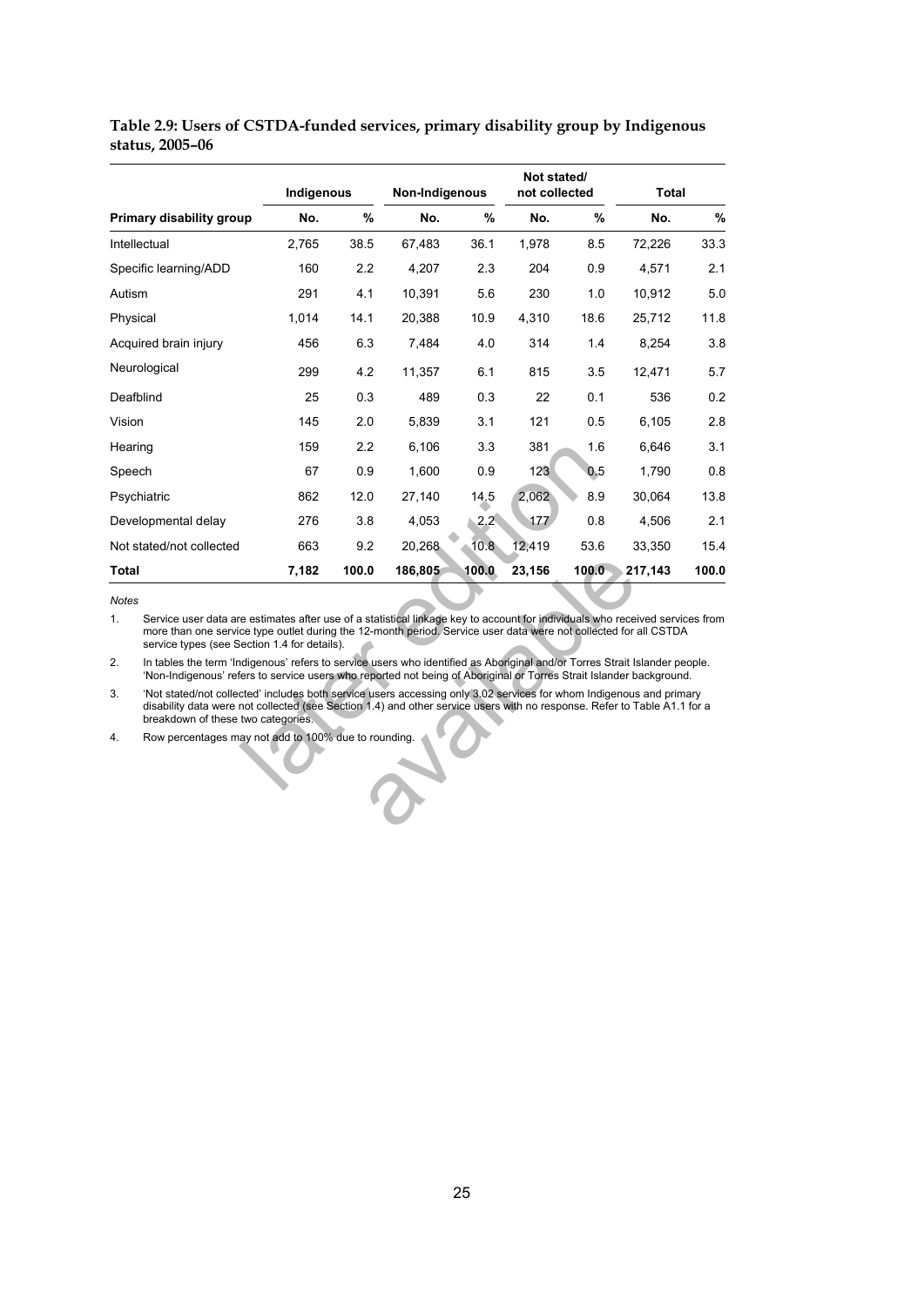**Table 2.9: Users of CSTDA-funded services, primary disability group by Indigenous status, 2005–06**

| | Indigenous | | Non-Indigenous | | Not stated/ not collected | | Total | |
|---|---|---|---|---|---|---|---|---|
| **Primary disability group** | **No.** | **%** | **No.** | **%** | **No.** | **%** | **No.** | **%** |
| Intellectual | 2,765 | 38.5 | 67,483 | 36.1 | 1,978 | 8.5 | 72,226 | 33.3 |
| Specific learning/ADD | 160 | 2.2 | 4,207 | 2.3 | 204 | 0.9 | 4,571 | 2.1 |
| Autism | 291 | 4.1 | 10,391 | 5.6 | 230 | 1.0 | 10,912 | 5.0 |
| Physical | 1,014 | 14.1 | 20,388 | 10.9 | 4,310 | 18.6 | 25,712 | 11.8 |
| Acquired brain injury | 456 | 6.3 | 7,484 | 4.0 | 314 | 1.4 | 8,254 | 3.8 |
| Neurological | 299 | 4.2 | 11,357 | 6.1 | 815 | 3.5 | 12,471 | 5.7 |
| Deafblind | 25 | 0.3 | 489 | 0.3 | 22 | 0.1 | 536 | 0.2 |
| Vision | 145 | 2.0 | 5,839 | 3.1 | 121 | 0.5 | 6,105 | 2.8 |
| Hearing | 159 | 2.2 | 6,106 | 3.3 | 381 | 1.6 | 6,646 | 3.1 |
| Speech | 67 | 0.9 | 1,600 | 0.9 | 123 | 0.5 | 1,790 | 0.8 |
| Psychiatric | 862 | 12.0 | 27,140 | 14.5 | 2,062 | 8.9 | 30,064 | 13.8 |
| Developmental delay | 276 | 3.8 | 4,053 | 2.2 | 177 | 0.8 | 4,506 | 2.1 |
| Not stated/not collected | 663 | 9.2 | 20,268 | 10.8 | 12,419 | 53.6 | 33,350 | 15.4 |
| **Total** | **7,182** | **100.0** | **186,805** | **100.0** | **23,156** | **100.0** | **217,143** | **100.0** |

*Notes*

1. Service user data are estimates after use of a statistical linkage key to account for individuals who received services from more than one service type outlet during the 12-month period. Service user data were not collected for all CSTDA service types (see Section 1.4 for details).
2. In tables the term 'Indigenous' refers to service users who identified as Aboriginal and/or Torres Strait Islander people. 'Non-Indigenous' refers to service users who reported not being of Aboriginal or Torres Strait Islander background.
3. 'Not stated/not collected' includes both service users accessing only 3.02 services for whom Indigenous and primary disability data were not collected (see Section 1.4) and other service users with no response. Refer to Table A1.1 for a breakdown of these two categories.
4. Row percentages may not add to 100% due to rounding.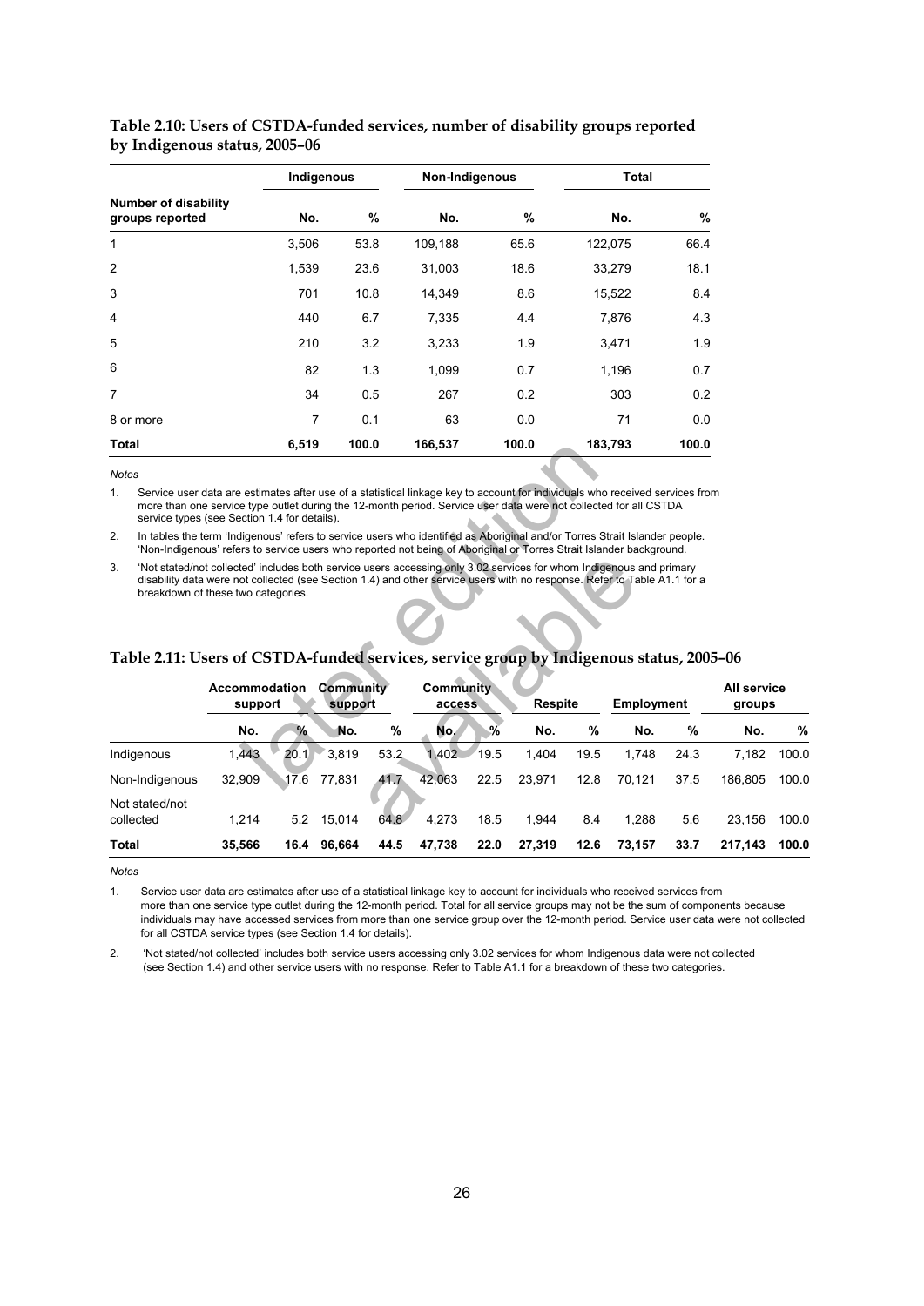**Table 2.10: Users of CSTDA-funded services, number of disability groups reported by Indigenous status, 2005–06**

| Number of disability groups reported | Indigenous | | Non-Indigenous | | Total | |
|---|---|---|---|---|---|---|
| | No. | % | No. | % | No. | % |
| 1 | 3,506 | 53.8 | 109,188 | 65.6 | 122,075 | 66.4 |
| 2 | 1,539 | 23.6 | 31,003 | 18.6 | 33,279 | 18.1 |
| 3 | 701 | 10.8 | 14,349 | 8.6 | 15,522 | 8.4 |
| 4 | 440 | 6.7 | 7,335 | 4.4 | 7,876 | 4.3 |
| 5 | 210 | 3.2 | 3,233 | 1.9 | 3,471 | 1.9 |
| 6 | 82 | 1.3 | 1,099 | 0.7 | 1,196 | 0.7 |
| 7 | 34 | 0.5 | 267 | 0.2 | 303 | 0.2 |
| 8 or more | 7 | 0.1 | 63 | 0.0 | 71 | 0.0 |
| **Total** | **6,519** | **100.0** | **166,537** | **100.0** | **183,793** | **100.0** |

*Notes*

1. Service user data are estimates after use of a statistical linkage key to account for individuals who received services from more than one service type outlet during the 12-month period. Service user data were not collected for all CSTDA service types (see Section 1.4 for details).
2. In tables the term 'Indigenous' refers to service users who identified as Aboriginal and/or Torres Strait Islander people. 'Non-Indigenous' refers to service users who reported not being of Aboriginal or Torres Strait Islander background.
3. 'Not stated/not collected' includes both service users accessing only 3.02 services for whom Indigenous and primary disability data were not collected (see Section 1.4) and other service users with no response. Refer to Table A1.1 for a breakdown of these two categories.

**Table 2.11: Users of CSTDA-funded services, service group by Indigenous status, 2005–06**

| | Accommodation support | | Community support | | Community access | | Respite | | Employment | | All service groups | |
|---|---|---|---|---|---|---|---|---|---|---|---|---|
| | No. | % | No. | % | No. | % | No. | % | No. | % | No. | % |
| Indigenous | 1,443 | 20.1 | 3,819 | 53.2 | 1,402 | 19.5 | 1,404 | 19.5 | 1,748 | 24.3 | 7,182 | 100.0 |
| Non-Indigenous | 32,909 | 17.6 | 77,831 | 41.7 | 42,063 | 22.5 | 23,971 | 12.8 | 70,121 | 37.5 | 186,805 | 100.0 |
| Not stated/not collected | 1,214 | 5.2 | 15,014 | 64.8 | 4,273 | 18.5 | 1,944 | 8.4 | 1,288 | 5.6 | 23,156 | 100.0 |
| **Total** | **35,566** | **16.4** | **96,664** | **44.5** | **47,738** | **22.0** | **27,319** | **12.6** | **73,157** | **33.7** | **217,143** | **100.0** |

*Notes*

1. Service user data are estimates after use of a statistical linkage key to account for individuals who received services from more than one service type outlet during the 12-month period. Total for all service groups may not be the sum of components because individuals may have accessed services from more than one service group over the 12-month period. Service user data were not collected for all CSTDA service types (see Section 1.4 for details).
2. 'Not stated/not collected' includes both service users accessing only 3.02 services for whom Indigenous data were not collected (see Section 1.4) and other service users with no response. Refer to Table A1.1 for a breakdown of these two categories.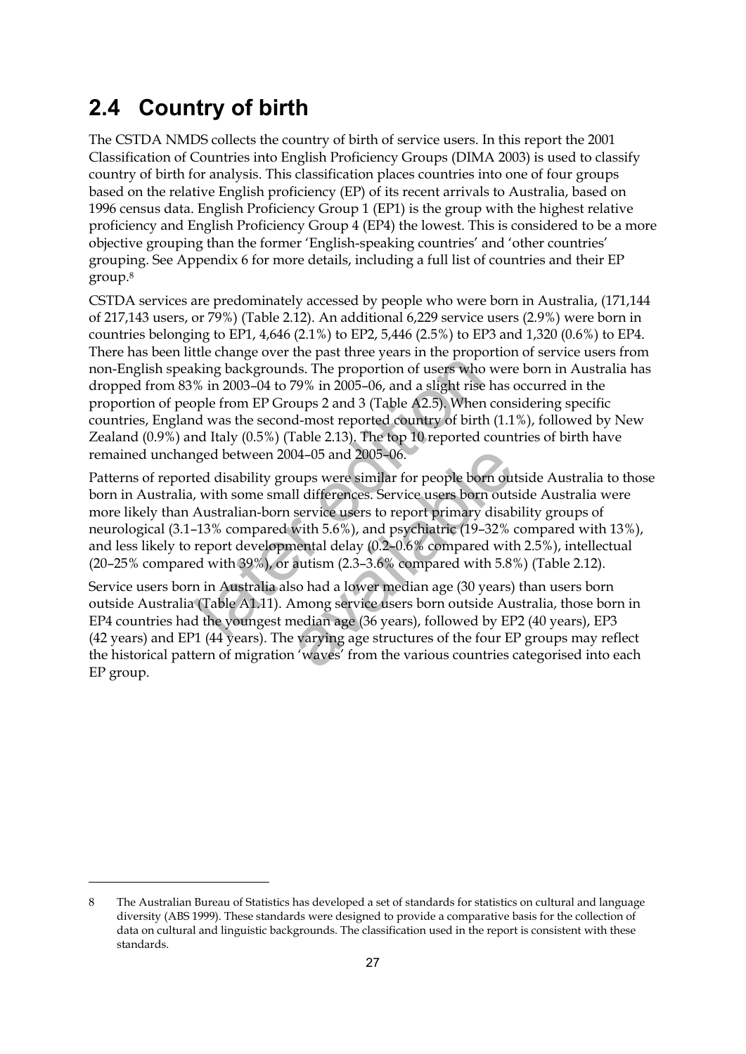## 2.4 Country of birth

The CSTDA NMDS collects the country of birth of service users. In this report the 2001 Classification of Countries into English Proficiency Groups (DIMA 2003) is used to classify country of birth for analysis. This classification places countries into one of four groups based on the relative English proficiency (EP) of its recent arrivals to Australia, based on 1996 census data. English Proficiency Group 1 (EP1) is the group with the highest relative proficiency and English Proficiency Group 4 (EP4) the lowest. This is considered to be a more objective grouping than the former 'English-speaking countries' and 'other countries' grouping. See Appendix 6 for more details, including a full list of countries and their EP group.[8]

CSTDA services are predominately accessed by people who were born in Australia, (171,144 of 217,143 users, or 79%) (Table 2.12). An additional 6,229 service users (2.9%) were born in countries belonging to EP1, 4,646 (2.1%) to EP2, 5,446 (2.5%) to EP3 and 1,320 (0.6%) to EP4. There has been little change over the past three years in the proportion of service users from non-English speaking backgrounds. The proportion of users who were born in Australia has dropped from 83% in 2003–04 to 79% in 2005–06, and a slight rise has occurred in the proportion of people from EP Groups 2 and 3 (Table A2.5). When considering specific countries, England was the second-most reported country of birth (1.1%), followed by New Zealand (0.9%) and Italy (0.5%) (Table 2.13). The top 10 reported countries of birth have remained unchanged between 2004–05 and 2005–06.

Patterns of reported disability groups were similar for people born outside Australia to those born in Australia, with some small differences. Service users born outside Australia were more likely than Australian-born service users to report primary disability groups of neurological (3.1–13% compared with 5.6%), and psychiatric (19–32% compared with 13%), and less likely to report developmental delay (0.2–0.6% compared with 2.5%), intellectual (20–25% compared with 39%), or autism (2.3–3.6% compared with 5.8%) (Table 2.12).

Service users born in Australia also had a lower median age (30 years) than users born outside Australia (Table A1.11). Among service users born outside Australia, those born in EP4 countries had the youngest median age (36 years), followed by EP2 (40 years), EP3 (42 years) and EP1 (44 years). The varying age structures of the four EP groups may reflect the historical pattern of migration 'waves' from the various countries categorised into each EP group.

---

8 The Australian Bureau of Statistics has developed a set of standards for statistics on cultural and language diversity (ABS 1999). These standards were designed to provide a comparative basis for the collection of data on cultural and linguistic backgrounds. The classification used in the report is consistent with these standards.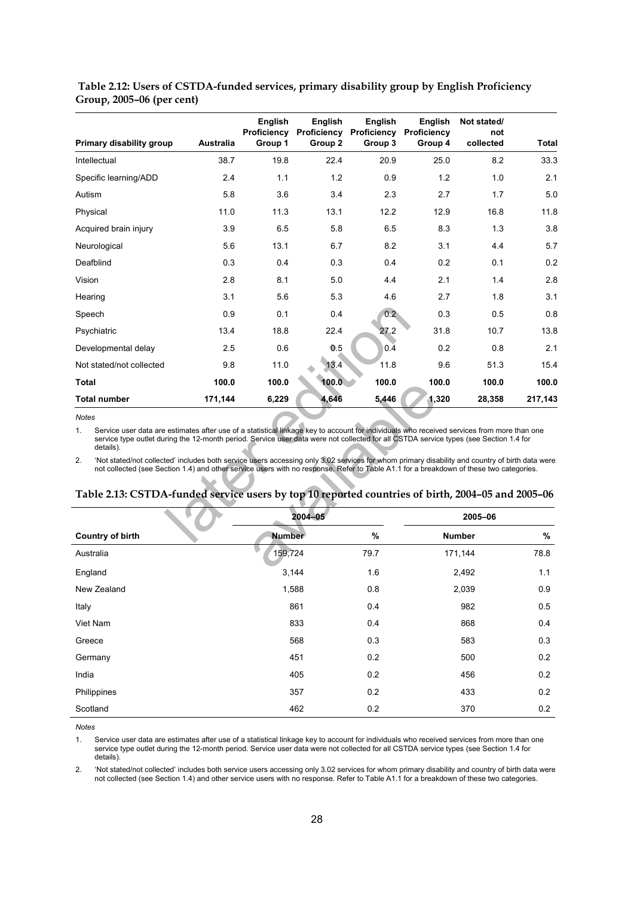**Table 2.12: Users of CSTDA-funded services, primary disability group by English Proficiency Group, 2005–06 (per cent)**

| Primary disability group | Australia | English Proficiency Group 1 | English Proficiency Group 2 | English Proficiency Group 3 | English Proficiency Group 4 | Not stated/ not collected | Total |
|---|---|---|---|---|---|---|---|
| Intellectual | 38.7 | 19.8 | 22.4 | 20.9 | 25.0 | 8.2 | 33.3 |
| Specific learning/ADD | 2.4 | 1.1 | 1.2 | 0.9 | 1.2 | 1.0 | 2.1 |
| Autism | 5.8 | 3.6 | 3.4 | 2.3 | 2.7 | 1.7 | 5.0 |
| Physical | 11.0 | 11.3 | 13.1 | 12.2 | 12.9 | 16.8 | 11.8 |
| Acquired brain injury | 3.9 | 6.5 | 5.8 | 6.5 | 8.3 | 1.3 | 3.8 |
| Neurological | 5.6 | 13.1 | 6.7 | 8.2 | 3.1 | 4.4 | 5.7 |
| Deafblind | 0.3 | 0.4 | 0.3 | 0.4 | 0.2 | 0.1 | 0.2 |
| Vision | 2.8 | 8.1 | 5.0 | 4.4 | 2.1 | 1.4 | 2.8 |
| Hearing | 3.1 | 5.6 | 5.3 | 4.6 | 2.7 | 1.8 | 3.1 |
| Speech | 0.9 | 0.1 | 0.4 | 0.2 | 0.3 | 0.5 | 0.8 |
| Psychiatric | 13.4 | 18.8 | 22.4 | 27.2 | 31.8 | 10.7 | 13.8 |
| Developmental delay | 2.5 | 0.6 | 0.5 | 0.4 | 0.2 | 0.8 | 2.1 |
| Not stated/not collected | 9.8 | 11.0 | 13.4 | 11.8 | 9.6 | 51.3 | 15.4 |
| **Total** | **100.0** | **100.0** | **100.0** | **100.0** | **100.0** | **100.0** | **100.0** |
| **Total number** | **171,144** | **6,229** | **4,646** | **5,446** | **1,320** | **28,358** | **217,143** |

*Notes*

1. Service user data are estimates after use of a statistical linkage key to account for individuals who received services from more than one service type outlet during the 12-month period. Service user data were not collected for all CSTDA service types (see Section 1.4 for details).
2. 'Not stated/not collected' includes both service users accessing only 3.02 services for whom primary disability and country of birth data were not collected (see Section 1.4) and other service users with no response. Refer to Table A1.1 for a breakdown of these two categories.

**Table 2.13: CSTDA-funded service users by top 10 reported countries of birth, 2004–05 and 2005–06**

| | 2004–05 | | 2005–06 | |
|---|---|---|---|---|
| **Country of birth** | **Number** | **%** | **Number** | **%** |
| Australia | 159,724 | 79.7 | 171,144 | 78.8 |
| England | 3,144 | 1.6 | 2,492 | 1.1 |
| New Zealand | 1,588 | 0.8 | 2,039 | 0.9 |
| Italy | 861 | 0.4 | 982 | 0.5 |
| Viet Nam | 833 | 0.4 | 868 | 0.4 |
| Greece | 568 | 0.3 | 583 | 0.3 |
| Germany | 451 | 0.2 | 500 | 0.2 |
| India | 405 | 0.2 | 456 | 0.2 |
| Philippines | 357 | 0.2 | 433 | 0.2 |
| Scotland | 462 | 0.2 | 370 | 0.2 |

*Notes*

1. Service user data are estimates after use of a statistical linkage key to account for individuals who received services from more than one service type outlet during the 12-month period. Service user data were not collected for all CSTDA service types (see Section 1.4 for details).
2. 'Not stated/not collected' includes both service users accessing only 3.02 services for whom primary disability and country of birth data were not collected (see Section 1.4) and other service users with no response. Refer to Table A1.1 for a breakdown of these two categories.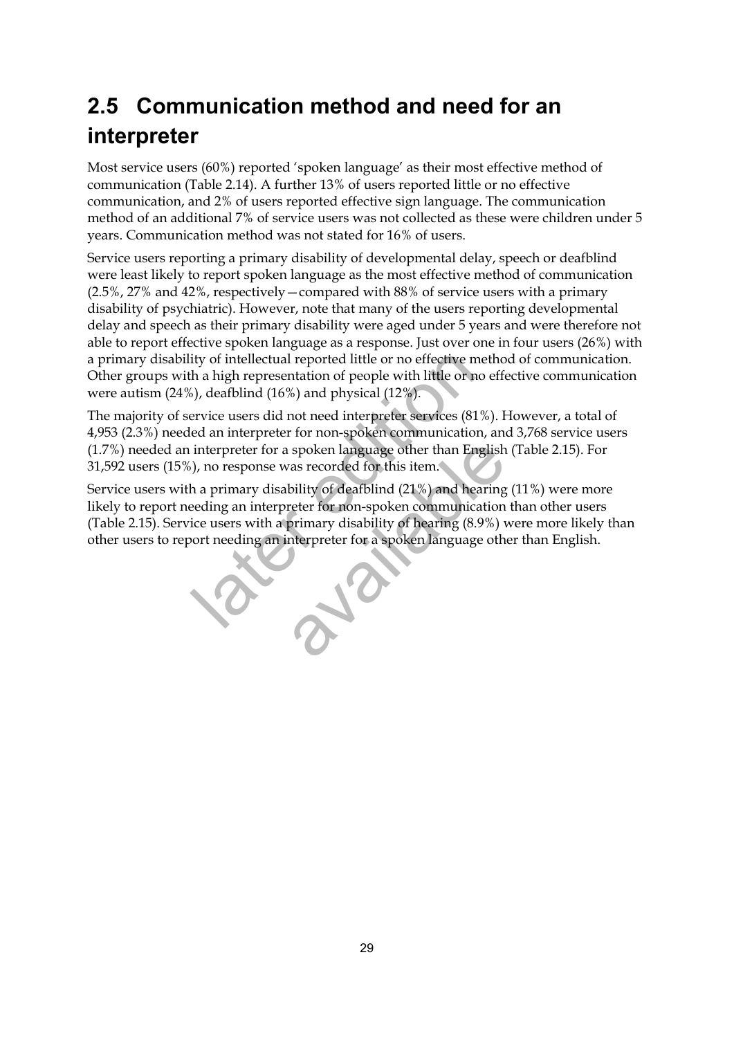## 2.5 Communication method and need for an interpreter

Most service users (60%) reported 'spoken language' as their most effective method of communication (Table 2.14). A further 13% of users reported little or no effective communication, and 2% of users reported effective sign language. The communication method of an additional 7% of service users was not collected as these were children under 5 years. Communication method was not stated for 16% of users.

Service users reporting a primary disability of developmental delay, speech or deafblind were least likely to report spoken language as the most effective method of communication (2.5%, 27% and 42%, respectively—compared with 88% of service users with a primary disability of psychiatric). However, note that many of the users reporting developmental delay and speech as their primary disability were aged under 5 years and were therefore not able to report effective spoken language as a response. Just over one in four users (26%) with a primary disability of intellectual reported little or no effective method of communication. Other groups with a high representation of people with little or no effective communication were autism (24%), deafblind (16%) and physical (12%).

The majority of service users did not need interpreter services (81%). However, a total of 4,953 (2.3%) needed an interpreter for non-spoken communication, and 3,768 service users (1.7%) needed an interpreter for a spoken language other than English (Table 2.15). For 31,592 users (15%), no response was recorded for this item.

Service users with a primary disability of deafblind (21%) and hearing (11%) were more likely to report needing an interpreter for non-spoken communication than other users (Table 2.15). Service users with a primary disability of hearing (8.9%) were more likely than other users to report needing an interpreter for a spoken language other than English.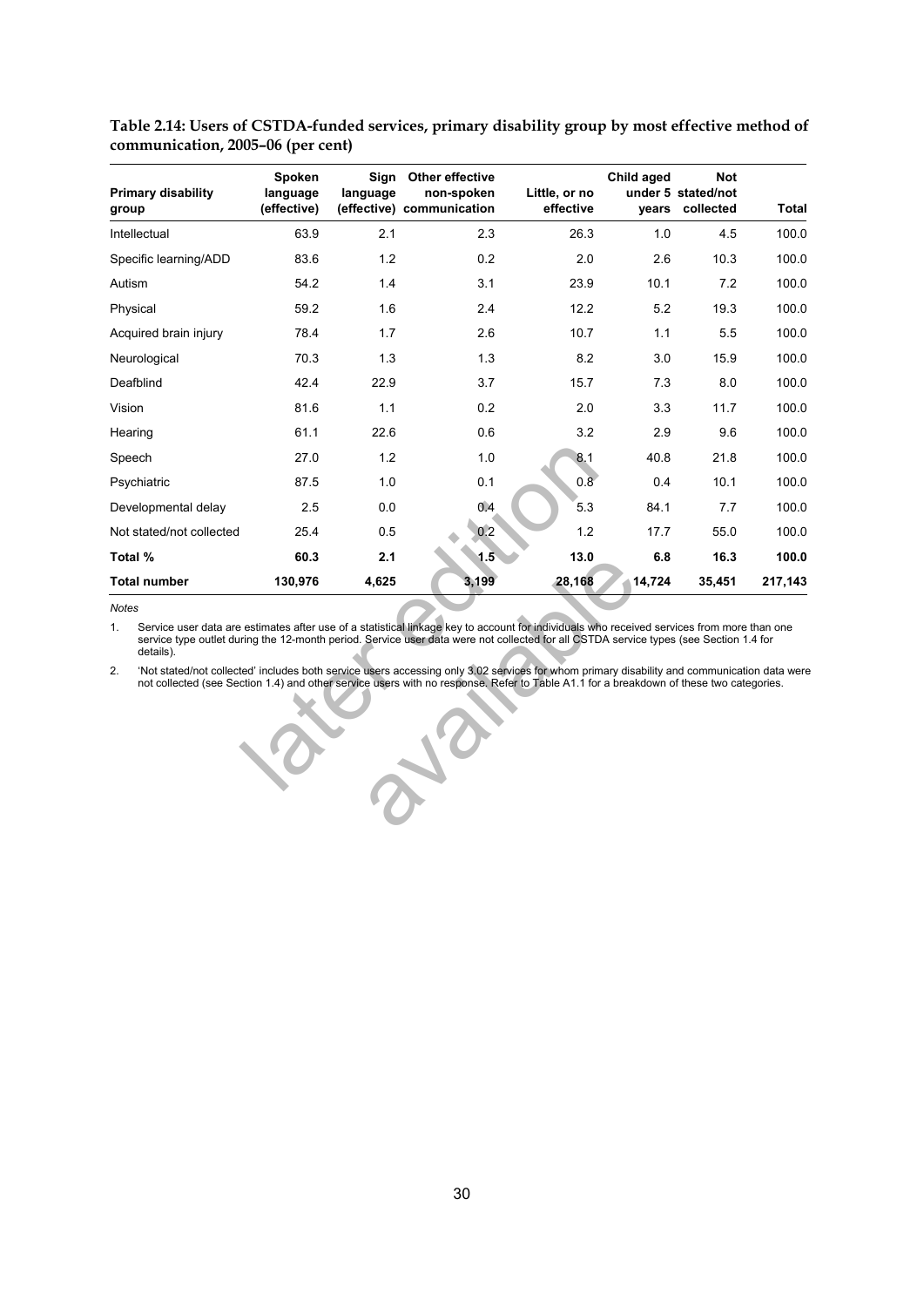**Table 2.14: Users of CSTDA-funded services, primary disability group by most effective method of communication, 2005–06 (per cent)**

| Primary disability group | Spoken language (effective) | Sign language (effective) | Other effective non-spoken communication | Little, or no effective | Child aged under 5 years | Not stated/not collected | Total |
|---|---|---|---|---|---|---|---|
| Intellectual | 63.9 | 2.1 | 2.3 | 26.3 | 1.0 | 4.5 | 100.0 |
| Specific learning/ADD | 83.6 | 1.2 | 0.2 | 2.0 | 2.6 | 10.3 | 100.0 |
| Autism | 54.2 | 1.4 | 3.1 | 23.9 | 10.1 | 7.2 | 100.0 |
| Physical | 59.2 | 1.6 | 2.4 | 12.2 | 5.2 | 19.3 | 100.0 |
| Acquired brain injury | 78.4 | 1.7 | 2.6 | 10.7 | 1.1 | 5.5 | 100.0 |
| Neurological | 70.3 | 1.3 | 1.3 | 8.2 | 3.0 | 15.9 | 100.0 |
| Deafblind | 42.4 | 22.9 | 3.7 | 15.7 | 7.3 | 8.0 | 100.0 |
| Vision | 81.6 | 1.1 | 0.2 | 2.0 | 3.3 | 11.7 | 100.0 |
| Hearing | 61.1 | 22.6 | 0.6 | 3.2 | 2.9 | 9.6 | 100.0 |
| Speech | 27.0 | 1.2 | 1.0 | 8.1 | 40.8 | 21.8 | 100.0 |
| Psychiatric | 87.5 | 1.0 | 0.1 | 0.8 | 0.4 | 10.1 | 100.0 |
| Developmental delay | 2.5 | 0.0 | 0.4 | 5.3 | 84.1 | 7.7 | 100.0 |
| Not stated/not collected | 25.4 | 0.5 | 0.2 | 1.2 | 17.7 | 55.0 | 100.0 |
| **Total %** | **60.3** | **2.1** | **1.5** | **13.0** | **6.8** | **16.3** | **100.0** |
| **Total number** | **130,976** | **4,625** | **3,199** | **28,168** | **14,724** | **35,451** | **217,143** |

*Notes*

1. Service user data are estimates after use of a statistical linkage key to account for individuals who received services from more than one service type outlet during the 12-month period. Service user data were not collected for all CSTDA service types (see Section 1.4 for details).
2. 'Not stated/not collected' includes both service users accessing only 3.02 services for whom primary disability and communication data were not collected (see Section 1.4) and other service users with no response. Refer to Table A1.1 for a breakdown of these two categories.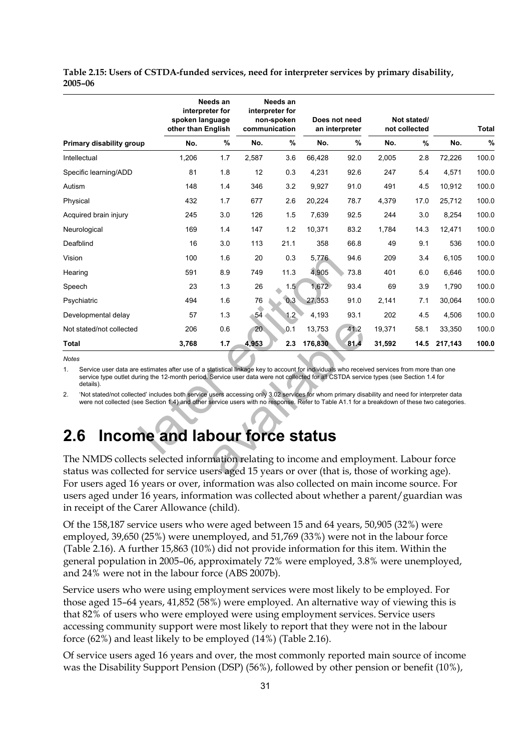**Table 2.15: Users of CSTDA-funded services, need for interpreter services by primary disability, 2005–06**

| Primary disability group | Needs an interpreter for spoken language other than English | | Needs an interpreter for non-spoken communication | | Does not need an interpreter | | Not stated/ not collected | | Total | |
|---|---|---|---|---|---|---|---|---|---|---|
| | No. | % | No. | % | No. | % | No. | % | No. | % |
| Intellectual | 1,206 | 1.7 | 2,587 | 3.6 | 66,428 | 92.0 | 2,005 | 2.8 | 72,226 | 100.0 |
| Specific learning/ADD | 81 | 1.8 | 12 | 0.3 | 4,231 | 92.6 | 247 | 5.4 | 4,571 | 100.0 |
| Autism | 148 | 1.4 | 346 | 3.2 | 9,927 | 91.0 | 491 | 4.5 | 10,912 | 100.0 |
| Physical | 432 | 1.7 | 677 | 2.6 | 20,224 | 78.7 | 4,379 | 17.0 | 25,712 | 100.0 |
| Acquired brain injury | 245 | 3.0 | 126 | 1.5 | 7,639 | 92.5 | 244 | 3.0 | 8,254 | 100.0 |
| Neurological | 169 | 1.4 | 147 | 1.2 | 10,371 | 83.2 | 1,784 | 14.3 | 12,471 | 100.0 |
| Deafblind | 16 | 3.0 | 113 | 21.1 | 358 | 66.8 | 49 | 9.1 | 536 | 100.0 |
| Vision | 100 | 1.6 | 20 | 0.3 | 5,776 | 94.6 | 209 | 3.4 | 6,105 | 100.0 |
| Hearing | 591 | 8.9 | 749 | 11.3 | 4,905 | 73.8 | 401 | 6.0 | 6,646 | 100.0 |
| Speech | 23 | 1.3 | 26 | 1.5 | 1,672 | 93.4 | 69 | 3.9 | 1,790 | 100.0 |
| Psychiatric | 494 | 1.6 | 76 | 0.3 | 27,353 | 91.0 | 2,141 | 7.1 | 30,064 | 100.0 |
| Developmental delay | 57 | 1.3 | 54 | 1.2 | 4,193 | 93.1 | 202 | 4.5 | 4,506 | 100.0 |
| Not stated/not collected | 206 | 0.6 | 20 | 0.1 | 13,753 | 41.2 | 19,371 | 58.1 | 33,350 | 100.0 |
| **Total** | **3,768** | **1.7** | **4,953** | **2.3** | **176,830** | **81.4** | **31,592** | **14.5** | **217,143** | **100.0** |

*Notes*

1. Service user data are estimates after use of a statistical linkage key to account for individuals who received services from more than one service type outlet during the 12-month period. Service user data were not collected for all CSTDA service types (see Section 1.4 for details).
2. 'Not stated/not collected' includes both service users accessing only 3.02 services for whom primary disability and need for interpreter data were not collected (see Section 1.4) and other service users with no response. Refer to Table A1.1 for a breakdown of these two categories.

## 2.6 Income and labour force status

The NMDS collects selected information relating to income and employment. Labour force status was collected for service users aged 15 years or over (that is, those of working age). For users aged 16 years or over, information was also collected on main income source. For users aged under 16 years, information was collected about whether a parent/guardian was in receipt of the Carer Allowance (child).

Of the 158,187 service users who were aged between 15 and 64 years, 50,905 (32%) were employed, 39,650 (25%) were unemployed, and 51,769 (33%) were not in the labour force (Table 2.16). A further 15,863 (10%) did not provide information for this item. Within the general population in 2005–06, approximately 72% were employed, 3.8% were unemployed, and 24% were not in the labour force (ABS 2007b).

Service users who were using employment services were most likely to be employed. For those aged 15–64 years, 41,852 (58%) were employed. An alternative way of viewing this is that 82% of users who were employed were using employment services. Service users accessing community support were most likely to report that they were not in the labour force (62%) and least likely to be employed (14%) (Table 2.16).

Of service users aged 16 years and over, the most commonly reported main source of income was the Disability Support Pension (DSP) (56%), followed by other pension or benefit (10%),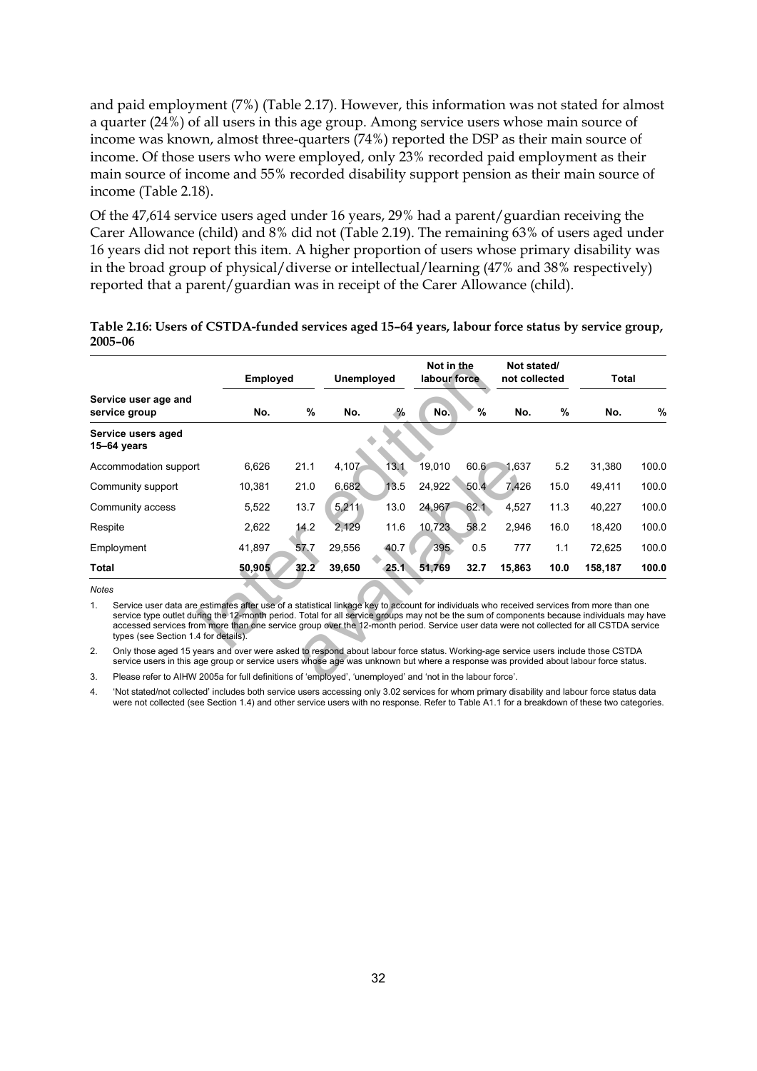and paid employment (7%) (Table 2.17). However, this information was not stated for almost a quarter (24%) of all users in this age group. Among service users whose main source of income was known, almost three-quarters (74%) reported the DSP as their main source of income. Of those users who were employed, only 23% recorded paid employment as their main source of income and 55% recorded disability support pension as their main source of income (Table 2.18).

Of the 47,614 service users aged under 16 years, 29% had a parent/guardian receiving the Carer Allowance (child) and 8% did not (Table 2.19). The remaining 63% of users aged under 16 years did not report this item. A higher proportion of users whose primary disability was in the broad group of physical/diverse or intellectual/learning (47% and 38% respectively) reported that a parent/guardian was in receipt of the Carer Allowance (child).

**Table 2.16: Users of CSTDA-funded services aged 15–64 years, labour force status by service group, 2005–06**

| | Employed | | Unemployed | | Not in the labour force | | Not stated/ not collected | | Total | |
|---|---|---|---|---|---|---|---|---|---|---|
| **Service user age and service group** | **No.** | **%** | **No.** | **%** | **No.** | **%** | **No.** | **%** | **No.** | **%** |
| **Service users aged 15–64 years** | | | | | | | | | | |
| Accommodation support | 6,626 | 21.1 | 4,107 | 13.1 | 19,010 | 60.6 | 1,637 | 5.2 | 31,380 | 100.0 |
| Community support | 10,381 | 21.0 | 6,682 | 13.5 | 24,922 | 50.4 | 7,426 | 15.0 | 49,411 | 100.0 |
| Community access | 5,522 | 13.7 | 5,211 | 13.0 | 24,967 | 62.1 | 4,527 | 11.3 | 40,227 | 100.0 |
| Respite | 2,622 | 14.2 | 2,129 | 11.6 | 10,723 | 58.2 | 2,946 | 16.0 | 18,420 | 100.0 |
| Employment | 41,897 | 57.7 | 29,556 | 40.7 | 395 | 0.5 | 777 | 1.1 | 72,625 | 100.0 |
| **Total** | **50,905** | **32.2** | **39,650** | **25.1** | **51,769** | **32.7** | **15,863** | **10.0** | **158,187** | **100.0** |

*Notes*

1. Service user data are estimates after use of a statistical linkage key to account for individuals who received services from more than one service type outlet during the 12-month period. Total for all service groups may not be the sum of components because individuals may have accessed services from more than one service group over the 12-month period. Service user data were not collected for all CSTDA service types (see Section 1.4 for details).
2. Only those aged 15 years and over were asked to respond about labour force status. Working-age service users include those CSTDA service users in this age group or service users whose age was unknown but where a response was provided about labour force status.
3. Please refer to AIHW 2005a for full definitions of 'employed', 'unemployed' and 'not in the labour force'.
4. 'Not stated/not collected' includes both service users accessing only 3.02 services for whom primary disability and labour force status data were not collected (see Section 1.4) and other service users with no response. Refer to Table A1.1 for a breakdown of these two categories.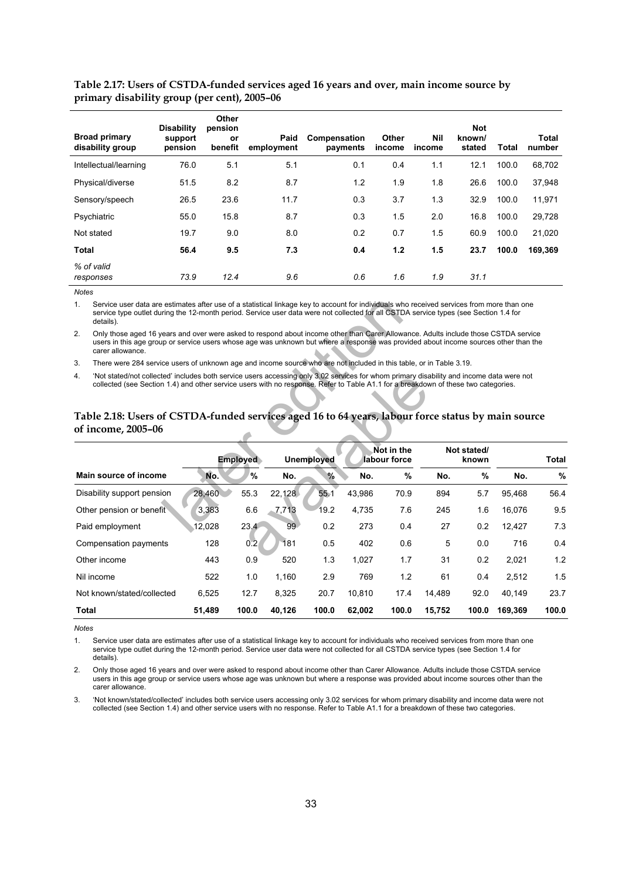**Table 2.17: Users of CSTDA-funded services aged 16 years and over, main income source by primary disability group (per cent), 2005–06**

| Broad primary disability group | Disability support pension | Other pension or benefit | Paid employment | Compensation payments | Other income | Nil income | Not known/ stated | Total | Total number |
|---|---|---|---|---|---|---|---|---|---|
| Intellectual/learning | 76.0 | 5.1 | 5.1 | 0.1 | 0.4 | 1.1 | 12.1 | 100.0 | 68,702 |
| Physical/diverse | 51.5 | 8.2 | 8.7 | 1.2 | 1.9 | 1.8 | 26.6 | 100.0 | 37,948 |
| Sensory/speech | 26.5 | 23.6 | 11.7 | 0.3 | 3.7 | 1.3 | 32.9 | 100.0 | 11,971 |
| Psychiatric | 55.0 | 15.8 | 8.7 | 0.3 | 1.5 | 2.0 | 16.8 | 100.0 | 29,728 |
| Not stated | 19.7 | 9.0 | 8.0 | 0.2 | 0.7 | 1.5 | 60.9 | 100.0 | 21,020 |
| **Total** | **56.4** | **9.5** | **7.3** | **0.4** | **1.2** | **1.5** | **23.7** | **100.0** | **169,369** |
| *% of valid responses* | *73.9* | *12.4* | *9.6* | *0.6* | *1.6* | *1.9* | *31.1* | | |

*Notes*

1. Service user data are estimates after use of a statistical linkage key to account for individuals who received services from more than one service type outlet during the 12-month period. Service user data were not collected for all CSTDA service types (see Section 1.4 for details).
2. Only those aged 16 years and over were asked to respond about income other than Carer Allowance. Adults include those CSTDA service users in this age group or service users whose age was unknown but where a response was provided about income sources other than the carer allowance.
3. There were 284 service users of unknown age and income source who are not included in this table, or in Table 3.19.
4. 'Not stated/not collected' includes both service users accessing only 3.02 services for whom primary disability and income data were not collected (see Section 1.4) and other service users with no response. Refer to Table A1.1 for a breakdown of these two categories.

**Table 2.18: Users of CSTDA-funded services aged 16 to 64 years, labour force status by main source of income, 2005–06**

| | Employed | | Unemployed | | Not in the labour force | | Not stated/ known | | Total | |
|---|---|---|---|---|---|---|---|---|---|---|
| **Main source of income** | **No.** | **%** | **No.** | **%** | **No.** | **%** | **No.** | **%** | **No.** | **%** |
| Disability support pension | 28,460 | 55.3 | 22,128 | 55.1 | 43,986 | 70.9 | 894 | 5.7 | 95,468 | 56.4 |
| Other pension or benefit | 3,383 | 6.6 | 7,713 | 19.2 | 4,735 | 7.6 | 245 | 1.6 | 16,076 | 9.5 |
| Paid employment | 12,028 | 23.4 | 99 | 0.2 | 273 | 0.4 | 27 | 0.2 | 12,427 | 7.3 |
| Compensation payments | 128 | 0.2 | 181 | 0.5 | 402 | 0.6 | 5 | 0.0 | 716 | 0.4 |
| Other income | 443 | 0.9 | 520 | 1.3 | 1,027 | 1.7 | 31 | 0.2 | 2,021 | 1.2 |
| Nil income | 522 | 1.0 | 1,160 | 2.9 | 769 | 1.2 | 61 | 0.4 | 2,512 | 1.5 |
| Not known/stated/collected | 6,525 | 12.7 | 8,325 | 20.7 | 10,810 | 17.4 | 14,489 | 92.0 | 40,149 | 23.7 |
| **Total** | **51,489** | **100.0** | **40,126** | **100.0** | **62,002** | **100.0** | **15,752** | **100.0** | **169,369** | **100.0** |

*Notes*

1. Service user data are estimates after use of a statistical linkage key to account for individuals who received services from more than one service type outlet during the 12-month period. Service user data were not collected for all CSTDA service types (see Section 1.4 for details).
2. Only those aged 16 years and over were asked to respond about income other than Carer Allowance. Adults include those CSTDA service users in this age group or service users whose age was unknown but where a response was provided about income sources other than the carer allowance.
3. 'Not known/stated/collected' includes both service users accessing only 3.02 services for whom primary disability and income data were not collected (see Section 1.4) and other service users with no response. Refer to Table A1.1 for a breakdown of these two categories.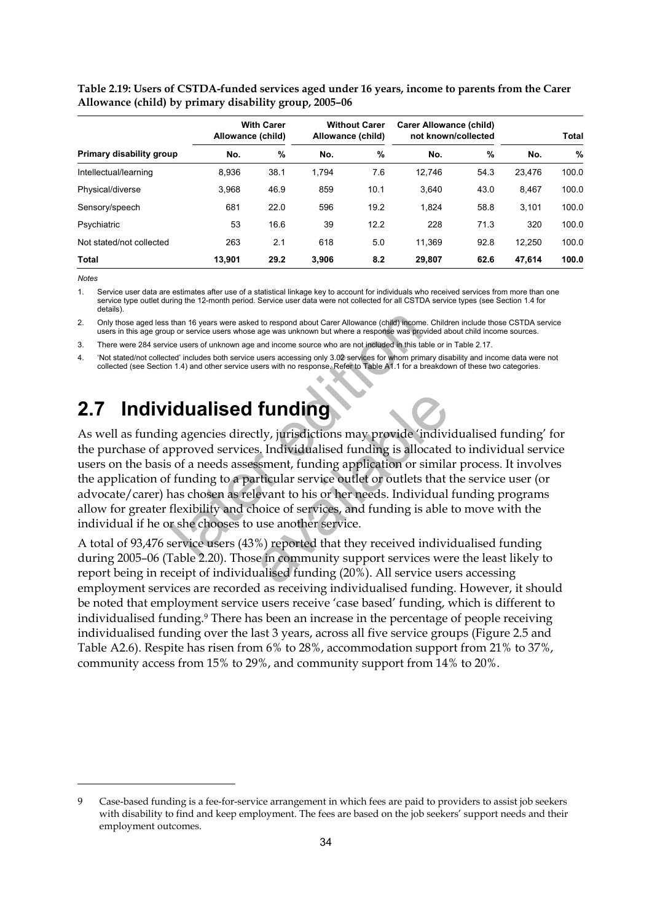**Table 2.19: Users of CSTDA-funded services aged under 16 years, income to parents from the Carer Allowance (child) by primary disability group, 2005–06**

| | With Carer Allowance (child) | | Without Carer Allowance (child) | | Carer Allowance (child) not known/collected | | Total | |
|---|---|---|---|---|---|---|---|---|
| **Primary disability group** | **No.** | **%** | **No.** | **%** | **No.** | **%** | **No.** | **%** |
| Intellectual/learning | 8,936 | 38.1 | 1,794 | 7.6 | 12,746 | 54.3 | 23,476 | 100.0 |
| Physical/diverse | 3,968 | 46.9 | 859 | 10.1 | 3,640 | 43.0 | 8,467 | 100.0 |
| Sensory/speech | 681 | 22.0 | 596 | 19.2 | 1,824 | 58.8 | 3,101 | 100.0 |
| Psychiatric | 53 | 16.6 | 39 | 12.2 | 228 | 71.3 | 320 | 100.0 |
| Not stated/not collected | 263 | 2.1 | 618 | 5.0 | 11,369 | 92.8 | 12,250 | 100.0 |
| **Total** | **13,901** | **29.2** | **3,906** | **8.2** | **29,807** | **62.6** | **47,614** | **100.0** |

*Notes*

1. Service user data are estimates after use of a statistical linkage key to account for individuals who received services from more than one service type outlet during the 12-month period. Service user data were not collected for all CSTDA service types (see Section 1.4 for details).
2. Only those aged less than 16 years were asked to respond about Carer Allowance (child) income. Children include those CSTDA service users in this age group or service users whose age was unknown but where a response was provided about child income sources.
3. There were 284 service users of unknown age and income source who are not included in this table or in Table 2.17.
4. 'Not stated/not collected' includes both service users accessing only 3.02 services for whom primary disability and income data were not collected (see Section 1.4) and other service users with no response. Refer to Table A1.1 for a breakdown of these two categories.

# 2.7 Individualised funding

As well as funding agencies directly, jurisdictions may provide 'individualised funding' for the purchase of approved services. Individualised funding is allocated to individual service users on the basis of a needs assessment, funding application or similar process. It involves the application of funding to a particular service outlet or outlets that the service user (or advocate/carer) has chosen as relevant to his or her needs. Individual funding programs allow for greater flexibility and choice of services, and funding is able to move with the individual if he or she chooses to use another service.

A total of 93,476 service users (43%) reported that they received individualised funding during 2005–06 (Table 2.20). Those in community support services were the least likely to report being in receipt of individualised funding (20%). All service users accessing employment services are recorded as receiving individualised funding. However, it should be noted that employment service users receive 'case based' funding, which is different to individualised funding.[9] There has been an increase in the percentage of people receiving individualised funding over the last 3 years, across all five service groups (Figure 2.5 and Table A2.6). Respite has risen from 6% to 28%, accommodation support from 21% to 37%, community access from 15% to 29%, and community support from 14% to 20%.

---

9 Case-based funding is a fee-for-service arrangement in which fees are paid to providers to assist job seekers with disability to find and keep employment. The fees are based on the job seekers' support needs and their employment outcomes.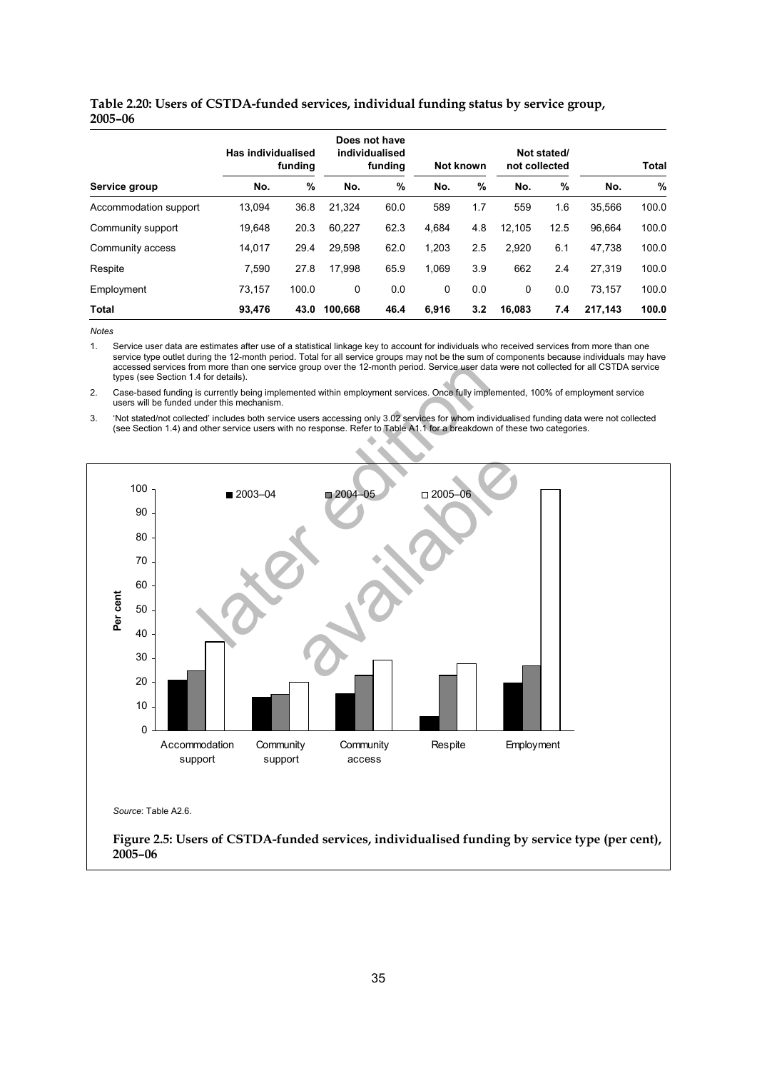**Table 2.20: Users of CSTDA-funded services, individual funding status by service group, 2005–06**

| | Has individualised funding | | Does not have individualised funding | | Not known | | Not stated/ not collected | | Total | |
|---|---|---|---|---|---|---|---|---|---|---|
| **Service group** | **No.** | **%** | **No.** | **%** | **No.** | **%** | **No.** | **%** | **No.** | **%** |
| Accommodation support | 13,094 | 36.8 | 21,324 | 60.0 | 589 | 1.7 | 559 | 1.6 | 35,566 | 100.0 |
| Community support | 19,648 | 20.3 | 60,227 | 62.3 | 4,684 | 4.8 | 12,105 | 12.5 | 96,664 | 100.0 |
| Community access | 14,017 | 29.4 | 29,598 | 62.0 | 1,203 | 2.5 | 2,920 | 6.1 | 47,738 | 100.0 |
| Respite | 7,590 | 27.8 | 17,998 | 65.9 | 1,069 | 3.9 | 662 | 2.4 | 27,319 | 100.0 |
| Employment | 73,157 | 100.0 | 0 | 0.0 | 0 | 0.0 | 0 | 0.0 | 73,157 | 100.0 |
| **Total** | **93,476** | **43.0** | **100,668** | **46.4** | **6,916** | **3.2** | **16,083** | **7.4** | **217,143** | **100.0** |

*Notes*

1. Service user data are estimates after use of a statistical linkage key to account for individuals who received services from more than one service type outlet during the 12-month period. Total for all service groups may not be the sum of components because individuals may have accessed services from more than one service group over the 12-month period. Service user data were not collected for all CSTDA service types (see Section 1.4 for details).
2. Case-based funding is currently being implemented within employment services. Once fully implemented, 100% of employment service users will be funded under this mechanism.
3. 'Not stated/not collected' includes both service users accessing only 3.02 services for whom individualised funding data were not collected (see Section 1.4) and other service users with no response. Refer to Table A1.1 for a breakdown of these two categories.

*Source*: Table A2.6.

**Figure 2.5: Users of CSTDA-funded services, individualised funding by service type (per cent), 2005–06**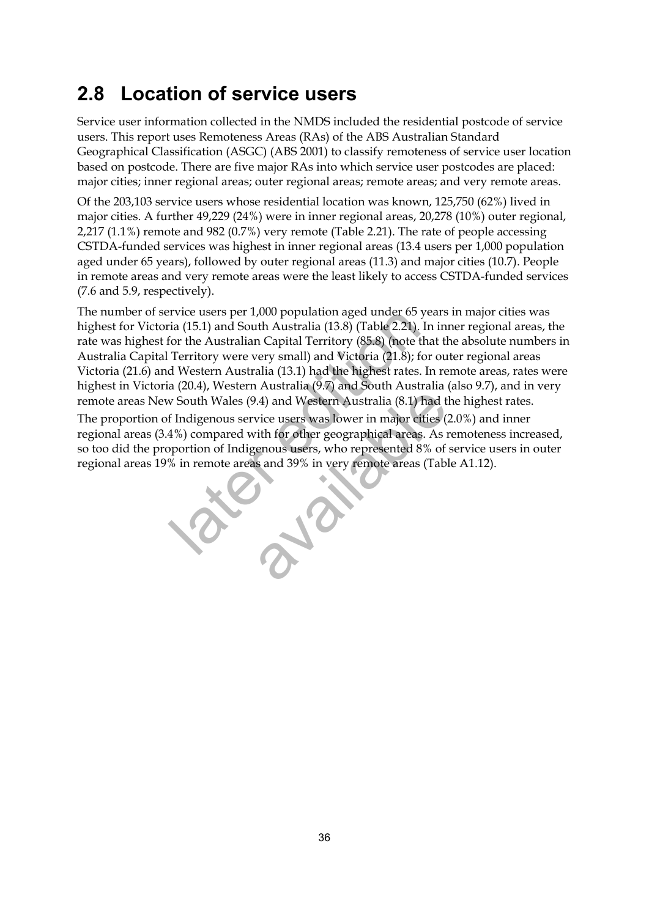## 2.8 Location of service users

Service user information collected in the NMDS included the residential postcode of service users. This report uses Remoteness Areas (RAs) of the ABS Australian Standard Geographical Classification (ASGC) (ABS 2001) to classify remoteness of service user location based on postcode. There are five major RAs into which service user postcodes are placed: major cities; inner regional areas; outer regional areas; remote areas; and very remote areas.

Of the 203,103 service users whose residential location was known, 125,750 (62%) lived in major cities. A further 49,229 (24%) were in inner regional areas, 20,278 (10%) outer regional, 2,217 (1.1%) remote and 982 (0.7%) very remote (Table 2.21). The rate of people accessing CSTDA-funded services was highest in inner regional areas (13.4 users per 1,000 population aged under 65 years), followed by outer regional areas (11.3) and major cities (10.7). People in remote areas and very remote areas were the least likely to access CSTDA-funded services (7.6 and 5.9, respectively).

The number of service users per 1,000 population aged under 65 years in major cities was highest for Victoria (15.1) and South Australia (13.8) (Table 2.21). In inner regional areas, the rate was highest for the Australian Capital Territory (85.8) (note that the absolute numbers in Australia Capital Territory were very small) and Victoria (21.8); for outer regional areas Victoria (21.6) and Western Australia (13.1) had the highest rates. In remote areas, rates were highest in Victoria (20.4), Western Australia (9.7) and South Australia (also 9.7), and in very remote areas New South Wales (9.4) and Western Australia (8.1) had the highest rates.

The proportion of Indigenous service users was lower in major cities (2.0%) and inner regional areas (3.4%) compared with for other geographical areas. As remoteness increased, so too did the proportion of Indigenous users, who represented 8% of service users in outer regional areas 19% in remote areas and 39% in very remote areas (Table A1.12).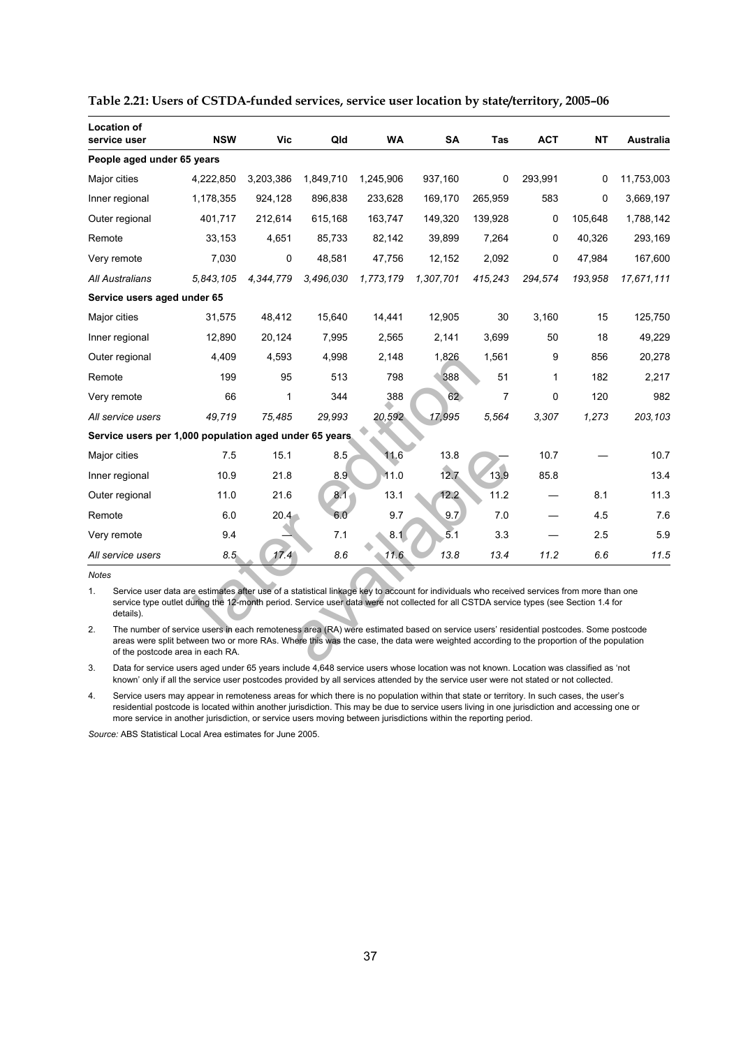**Table 2.21: Users of CSTDA-funded services, service user location by state/territory, 2005–06**

| Location of service user | NSW | Vic | Qld | WA | SA | Tas | ACT | NT | Australia |
|---|---|---|---|---|---|---|---|---|---|
| **People aged under 65 years** | | | | | | | | | |
| Major cities | 4,222,850 | 3,203,386 | 1,849,710 | 1,245,906 | 937,160 | 0 | 293,991 | 0 | 11,753,003 |
| Inner regional | 1,178,355 | 924,128 | 896,838 | 233,628 | 169,170 | 265,959 | 583 | 0 | 3,669,197 |
| Outer regional | 401,717 | 212,614 | 615,168 | 163,747 | 149,320 | 139,928 | 0 | 105,648 | 1,788,142 |
| Remote | 33,153 | 4,651 | 85,733 | 82,142 | 39,899 | 7,264 | 0 | 40,326 | 293,169 |
| Very remote | 7,030 | 0 | 48,581 | 47,756 | 12,152 | 2,092 | 0 | 47,984 | 167,600 |
| *All Australians* | *5,843,105* | *4,344,779* | *3,496,030* | *1,773,179* | *1,307,701* | *415,243* | *294,574* | *193,958* | *17,671,111* |
| **Service users aged under 65** | | | | | | | | | |
| Major cities | 31,575 | 48,412 | 15,640 | 14,441 | 12,905 | 30 | 3,160 | 15 | 125,750 |
| Inner regional | 12,890 | 20,124 | 7,995 | 2,565 | 2,141 | 3,699 | 50 | 18 | 49,229 |
| Outer regional | 4,409 | 4,593 | 4,998 | 2,148 | 1,826 | 1,561 | 9 | 856 | 20,278 |
| Remote | 199 | 95 | 513 | 798 | 388 | 51 | 1 | 182 | 2,217 |
| Very remote | 66 | 1 | 344 | 388 | 62 | 7 | 0 | 120 | 982 |
| *All service users* | *49,719* | *75,485* | *29,993* | *20,592* | *17,995* | *5,564* | *3,307* | *1,273* | *203,103* |
| **Service users per 1,000 population aged under 65 years** | | | | | | | | | |
| Major cities | 7.5 | 15.1 | 8.5 | 11.6 | 13.8 | — | 10.7 | — | 10.7 |
| Inner regional | 10.9 | 21.8 | 8.9 | 11.0 | 12.7 | 13.9 | 85.8 | | 13.4 |
| Outer regional | 11.0 | 21.6 | 8.1 | 13.1 | 12.2 | 11.2 | — | 8.1 | 11.3 |
| Remote | 6.0 | 20.4 | 6.0 | 9.7 | 9.7 | 7.0 | — | 4.5 | 7.6 |
| Very remote | 9.4 | — | 7.1 | 8.1 | 5.1 | 3.3 | — | 2.5 | 5.9 |
| *All service users* | *8.5* | *17.4* | *8.6* | *11.6* | *13.8* | *13.4* | *11.2* | *6.6* | *11.5* |

*Notes*

1. Service user data are estimates after use of a statistical linkage key to account for individuals who received services from more than one service type outlet during the 12-month period. Service user data were not collected for all CSTDA service types (see Section 1.4 for details).
2. The number of service users in each remoteness area (RA) were estimated based on service users' residential postcodes. Some postcode areas were split between two or more RAs. Where this was the case, the data were weighted according to the proportion of the population of the postcode area in each RA.
3. Data for service users aged under 65 years include 4,648 service users whose location was not known. Location was classified as 'not known' only if all the service user postcodes provided by all services attended by the service user were not stated or not collected.
4. Service users may appear in remoteness areas for which there is no population within that state or territory. In such cases, the user's residential postcode is located within another jurisdiction. This may be due to service users living in one jurisdiction and accessing one or more service in another jurisdiction, or service users moving between jurisdictions within the reporting period.

*Source:* ABS Statistical Local Area estimates for June 2005.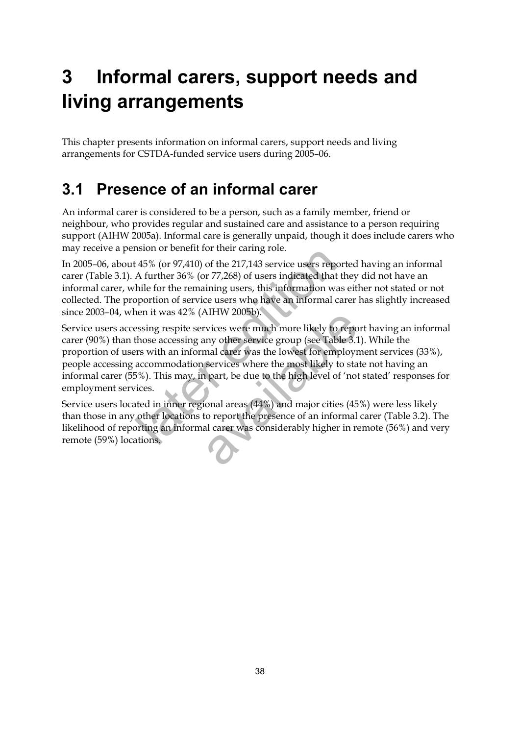# 3 Informal carers, support needs and living arrangements

This chapter presents information on informal carers, support needs and living arrangements for CSTDA-funded service users during 2005–06.

## 3.1 Presence of an informal carer

An informal carer is considered to be a person, such as a family member, friend or neighbour, who provides regular and sustained care and assistance to a person requiring support (AIHW 2005a). Informal care is generally unpaid, though it does include carers who may receive a pension or benefit for their caring role.

In 2005–06, about 45% (or 97,410) of the 217,143 service users reported having an informal carer (Table 3.1). A further 36% (or 77,268) of users indicated that they did not have an informal carer, while for the remaining users, this information was either not stated or not collected. The proportion of service users who have an informal carer has slightly increased since 2003–04, when it was 42% (AIHW 2005b).

Service users accessing respite services were much more likely to report having an informal carer (90%) than those accessing any other service group (see Table 3.1). While the proportion of users with an informal carer was the lowest for employment services (33%), people accessing accommodation services where the most likely to state not having an informal carer (55%). This may, in part, be due to the high level of 'not stated' responses for employment services.

Service users located in inner regional areas (44%) and major cities (45%) were less likely than those in any other locations to report the presence of an informal carer (Table 3.2). The likelihood of reporting an informal carer was considerably higher in remote (56%) and very remote (59%) locations.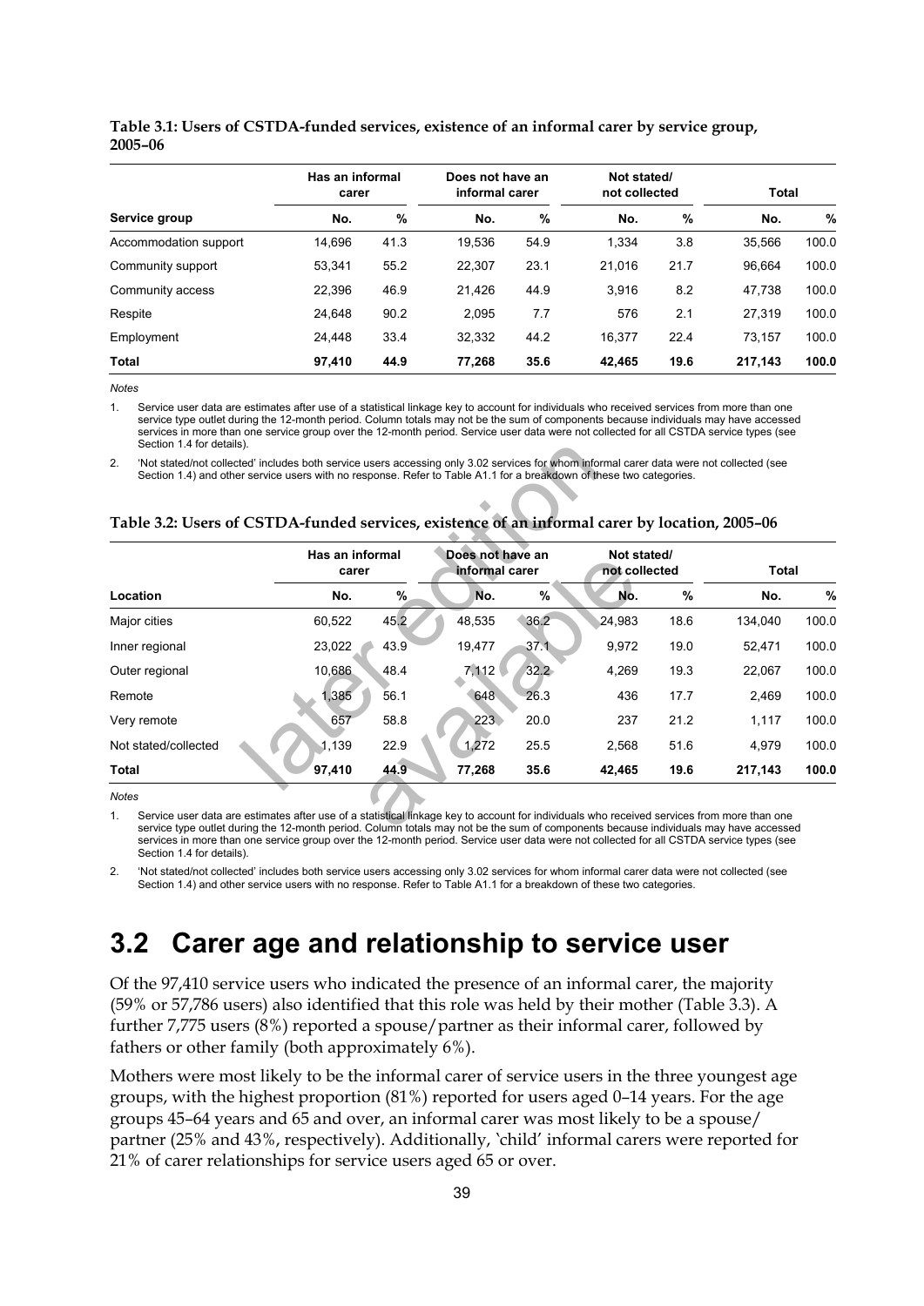**Table 3.1: Users of CSTDA-funded services, existence of an informal carer by service group, 2005–06**

| | Has an informal carer | | Does not have an informal carer | | Not stated/ not collected | | Total | |
|---|---|---|---|---|---|---|---|---|
| Service group | No. | % | No. | % | No. | % | No. | % |
| Accommodation support | 14,696 | 41.3 | 19,536 | 54.9 | 1,334 | 3.8 | 35,566 | 100.0 |
| Community support | 53,341 | 55.2 | 22,307 | 23.1 | 21,016 | 21.7 | 96,664 | 100.0 |
| Community access | 22,396 | 46.9 | 21,426 | 44.9 | 3,916 | 8.2 | 47,738 | 100.0 |
| Respite | 24,648 | 90.2 | 2,095 | 7.7 | 576 | 2.1 | 27,319 | 100.0 |
| Employment | 24,448 | 33.4 | 32,332 | 44.2 | 16,377 | 22.4 | 73,157 | 100.0 |
| **Total** | **97,410** | **44.9** | **77,268** | **35.6** | **42,465** | **19.6** | **217,143** | **100.0** |

*Notes*

1. Service user data are estimates after use of a statistical linkage key to account for individuals who received services from more than one service type outlet during the 12-month period. Column totals may not be the sum of components because individuals may have accessed services in more than one service group over the 12-month period. Service user data were not collected for all CSTDA service types (see Section 1.4 for details).
2. 'Not stated/not collected' includes both service users accessing only 3.02 services for whom informal carer data were not collected (see Section 1.4) and other service users with no response. Refer to Table A1.1 for a breakdown of these two categories.

**Table 3.2: Users of CSTDA-funded services, existence of an informal carer by location, 2005–06**

| | Has an informal carer | | Does not have an informal carer | | Not stated/ not collected | | Total | |
|---|---|---|---|---|---|---|---|---|
| Location | No. | % | No. | % | No. | % | No. | % |
| Major cities | 60,522 | 45.2 | 48,535 | 36.2 | 24,983 | 18.6 | 134,040 | 100.0 |
| Inner regional | 23,022 | 43.9 | 19,477 | 37.1 | 9,972 | 19.0 | 52,471 | 100.0 |
| Outer regional | 10,686 | 48.4 | 7,112 | 32.2 | 4,269 | 19.3 | 22,067 | 100.0 |
| Remote | 1,385 | 56.1 | 648 | 26.3 | 436 | 17.7 | 2,469 | 100.0 |
| Very remote | 657 | 58.8 | 223 | 20.0 | 237 | 21.2 | 1,117 | 100.0 |
| Not stated/collected | 1,139 | 22.9 | 1,272 | 25.5 | 2,568 | 51.6 | 4,979 | 100.0 |
| **Total** | **97,410** | **44.9** | **77,268** | **35.6** | **42,465** | **19.6** | **217,143** | **100.0** |

*Notes*

1. Service user data are estimates after use of a statistical linkage key to account for individuals who received services from more than one service type outlet during the 12-month period. Column totals may not be the sum of components because individuals may have accessed services in more than one service group over the 12-month period. Service user data were not collected for all CSTDA service types (see Section 1.4 for details).
2. 'Not stated/not collected' includes both service users accessing only 3.02 services for whom informal carer data were not collected (see Section 1.4) and other service users with no response. Refer to Table A1.1 for a breakdown of these two categories.

## 3.2 Carer age and relationship to service user

Of the 97,410 service users who indicated the presence of an informal carer, the majority (59% or 57,786 users) also identified that this role was held by their mother (Table 3.3). A further 7,775 users (8%) reported a spouse/partner as their informal carer, followed by fathers or other family (both approximately 6%).

Mothers were most likely to be the informal carer of service users in the three youngest age groups, with the highest proportion (81%) reported for users aged 0–14 years. For the age groups 45–64 years and 65 and over, an informal carer was most likely to be a spouse/ partner (25% and 43%, respectively). Additionally, 'child' informal carers were reported for 21% of carer relationships for service users aged 65 or over.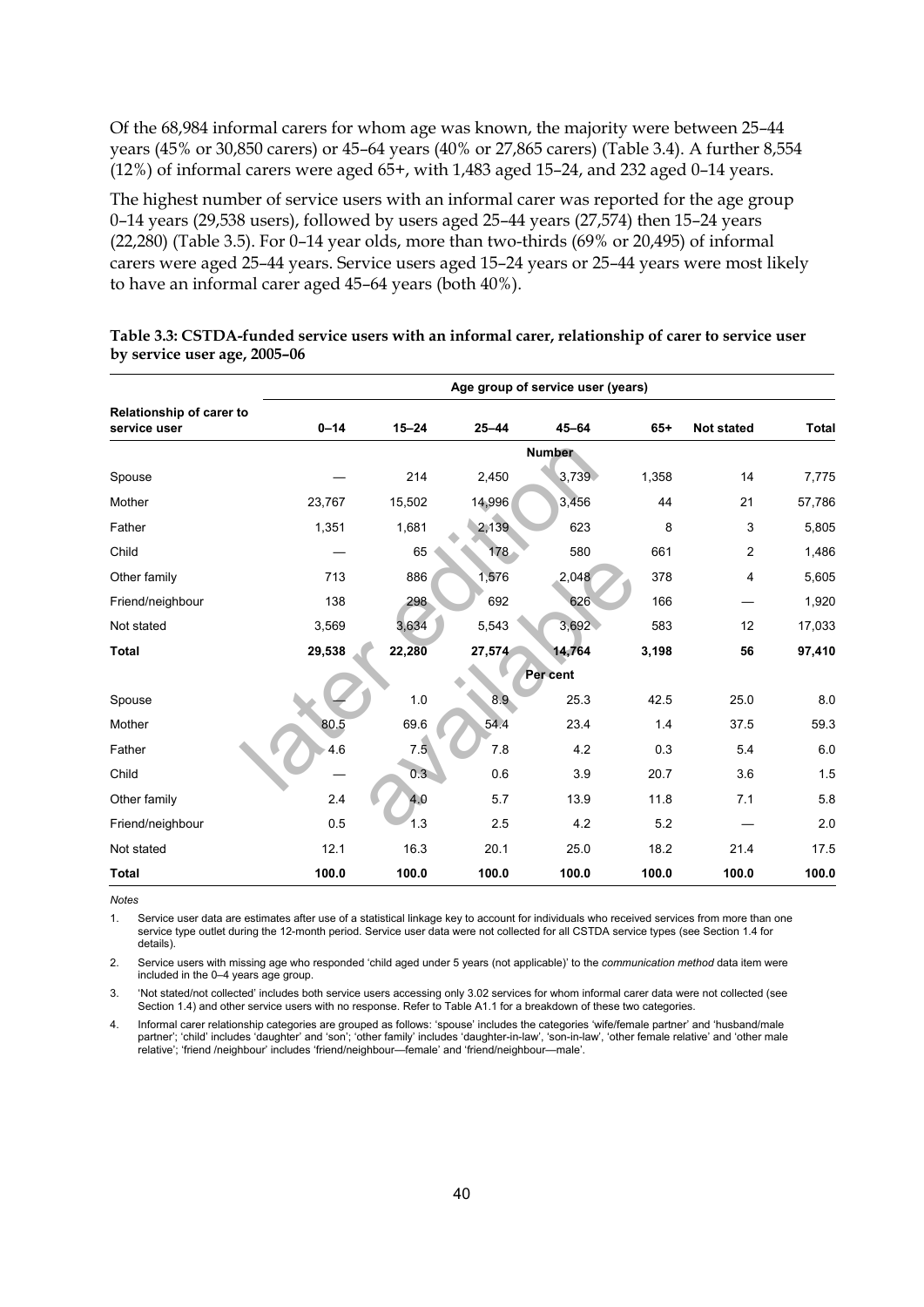Of the 68,984 informal carers for whom age was known, the majority were between 25–44 years (45% or 30,850 carers) or 45–64 years (40% or 27,865 carers) (Table 3.4). A further 8,554 (12%) of informal carers were aged 65+, with 1,483 aged 15–24, and 232 aged 0–14 years.

The highest number of service users with an informal carer was reported for the age group 0–14 years (29,538 users), followed by users aged 25–44 years (27,574) then 15–24 years (22,280) (Table 3.5). For 0–14 year olds, more than two-thirds (69% or 20,495) of informal carers were aged 25–44 years. Service users aged 15–24 years or 25–44 years were most likely to have an informal carer aged 45–64 years (both 40%).

**Table 3.3: CSTDA-funded service users with an informal carer, relationship of carer to service user by service user age, 2005–06**

| Relationship of carer to service user | Age group of service user (years) | | | | | | |
|---|---|---|---|---|---|---|---|
| | **0–14** | **15–24** | **25–44** | **45–64** | **65+** | **Not stated** | **Total** |
| | | | | **Number** | | | |
| Spouse | — | 214 | 2,450 | 3,739 | 1,358 | 14 | 7,775 |
| Mother | 23,767 | 15,502 | 14,996 | 3,456 | 44 | 21 | 57,786 |
| Father | 1,351 | 1,681 | 2,139 | 623 | 8 | 3 | 5,805 |
| Child | — | 65 | 178 | 580 | 661 | 2 | 1,486 |
| Other family | 713 | 886 | 1,576 | 2,048 | 378 | 4 | 5,605 |
| Friend/neighbour | 138 | 298 | 692 | 626 | 166 | — | 1,920 |
| Not stated | 3,569 | 3,634 | 5,543 | 3,692 | 583 | 12 | 17,033 |
| **Total** | **29,538** | **22,280** | **27,574** | **14,764** | **3,198** | **56** | **97,410** |
| | | | | **Per cent** | | | |
| Spouse | — | 1.0 | 8.9 | 25.3 | 42.5 | 25.0 | 8.0 |
| Mother | 80.5 | 69.6 | 54.4 | 23.4 | 1.4 | 37.5 | 59.3 |
| Father | 4.6 | 7.5 | 7.8 | 4.2 | 0.3 | 5.4 | 6.0 |
| Child | — | 0.3 | 0.6 | 3.9 | 20.7 | 3.6 | 1.5 |
| Other family | 2.4 | 4.0 | 5.7 | 13.9 | 11.8 | 7.1 | 5.8 |
| Friend/neighbour | 0.5 | 1.3 | 2.5 | 4.2 | 5.2 | — | 2.0 |
| Not stated | 12.1 | 16.3 | 20.1 | 25.0 | 18.2 | 21.4 | 17.5 |
| **Total** | **100.0** | **100.0** | **100.0** | **100.0** | **100.0** | **100.0** | **100.0** |

*Notes*

1. Service user data are estimates after use of a statistical linkage key to account for individuals who received services from more than one service type outlet during the 12-month period. Service user data were not collected for all CSTDA service types (see Section 1.4 for details).

2. Service users with missing age who responded 'child aged under 5 years (not applicable)' to the *communication method* data item were included in the 0–4 years age group.

3. 'Not stated/not collected' includes both service users accessing only 3.02 services for whom informal carer data were not collected (see Section 1.4) and other service users with no response. Refer to Table A1.1 for a breakdown of these two categories.

4. Informal carer relationship categories are grouped as follows: 'spouse' includes the categories 'wife/female partner' and 'husband/male partner'; 'child' includes 'daughter' and 'son'; 'other family' includes 'daughter-in-law', 'son-in-law', 'other female relative' and 'other male relative'; 'friend /neighbour' includes 'friend/neighbour—female' and 'friend/neighbour—male'.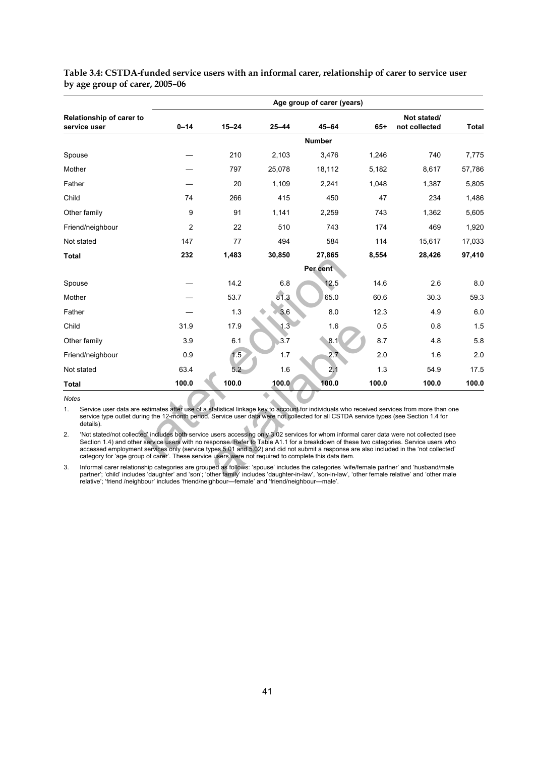**Table 3.4: CSTDA-funded service users with an informal carer, relationship of carer to service user by age group of carer, 2005–06**

| Relationship of carer to service user | Age group of carer (years) | | | | | | |
|---|---|---|---|---|---|---|---|
| | 0–14 | 15–24 | 25–44 | 45–64 | 65+ | Not stated/ not collected | Total |
| | | | | **Number** | | | |
| Spouse | — | 210 | 2,103 | 3,476 | 1,246 | 740 | 7,775 |
| Mother | — | 797 | 25,078 | 18,112 | 5,182 | 8,617 | 57,786 |
| Father | — | 20 | 1,109 | 2,241 | 1,048 | 1,387 | 5,805 |
| Child | 74 | 266 | 415 | 450 | 47 | 234 | 1,486 |
| Other family | 9 | 91 | 1,141 | 2,259 | 743 | 1,362 | 5,605 |
| Friend/neighbour | 2 | 22 | 510 | 743 | 174 | 469 | 1,920 |
| Not stated | 147 | 77 | 494 | 584 | 114 | 15,617 | 17,033 |
| **Total** | **232** | **1,483** | **30,850** | **27,865** | **8,554** | **28,426** | **97,410** |
| | | | | **Per cent** | | | |
| Spouse | — | 14.2 | 6.8 | 12.5 | 14.6 | 2.6 | 8.0 |
| Mother | — | 53.7 | 81.3 | 65.0 | 60.6 | 30.3 | 59.3 |
| Father | — | 1.3 | 3.6 | 8.0 | 12.3 | 4.9 | 6.0 |
| Child | 31.9 | 17.9 | 1.3 | 1.6 | 0.5 | 0.8 | 1.5 |
| Other family | 3.9 | 6.1 | 3.7 | 8.1 | 8.7 | 4.8 | 5.8 |
| Friend/neighbour | 0.9 | 1.5 | 1.7 | 2.7 | 2.0 | 1.6 | 2.0 |
| Not stated | 63.4 | 5.2 | 1.6 | 2.1 | 1.3 | 54.9 | 17.5 |
| **Total** | **100.0** | **100.0** | **100.0** | **100.0** | **100.0** | **100.0** | **100.0** |

*Notes*

1. Service user data are estimates after use of a statistical linkage key to account for individuals who received services from more than one service type outlet during the 12-month period. Service user data were not collected for all CSTDA service types (see Section 1.4 for details).
2. 'Not stated/not collected' includes both service users accessing only 3.02 services for whom informal carer data were not collected (see Section 1.4) and other service users with no response. Refer to Table A1.1 for a breakdown of these two categories. Service users who accessed employment services only (service types 5.01 and 5.02) and did not submit a response are also included in the 'not collected' category for 'age group of carer'. These service users were not required to complete this data item.
3. Informal carer relationship categories are grouped as follows: 'spouse' includes the categories 'wife/female partner' and 'husband/male partner'; 'child' includes 'daughter' and 'son'; 'other family' includes 'daughter-in-law', 'son-in-law', 'other female relative' and 'other male relative'; 'friend /neighbour' includes 'friend/neighbour—female' and 'friend/neighbour—male'.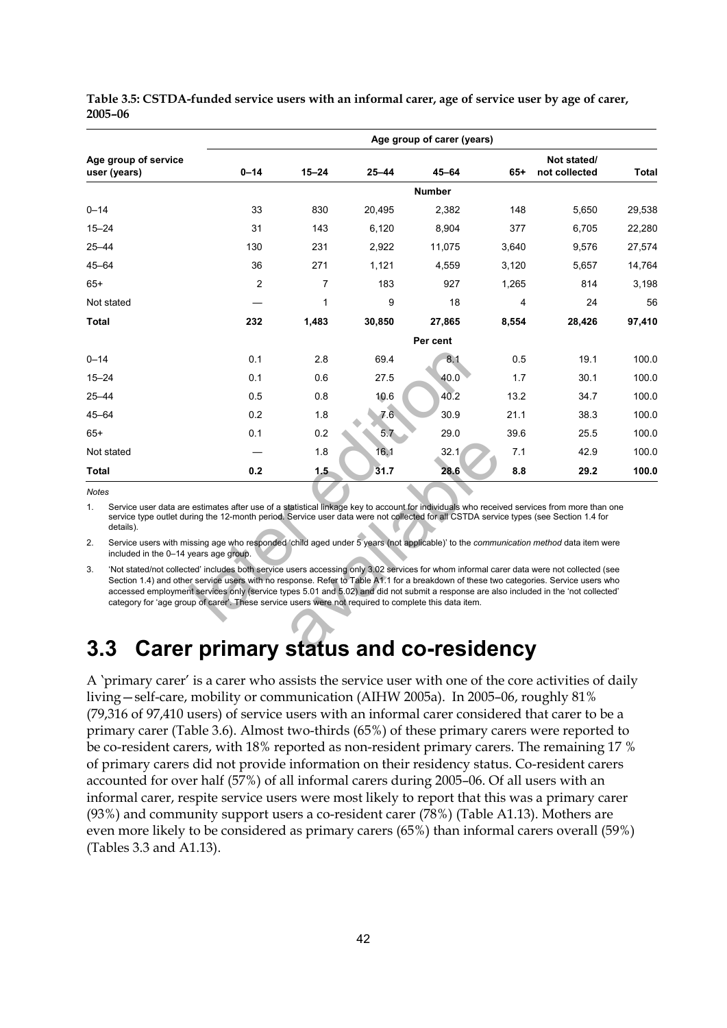**Table 3.5: CSTDA-funded service users with an informal carer, age of service user by age of carer, 2005–06**

| Age group of service user (years) | Age group of carer (years) | | | | | | |
|---|---|---|---|---|---|---|---|
| | 0–14 | 15–24 | 25–44 | 45–64 | 65+ | Not stated/ not collected | Total |
| | | | | Number | | | |
| 0–14 | 33 | 830 | 20,495 | 2,382 | 148 | 5,650 | 29,538 |
| 15–24 | 31 | 143 | 6,120 | 8,904 | 377 | 6,705 | 22,280 |
| 25–44 | 130 | 231 | 2,922 | 11,075 | 3,640 | 9,576 | 27,574 |
| 45–64 | 36 | 271 | 1,121 | 4,559 | 3,120 | 5,657 | 14,764 |
| 65+ | 2 | 7 | 183 | 927 | 1,265 | 814 | 3,198 |
| Not stated | — | 1 | 9 | 18 | 4 | 24 | 56 |
| **Total** | **232** | **1,483** | **30,850** | **27,865** | **8,554** | **28,426** | **97,410** |
| | | | | Per cent | | | |
| 0–14 | 0.1 | 2.8 | 69.4 | 8.1 | 0.5 | 19.1 | 100.0 |
| 15–24 | 0.1 | 0.6 | 27.5 | 40.0 | 1.7 | 30.1 | 100.0 |
| 25–44 | 0.5 | 0.8 | 10.6 | 40.2 | 13.2 | 34.7 | 100.0 |
| 45–64 | 0.2 | 1.8 | 7.6 | 30.9 | 21.1 | 38.3 | 100.0 |
| 65+ | 0.1 | 0.2 | 5.7 | 29.0 | 39.6 | 25.5 | 100.0 |
| Not stated | — | 1.8 | 16.1 | 32.1 | 7.1 | 42.9 | 100.0 |
| **Total** | **0.2** | **1.5** | **31.7** | **28.6** | **8.8** | **29.2** | **100.0** |

*Notes*

1. Service user data are estimates after use of a statistical linkage key to account for individuals who received services from more than one service type outlet during the 12-month period. Service user data were not collected for all CSTDA service types (see Section 1.4 for details).
2. Service users with missing age who responded 'child aged under 5 years (not applicable)' to the *communication method* data item were included in the 0–14 years age group.
3. 'Not stated/not collected' includes both service users accessing only 3.02 services for whom informal carer data were not collected (see Section 1.4) and other service users with no response. Refer to Table A1.1 for a breakdown of these two categories. Service users who accessed employment services only (service types 5.01 and 5.02) and did not submit a response are also included in the 'not collected' category for 'age group of carer'. These service users were not required to complete this data item.

## 3.3 Carer primary status and co-residency

A 'primary carer' is a carer who assists the service user with one of the core activities of daily living—self-care, mobility or communication (AIHW 2005a). In 2005–06, roughly 81% (79,316 of 97,410 users) of service users with an informal carer considered that carer to be a primary carer (Table 3.6). Almost two-thirds (65%) of these primary carers were reported to be co-resident carers, with 18% reported as non-resident primary carers. The remaining 17 % of primary carers did not provide information on their residency status. Co-resident carers accounted for over half (57%) of all informal carers during 2005–06. Of all users with an informal carer, respite service users were most likely to report that this was a primary carer (93%) and community support users a co-resident carer (78%) (Table A1.13). Mothers are even more likely to be considered as primary carers (65%) than informal carers overall (59%) (Tables 3.3 and A1.13).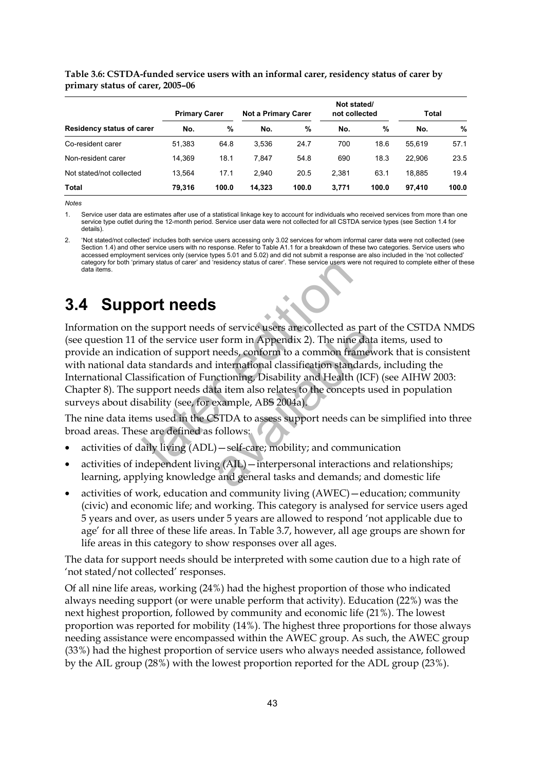**Table 3.6: CSTDA-funded service users with an informal carer, residency status of carer by primary status of carer, 2005–06**

| | Primary Carer | | Not a Primary Carer | | Not stated/ not collected | | Total | |
|---|---|---|---|---|---|---|---|---|
| **Residency status of carer** | **No.** | **%** | **No.** | **%** | **No.** | **%** | **No.** | **%** |
| Co-resident carer | 51,383 | 64.8 | 3,536 | 24.7 | 700 | 18.6 | 55,619 | 57.1 |
| Non-resident carer | 14,369 | 18.1 | 7,847 | 54.8 | 690 | 18.3 | 22,906 | 23.5 |
| Not stated/not collected | 13,564 | 17.1 | 2,940 | 20.5 | 2,381 | 63.1 | 18,885 | 19.4 |
| **Total** | **79,316** | **100.0** | **14,323** | **100.0** | **3,771** | **100.0** | **97,410** | **100.0** |

*Notes*

1. Service user data are estimates after use of a statistical linkage key to account for individuals who received services from more than one service type outlet during the 12-month period. Service user data were not collected for all CSTDA service types (see Section 1.4 for details).

2. 'Not stated/not collected' includes both service users accessing only 3.02 services for whom informal carer data were not collected (see Section 1.4) and other service users with no response. Refer to Table A1.1 for a breakdown of these two categories. Service users who accessed employment services only (service types 5.01 and 5.02) and did not submit a response are also included in the 'not collected' category for both 'primary status of carer' and 'residency status of carer'. These service users were not required to complete either of these data items.

## 3.4 Support needs

Information on the support needs of service users are collected as part of the CSTDA NMDS (see question 11 of the service user form in Appendix 2). The nine data items, used to provide an indication of support needs, conform to a common framework that is consistent with national data standards and international classification standards, including the International Classification of Functioning, Disability and Health (ICF) (see AIHW 2003: Chapter 8). The support needs data item also relates to the concepts used in population surveys about disability (see, for example, ABS 2004a).

The nine data items used in the CSTDA to assess support needs can be simplified into three broad areas. These are defined as follows:

- activities of daily living (ADL)—self-care; mobility; and communication
- activities of independent living (AIL)—interpersonal interactions and relationships; learning, applying knowledge and general tasks and demands; and domestic life
- activities of work, education and community living (AWEC)—education; community (civic) and economic life; and working. This category is analysed for service users aged 5 years and over, as users under 5 years are allowed to respond 'not applicable due to age' for all three of these life areas. In Table 3.7, however, all age groups are shown for life areas in this category to show responses over all ages.

The data for support needs should be interpreted with some caution due to a high rate of 'not stated/not collected' responses.

Of all nine life areas, working (24%) had the highest proportion of those who indicated always needing support (or were unable perform that activity). Education (22%) was the next highest proportion, followed by community and economic life (21%). The lowest proportion was reported for mobility (14%). The highest three proportions for those always needing assistance were encompassed within the AWEC group. As such, the AWEC group (33%) had the highest proportion of service users who always needed assistance, followed by the AIL group (28%) with the lowest proportion reported for the ADL group (23%).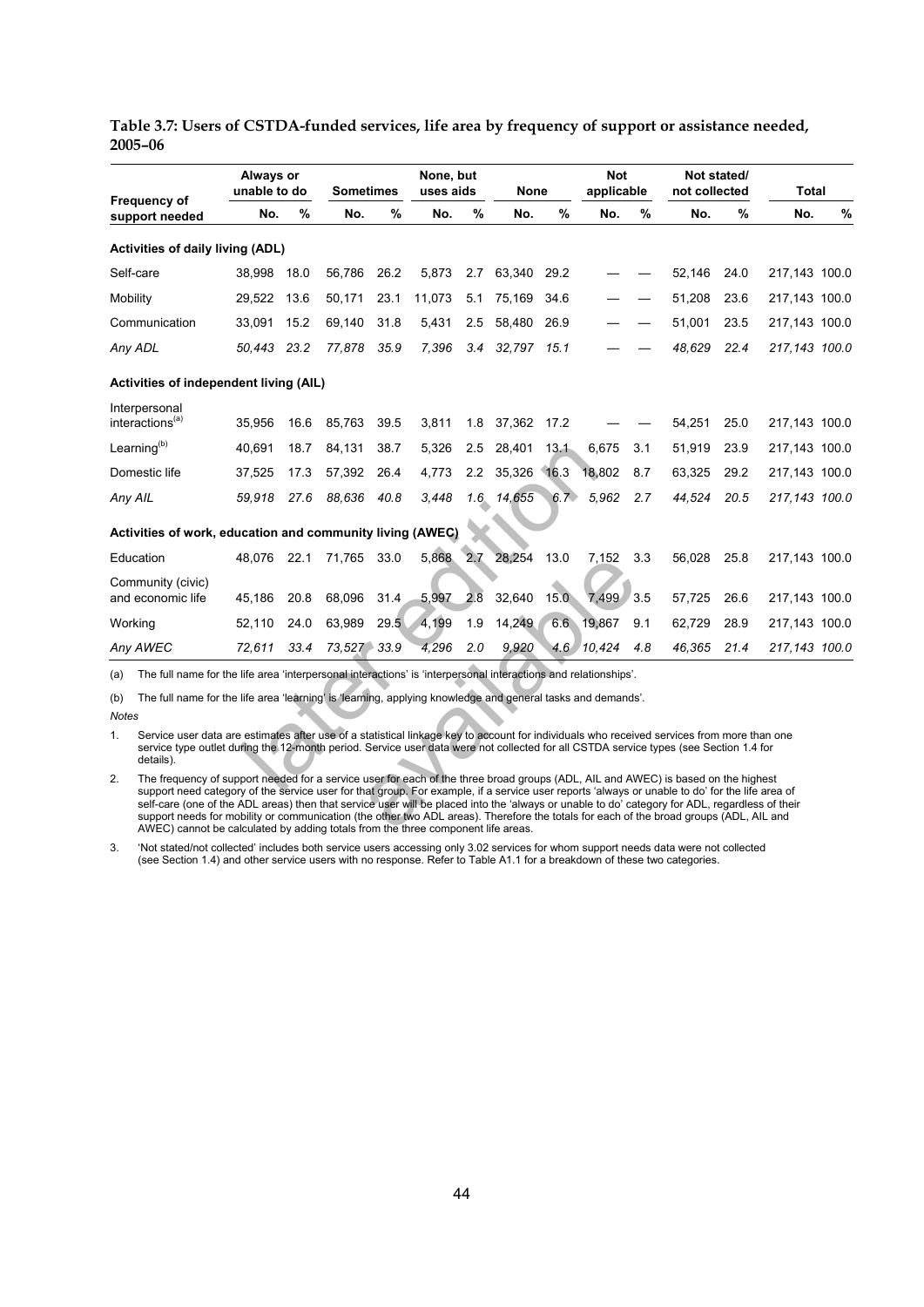**Table 3.7: Users of CSTDA-funded services, life area by frequency of support or assistance needed, 2005–06**

| Frequency of support needed | Always or unable to do | | Sometimes | | None, but uses aids | | None | | Not applicable | | Not stated/ not collected | | Total | |
|---|---|---|---|---|---|---|---|---|---|---|---|---|---|---|
| | No. | % | No. | % | No. | % | No. | % | No. | % | No. | % | No. | % |
| **Activities of daily living (ADL)** | | | | | | | | | | | | | | |
| Self-care | 38,998 | 18.0 | 56,786 | 26.2 | 5,873 | 2.7 | 63,340 | 29.2 | — | — | 52,146 | 24.0 | 217,143 | 100.0 |
| Mobility | 29,522 | 13.6 | 50,171 | 23.1 | 11,073 | 5.1 | 75,169 | 34.6 | — | — | 51,208 | 23.6 | 217,143 | 100.0 |
| Communication | 33,091 | 15.2 | 69,140 | 31.8 | 5,431 | 2.5 | 58,480 | 26.9 | — | — | 51,001 | 23.5 | 217,143 | 100.0 |
| *Any ADL* | *50,443* | *23.2* | *77,878* | *35.9* | *7,396* | *3.4* | *32,797* | *15.1* | — | — | *48,629* | *22.4* | *217,143* | *100.0* |
| **Activities of independent living (AIL)** | | | | | | | | | | | | | | |
| Interpersonal interactions[(a)] | 35,956 | 16.6 | 85,763 | 39.5 | 3,811 | 1.8 | 37,362 | 17.2 | — | — | 54,251 | 25.0 | 217,143 | 100.0 |
| Learning[(b)] | 40,691 | 18.7 | 84,131 | 38.7 | 5,326 | 2.5 | 28,401 | 13.1 | 6,675 | 3.1 | 51,919 | 23.9 | 217,143 | 100.0 |
| Domestic life | 37,525 | 17.3 | 57,392 | 26.4 | 4,773 | 2.2 | 35,326 | 16.3 | 18,802 | 8.7 | 63,325 | 29.2 | 217,143 | 100.0 |
| *Any AIL* | *59,918* | *27.6* | *88,636* | *40.8* | *3,448* | *1.6* | *14,655* | *6.7* | *5,962* | *2.7* | *44,524* | *20.5* | *217,143* | *100.0* |
| **Activities of work, education and community living (AWEC)** | | | | | | | | | | | | | | |
| Education | 48,076 | 22.1 | 71,765 | 33.0 | 5,868 | 2.7 | 28,254 | 13.0 | 7,152 | 3.3 | 56,028 | 25.8 | 217,143 | 100.0 |
| Community (civic) and economic life | 45,186 | 20.8 | 68,096 | 31.4 | 5,997 | 2.8 | 32,640 | 15.0 | 7,499 | 3.5 | 57,725 | 26.6 | 217,143 | 100.0 |
| Working | 52,110 | 24.0 | 63,989 | 29.5 | 4,199 | 1.9 | 14,249 | 6.6 | 19,867 | 9.1 | 62,729 | 28.9 | 217,143 | 100.0 |
| *Any AWEC* | *72,611* | *33.4* | *73,527* | *33.9* | *4,296* | *2.0* | *9,920* | *4.6* | *10,424* | *4.8* | *46,365* | *21.4* | *217,143* | *100.0* |

(a) The full name for the life area 'interpersonal interactions' is 'interpersonal interactions and relationships'.

(b) The full name for the life area 'learning' is 'learning, applying knowledge and general tasks and demands'.

*Notes*

1. Service user data are estimates after use of a statistical linkage key to account for individuals who received services from more than one service type outlet during the 12-month period. Service user data were not collected for all CSTDA service types (see Section 1.4 for details).
2. The frequency of support needed for a service user for each of the three broad groups (ADL, AIL and AWEC) is based on the highest support need category of the service user for that group. For example, if a service user reports 'always or unable to do' for the life area of self-care (one of the ADL areas) then that service user will be placed into the 'always or unable to do' category for ADL, regardless of their support needs for mobility or communication (the other two ADL areas). Therefore the totals for each of the broad groups (ADL, AIL and AWEC) cannot be calculated by adding totals from the three component life areas.
3. 'Not stated/not collected' includes both service users accessing only 3.02 services for whom support needs data were not collected (see Section 1.4) and other service users with no response. Refer to Table A1.1 for a breakdown of these two categories.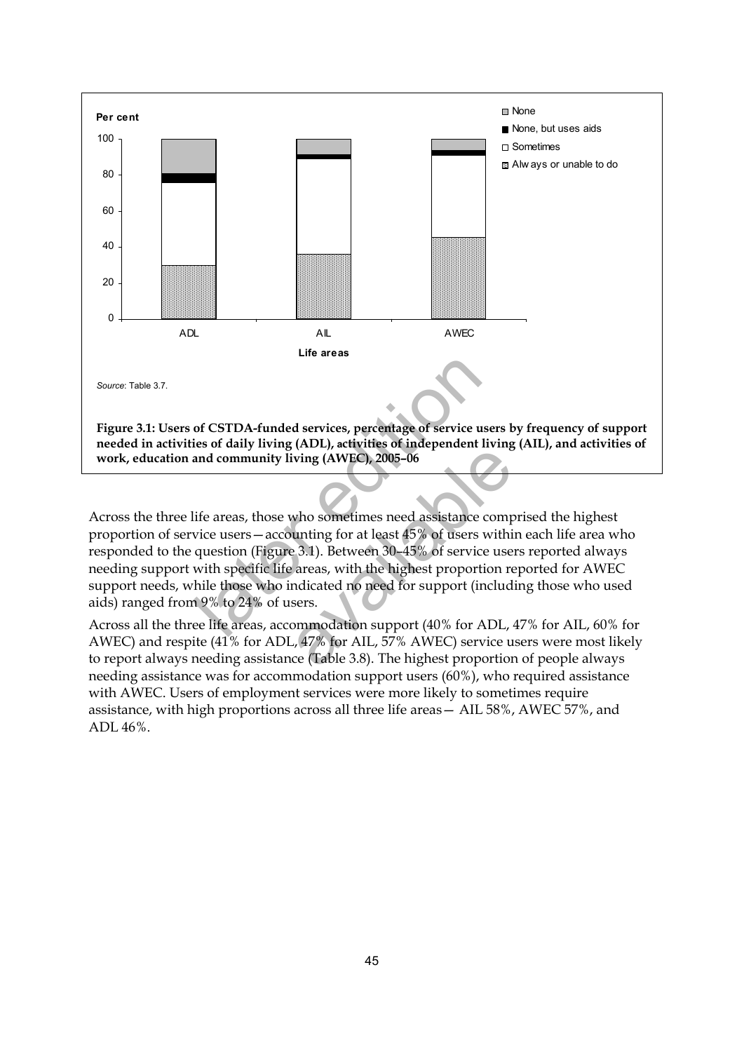Source: Table 3.7.

**Figure 3.1: Users of CSTDA-funded services, percentage of service users by frequency of support needed in activities of daily living (ADL), activities of independent living (AIL), and activities of work, education and community living (AWEC), 2005–06**

Across the three life areas, those who sometimes need assistance comprised the highest proportion of service users—accounting for at least 45% of users within each life area who responded to the question (Figure 3.1). Between 30–45% of service users reported always needing support with specific life areas, with the highest proportion reported for AWEC support needs, while those who indicated no need for support (including those who used aids) ranged from 9% to 24% of users.

Across all the three life areas, accommodation support (40% for ADL, 47% for AIL, 60% for AWEC) and respite (41% for ADL, 47% for AIL, 57% AWEC) service users were most likely to report always needing assistance (Table 3.8). The highest proportion of people always needing assistance was for accommodation support users (60%), who required assistance with AWEC. Users of employment services were more likely to sometimes require assistance, with high proportions across all three life areas— AIL 58%, AWEC 57%, and ADL 46%.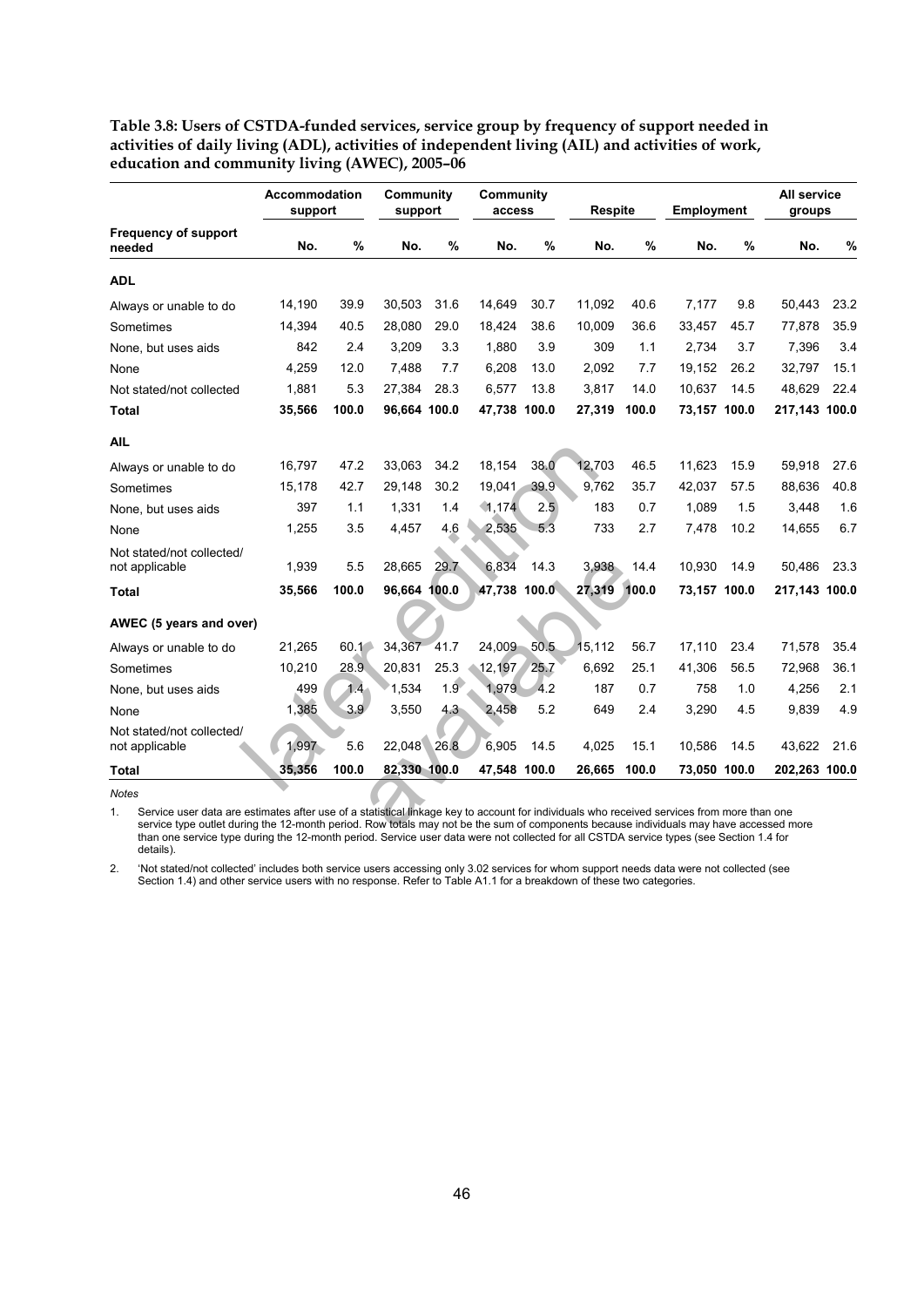**Table 3.8: Users of CSTDA-funded services, service group by frequency of support needed in activities of daily living (ADL), activities of independent living (AIL) and activities of work, education and community living (AWEC), 2005–06**

| | Accommodation support | | Community support | | Community access | | Respite | | Employment | | All service groups | |
|---|---|---|---|---|---|---|---|---|---|---|---|---|
| **Frequency of support needed** | **No.** | **%** | **No.** | **%** | **No.** | **%** | **No.** | **%** | **No.** | **%** | **No.** | **%** |
| **ADL** | | | | | | | | | | | | |
| Always or unable to do | 14,190 | 39.9 | 30,503 | 31.6 | 14,649 | 30.7 | 11,092 | 40.6 | 7,177 | 9.8 | 50,443 | 23.2 |
| Sometimes | 14,394 | 40.5 | 28,080 | 29.0 | 18,424 | 38.6 | 10,009 | 36.6 | 33,457 | 45.7 | 77,878 | 35.9 |
| None, but uses aids | 842 | 2.4 | 3,209 | 3.3 | 1,880 | 3.9 | 309 | 1.1 | 2,734 | 3.7 | 7,396 | 3.4 |
| None | 4,259 | 12.0 | 7,488 | 7.7 | 6,208 | 13.0 | 2,092 | 7.7 | 19,152 | 26.2 | 32,797 | 15.1 |
| Not stated/not collected | 1,881 | 5.3 | 27,384 | 28.3 | 6,577 | 13.8 | 3,817 | 14.0 | 10,637 | 14.5 | 48,629 | 22.4 |
| **Total** | **35,566** | **100.0** | **96,664** | **100.0** | **47,738** | **100.0** | **27,319** | **100.0** | **73,157** | **100.0** | **217,143** | **100.0** |
| **AIL** | | | | | | | | | | | | |
| Always or unable to do | 16,797 | 47.2 | 33,063 | 34.2 | 18,154 | 38.0 | 12,703 | 46.5 | 11,623 | 15.9 | 59,918 | 27.6 |
| Sometimes | 15,178 | 42.7 | 29,148 | 30.2 | 19,041 | 39.9 | 9,762 | 35.7 | 42,037 | 57.5 | 88,636 | 40.8 |
| None, but uses aids | 397 | 1.1 | 1,331 | 1.4 | 1,174 | 2.5 | 183 | 0.7 | 1,089 | 1.5 | 3,448 | 1.6 |
| None | 1,255 | 3.5 | 4,457 | 4.6 | 2,535 | 5.3 | 733 | 2.7 | 7,478 | 10.2 | 14,655 | 6.7 |
| Not stated/not collected/ not applicable | 1,939 | 5.5 | 28,665 | 29.7 | 6,834 | 14.3 | 3,938 | 14.4 | 10,930 | 14.9 | 50,486 | 23.3 |
| **Total** | **35,566** | **100.0** | **96,664** | **100.0** | **47,738** | **100.0** | **27,319** | **100.0** | **73,157** | **100.0** | **217,143** | **100.0** |
| **AWEC (5 years and over)** | | | | | | | | | | | | |
| Always or unable to do | 21,265 | 60.1 | 34,367 | 41.7 | 24,009 | 50.5 | 15,112 | 56.7 | 17,110 | 23.4 | 71,578 | 35.4 |
| Sometimes | 10,210 | 28.9 | 20,831 | 25.3 | 12,197 | 25.7 | 6,692 | 25.1 | 41,306 | 56.5 | 72,968 | 36.1 |
| None, but uses aids | 499 | 1.4 | 1,534 | 1.9 | 1,979 | 4.2 | 187 | 0.7 | 758 | 1.0 | 4,256 | 2.1 |
| None | 1,385 | 3.9 | 3,550 | 4.3 | 2,458 | 5.2 | 649 | 2.4 | 3,290 | 4.5 | 9,839 | 4.9 |
| Not stated/not collected/ not applicable | 1,997 | 5.6 | 22,048 | 26.8 | 6,905 | 14.5 | 4,025 | 15.1 | 10,586 | 14.5 | 43,622 | 21.6 |
| **Total** | **35,356** | **100.0** | **82,330** | **100.0** | **47,548** | **100.0** | **26,665** | **100.0** | **73,050** | **100.0** | **202,263** | **100.0** |

*Notes*

1. Service user data are estimates after use of a statistical linkage key to account for individuals who received services from more than one service type outlet during the 12-month period. Row totals may not be the sum of components because individuals may have accessed more than one service type during the 12-month period. Service user data were not collected for all CSTDA service types (see Section 1.4 for details).

2. 'Not stated/not collected' includes both service users accessing only 3.02 services for whom support needs data were not collected (see Section 1.4) and other service users with no response. Refer to Table A1.1 for a breakdown of these two categories.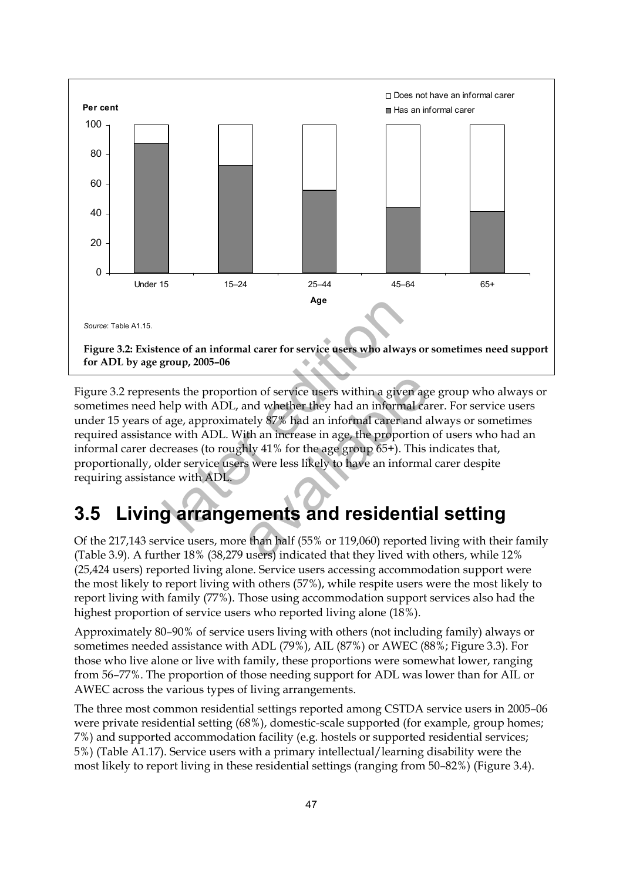Source: Table A1.15.

**Figure 3.2: Existence of an informal carer for service users who always or sometimes need support for ADL by age group, 2005–06**

Figure 3.2 represents the proportion of service users within a given age group who always or sometimes need help with ADL, and whether they had an informal carer. For service users under 15 years of age, approximately 87% had an informal carer and always or sometimes required assistance with ADL. With an increase in age, the proportion of users who had an informal carer decreases (to roughly 41% for the age group 65+). This indicates that, proportionally, older service users were less likely to have an informal carer despite requiring assistance with ADL.

## 3.5 Living arrangements and residential setting

Of the 217,143 service users, more than half (55% or 119,060) reported living with their family (Table 3.9). A further 18% (38,279 users) indicated that they lived with others, while 12% (25,424 users) reported living alone. Service users accessing accommodation support were the most likely to report living with others (57%), while respite users were the most likely to report living with family (77%). Those using accommodation support services also had the highest proportion of service users who reported living alone (18%).

Approximately 80–90% of service users living with others (not including family) always or sometimes needed assistance with ADL (79%), AIL (87%) or AWEC (88%; Figure 3.3). For those who live alone or live with family, these proportions were somewhat lower, ranging from 56–77%. The proportion of those needing support for ADL was lower than for AIL or AWEC across the various types of living arrangements.

The three most common residential settings reported among CSTDA service users in 2005–06 were private residential setting (68%), domestic-scale supported (for example, group homes; 7%) and supported accommodation facility (e.g. hostels or supported residential services; 5%) (Table A1.17). Service users with a primary intellectual/learning disability were the most likely to report living in these residential settings (ranging from 50–82%) (Figure 3.4).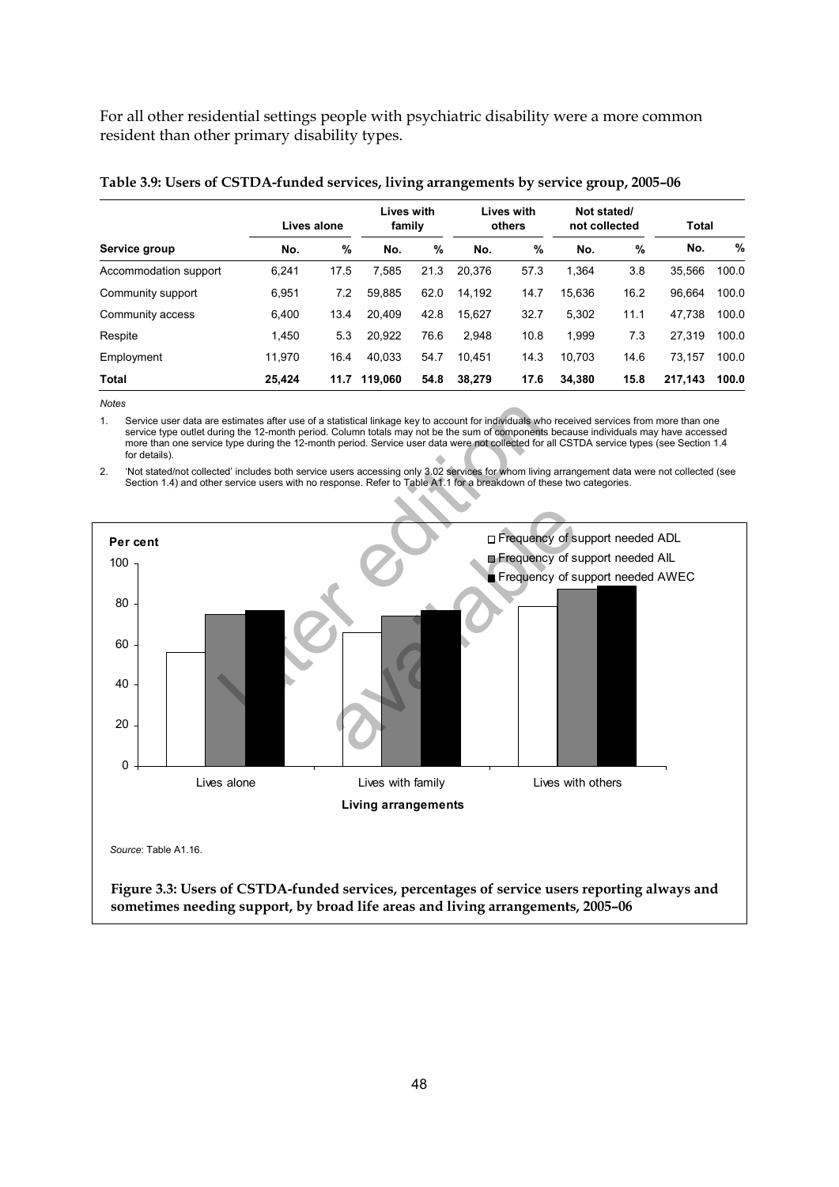For all other residential settings people with psychiatric disability were a more common resident than other primary disability types.

**Table 3.9: Users of CSTDA-funded services, living arrangements by service group, 2005–06**

| | Lives alone | | Lives with family | | Lives with others | | Not stated/ not collected | | Total | |
|---|---|---|---|---|---|---|---|---|---|---|
| **Service group** | **No.** | **%** | **No.** | **%** | **No.** | **%** | **No.** | **%** | **No.** | **%** |
| Accommodation support | 6,241 | 17.5 | 7,585 | 21.3 | 20,376 | 57.3 | 1,364 | 3.8 | 35,566 | 100.0 |
| Community support | 6,951 | 7.2 | 59,885 | 62.0 | 14,192 | 14.7 | 15,636 | 16.2 | 96,664 | 100.0 |
| Community access | 6,400 | 13.4 | 20,409 | 42.8 | 15,627 | 32.7 | 5,302 | 11.1 | 47,738 | 100.0 |
| Respite | 1,450 | 5.3 | 20,922 | 76.6 | 2,948 | 10.8 | 1,999 | 7.3 | 27,319 | 100.0 |
| Employment | 11,970 | 16.4 | 40,033 | 54.7 | 10,451 | 14.3 | 10,703 | 14.6 | 73,157 | 100.0 |
| **Total** | **25,424** | **11.7** | **119,060** | **54.8** | **38,279** | **17.6** | **34,380** | **15.8** | **217,143** | **100.0** |

*Notes*

1. Service user data are estimates after use of a statistical linkage key to account for individuals who received services from more than one service type outlet during the 12-month period. Column totals may not be the sum of components because individuals may have accessed more than one service type during the 12-month period. Service user data were not collected for all CSTDA service types (see Section 1.4 for details).
2. 'Not stated/not collected' includes both service users accessing only 3.02 services for whom living arrangement data were not collected (see Section 1.4) and other service users with no response. Refer to Table A1.1 for a breakdown of these two categories.

*Source*: Table A1.16.

**Figure 3.3: Users of CSTDA-funded services, percentages of service users reporting always and sometimes needing support, by broad life areas and living arrangements, 2005–06**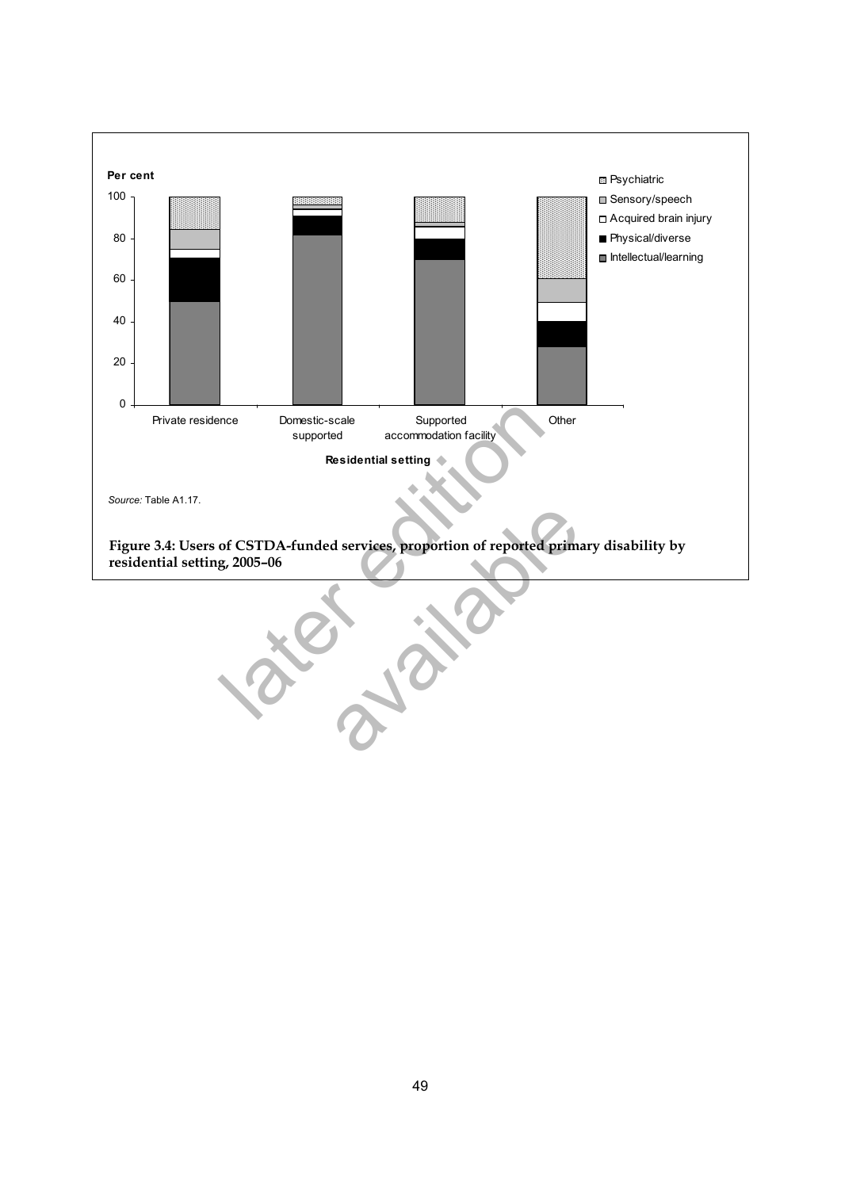Source: Table A1.17.

**Figure 3.4: Users of CSTDA-funded services, proportion of reported primary disability by residential setting, 2005–06**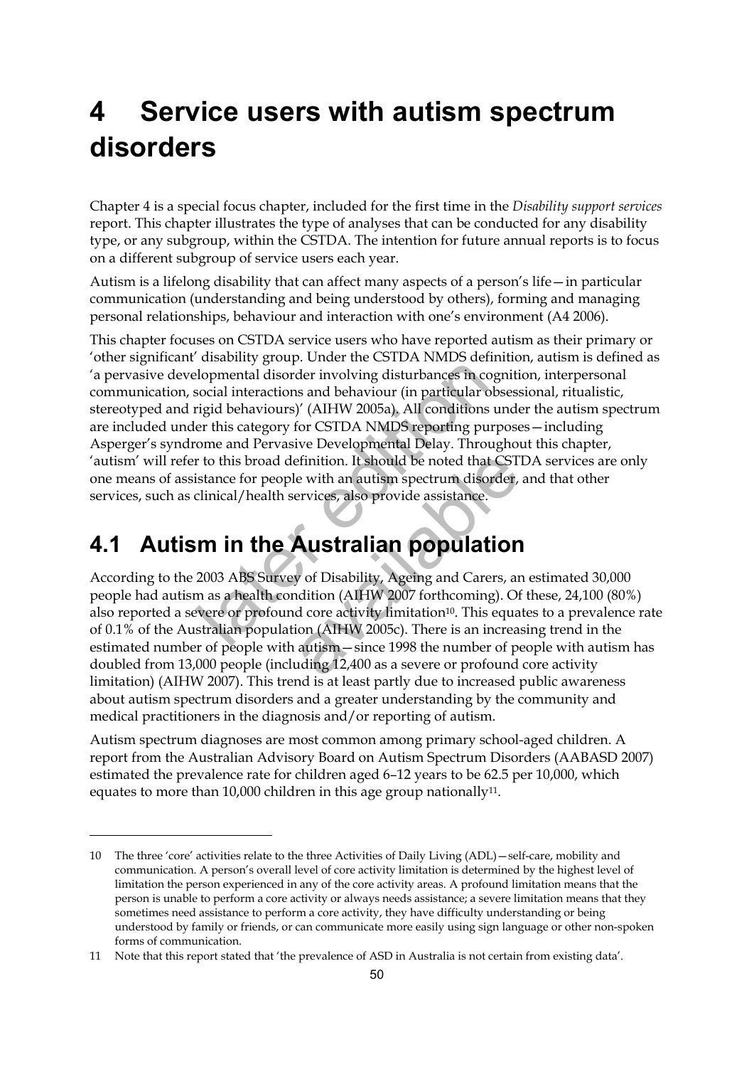# 4 Service users with autism spectrum disorders

Chapter 4 is a special focus chapter, included for the first time in the *Disability support services* report. This chapter illustrates the type of analyses that can be conducted for any disability type, or any subgroup, within the CSTDA. The intention for future annual reports is to focus on a different subgroup of service users each year.

Autism is a lifelong disability that can affect many aspects of a person's life—in particular communication (understanding and being understood by others), forming and managing personal relationships, behaviour and interaction with one's environment (A4 2006).

This chapter focuses on CSTDA service users who have reported autism as their primary or 'other significant' disability group. Under the CSTDA NMDS definition, autism is defined as 'a pervasive developmental disorder involving disturbances in cognition, interpersonal communication, social interactions and behaviour (in particular obsessional, ritualistic, stereotyped and rigid behaviours)' (AIHW 2005a). All conditions under the autism spectrum are included under this category for CSTDA NMDS reporting purposes—including Asperger's syndrome and Pervasive Developmental Delay. Throughout this chapter, 'autism' will refer to this broad definition. It should be noted that CSTDA services are only one means of assistance for people with an autism spectrum disorder, and that other services, such as clinical/health services, also provide assistance.

## 4.1 Autism in the Australian population

According to the 2003 ABS Survey of Disability, Ageing and Carers, an estimated 30,000 people had autism as a health condition (AIHW 2007 forthcoming). Of these, 24,100 (80%) also reported a severe or profound core activity limitation[10]. This equates to a prevalence rate of 0.1% of the Australian population (AIHW 2005c). There is an increasing trend in the estimated number of people with autism—since 1998 the number of people with autism has doubled from 13,000 people (including 12,400 as a severe or profound core activity limitation) (AIHW 2007). This trend is at least partly due to increased public awareness about autism spectrum disorders and a greater understanding by the community and medical practitioners in the diagnosis and/or reporting of autism.

Autism spectrum diagnoses are most common among primary school-aged children. A report from the Australian Advisory Board on Autism Spectrum Disorders (AABASD 2007) estimated the prevalence rate for children aged 6–12 years to be 62.5 per 10,000, which equates to more than 10,000 children in this age group nationally[11].

---

10 The three 'core' activities relate to the three Activities of Daily Living (ADL)—self-care, mobility and communication. A person's overall level of core activity limitation is determined by the highest level of limitation the person experienced in any of the core activity areas. A profound limitation means that the person is unable to perform a core activity or always needs assistance; a severe limitation means that they sometimes need assistance to perform a core activity, they have difficulty understanding or being understood by family or friends, or can communicate more easily using sign language or other non-spoken forms of communication.

11 Note that this report stated that 'the prevalence of ASD in Australia is not certain from existing data'.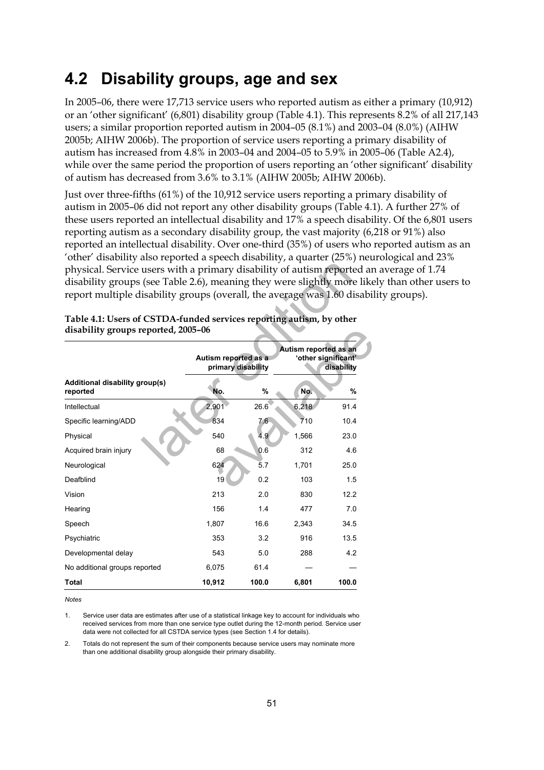## 4.2 Disability groups, age and sex

In 2005–06, there were 17,713 service users who reported autism as either a primary (10,912) or an 'other significant' (6,801) disability group (Table 4.1). This represents 8.2% of all 217,143 users; a similar proportion reported autism in 2004–05 (8.1%) and 2003–04 (8.0%) (AIHW 2005b; AIHW 2006b). The proportion of service users reporting a primary disability of autism has increased from 4.8% in 2003–04 and 2004–05 to 5.9% in 2005–06 (Table A2.4), while over the same period the proportion of users reporting an 'other significant' disability of autism has decreased from 3.6% to 3.1% (AIHW 2005b; AIHW 2006b).

Just over three-fifths (61%) of the 10,912 service users reporting a primary disability of autism in 2005–06 did not report any other disability groups (Table 4.1). A further 27% of these users reported an intellectual disability and 17% a speech disability. Of the 6,801 users reporting autism as a secondary disability group, the vast majority (6,218 or 91%) also reported an intellectual disability. Over one-third (35%) of users who reported autism as an 'other' disability also reported a speech disability, a quarter (25%) neurological and 23% physical. Service users with a primary disability of autism reported an average of 1.74 disability groups (see Table 2.6), meaning they were slightly more likely than other users to report multiple disability groups (overall, the average was 1.60 disability groups).

**Table 4.1: Users of CSTDA-funded services reporting autism, by other disability groups reported, 2005–06**

| | Autism reported as a primary disability | | Autism reported as an 'other significant' disability | |
|---|---|---|---|---|
| **Additional disability group(s) reported** | **No.** | **%** | **No.** | **%** |
| Intellectual | 2,901 | 26.6 | 6,218 | 91.4 |
| Specific learning/ADD | 834 | 7.6 | 710 | 10.4 |
| Physical | 540 | 4.9 | 1,566 | 23.0 |
| Acquired brain injury | 68 | 0.6 | 312 | 4.6 |
| Neurological | 624 | 5.7 | 1,701 | 25.0 |
| Deafblind | 19 | 0.2 | 103 | 1.5 |
| Vision | 213 | 2.0 | 830 | 12.2 |
| Hearing | 156 | 1.4 | 477 | 7.0 |
| Speech | 1,807 | 16.6 | 2,343 | 34.5 |
| Psychiatric | 353 | 3.2 | 916 | 13.5 |
| Developmental delay | 543 | 5.0 | 288 | 4.2 |
| No additional groups reported | 6,075 | 61.4 | — | — |
| **Total** | **10,912** | **100.0** | **6,801** | **100.0** |

*Notes*

1. Service user data are estimates after use of a statistical linkage key to account for individuals who received services from more than one service type outlet during the 12-month period. Service user data were not collected for all CSTDA service types (see Section 1.4 for details).

2. Totals do not represent the sum of their components because service users may nominate more than one additional disability group alongside their primary disability.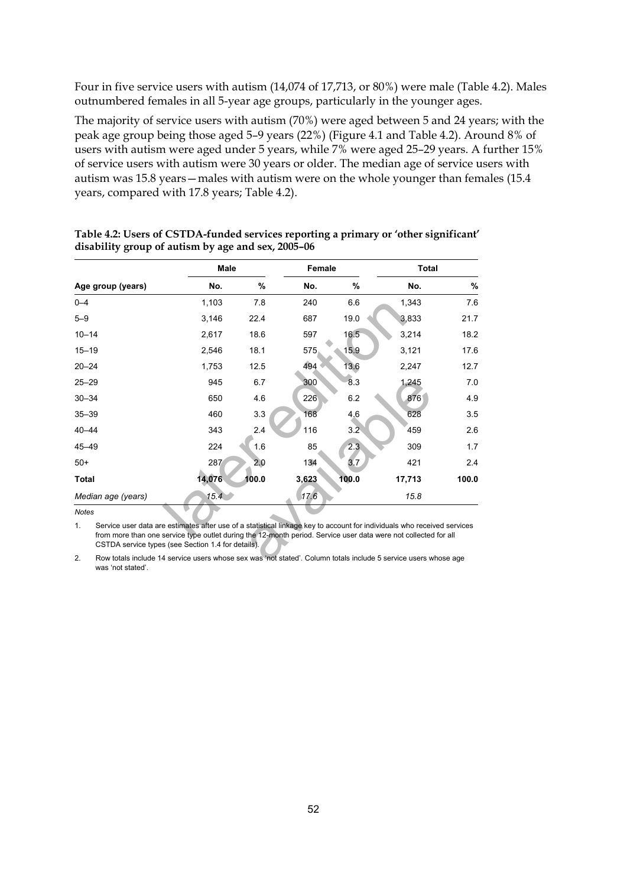Four in five service users with autism (14,074 of 17,713, or 80%) were male (Table 4.2). Males outnumbered females in all 5-year age groups, particularly in the younger ages.

The majority of service users with autism (70%) were aged between 5 and 24 years; with the peak age group being those aged 5–9 years (22%) (Figure 4.1 and Table 4.2). Around 8% of users with autism were aged under 5 years, while 7% were aged 25–29 years. A further 15% of service users with autism were 30 years or older. The median age of service users with autism was 15.8 years—males with autism were on the whole younger than females (15.4 years, compared with 17.8 years; Table 4.2).

**Table 4.2: Users of CSTDA-funded services reporting a primary or 'other significant' disability group of autism by age and sex, 2005–06**

| | Male | | Female | | Total | |
|---|---|---|---|---|---|---|
| Age group (years) | No. | % | No. | % | No. | % |
| 0–4 | 1,103 | 7.8 | 240 | 6.6 | 1,343 | 7.6 |
| 5–9 | 3,146 | 22.4 | 687 | 19.0 | 3,833 | 21.7 |
| 10–14 | 2,617 | 18.6 | 597 | 16.5 | 3,214 | 18.2 |
| 15–19 | 2,546 | 18.1 | 575 | 15.9 | 3,121 | 17.6 |
| 20–24 | 1,753 | 12.5 | 494 | 13.6 | 2,247 | 12.7 |
| 25–29 | 945 | 6.7 | 300 | 8.3 | 1,245 | 7.0 |
| 30–34 | 650 | 4.6 | 226 | 6.2 | 876 | 4.9 |
| 35–39 | 460 | 3.3 | 168 | 4.6 | 628 | 3.5 |
| 40–44 | 343 | 2.4 | 116 | 3.2 | 459 | 2.6 |
| 45–49 | 224 | 1.6 | 85 | 2.3 | 309 | 1.7 |
| 50+ | 287 | 2.0 | 134 | 3.7 | 421 | 2.4 |
| **Total** | **14,076** | **100.0** | **3,623** | **100.0** | **17,713** | **100.0** |
| *Median age (years)* | *15.4* | | *17.6* | | *15.8* | |

*Notes*

1. Service user data are estimates after use of a statistical linkage key to account for individuals who received services from more than one service type outlet during the 12-month period. Service user data were not collected for all CSTDA service types (see Section 1.4 for details).

2. Row totals include 14 service users whose sex was 'not stated'. Column totals include 5 service users whose age was 'not stated'.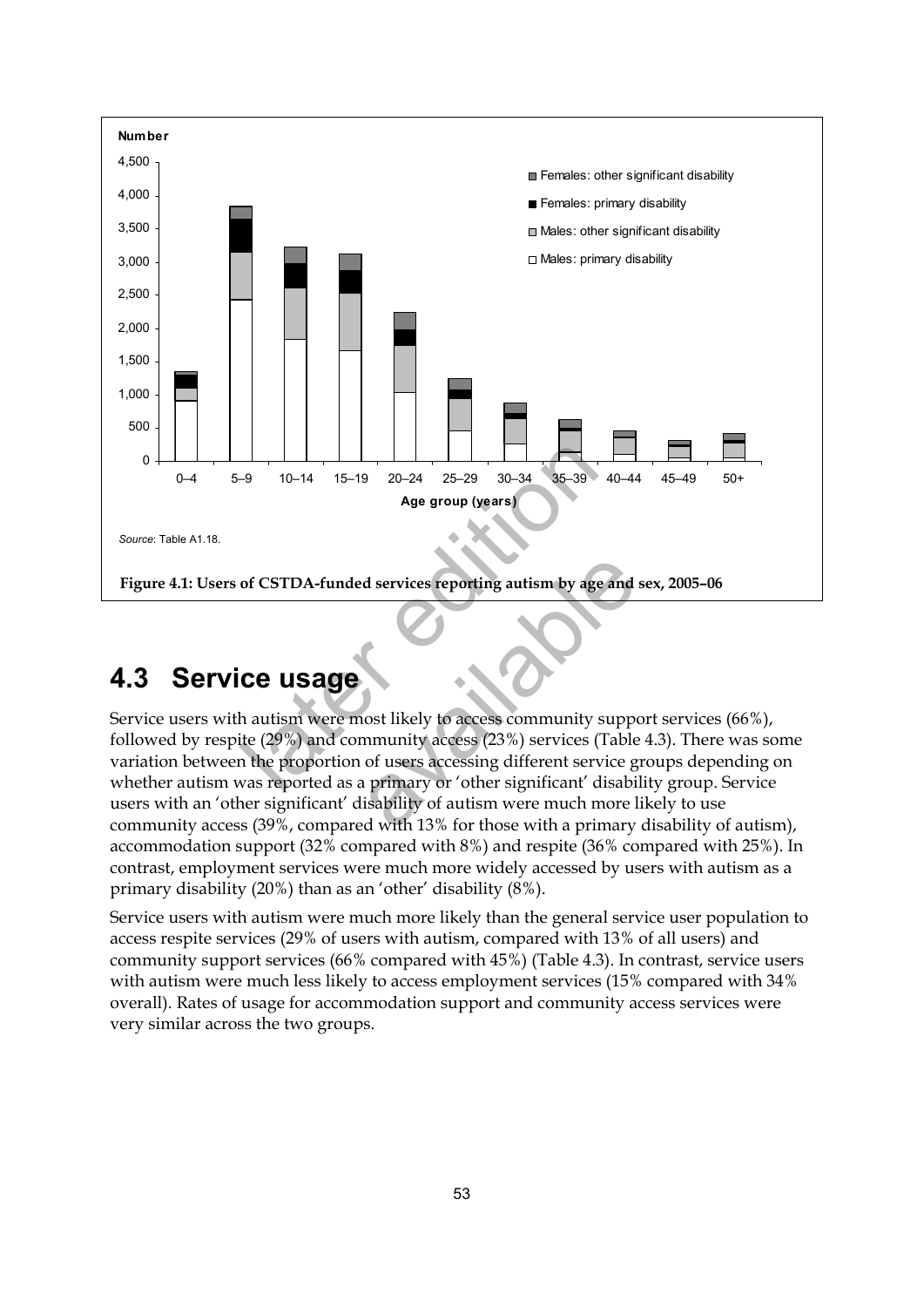Source: Table A1.18.

**Figure 4.1: Users of CSTDA-funded services reporting autism by age and sex, 2005–06**

## 4.3 Service usage

Service users with autism were most likely to access community support services (66%), followed by respite (29%) and community access (23%) services (Table 4.3). There was some variation between the proportion of users accessing different service groups depending on whether autism was reported as a primary or 'other significant' disability group. Service users with an 'other significant' disability of autism were much more likely to use community access (39%, compared with 13% for those with a primary disability of autism), accommodation support (32% compared with 8%) and respite (36% compared with 25%). In contrast, employment services were much more widely accessed by users with autism as a primary disability (20%) than as an 'other' disability (8%).

Service users with autism were much more likely than the general service user population to access respite services (29% of users with autism, compared with 13% of all users) and community support services (66% compared with 45%) (Table 4.3). In contrast, service users with autism were much less likely to access employment services (15% compared with 34% overall). Rates of usage for accommodation support and community access services were very similar across the two groups.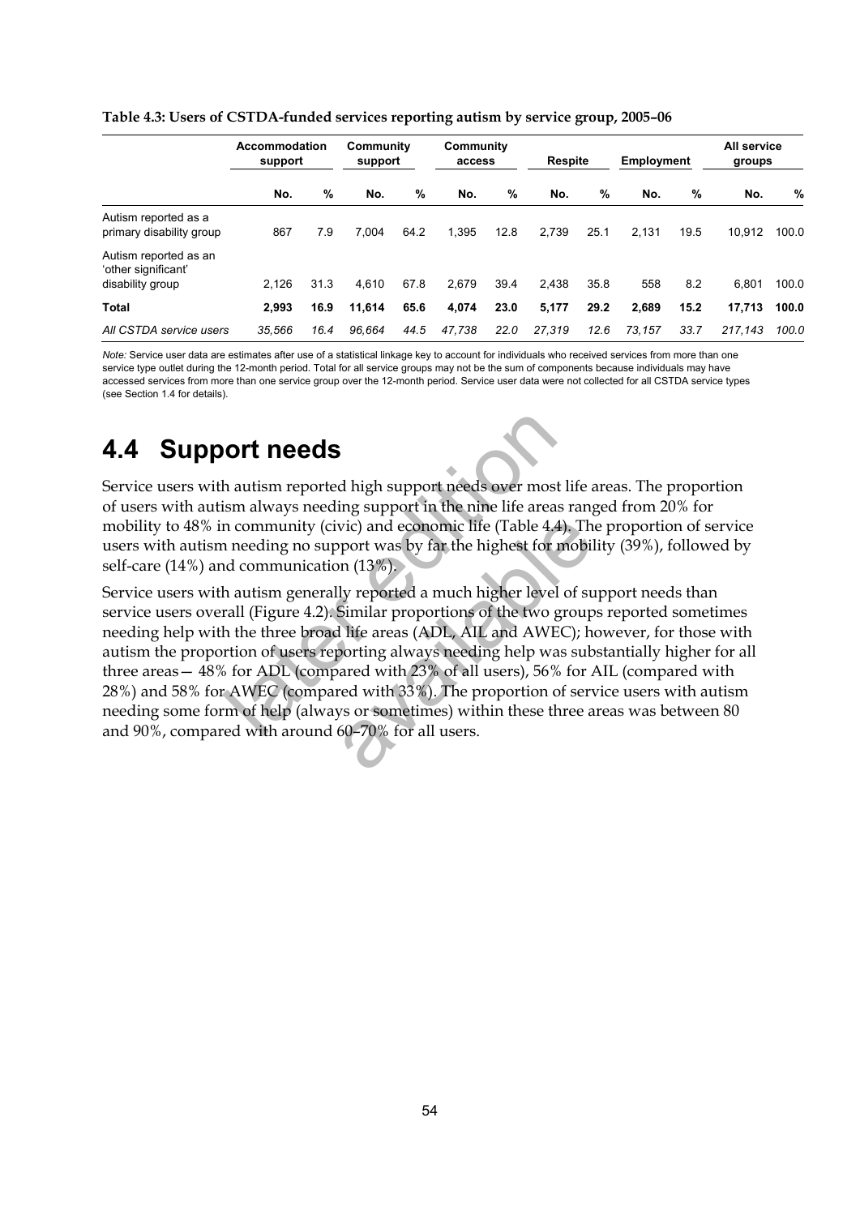**Table 4.3: Users of CSTDA-funded services reporting autism by service group, 2005–06**

| | Accommodation support | | Community support | | Community access | | Respite | | Employment | | All service groups | |
|---|---|---|---|---|---|---|---|---|---|---|---|---|
| | No. | % | No. | % | No. | % | No. | % | No. | % | No. | % |
| Autism reported as a primary disability group | 867 | 7.9 | 7,004 | 64.2 | 1,395 | 12.8 | 2,739 | 25.1 | 2,131 | 19.5 | 10,912 | 100.0 |
| Autism reported as an 'other significant' disability group | 2,126 | 31.3 | 4,610 | 67.8 | 2,679 | 39.4 | 2,438 | 35.8 | 558 | 8.2 | 6,801 | 100.0 |
| **Total** | **2,993** | **16.9** | **11,614** | **65.6** | **4,074** | **23.0** | **5,177** | **29.2** | **2,689** | **15.2** | **17,713** | **100.0** |
| *All CSTDA service users* | *35,566* | *16.4* | *96,664* | *44.5* | *47,738* | *22.0* | *27,319* | *12.6* | *73,157* | *33.7* | *217,143* | *100.0* |

*Note:* Service user data are estimates after use of a statistical linkage key to account for individuals who received services from more than one service type outlet during the 12-month period. Total for all service groups may not be the sum of components because individuals may have accessed services from more than one service group over the 12-month period. Service user data were not collected for all CSTDA service types (see Section 1.4 for details).

# 4.4 Support needs

Service users with autism reported high support needs over most life areas. The proportion of users with autism always needing support in the nine life areas ranged from 20% for mobility to 48% in community (civic) and economic life (Table 4.4). The proportion of service users with autism needing no support was by far the highest for mobility (39%), followed by self-care (14%) and communication (13%).

Service users with autism generally reported a much higher level of support needs than service users overall (Figure 4.2). Similar proportions of the two groups reported sometimes needing help with the three broad life areas (ADL, AIL and AWEC); however, for those with autism the proportion of users reporting always needing help was substantially higher for all three areas— 48% for ADL (compared with 23% of all users), 56% for AIL (compared with 28%) and 58% for AWEC (compared with 33%). The proportion of service users with autism needing some form of help (always or sometimes) within these three areas was between 80 and 90%, compared with around 60–70% for all users.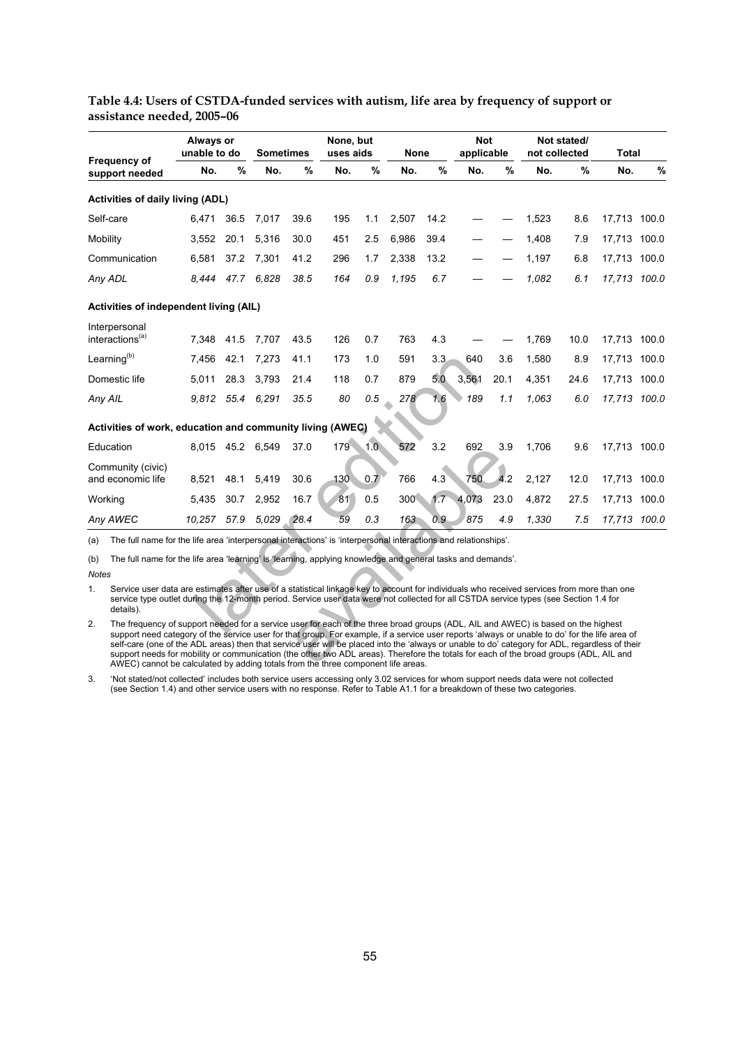**Table 4.4: Users of CSTDA-funded services with autism, life area by frequency of support or assistance needed, 2005–06**

| Frequency of support needed | Always or unable to do | | Sometimes | | None, but uses aids | | None | | Not applicable | | Not stated/ not collected | | Total | |
|---|---|---|---|---|---|---|---|---|---|---|---|---|---|---|
| | No. | % | No. | % | No. | % | No. | % | No. | % | No. | % | No. | % |
| **Activities of daily living (ADL)** | | | | | | | | | | | | | | |
| Self-care | 6,471 | 36.5 | 7,017 | 39.6 | 195 | 1.1 | 2,507 | 14.2 | — | — | 1,523 | 8.6 | 17,713 | 100.0 |
| Mobility | 3,552 | 20.1 | 5,316 | 30.0 | 451 | 2.5 | 6,986 | 39.4 | — | — | 1,408 | 7.9 | 17,713 | 100.0 |
| Communication | 6,581 | 37.2 | 7,301 | 41.2 | 296 | 1.7 | 2,338 | 13.2 | — | — | 1,197 | 6.8 | 17,713 | 100.0 |
| *Any ADL* | *8,444* | *47.7* | *6,828* | *38.5* | *164* | *0.9* | *1,195* | *6.7* | — | — | *1,082* | *6.1* | *17,713* | *100.0* |
| **Activities of independent living (AIL)** | | | | | | | | | | | | | | |
| Interpersonal interactions[(a)] | 7,348 | 41.5 | 7,707 | 43.5 | 126 | 0.7 | 763 | 4.3 | — | — | 1,769 | 10.0 | 17,713 | 100.0 |
| Learning[(b)] | 7,456 | 42.1 | 7,273 | 41.1 | 173 | 1.0 | 591 | 3.3 | 640 | 3.6 | 1,580 | 8.9 | 17,713 | 100.0 |
| Domestic life | 5,011 | 28.3 | 3,793 | 21.4 | 118 | 0.7 | 879 | 5.0 | 3,561 | 20.1 | 4,351 | 24.6 | 17,713 | 100.0 |
| *Any AIL* | *9,812* | *55.4* | *6,291* | *35.5* | *80* | *0.5* | *278* | *1.6* | *189* | *1.1* | *1,063* | *6.0* | *17,713* | *100.0* |
| **Activities of work, education and community living (AWEC)** | | | | | | | | | | | | | | |
| Education | 8,015 | 45.2 | 6,549 | 37.0 | 179 | 1.0 | 572 | 3.2 | 692 | 3.9 | 1,706 | 9.6 | 17,713 | 100.0 |
| Community (civic) and economic life | 8,521 | 48.1 | 5,419 | 30.6 | 130 | 0.7 | 766 | 4.3 | 750 | 4.2 | 2,127 | 12.0 | 17,713 | 100.0 |
| Working | 5,435 | 30.7 | 2,952 | 16.7 | 81 | 0.5 | 300 | 1.7 | 4,073 | 23.0 | 4,872 | 27.5 | 17,713 | 100.0 |
| *Any AWEC* | *10,257* | *57.9* | *5,029* | *28.4* | *59* | *0.3* | *163* | *0.9* | *875* | *4.9* | *1,330* | *7.5* | *17,713* | *100.0* |

(a) The full name for the life area 'interpersonal interactions' is 'interpersonal interactions and relationships'.

(b) The full name for the life area 'learning' is 'learning, applying knowledge and general tasks and demands'.

*Notes*

1. Service user data are estimates after use of a statistical linkage key to account for individuals who received services from more than one service type outlet during the 12-month period. Service user data were not collected for all CSTDA service types (see Section 1.4 for details).
2. The frequency of support needed for a service user for each of the three broad groups (ADL, AIL and AWEC) is based on the highest support need category of the service user for that group. For example, if a service user reports 'always or unable to do' for the life area of self-care (one of the ADL areas) then that service user will be placed into the 'always or unable to do' category for ADL, regardless of their support needs for mobility or communication (the other two ADL areas). Therefore the totals for each of the broad groups (ADL, AIL and AWEC) cannot be calculated by adding totals from the three component life areas.
3. 'Not stated/not collected' includes both service users accessing only 3.02 services for whom support needs data were not collected (see Section 1.4) and other service users with no response. Refer to Table A1.1 for a breakdown of these two categories.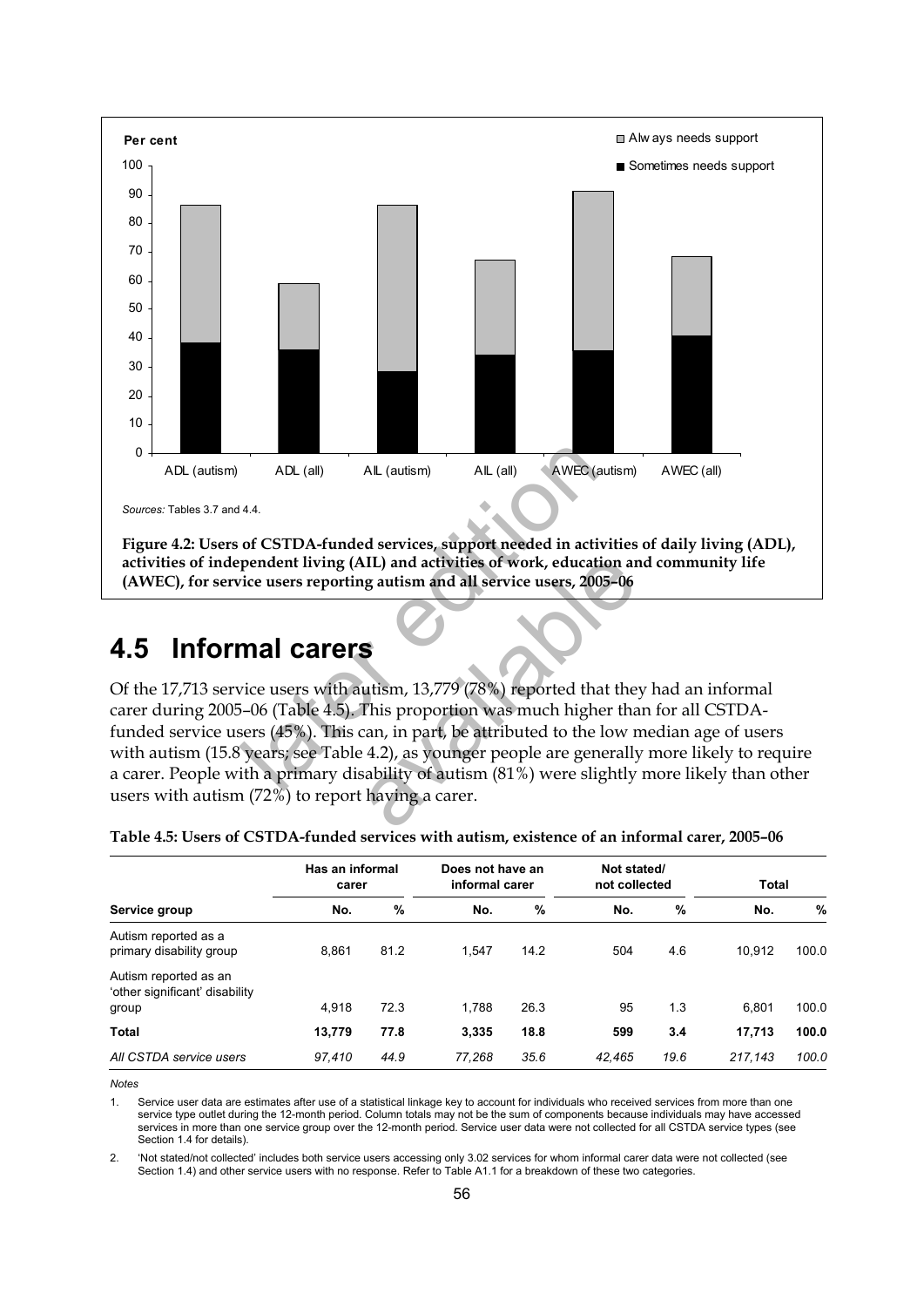*Sources:* Tables 3.7 and 4.4.

**Figure 4.2: Users of CSTDA-funded services, support needed in activities of daily living (ADL), activities of independent living (AIL) and activities of work, education and community life (AWEC), for service users reporting autism and all service users, 2005–06**

## 4.5 Informal carers

Of the 17,713 service users with autism, 13,779 (78%) reported that they had an informal carer during 2005–06 (Table 4.5). This proportion was much higher than for all CSTDA-funded service users (45%). This can, in part, be attributed to the low median age of users with autism (15.8 years; see Table 4.2), as younger people are generally more likely to require a carer. People with a primary disability of autism (81%) were slightly more likely than other users with autism (72%) to report having a carer.

**Table 4.5: Users of CSTDA-funded services with autism, existence of an informal carer, 2005–06**

| | Has an informal carer | | Does not have an informal carer | | Not stated/ not collected | | Total | |
|---|---|---|---|---|---|---|---|---|
| **Service group** | **No.** | **%** | **No.** | **%** | **No.** | **%** | **No.** | **%** |
| Autism reported as a primary disability group | 8,861 | 81.2 | 1,547 | 14.2 | 504 | 4.6 | 10,912 | 100.0 |
| Autism reported as an 'other significant' disability group | 4,918 | 72.3 | 1,788 | 26.3 | 95 | 1.3 | 6,801 | 100.0 |
| **Total** | **13,779** | **77.8** | **3,335** | **18.8** | **599** | **3.4** | **17,713** | **100.0** |
| *All CSTDA service users* | *97,410* | *44.9* | *77,268* | *35.6* | *42,465* | *19.6* | *217,143* | *100.0* |

*Notes*

1. Service user data are estimates after use of a statistical linkage key to account for individuals who received services from more than one service type outlet during the 12-month period. Column totals may not be the sum of components because individuals may have accessed services in more than one service group over the 12-month period. Service user data were not collected for all CSTDA service types (see Section 1.4 for details).

2. 'Not stated/not collected' includes both service users accessing only 3.02 services for whom informal carer data were not collected (see Section 1.4) and other service users with no response. Refer to Table A1.1 for a breakdown of these two categories.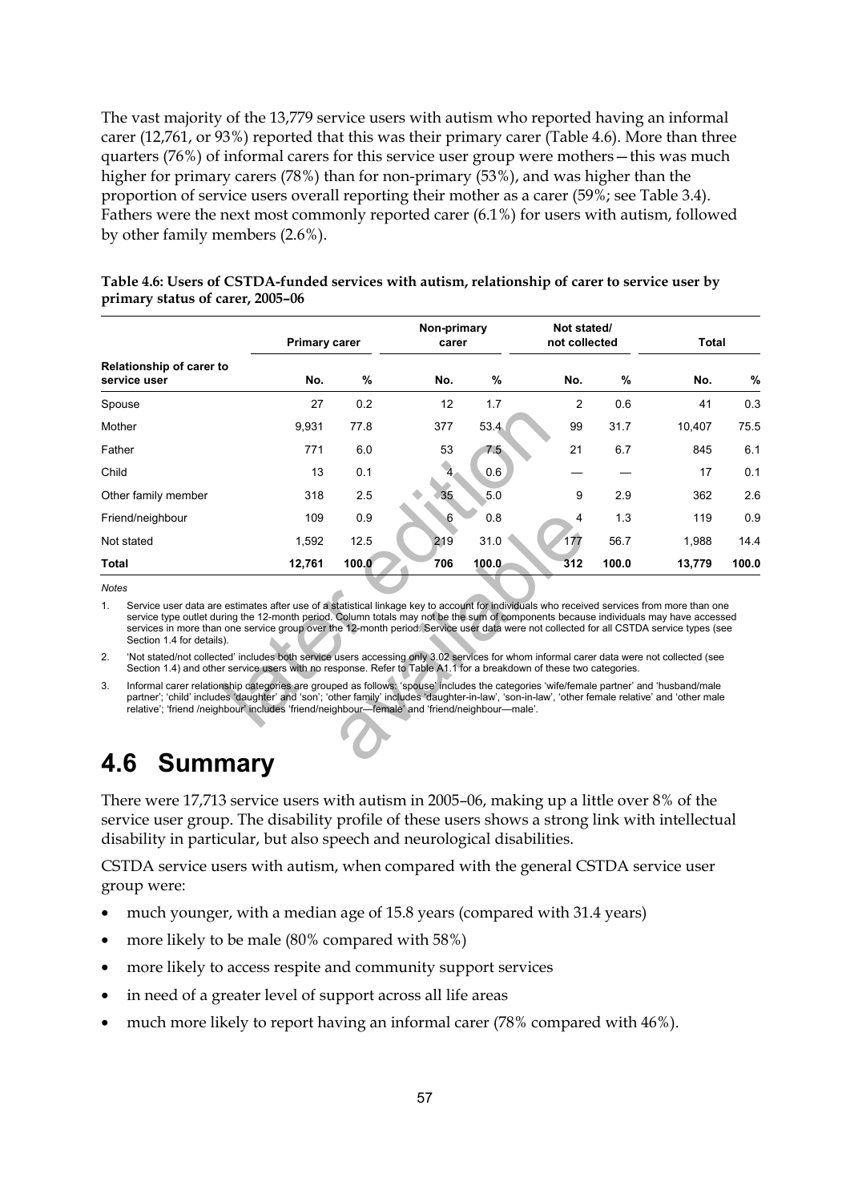The vast majority of the 13,779 service users with autism who reported having an informal carer (12,761, or 93%) reported that this was their primary carer (Table 4.6). More than three quarters (76%) of informal carers for this service user group were mothers—this was much higher for primary carers (78%) than for non-primary (53%), and was higher than the proportion of service users overall reporting their mother as a carer (59%; see Table 3.4). Fathers were the next most commonly reported carer (6.1%) for users with autism, followed by other family members (2.6%).

**Table 4.6: Users of CSTDA-funded services with autism, relationship of carer to service user by primary status of carer, 2005–06**

| Relationship of carer to service user | Primary carer | | Non-primary carer | | Not stated/ not collected | | Total | |
|---|---|---|---|---|---|---|---|---|
| | No. | % | No. | % | No. | % | No. | % |
| Spouse | 27 | 0.2 | 12 | 1.7 | 2 | 0.6 | 41 | 0.3 |
| Mother | 9,931 | 77.8 | 377 | 53.4 | 99 | 31.7 | 10,407 | 75.5 |
| Father | 771 | 6.0 | 53 | 7.5 | 21 | 6.7 | 845 | 6.1 |
| Child | 13 | 0.1 | 4 | 0.6 | — | — | 17 | 0.1 |
| Other family member | 318 | 2.5 | 35 | 5.0 | 9 | 2.9 | 362 | 2.6 |
| Friend/neighbour | 109 | 0.9 | 6 | 0.8 | 4 | 1.3 | 119 | 0.9 |
| Not stated | 1,592 | 12.5 | 219 | 31.0 | 177 | 56.7 | 1,988 | 14.4 |
| **Total** | **12,761** | **100.0** | **706** | **100.0** | **312** | **100.0** | **13,779** | **100.0** |

*Notes*

1. Service user data are estimates after use of a statistical linkage key to account for individuals who received services from more than one service type outlet during the 12-month period. Column totals may not be the sum of components because individuals may have accessed services in more than one service group over the 12-month period. Service user data were not collected for all CSTDA service types (see Section 1.4 for details).
2. 'Not stated/not collected' includes both service users accessing only 3.02 services for whom informal carer data were not collected (see Section 1.4) and other service users with no response. Refer to Table A1.1 for a breakdown of these two categories.
3. Informal carer relationship categories are grouped as follows: 'spouse' includes the categories 'wife/female partner' and 'husband/male partner'; 'child' includes 'daughter' and 'son'; 'other family' includes 'daughter-in-law', 'son-in-law', 'other female relative' and 'other male relative'; 'friend /neighbour' includes 'friend/neighbour—female' and 'friend/neighbour—male'.

## 4.6 Summary

There were 17,713 service users with autism in 2005–06, making up a little over 8% of the service user group. The disability profile of these users shows a strong link with intellectual disability in particular, but also speech and neurological disabilities.

CSTDA service users with autism, when compared with the general CSTDA service user group were:

- much younger, with a median age of 15.8 years (compared with 31.4 years)
- more likely to be male (80% compared with 58%)
- more likely to access respite and community support services
- in need of a greater level of support across all life areas
- much more likely to report having an informal carer (78% compared with 46%).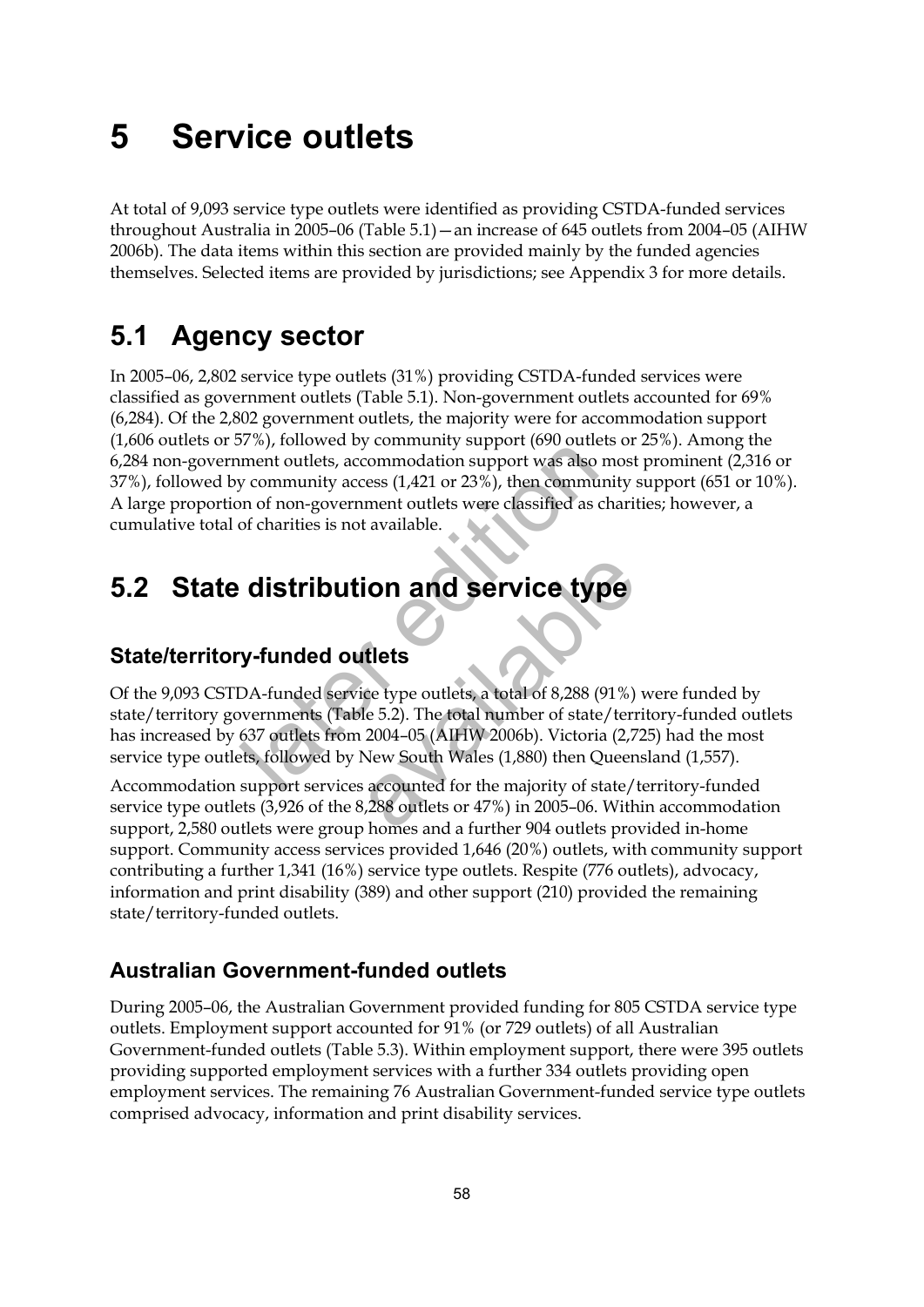# 5 Service outlets

At total of 9,093 service type outlets were identified as providing CSTDA-funded services throughout Australia in 2005–06 (Table 5.1)—an increase of 645 outlets from 2004–05 (AIHW 2006b). The data items within this section are provided mainly by the funded agencies themselves. Selected items are provided by jurisdictions; see Appendix 3 for more details.

## 5.1 Agency sector

In 2005–06, 2,802 service type outlets (31%) providing CSTDA-funded services were classified as government outlets (Table 5.1). Non-government outlets accounted for 69% (6,284). Of the 2,802 government outlets, the majority were for accommodation support (1,606 outlets or 57%), followed by community support (690 outlets or 25%). Among the 6,284 non-government outlets, accommodation support was also most prominent (2,316 or 37%), followed by community access (1,421 or 23%), then community support (651 or 10%). A large proportion of non-government outlets were classified as charities; however, a cumulative total of charities is not available.

## 5.2 State distribution and service type

### State/territory-funded outlets

Of the 9,093 CSTDA-funded service type outlets, a total of 8,288 (91%) were funded by state/territory governments (Table 5.2). The total number of state/territory-funded outlets has increased by 637 outlets from 2004–05 (AIHW 2006b). Victoria (2,725) had the most service type outlets, followed by New South Wales (1,880) then Queensland (1,557).

Accommodation support services accounted for the majority of state/territory-funded service type outlets (3,926 of the 8,288 outlets or 47%) in 2005–06. Within accommodation support, 2,580 outlets were group homes and a further 904 outlets provided in-home support. Community access services provided 1,646 (20%) outlets, with community support contributing a further 1,341 (16%) service type outlets. Respite (776 outlets), advocacy, information and print disability (389) and other support (210) provided the remaining state/territory-funded outlets.

### Australian Government-funded outlets

During 2005–06, the Australian Government provided funding for 805 CSTDA service type outlets. Employment support accounted for 91% (or 729 outlets) of all Australian Government-funded outlets (Table 5.3). Within employment support, there were 395 outlets providing supported employment services with a further 334 outlets providing open employment services. The remaining 76 Australian Government-funded service type outlets comprised advocacy, information and print disability services.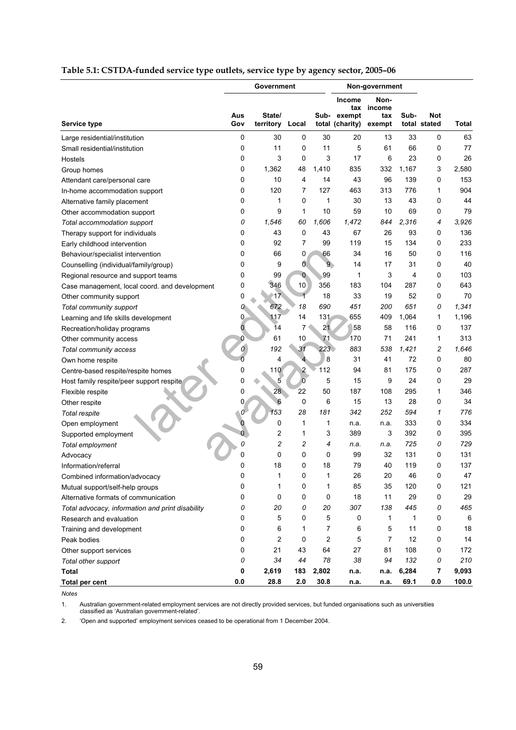**Table 5.1: CSTDA-funded service type outlets, service type by agency sector, 2005–06**

| Service type | Government | | | | Non-government | | | | |
|---|---|---|---|---|---|---|---|---|---|
| | Aus Gov | State/ territory | Local | Sub-total | Income tax exempt (charity) | Non-income tax exempt | Sub-total | Not stated | Total |
| Large residential/institution | 0 | 30 | 0 | 30 | 20 | 13 | 33 | 0 | 63 |
| Small residential/institution | 0 | 11 | 0 | 11 | 5 | 61 | 66 | 0 | 77 |
| Hostels | 0 | 3 | 0 | 3 | 17 | 6 | 23 | 0 | 26 |
| Group homes | 0 | 1,362 | 48 | 1,410 | 835 | 332 | 1,167 | 3 | 2,580 |
| Attendant care/personal care | 0 | 10 | 4 | 14 | 43 | 96 | 139 | 0 | 153 |
| In-home accommodation support | 0 | 120 | 7 | 127 | 463 | 313 | 776 | 1 | 904 |
| Alternative family placement | 0 | 1 | 0 | 1 | 30 | 13 | 43 | 0 | 44 |
| Other accommodation support | 0 | 9 | 1 | 10 | 59 | 10 | 69 | 0 | 79 |
| *Total accommodation support* | *0* | *1,546* | *60* | *1,606* | *1,472* | *844* | *2,316* | *4* | *3,926* |
| Therapy support for individuals | 0 | 43 | 0 | 43 | 67 | 26 | 93 | 0 | 136 |
| Early childhood intervention | 0 | 92 | 7 | 99 | 119 | 15 | 134 | 0 | 233 |
| Behaviour/specialist intervention | 0 | 66 | 0 | 66 | 34 | 16 | 50 | 0 | 116 |
| Counselling (individual/family/group) | 0 | 9 | 0 | 9 | 14 | 17 | 31 | 0 | 40 |
| Regional resource and support teams | 0 | 99 | 0 | 99 | 1 | 3 | 4 | 0 | 103 |
| Case management, local coord. and development | 0 | 346 | 10 | 356 | 183 | 104 | 287 | 0 | 643 |
| Other community support | 0 | 17 | 1 | 18 | 33 | 19 | 52 | 0 | 70 |
| *Total community support* | *0* | *672* | *18* | *690* | *451* | *200* | *651* | *0* | *1,341* |
| Learning and life skills development | 0 | 117 | 14 | 131 | 655 | 409 | 1,064 | 1 | 1,196 |
| Recreation/holiday programs | 0 | 14 | 7 | 21 | 58 | 58 | 116 | 0 | 137 |
| Other community access | 0 | 61 | 10 | 71 | 170 | 71 | 241 | 1 | 313 |
| *Total community access* | *0* | *192* | *31* | *223* | *883* | *538* | *1,421* | *2* | *1,646* |
| Own home respite | 0 | 4 | 4 | 8 | 31 | 41 | 72 | 0 | 80 |
| Centre-based respite/respite homes | 0 | 110 | 2 | 112 | 94 | 81 | 175 | 0 | 287 |
| Host family respite/peer support respite | 0 | 5 | 0 | 5 | 15 | 9 | 24 | 0 | 29 |
| Flexible respite | 0 | 28 | 22 | 50 | 187 | 108 | 295 | 1 | 346 |
| Other respite | 0 | 6 | 0 | 6 | 15 | 13 | 28 | 0 | 34 |
| *Total respite* | *0* | *153* | *28* | *181* | *342* | *252* | *594* | *1* | *776* |
| Open employment | 0 | 0 | 1 | 1 | n.a. | n.a. | 333 | 0 | 334 |
| Supported employment | 0 | 2 | 1 | 3 | 389 | 3 | 392 | 0 | 395 |
| *Total employment* | *0* | *2* | *2* | *4* | *n.a.* | *n.a.* | *725* | *0* | *729* |
| Advocacy | 0 | 0 | 0 | 0 | 99 | 32 | 131 | 0 | 131 |
| Information/referral | 0 | 18 | 0 | 18 | 79 | 40 | 119 | 0 | 137 |
| Combined information/advocacy | 0 | 1 | 0 | 1 | 26 | 20 | 46 | 0 | 47 |
| Mutual support/self-help groups | 0 | 1 | 0 | 1 | 85 | 35 | 120 | 0 | 121 |
| Alternative formats of communication | 0 | 0 | 0 | 0 | 18 | 11 | 29 | 0 | 29 |
| *Total advocacy, information and print disability* | *0* | *20* | *0* | *20* | *307* | *138* | *445* | *0* | *465* |
| Research and evaluation | 0 | 5 | 0 | 5 | 0 | 1 | 1 | 0 | 6 |
| Training and development | 0 | 6 | 1 | 7 | 6 | 5 | 11 | 0 | 18 |
| Peak bodies | 0 | 2 | 0 | 2 | 5 | 7 | 12 | 0 | 14 |
| Other support services | 0 | 21 | 43 | 64 | 27 | 81 | 108 | 0 | 172 |
| *Total other support* | *0* | *34* | *44* | *78* | *38* | *94* | *132* | *0* | *210* |
| **Total** | **0** | **2,619** | **183** | **2,802** | **n.a.** | **n.a.** | **6,284** | **7** | **9,093** |
| **Total per cent** | **0.0** | **28.8** | **2.0** | **30.8** | **n.a.** | **n.a.** | **69.1** | **0.0** | **100.0** |

*Notes*

1. Australian government-related employment services are not directly provided services, but funded organisations such as universities classified as 'Australian government-related'.
2. 'Open and supported' employment services ceased to be operational from 1 December 2004.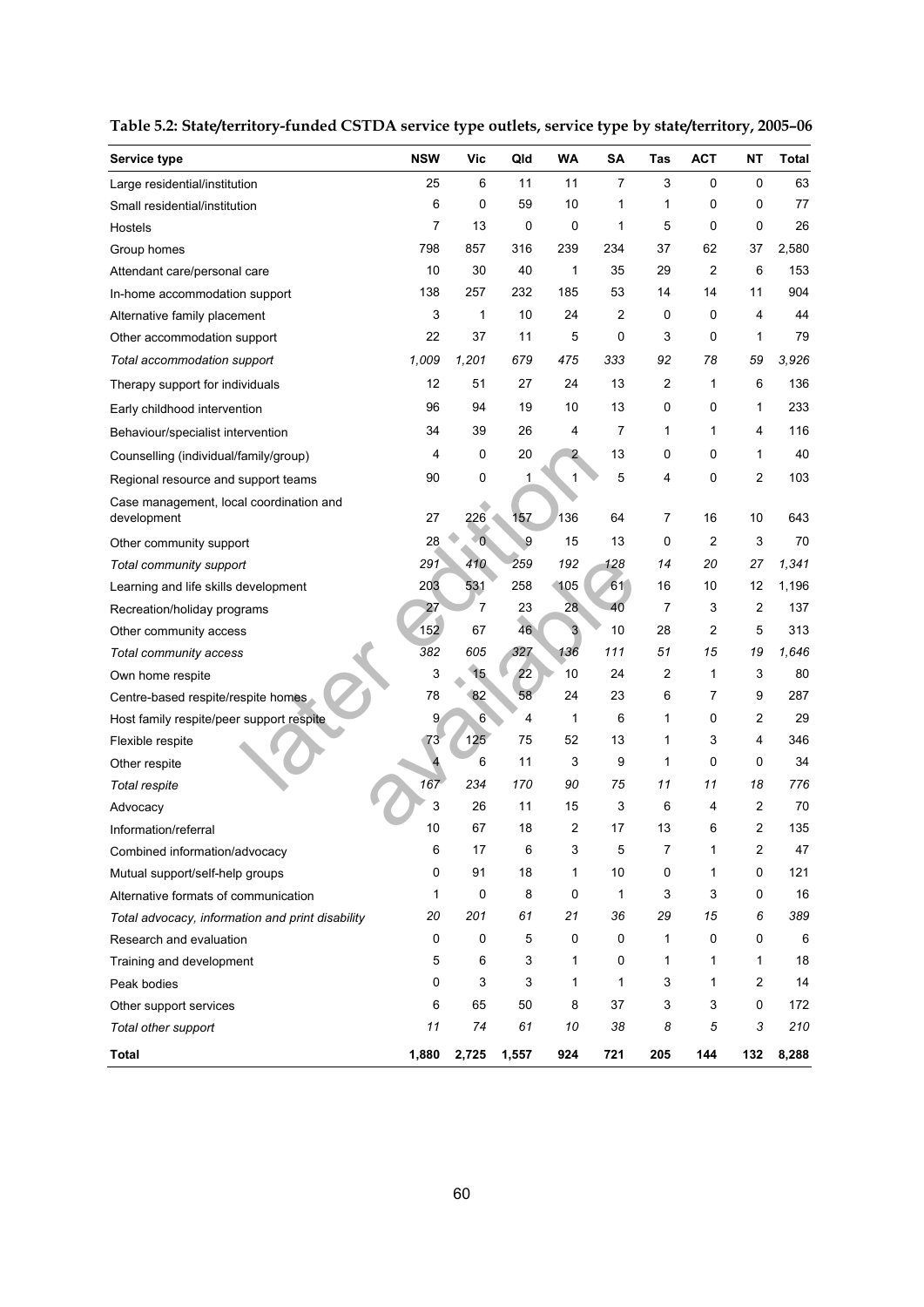**Table 5.2: State/territory-funded CSTDA service type outlets, service type by state/territory, 2005–06**

| Service type | NSW | Vic | Qld | WA | SA | Tas | ACT | NT | Total |
|---|---|---|---|---|---|---|---|---|---|
| Large residential/institution | 25 | 6 | 11 | 11 | 7 | 3 | 0 | 0 | 63 |
| Small residential/institution | 6 | 0 | 59 | 10 | 1 | 1 | 0 | 0 | 77 |
| Hostels | 7 | 13 | 0 | 0 | 1 | 5 | 0 | 0 | 26 |
| Group homes | 798 | 857 | 316 | 239 | 234 | 37 | 62 | 37 | 2,580 |
| Attendant care/personal care | 10 | 30 | 40 | 1 | 35 | 29 | 2 | 6 | 153 |
| In-home accommodation support | 138 | 257 | 232 | 185 | 53 | 14 | 14 | 11 | 904 |
| Alternative family placement | 3 | 1 | 10 | 24 | 2 | 0 | 0 | 4 | 44 |
| Other accommodation support | 22 | 37 | 11 | 5 | 0 | 3 | 0 | 1 | 79 |
| *Total accommodation support* | *1,009* | *1,201* | *679* | *475* | *333* | *92* | *78* | *59* | *3,926* |
| Therapy support for individuals | 12 | 51 | 27 | 24 | 13 | 2 | 1 | 6 | 136 |
| Early childhood intervention | 96 | 94 | 19 | 10 | 13 | 0 | 0 | 1 | 233 |
| Behaviour/specialist intervention | 34 | 39 | 26 | 4 | 7 | 1 | 1 | 4 | 116 |
| Counselling (individual/family/group) | 4 | 0 | 20 | 2 | 13 | 0 | 0 | 1 | 40 |
| Regional resource and support teams | 90 | 0 | 1 | 1 | 5 | 4 | 0 | 2 | 103 |
| Case management, local coordination and development | 27 | 226 | 157 | 136 | 64 | 7 | 16 | 10 | 643 |
| Other community support | 28 | 0 | 9 | 15 | 13 | 0 | 2 | 3 | 70 |
| *Total community support* | *291* | *410* | *259* | *192* | *128* | *14* | *20* | *27* | *1,341* |
| Learning and life skills development | 203 | 531 | 258 | 105 | 61 | 16 | 10 | 12 | 1,196 |
| Recreation/holiday programs | 27 | 7 | 23 | 28 | 40 | 7 | 3 | 2 | 137 |
| Other community access | 152 | 67 | 46 | 3 | 10 | 28 | 2 | 5 | 313 |
| *Total community access* | *382* | *605* | *327* | *136* | *111* | *51* | *15* | *19* | *1,646* |
| Own home respite | 3 | 15 | 22 | 10 | 24 | 2 | 1 | 3 | 80 |
| Centre-based respite/respite homes | 78 | 82 | 58 | 24 | 23 | 6 | 7 | 9 | 287 |
| Host family respite/peer support respite | 9 | 6 | 4 | 1 | 6 | 1 | 0 | 2 | 29 |
| Flexible respite | 73 | 125 | 75 | 52 | 13 | 1 | 3 | 4 | 346 |
| Other respite | 4 | 6 | 11 | 3 | 9 | 1 | 0 | 0 | 34 |
| *Total respite* | *167* | *234* | *170* | *90* | *75* | *11* | *11* | *18* | *776* |
| Advocacy | 3 | 26 | 11 | 15 | 3 | 6 | 4 | 2 | 70 |
| Information/referral | 10 | 67 | 18 | 2 | 17 | 13 | 6 | 2 | 135 |
| Combined information/advocacy | 6 | 17 | 6 | 3 | 5 | 7 | 1 | 2 | 47 |
| Mutual support/self-help groups | 0 | 91 | 18 | 1 | 10 | 0 | 1 | 0 | 121 |
| Alternative formats of communication | 1 | 0 | 8 | 0 | 1 | 3 | 3 | 0 | 16 |
| *Total advocacy, information and print disability* | *20* | *201* | *61* | *21* | *36* | *29* | *15* | *6* | *389* |
| Research and evaluation | 0 | 0 | 5 | 0 | 0 | 1 | 0 | 0 | 6 |
| Training and development | 5 | 6 | 3 | 1 | 0 | 1 | 1 | 1 | 18 |
| Peak bodies | 0 | 3 | 3 | 1 | 1 | 3 | 1 | 2 | 14 |
| Other support services | 6 | 65 | 50 | 8 | 37 | 3 | 3 | 0 | 172 |
| *Total other support* | *11* | *74* | *61* | *10* | *38* | *8* | *5* | *3* | *210* |
| **Total** | **1,880** | **2,725** | **1,557** | **924** | **721** | **205** | **144** | **132** | **8,288** |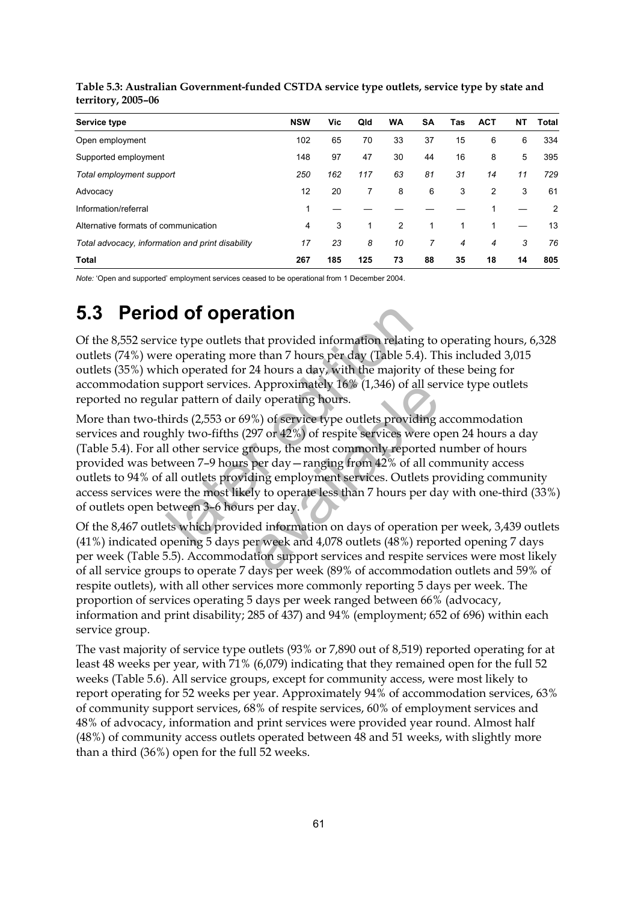**Table 5.3: Australian Government-funded CSTDA service type outlets, service type by state and territory, 2005–06**

| Service type | NSW | Vic | Qld | WA | SA | Tas | ACT | NT | Total |
|---|---|---|---|---|---|---|---|---|---|
| Open employment | 102 | 65 | 70 | 33 | 37 | 15 | 6 | 6 | 334 |
| Supported employment | 148 | 97 | 47 | 30 | 44 | 16 | 8 | 5 | 395 |
| *Total employment support* | *250* | *162* | *117* | *63* | *81* | *31* | *14* | *11* | *729* |
| Advocacy | 12 | 20 | 7 | 8 | 6 | 3 | 2 | 3 | 61 |
| Information/referral | 1 | — | — | — | — | — | 1 | — | 2 |
| Alternative formats of communication | 4 | 3 | 1 | 2 | 1 | 1 | 1 | — | 13 |
| *Total advocacy, information and print disability* | *17* | *23* | *8* | *10* | *7* | *4* | *4* | *3* | *76* |
| **Total** | **267** | **185** | **125** | **73** | **88** | **35** | **18** | **14** | **805** |

*Note:* 'Open and supported' employment services ceased to be operational from 1 December 2004.

## 5.3 Period of operation

Of the 8,552 service type outlets that provided information relating to operating hours, 6,328 outlets (74%) were operating more than 7 hours per day (Table 5.4). This included 3,015 outlets (35%) which operated for 24 hours a day, with the majority of these being for accommodation support services. Approximately 16% (1,346) of all service type outlets reported no regular pattern of daily operating hours.

More than two-thirds (2,553 or 69%) of service type outlets providing accommodation services and roughly two-fifths (297 or 42%) of respite services were open 24 hours a day (Table 5.4). For all other service groups, the most commonly reported number of hours provided was between 7–9 hours per day—ranging from 42% of all community access outlets to 94% of all outlets providing employment services. Outlets providing community access services were the most likely to operate less than 7 hours per day with one-third (33%) of outlets open between 3–6 hours per day.

Of the 8,467 outlets which provided information on days of operation per week, 3,439 outlets (41%) indicated opening 5 days per week and 4,078 outlets (48%) reported opening 7 days per week (Table 5.5). Accommodation support services and respite services were most likely of all service groups to operate 7 days per week (89% of accommodation outlets and 59% of respite outlets), with all other services more commonly reporting 5 days per week. The proportion of services operating 5 days per week ranged between 66% (advocacy, information and print disability; 285 of 437) and 94% (employment; 652 of 696) within each service group.

The vast majority of service type outlets (93% or 7,890 out of 8,519) reported operating for at least 48 weeks per year, with 71% (6,079) indicating that they remained open for the full 52 weeks (Table 5.6). All service groups, except for community access, were most likely to report operating for 52 weeks per year. Approximately 94% of accommodation services, 63% of community support services, 68% of respite services, 60% of employment services and 48% of advocacy, information and print services were provided year round. Almost half (48%) of community access outlets operated between 48 and 51 weeks, with slightly more than a third (36%) open for the full 52 weeks.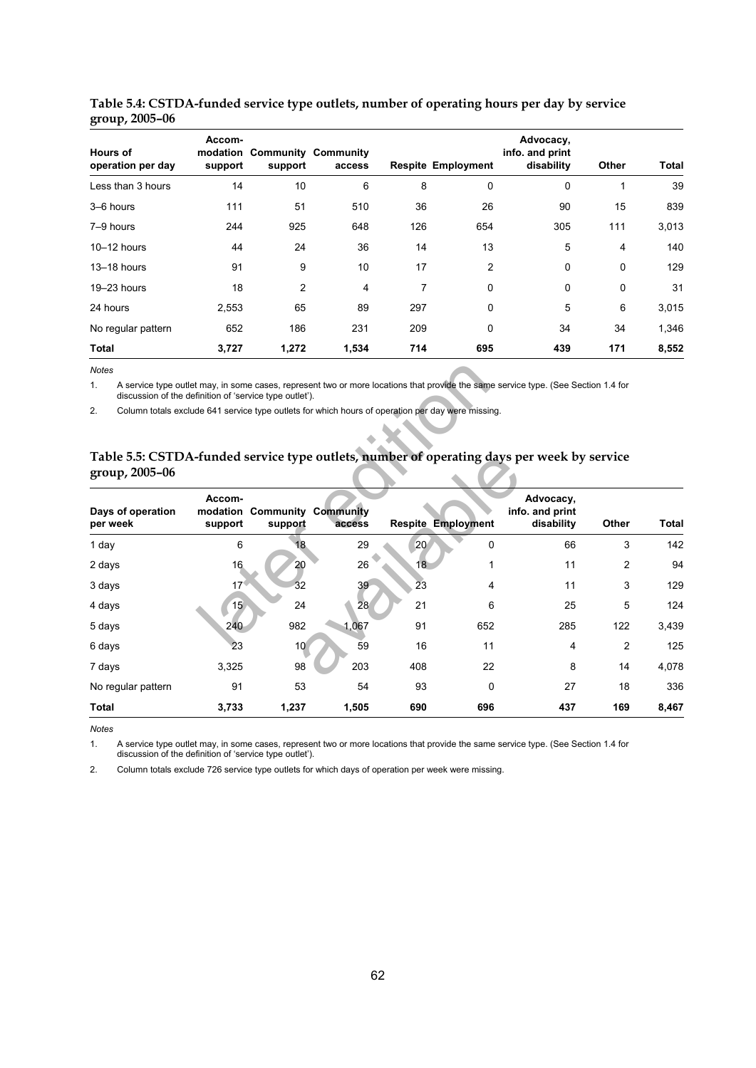**Table 5.4: CSTDA-funded service type outlets, number of operating hours per day by service group, 2005–06**

| Hours of operation per day | Accom-modation support | Community support | Community access | Respite | Employment | Advocacy, info. and print disability | Other | Total |
|---|---|---|---|---|---|---|---|---|
| Less than 3 hours | 14 | 10 | 6 | 8 | 0 | 0 | 1 | 39 |
| 3–6 hours | 111 | 51 | 510 | 36 | 26 | 90 | 15 | 839 |
| 7–9 hours | 244 | 925 | 648 | 126 | 654 | 305 | 111 | 3,013 |
| 10–12 hours | 44 | 24 | 36 | 14 | 13 | 5 | 4 | 140 |
| 13–18 hours | 91 | 9 | 10 | 17 | 2 | 0 | 0 | 129 |
| 19–23 hours | 18 | 2 | 4 | 7 | 0 | 0 | 0 | 31 |
| 24 hours | 2,553 | 65 | 89 | 297 | 0 | 5 | 6 | 3,015 |
| No regular pattern | 652 | 186 | 231 | 209 | 0 | 34 | 34 | 1,346 |
| **Total** | **3,727** | **1,272** | **1,534** | **714** | **695** | **439** | **171** | **8,552** |

*Notes*

1. A service type outlet may, in some cases, represent two or more locations that provide the same service type. (See Section 1.4 for discussion of the definition of 'service type outlet').
2. Column totals exclude 641 service type outlets for which hours of operation per day were missing.

**Table 5.5: CSTDA-funded service type outlets, number of operating days per week by service group, 2005–06**

| Days of operation per week | Accom-modation support | Community support | Community access | Respite | Employment | Advocacy, info. and print disability | Other | Total |
|---|---|---|---|---|---|---|---|---|
| 1 day | 6 | 18 | 29 | 20 | 0 | 66 | 3 | 142 |
| 2 days | 16 | 20 | 26 | 18 | 1 | 11 | 2 | 94 |
| 3 days | 17 | 32 | 39 | 23 | 4 | 11 | 3 | 129 |
| 4 days | 15 | 24 | 28 | 21 | 6 | 25 | 5 | 124 |
| 5 days | 240 | 982 | 1,067 | 91 | 652 | 285 | 122 | 3,439 |
| 6 days | 23 | 10 | 59 | 16 | 11 | 4 | 2 | 125 |
| 7 days | 3,325 | 98 | 203 | 408 | 22 | 8 | 14 | 4,078 |
| No regular pattern | 91 | 53 | 54 | 93 | 0 | 27 | 18 | 336 |
| **Total** | **3,733** | **1,237** | **1,505** | **690** | **696** | **437** | **169** | **8,467** |

*Notes*

1. A service type outlet may, in some cases, represent two or more locations that provide the same service type. (See Section 1.4 for discussion of the definition of 'service type outlet').
2. Column totals exclude 726 service type outlets for which days of operation per week were missing.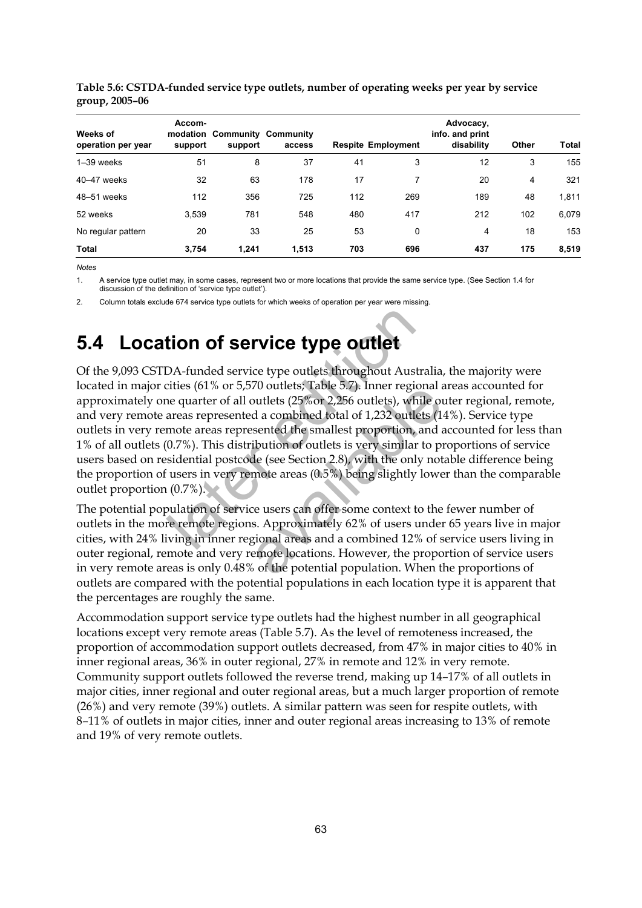**Table 5.6: CSTDA-funded service type outlets, number of operating weeks per year by service group, 2005–06**

| Weeks of operation per year | Accom-modation support | Community support | Community access | Respite | Employment | Advocacy, info. and print disability | Other | Total |
|---|---|---|---|---|---|---|---|---|
| 1–39 weeks | 51 | 8 | 37 | 41 | 3 | 12 | 3 | 155 |
| 40–47 weeks | 32 | 63 | 178 | 17 | 7 | 20 | 4 | 321 |
| 48–51 weeks | 112 | 356 | 725 | 112 | 269 | 189 | 48 | 1,811 |
| 52 weeks | 3,539 | 781 | 548 | 480 | 417 | 212 | 102 | 6,079 |
| No regular pattern | 20 | 33 | 25 | 53 | 0 | 4 | 18 | 153 |
| **Total** | **3,754** | **1,241** | **1,513** | **703** | **696** | **437** | **175** | **8,519** |

*Notes*

1. A service type outlet may, in some cases, represent two or more locations that provide the same service type. (See Section 1.4 for discussion of the definition of 'service type outlet').
2. Column totals exclude 674 service type outlets for which weeks of operation per year were missing.

# 5.4 Location of service type outlet

Of the 9,093 CSTDA-funded service type outlets throughout Australia, the majority were located in major cities (61% or 5,570 outlets; Table 5.7). Inner regional areas accounted for approximately one quarter of all outlets (25%or 2,256 outlets), while outer regional, remote, and very remote areas represented a combined total of 1,232 outlets (14%). Service type outlets in very remote areas represented the smallest proportion, and accounted for less than 1% of all outlets (0.7%). This distribution of outlets is very similar to proportions of service users based on residential postcode (see Section 2.8), with the only notable difference being the proportion of users in very remote areas (0.5%) being slightly lower than the comparable outlet proportion (0.7%).

The potential population of service users can offer some context to the fewer number of outlets in the more remote regions. Approximately 62% of users under 65 years live in major cities, with 24% living in inner regional areas and a combined 12% of service users living in outer regional, remote and very remote locations. However, the proportion of service users in very remote areas is only 0.48% of the potential population. When the proportions of outlets are compared with the potential populations in each location type it is apparent that the percentages are roughly the same.

Accommodation support service type outlets had the highest number in all geographical locations except very remote areas (Table 5.7). As the level of remoteness increased, the proportion of accommodation support outlets decreased, from 47% in major cities to 40% in inner regional areas, 36% in outer regional, 27% in remote and 12% in very remote. Community support outlets followed the reverse trend, making up 14–17% of all outlets in major cities, inner regional and outer regional areas, but a much larger proportion of remote (26%) and very remote (39%) outlets. A similar pattern was seen for respite outlets, with 8–11% of outlets in major cities, inner and outer regional areas increasing to 13% of remote and 19% of very remote outlets.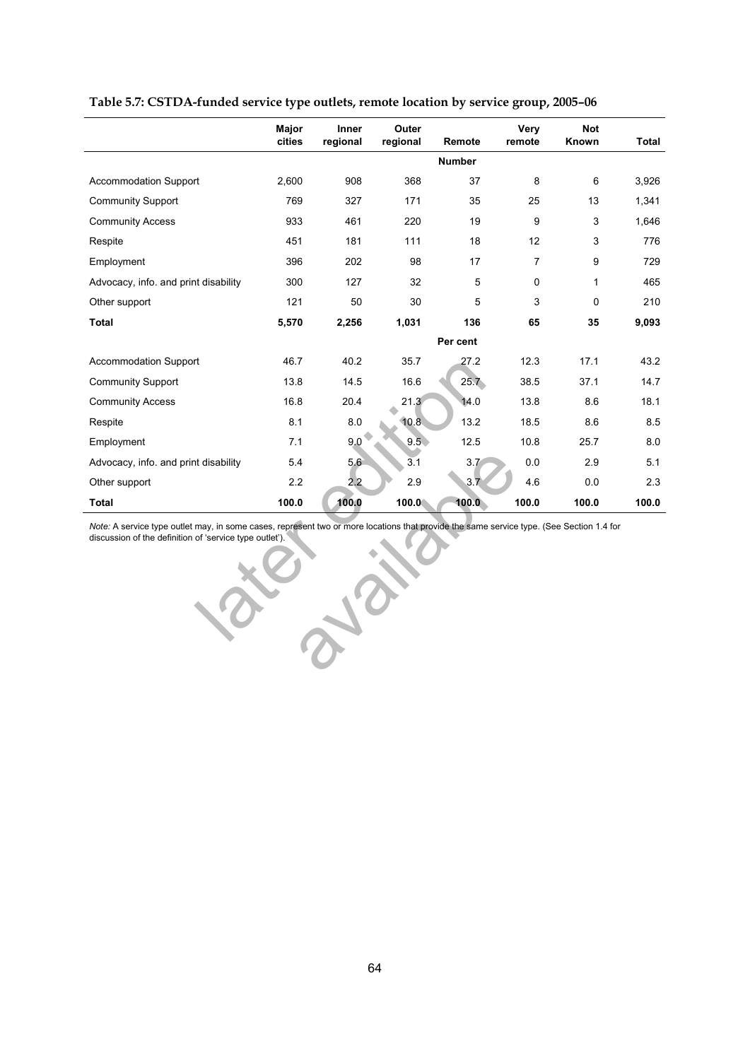**Table 5.7: CSTDA-funded service type outlets, remote location by service group, 2005–06**

| | Major cities | Inner regional | Outer regional | Remote | Very remote | Not Known | Total |
|---|---|---|---|---|---|---|---|
| | | | | **Number** | | | |
| Accommodation Support | 2,600 | 908 | 368 | 37 | 8 | 6 | 3,926 |
| Community Support | 769 | 327 | 171 | 35 | 25 | 13 | 1,341 |
| Community Access | 933 | 461 | 220 | 19 | 9 | 3 | 1,646 |
| Respite | 451 | 181 | 111 | 18 | 12 | 3 | 776 |
| Employment | 396 | 202 | 98 | 17 | 7 | 9 | 729 |
| Advocacy, info. and print disability | 300 | 127 | 32 | 5 | 0 | 1 | 465 |
| Other support | 121 | 50 | 30 | 5 | 3 | 0 | 210 |
| **Total** | **5,570** | **2,256** | **1,031** | **136** | **65** | **35** | **9,093** |
| | | | | **Per cent** | | | |
| Accommodation Support | 46.7 | 40.2 | 35.7 | 27.2 | 12.3 | 17.1 | 43.2 |
| Community Support | 13.8 | 14.5 | 16.6 | 25.7 | 38.5 | 37.1 | 14.7 |
| Community Access | 16.8 | 20.4 | 21.3 | 14.0 | 13.8 | 8.6 | 18.1 |
| Respite | 8.1 | 8.0 | 10.8 | 13.2 | 18.5 | 8.6 | 8.5 |
| Employment | 7.1 | 9.0 | 9.5 | 12.5 | 10.8 | 25.7 | 8.0 |
| Advocacy, info. and print disability | 5.4 | 5.6 | 3.1 | 3.7 | 0.0 | 2.9 | 5.1 |
| Other support | 2.2 | 2.2 | 2.9 | 3.7 | 4.6 | 0.0 | 2.3 |
| **Total** | **100.0** | **100.0** | **100.0** | **100.0** | **100.0** | **100.0** | **100.0** |

*Note:* A service type outlet may, in some cases, represent two or more locations that provide the same service type. (See Section 1.4 for discussion of the definition of 'service type outlet').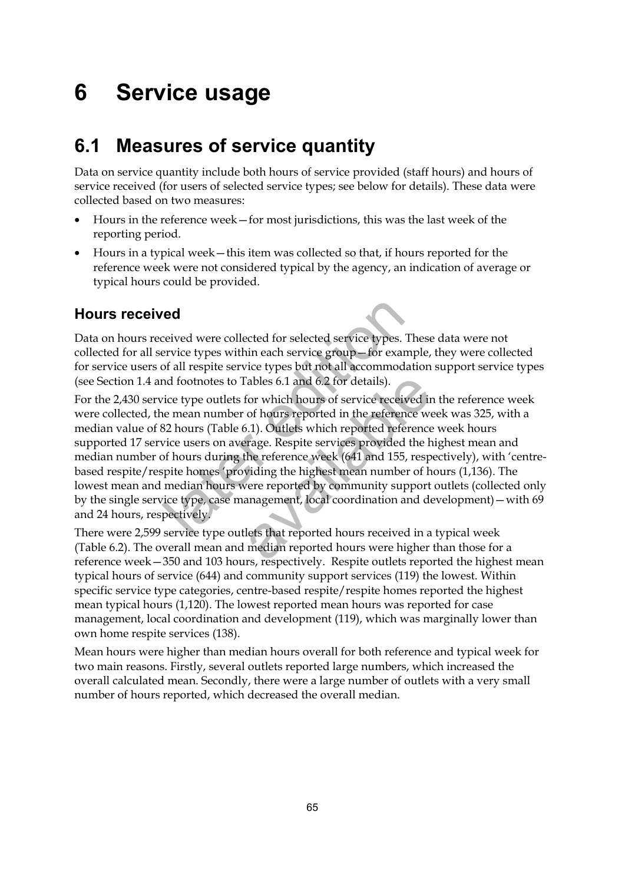# 6 Service usage

## 6.1 Measures of service quantity

Data on service quantity include both hours of service provided (staff hours) and hours of service received (for users of selected service types; see below for details). These data were collected based on two measures:

- Hours in the reference week—for most jurisdictions, this was the last week of the reporting period.
- Hours in a typical week—this item was collected so that, if hours reported for the reference week were not considered typical by the agency, an indication of average or typical hours could be provided.

### Hours received

Data on hours received were collected for selected service types. These data were not collected for all service types within each service group—for example, they were collected for service users of all respite service types but not all accommodation support service types (see Section 1.4 and footnotes to Tables 6.1 and 6.2 for details).

For the 2,430 service type outlets for which hours of service received in the reference week were collected, the mean number of hours reported in the reference week was 325, with a median value of 82 hours (Table 6.1). Outlets which reported reference week hours supported 17 service users on average. Respite services provided the highest mean and median number of hours during the reference week (641 and 155, respectively), with 'centre-based respite/respite homes 'providing the highest mean number of hours (1,136). The lowest mean and median hours were reported by community support outlets (collected only by the single service type, case management, local coordination and development)—with 69 and 24 hours, respectively.

There were 2,599 service type outlets that reported hours received in a typical week (Table 6.2). The overall mean and median reported hours were higher than those for a reference week—350 and 103 hours, respectively. Respite outlets reported the highest mean typical hours of service (644) and community support services (119) the lowest. Within specific service type categories, centre-based respite/respite homes reported the highest mean typical hours (1,120). The lowest reported mean hours was reported for case management, local coordination and development (119), which was marginally lower than own home respite services (138).

Mean hours were higher than median hours overall for both reference and typical week for two main reasons. Firstly, several outlets reported large numbers, which increased the overall calculated mean. Secondly, there were a large number of outlets with a very small number of hours reported, which decreased the overall median.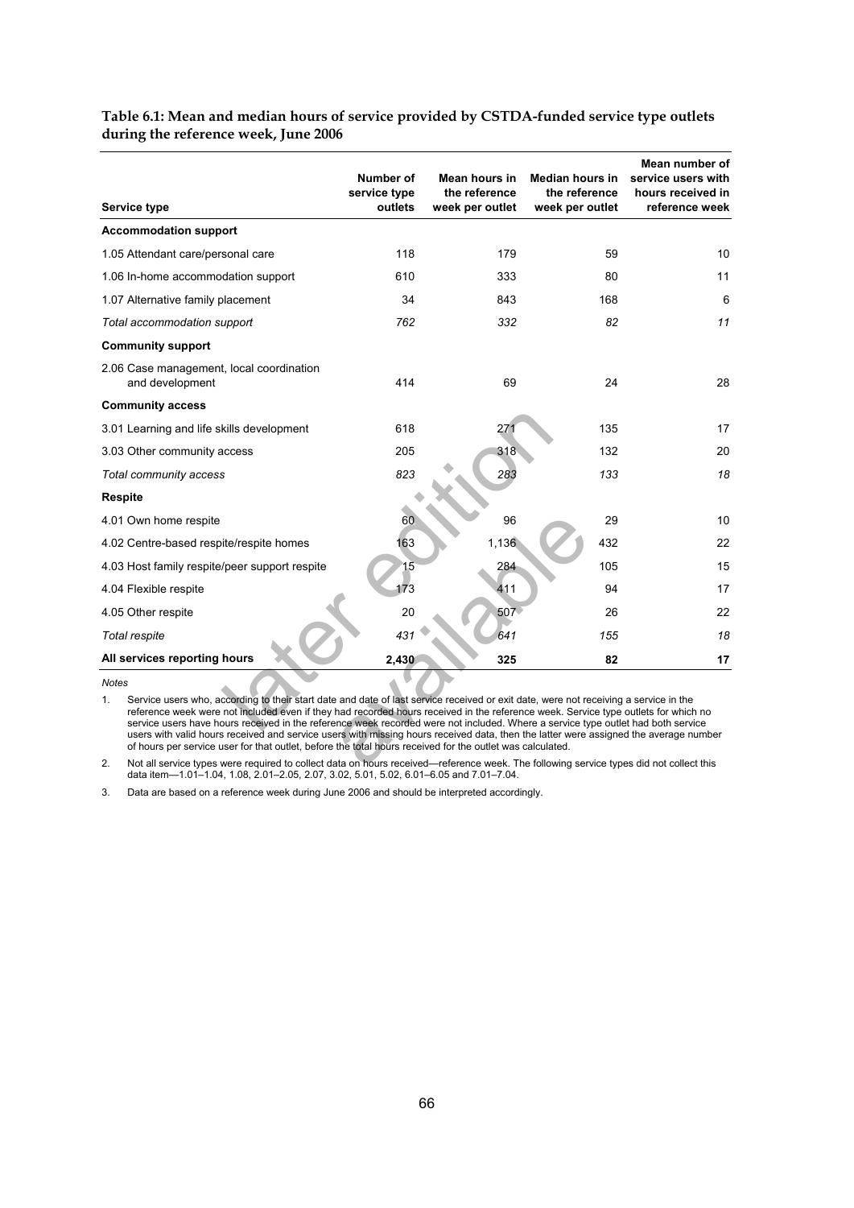**Table 6.1: Mean and median hours of service provided by CSTDA-funded service type outlets during the reference week, June 2006**

| Service type | Number of service type outlets | Mean hours in the reference week per outlet | Median hours in the reference week per outlet | Mean number of service users with hours received in reference week |
|---|---|---|---|---|
| **Accommodation support** | | | | |
| 1.05 Attendant care/personal care | 118 | 179 | 59 | 10 |
| 1.06 In-home accommodation support | 610 | 333 | 80 | 11 |
| 1.07 Alternative family placement | 34 | 843 | 168 | 6 |
| *Total accommodation support* | *762* | *332* | *82* | *11* |
| **Community support** | | | | |
| 2.06 Case management, local coordination and development | 414 | 69 | 24 | 28 |
| **Community access** | | | | |
| 3.01 Learning and life skills development | 618 | 271 | 135 | 17 |
| 3.03 Other community access | 205 | 318 | 132 | 20 |
| *Total community access* | *823* | *283* | *133* | *18* |
| **Respite** | | | | |
| 4.01 Own home respite | 60 | 96 | 29 | 10 |
| 4.02 Centre-based respite/respite homes | 163 | 1,136 | 432 | 22 |
| 4.03 Host family respite/peer support respite | 15 | 284 | 105 | 15 |
| 4.04 Flexible respite | 173 | 411 | 94 | 17 |
| 4.05 Other respite | 20 | 507 | 26 | 22 |
| *Total respite* | *431* | *641* | *155* | *18* |
| **All services reporting hours** | **2,430** | **325** | **82** | **17** |

*Notes*

1. Service users who, according to their start date and date of last service received or exit date, were not receiving a service in the reference week were not included even if they had recorded hours received in the reference week. Service type outlets for which no service users have hours received in the reference week recorded were not included. Where a service type outlet had both service users with valid hours received and service users with missing hours received data, then the latter were assigned the average number of hours per service user for that outlet, before the total hours received for the outlet was calculated.
2. Not all service types were required to collect data on hours received—reference week. The following service types did not collect this data item—1.01–1.04, 1.08, 2.01–2.05, 2.07, 3.02, 5.01, 5.02, 6.01–6.05 and 7.01–7.04.
3. Data are based on a reference week during June 2006 and should be interpreted accordingly.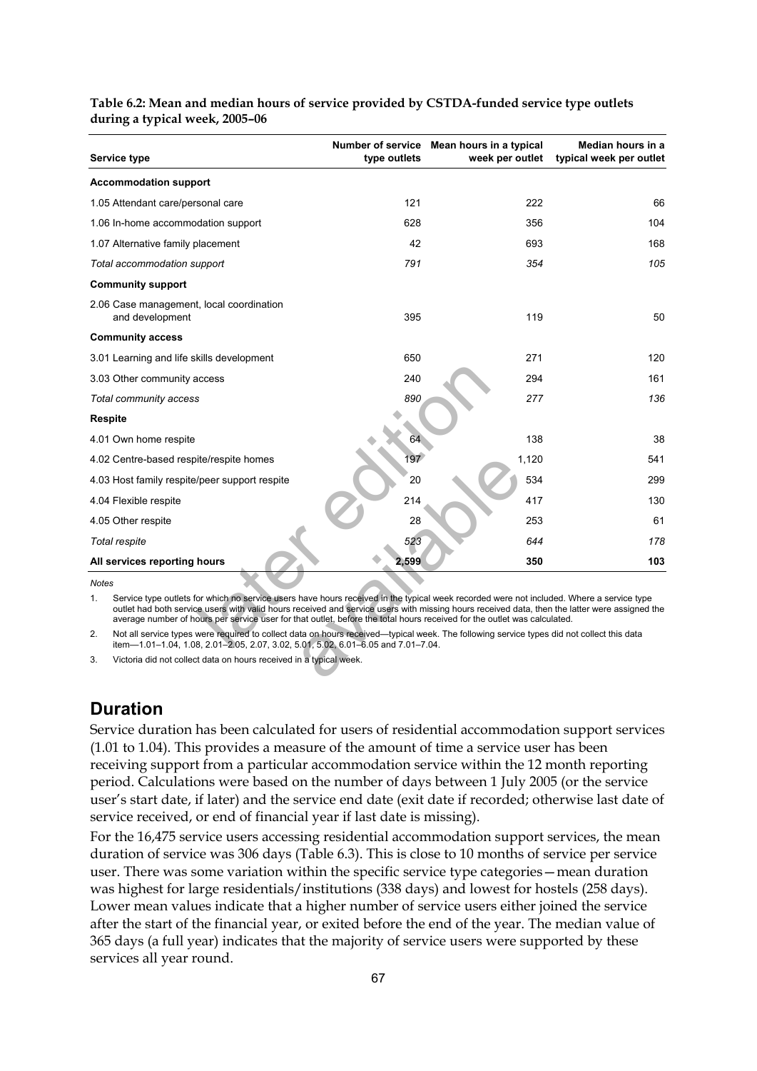**Table 6.2: Mean and median hours of service provided by CSTDA-funded service type outlets during a typical week, 2005–06**

| Service type | Number of service type outlets | Mean hours in a typical week per outlet | Median hours in a typical week per outlet |
|---|---|---|---|
| **Accommodation support** | | | |
| 1.05 Attendant care/personal care | 121 | 222 | 66 |
| 1.06 In-home accommodation support | 628 | 356 | 104 |
| 1.07 Alternative family placement | 42 | 693 | 168 |
| *Total accommodation support* | *791* | *354* | *105* |
| **Community support** | | | |
| 2.06 Case management, local coordination and development | 395 | 119 | 50 |
| **Community access** | | | |
| 3.01 Learning and life skills development | 650 | 271 | 120 |
| 3.03 Other community access | 240 | 294 | 161 |
| *Total community access* | *890* | *277* | *136* |
| **Respite** | | | |
| 4.01 Own home respite | 64 | 138 | 38 |
| 4.02 Centre-based respite/respite homes | 197 | 1,120 | 541 |
| 4.03 Host family respite/peer support respite | 20 | 534 | 299 |
| 4.04 Flexible respite | 214 | 417 | 130 |
| 4.05 Other respite | 28 | 253 | 61 |
| *Total respite* | *523* | *644* | *178* |
| **All services reporting hours** | **2,599** | **350** | **103** |

*Notes*

1. Service type outlets for which no service users have hours received in the typical week recorded were not included. Where a service type outlet had both service users with valid hours received and service users with missing hours received data, then the latter were assigned the average number of hours per service user for that outlet, before the total hours received for the outlet was calculated.
2. Not all service types were required to collect data on hours received—typical week. The following service types did not collect this data item—1.01–1.04, 1.08, 2.01–2.05, 2.07, 3.02, 5.01, 5.02, 6.01–6.05 and 7.01–7.04.
3. Victoria did not collect data on hours received in a typical week.

## Duration

Service duration has been calculated for users of residential accommodation support services (1.01 to 1.04). This provides a measure of the amount of time a service user has been receiving support from a particular accommodation service within the 12 month reporting period. Calculations were based on the number of days between 1 July 2005 (or the service user's start date, if later) and the service end date (exit date if recorded; otherwise last date of service received, or end of financial year if last date is missing).

For the 16,475 service users accessing residential accommodation support services, the mean duration of service was 306 days (Table 6.3). This is close to 10 months of service per service user. There was some variation within the specific service type categories—mean duration was highest for large residentials/institutions (338 days) and lowest for hostels (258 days). Lower mean values indicate that a higher number of service users either joined the service after the start of the financial year, or exited before the end of the year. The median value of 365 days (a full year) indicates that the majority of service users were supported by these services all year round.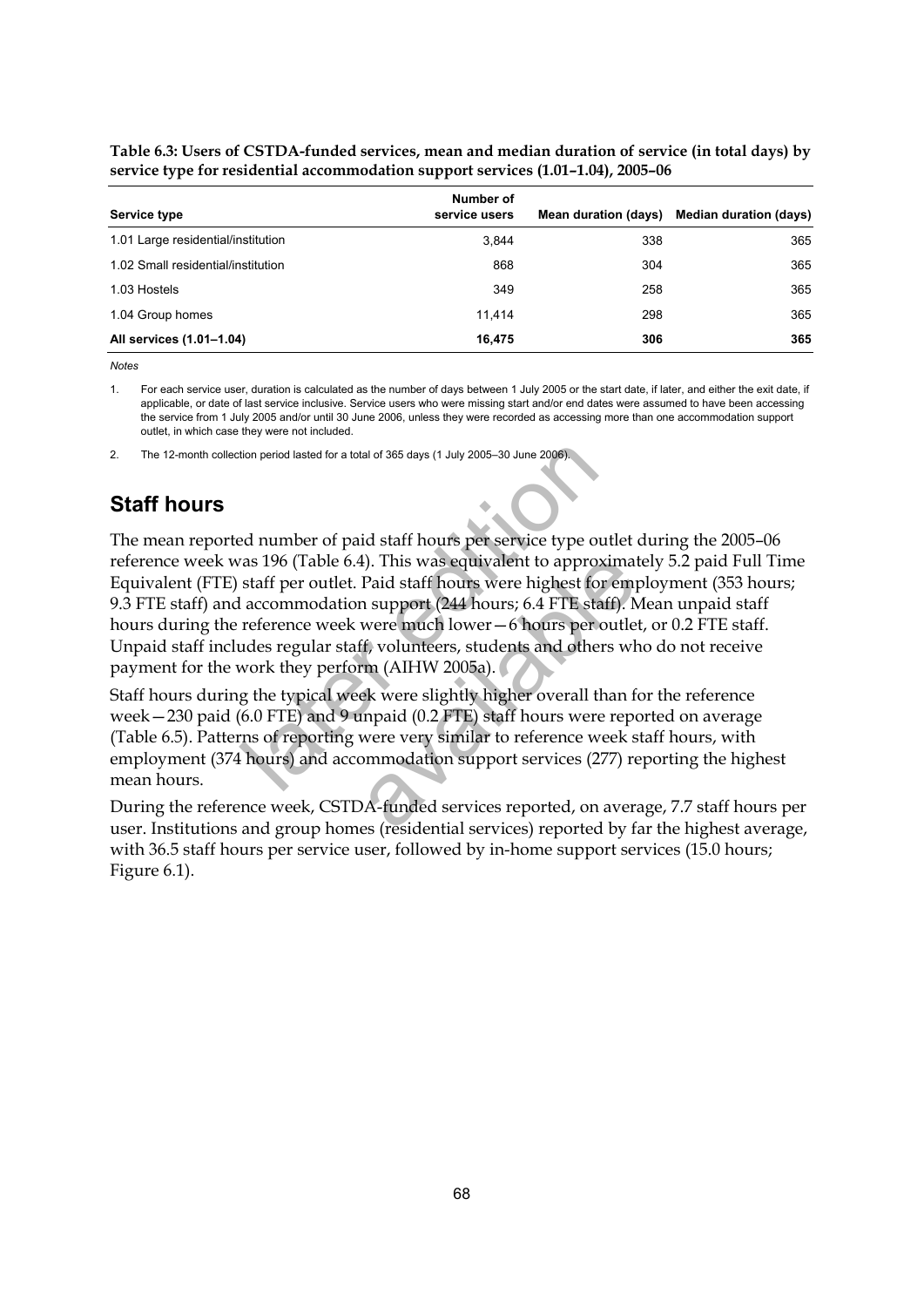**Table 6.3: Users of CSTDA-funded services, mean and median duration of service (in total days) by service type for residential accommodation support services (1.01–1.04), 2005–06**

| Service type | Number of service users | Mean duration (days) | Median duration (days) |
|---|---|---|---|
| 1.01 Large residential/institution | 3,844 | 338 | 365 |
| 1.02 Small residential/institution | 868 | 304 | 365 |
| 1.03 Hostels | 349 | 258 | 365 |
| 1.04 Group homes | 11,414 | 298 | 365 |
| **All services (1.01–1.04)** | **16,475** | **306** | **365** |

*Notes*

1. For each service user, duration is calculated as the number of days between 1 July 2005 or the start date, if later, and either the exit date, if applicable, or date of last service inclusive. Service users who were missing start and/or end dates were assumed to have been accessing the service from 1 July 2005 and/or until 30 June 2006, unless they were recorded as accessing more than one accommodation support outlet, in which case they were not included.
2. The 12-month collection period lasted for a total of 365 days (1 July 2005–30 June 2006).

## Staff hours

The mean reported number of paid staff hours per service type outlet during the 2005–06 reference week was 196 (Table 6.4). This was equivalent to approximately 5.2 paid Full Time Equivalent (FTE) staff per outlet. Paid staff hours were highest for employment (353 hours; 9.3 FTE staff) and accommodation support (244 hours; 6.4 FTE staff). Mean unpaid staff hours during the reference week were much lower—6 hours per outlet, or 0.2 FTE staff. Unpaid staff includes regular staff, volunteers, students and others who do not receive payment for the work they perform (AIHW 2005a).

Staff hours during the typical week were slightly higher overall than for the reference week—230 paid (6.0 FTE) and 9 unpaid (0.2 FTE) staff hours were reported on average (Table 6.5). Patterns of reporting were very similar to reference week staff hours, with employment (374 hours) and accommodation support services (277) reporting the highest mean hours.

During the reference week, CSTDA-funded services reported, on average, 7.7 staff hours per user. Institutions and group homes (residential services) reported by far the highest average, with 36.5 staff hours per service user, followed by in-home support services (15.0 hours; Figure 6.1).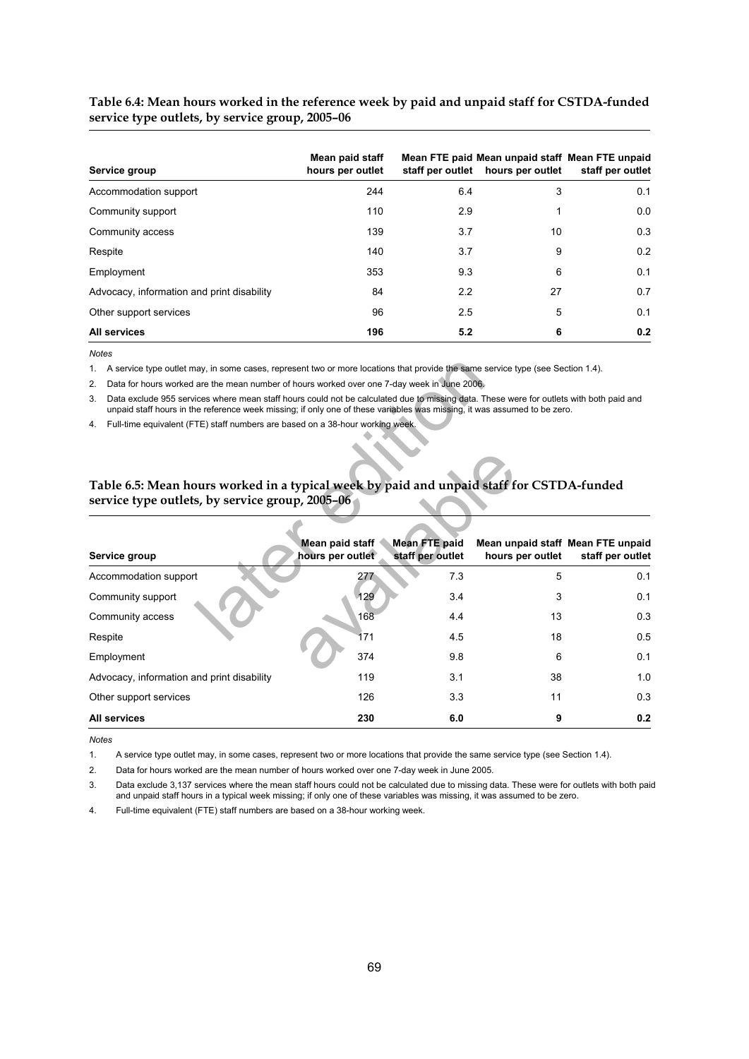**Table 6.4: Mean hours worked in the reference week by paid and unpaid staff for CSTDA-funded service type outlets, by service group, 2005–06**

| Service group | Mean paid staff hours per outlet | Mean FTE paid staff per outlet | Mean unpaid staff hours per outlet | Mean FTE unpaid staff per outlet |
|---|---|---|---|---|
| Accommodation support | 244 | 6.4 | 3 | 0.1 |
| Community support | 110 | 2.9 | 1 | 0.0 |
| Community access | 139 | 3.7 | 10 | 0.3 |
| Respite | 140 | 3.7 | 9 | 0.2 |
| Employment | 353 | 9.3 | 6 | 0.1 |
| Advocacy, information and print disability | 84 | 2.2 | 27 | 0.7 |
| Other support services | 96 | 2.5 | 5 | 0.1 |
| **All services** | **196** | **5.2** | **6** | **0.2** |

*Notes*

1. A service type outlet may, in some cases, represent two or more locations that provide the same service type (see Section 1.4).
2. Data for hours worked are the mean number of hours worked over one 7-day week in June 2006.
3. Data exclude 955 services where mean staff hours could not be calculated due to missing data. These were for outlets with both paid and unpaid staff hours in the reference week missing; if only one of these variables was missing, it was assumed to be zero.
4. Full-time equivalent (FTE) staff numbers are based on a 38-hour working week.

**Table 6.5: Mean hours worked in a typical week by paid and unpaid staff for CSTDA-funded service type outlets, by service group, 2005–06**

| Service group | Mean paid staff hours per outlet | Mean FTE paid staff per outlet | Mean unpaid staff hours per outlet | Mean FTE unpaid staff per outlet |
|---|---|---|---|---|
| Accommodation support | 277 | 7.3 | 5 | 0.1 |
| Community support | 129 | 3.4 | 3 | 0.1 |
| Community access | 168 | 4.4 | 13 | 0.3 |
| Respite | 171 | 4.5 | 18 | 0.5 |
| Employment | 374 | 9.8 | 6 | 0.1 |
| Advocacy, information and print disability | 119 | 3.1 | 38 | 1.0 |
| Other support services | 126 | 3.3 | 11 | 0.3 |
| **All services** | **230** | **6.0** | **9** | **0.2** |

*Notes*

1. A service type outlet may, in some cases, represent two or more locations that provide the same service type (see Section 1.4).
2. Data for hours worked are the mean number of hours worked over one 7-day week in June 2005.
3. Data exclude 3,137 services where the mean staff hours could not be calculated due to missing data. These were for outlets with both paid and unpaid staff hours in a typical week missing; if only one of these variables was missing, it was assumed to be zero.
4. Full-time equivalent (FTE) staff numbers are based on a 38-hour working week.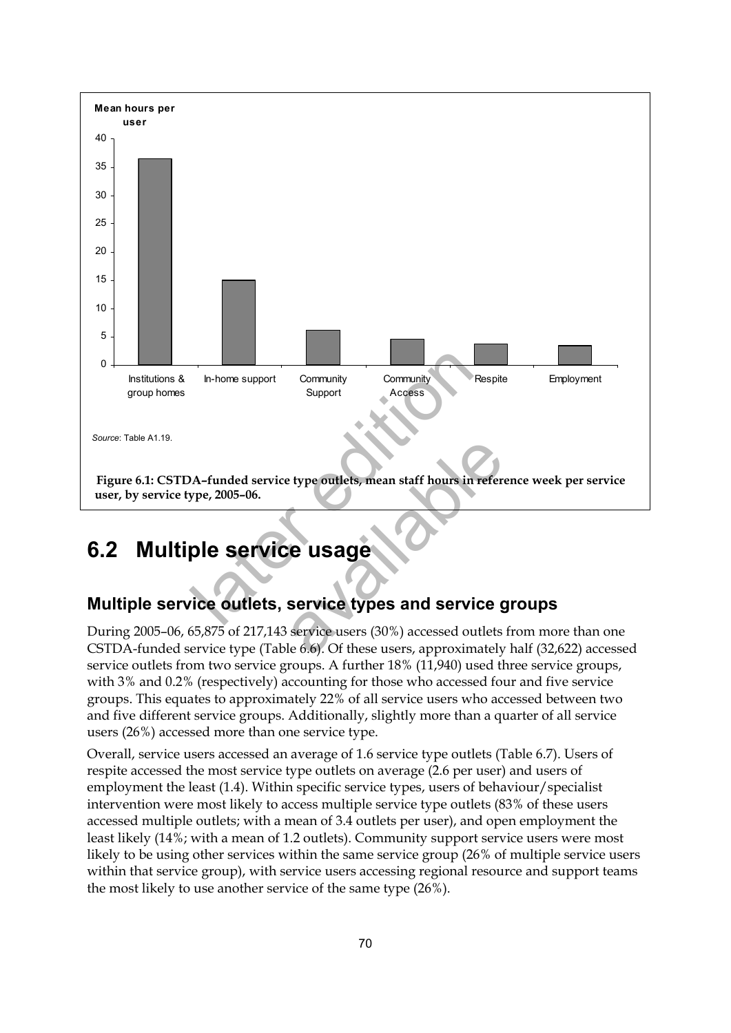Source: Table A1.19.

**Figure 6.1: CSTDA–funded service type outlets, mean staff hours in reference week per service user, by service type, 2005–06.**

## 6.2 Multiple service usage

### Multiple service outlets, service types and service groups

During 2005–06, 65,875 of 217,143 service users (30%) accessed outlets from more than one CSTDA-funded service type (Table 6.6). Of these users, approximately half (32,622) accessed service outlets from two service groups. A further 18% (11,940) used three service groups, with 3% and 0.2% (respectively) accounting for those who accessed four and five service groups. This equates to approximately 22% of all service users who accessed between two and five different service groups. Additionally, slightly more than a quarter of all service users (26%) accessed more than one service type.

Overall, service users accessed an average of 1.6 service type outlets (Table 6.7). Users of respite accessed the most service type outlets on average (2.6 per user) and users of employment the least (1.4). Within specific service types, users of behaviour/specialist intervention were most likely to access multiple service type outlets (83% of these users accessed multiple outlets; with a mean of 3.4 outlets per user), and open employment the least likely (14%; with a mean of 1.2 outlets). Community support service users were most likely to be using other services within the same service group (26% of multiple service users within that service group), with service users accessing regional resource and support teams the most likely to use another service of the same type (26%).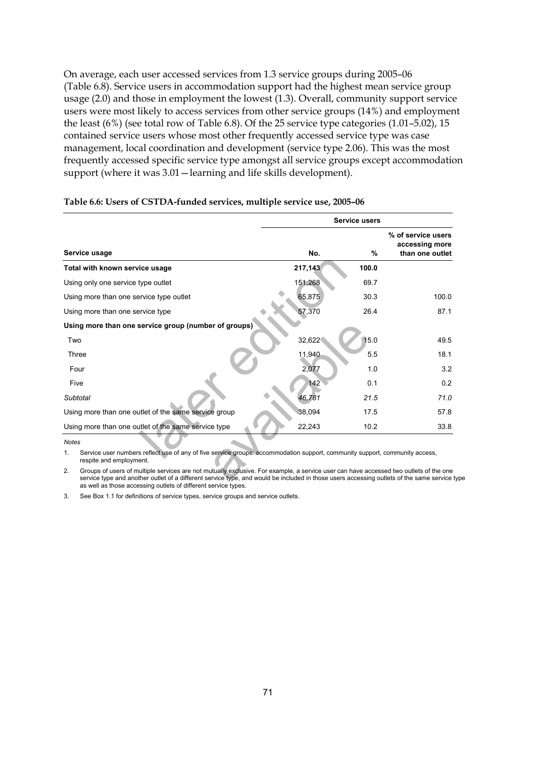On average, each user accessed services from 1.3 service groups during 2005–06 (Table 6.8). Service users in accommodation support had the highest mean service group usage (2.0) and those in employment the lowest (1.3). Overall, community support service users were most likely to access services from other service groups (14%) and employment the least (6%) (see total row of Table 6.8). Of the 25 service type categories (1.01–5.02), 15 contained service users whose most other frequently accessed service type was case management, local coordination and development (service type 2.06). This was the most frequently accessed specific service type amongst all service groups except accommodation support (where it was 3.01—learning and life skills development).

**Table 6.6: Users of CSTDA-funded services, multiple service use, 2005–06**

| | Service users | | |
|---|---|---|---|
| **Service usage** | **No.** | **%** | **% of service users accessing more than one outlet** |
| **Total with known service usage** | **217,143** | **100.0** | |
| Using only one service type outlet | 151,268 | 69.7 | |
| Using more than one service type outlet | 65,875 | 30.3 | 100.0 |
| Using more than one service type | 57,370 | 26.4 | 87.1 |
| **Using more than one service group (number of groups)** | | | |
| Two | 32,622 | 15.0 | 49.5 |
| Three | 11,940 | 5.5 | 18.1 |
| Four | 2,077 | 1.0 | 3.2 |
| Five | 142 | 0.1 | 0.2 |
| *Subtotal* | *46,781* | *21.5* | *71.0* |
| Using more than one outlet of the same service group | 38,094 | 17.5 | 57.8 |
| Using more than one outlet of the same service type | 22,243 | 10.2 | 33.8 |

*Notes*

1. Service user numbers reflect use of any of five service groups: accommodation support, community support, community access, respite and employment.
2. Groups of users of multiple services are not mutually exclusive. For example, a service user can have accessed two outlets of the one service type and another outlet of a different service type, and would be included in those users accessing outlets of the same service type as well as those accessing outlets of different service types.
3. See Box 1.1 for definitions of service types, service groups and service outlets.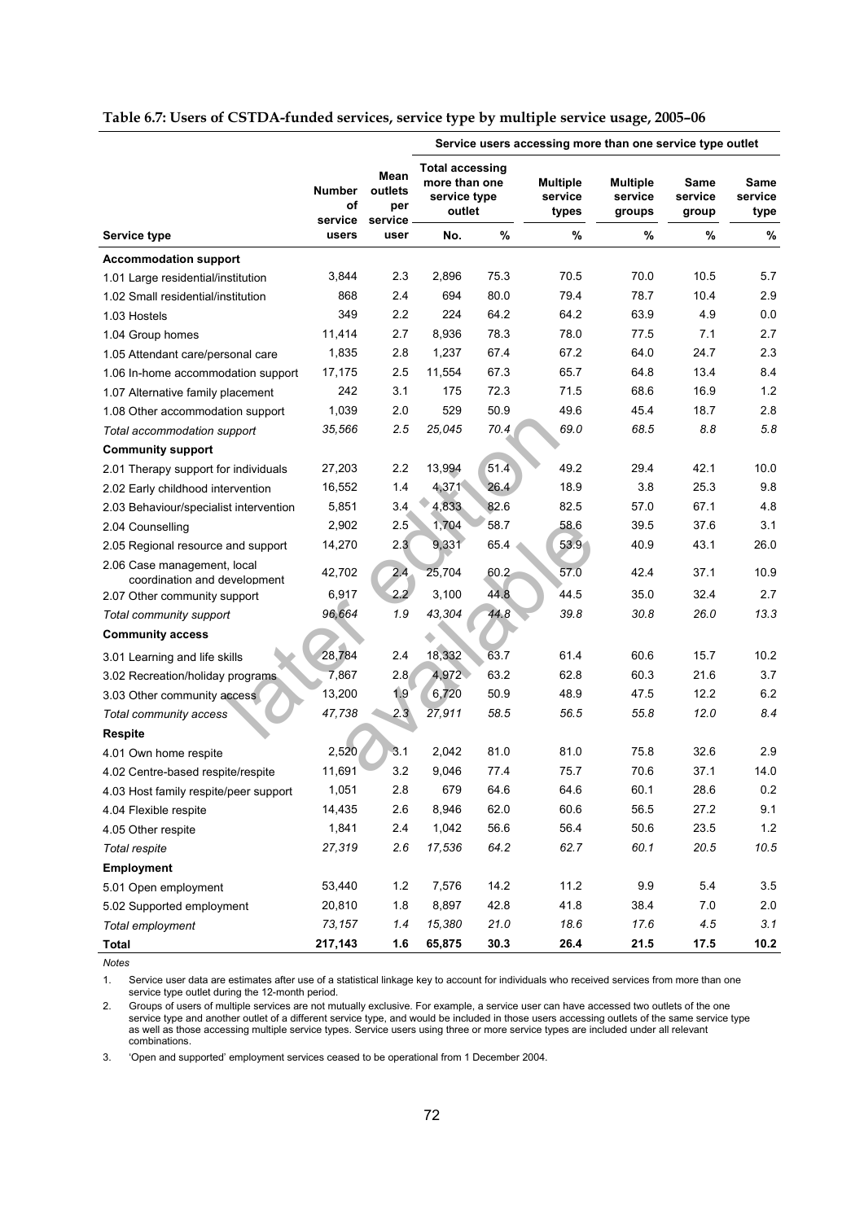**Table 6.7: Users of CSTDA-funded services, service type by multiple service usage, 2005–06**

| | | | Service users accessing more than one service type outlet | | | | | |
|---|---|---|---|---|---|---|---|---|
| | | | Total accessing more than one service type outlet | | Multiple service types | Multiple service groups | Same service group | Same service type |
| Service type | Number of service users | Mean outlets per service user | No. | % | % | % | % | % |
| **Accommodation support** | | | | | | | | |
| 1.01 Large residential/institution | 3,844 | 2.3 | 2,896 | 75.3 | 70.5 | 70.0 | 10.5 | 5.7 |
| 1.02 Small residential/institution | 868 | 2.4 | 694 | 80.0 | 79.4 | 78.7 | 10.4 | 2.9 |
| 1.03 Hostels | 349 | 2.2 | 224 | 64.2 | 64.2 | 63.9 | 4.9 | 0.0 |
| 1.04 Group homes | 11,414 | 2.7 | 8,936 | 78.3 | 78.0 | 77.5 | 7.1 | 2.7 |
| 1.05 Attendant care/personal care | 1,835 | 2.8 | 1,237 | 67.4 | 67.2 | 64.0 | 24.7 | 2.3 |
| 1.06 In-home accommodation support | 17,175 | 2.5 | 11,554 | 67.3 | 65.7 | 64.8 | 13.4 | 8.4 |
| 1.07 Alternative family placement | 242 | 3.1 | 175 | 72.3 | 71.5 | 68.6 | 16.9 | 1.2 |
| 1.08 Other accommodation support | 1,039 | 2.0 | 529 | 50.9 | 49.6 | 45.4 | 18.7 | 2.8 |
| *Total accommodation support* | *35,566* | *2.5* | *25,045* | *70.4* | *69.0* | *68.5* | *8.8* | *5.8* |
| **Community support** | | | | | | | | |
| 2.01 Therapy support for individuals | 27,203 | 2.2 | 13,994 | 51.4 | 49.2 | 29.4 | 42.1 | 10.0 |
| 2.02 Early childhood intervention | 16,552 | 1.4 | 4,371 | 26.4 | 18.9 | 3.8 | 25.3 | 9.8 |
| 2.03 Behaviour/specialist intervention | 5,851 | 3.4 | 4,833 | 82.6 | 82.5 | 57.0 | 67.1 | 4.8 |
| 2.04 Counselling | 2,902 | 2.5 | 1,704 | 58.7 | 58.6 | 39.5 | 37.6 | 3.1 |
| 2.05 Regional resource and support | 14,270 | 2.3 | 9,331 | 65.4 | 53.9 | 40.9 | 43.1 | 26.0 |
| 2.06 Case management, local coordination and development | 42,702 | 2.4 | 25,704 | 60.2 | 57.0 | 42.4 | 37.1 | 10.9 |
| 2.07 Other community support | 6,917 | 2.2 | 3,100 | 44.8 | 44.5 | 35.0 | 32.4 | 2.7 |
| *Total community support* | *96,664* | *1.9* | *43,304* | *44.8* | *39.8* | *30.8* | *26.0* | *13.3* |
| **Community access** | | | | | | | | |
| 3.01 Learning and life skills | 28,784 | 2.4 | 18,332 | 63.7 | 61.4 | 60.6 | 15.7 | 10.2 |
| 3.02 Recreation/holiday programs | 7,867 | 2.8 | 4,972 | 63.2 | 62.8 | 60.3 | 21.6 | 3.7 |
| 3.03 Other community access | 13,200 | 1.9 | 6,720 | 50.9 | 48.9 | 47.5 | 12.2 | 6.2 |
| *Total community access* | *47,738* | *2.3* | *27,911* | *58.5* | *56.5* | *55.8* | *12.0* | *8.4* |
| **Respite** | | | | | | | | |
| 4.01 Own home respite | 2,520 | 3.1 | 2,042 | 81.0 | 81.0 | 75.8 | 32.6 | 2.9 |
| 4.02 Centre-based respite/respite | 11,691 | 3.2 | 9,046 | 77.4 | 75.7 | 70.6 | 37.1 | 14.0 |
| 4.03 Host family respite/peer support | 1,051 | 2.8 | 679 | 64.6 | 64.6 | 60.1 | 28.6 | 0.2 |
| 4.04 Flexible respite | 14,435 | 2.6 | 8,946 | 62.0 | 60.6 | 56.5 | 27.2 | 9.1 |
| 4.05 Other respite | 1,841 | 2.4 | 1,042 | 56.6 | 56.4 | 50.6 | 23.5 | 1.2 |
| *Total respite* | *27,319* | *2.6* | *17,536* | *64.2* | *62.7* | *60.1* | *20.5* | *10.5* |
| **Employment** | | | | | | | | |
| 5.01 Open employment | 53,440 | 1.2 | 7,576 | 14.2 | 11.2 | 9.9 | 5.4 | 3.5 |
| 5.02 Supported employment | 20,810 | 1.8 | 8,897 | 42.8 | 41.8 | 38.4 | 7.0 | 2.0 |
| *Total employment* | *73,157* | *1.4* | *15,380* | *21.0* | *18.6* | *17.6* | *4.5* | *3.1* |
| **Total** | **217,143** | **1.6** | **65,875** | **30.3** | **26.4** | **21.5** | **17.5** | **10.2** |

*Notes*

1. Service user data are estimates after use of a statistical linkage key to account for individuals who received services from more than one service type outlet during the 12-month period.
2. Groups of users of multiple services are not mutually exclusive. For example, a service user can have accessed two outlets of the one service type and another outlet of a different service type, and would be included in those users accessing outlets of the same service type as well as those accessing multiple service types. Service users using three or more service types are included under all relevant combinations.
3. 'Open and supported' employment services ceased to be operational from 1 December 2004.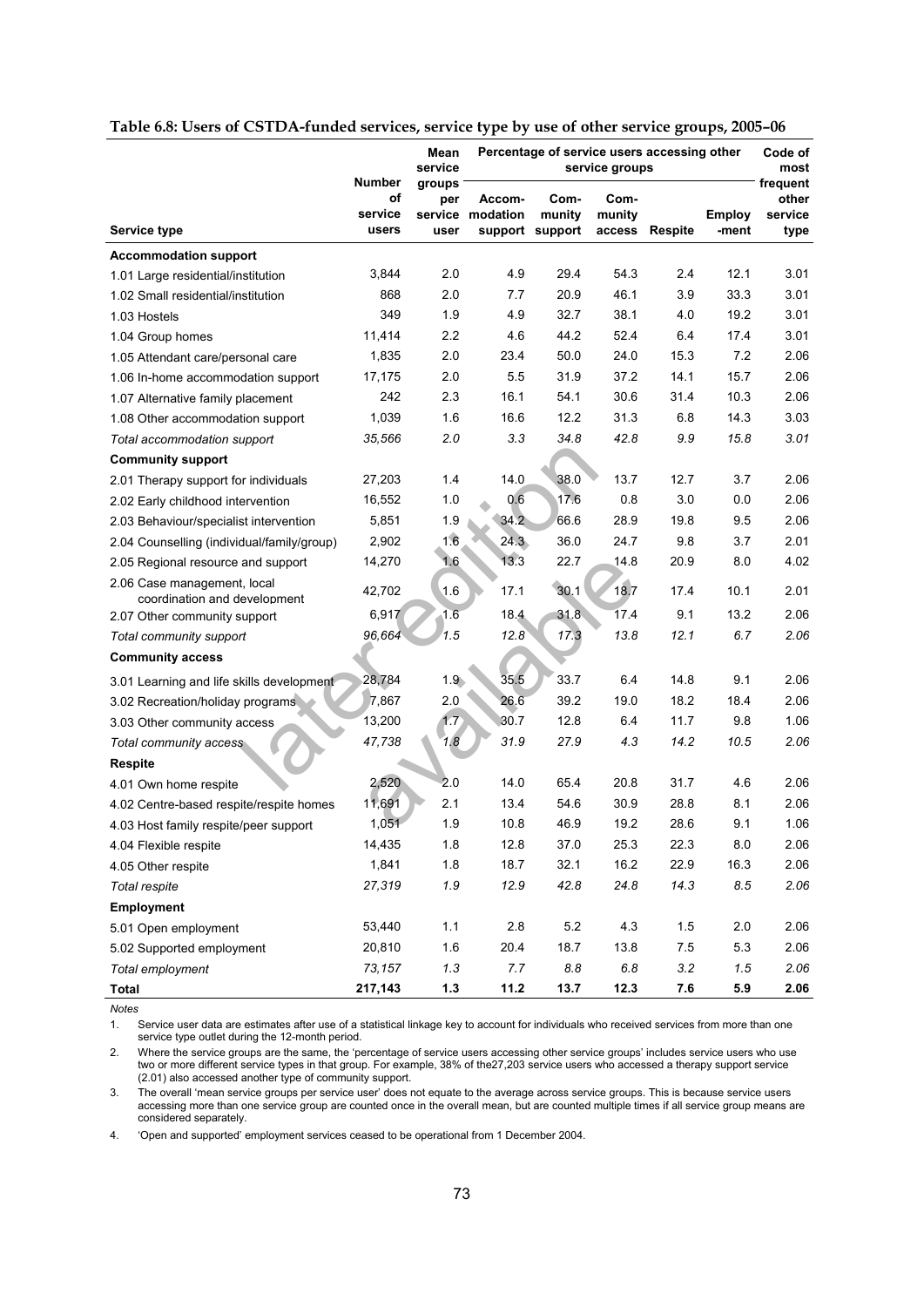**Table 6.8: Users of CSTDA-funded services, service type by use of other service groups, 2005–06**

| Service type | Number of service users | Mean service groups per service user | Percentage of service users accessing other service groups | | | | | Code of most frequent other service type |
|---|---|---|---|---|---|---|---|---|
| | | | Accom-modation support | Com-munity support | Com-munity access | Respite | Employ-ment | |
| **Accommodation support** | | | | | | | | |
| 1.01 Large residential/institution | 3,844 | 2.0 | 4.9 | 29.4 | 54.3 | 2.4 | 12.1 | 3.01 |
| 1.02 Small residential/institution | 868 | 2.0 | 7.7 | 20.9 | 46.1 | 3.9 | 33.3 | 3.01 |
| 1.03 Hostels | 349 | 1.9 | 4.9 | 32.7 | 38.1 | 4.0 | 19.2 | 3.01 |
| 1.04 Group homes | 11,414 | 2.2 | 4.6 | 44.2 | 52.4 | 6.4 | 17.4 | 3.01 |
| 1.05 Attendant care/personal care | 1,835 | 2.0 | 23.4 | 50.0 | 24.0 | 15.3 | 7.2 | 2.06 |
| 1.06 In-home accommodation support | 17,175 | 2.0 | 5.5 | 31.9 | 37.2 | 14.1 | 15.7 | 2.06 |
| 1.07 Alternative family placement | 242 | 2.3 | 16.1 | 54.1 | 30.6 | 31.4 | 10.3 | 2.06 |
| 1.08 Other accommodation support | 1,039 | 1.6 | 16.6 | 12.2 | 31.3 | 6.8 | 14.3 | 3.03 |
| *Total accommodation support* | *35,566* | *2.0* | *3.3* | *34.8* | *42.8* | *9.9* | *15.8* | *3.01* |
| **Community support** | | | | | | | | |
| 2.01 Therapy support for individuals | 27,203 | 1.4 | 14.0 | 38.0 | 13.7 | 12.7 | 3.7 | 2.06 |
| 2.02 Early childhood intervention | 16,552 | 1.0 | 0.6 | 17.6 | 0.8 | 3.0 | 0.0 | 2.06 |
| 2.03 Behaviour/specialist intervention | 5,851 | 1.9 | 34.2 | 66.6 | 28.9 | 19.8 | 9.5 | 2.06 |
| 2.04 Counselling (individual/family/group) | 2,902 | 1.6 | 24.3 | 36.0 | 24.7 | 9.8 | 3.7 | 2.01 |
| 2.05 Regional resource and support | 14,270 | 1.6 | 13.3 | 22.7 | 14.8 | 20.9 | 8.0 | 4.02 |
| 2.06 Case management, local coordination and development | 42,702 | 1.6 | 17.1 | 30.1 | 18.7 | 17.4 | 10.1 | 2.01 |
| 2.07 Other community support | 6,917 | 1.6 | 18.4 | 31.8 | 17.4 | 9.1 | 13.2 | 2.06 |
| *Total community support* | *96,664* | *1.5* | *12.8* | *17.3* | *13.8* | *12.1* | *6.7* | *2.06* |
| **Community access** | | | | | | | | |
| 3.01 Learning and life skills development | 28,784 | 1.9 | 35.5 | 33.7 | 6.4 | 14.8 | 9.1 | 2.06 |
| 3.02 Recreation/holiday programs | 7,867 | 2.0 | 26.6 | 39.2 | 19.0 | 18.2 | 18.4 | 2.06 |
| 3.03 Other community access | 13,200 | 1.7 | 30.7 | 12.8 | 6.4 | 11.7 | 9.8 | 1.06 |
| *Total community access* | *47,738* | *1.8* | *31.9* | *27.9* | *4.3* | *14.2* | *10.5* | *2.06* |
| **Respite** | | | | | | | | |
| 4.01 Own home respite | 2,520 | 2.0 | 14.0 | 65.4 | 20.8 | 31.7 | 4.6 | 2.06 |
| 4.02 Centre-based respite/respite homes | 11,691 | 2.1 | 13.4 | 54.6 | 30.9 | 28.8 | 8.1 | 2.06 |
| 4.03 Host family respite/peer support | 1,051 | 1.9 | 10.8 | 46.9 | 19.2 | 28.6 | 9.1 | 1.06 |
| 4.04 Flexible respite | 14,435 | 1.8 | 12.8 | 37.0 | 25.3 | 22.3 | 8.0 | 2.06 |
| 4.05 Other respite | 1,841 | 1.8 | 18.7 | 32.1 | 16.2 | 22.9 | 16.3 | 2.06 |
| *Total respite* | *27,319* | *1.9* | *12.9* | *42.8* | *24.8* | *14.3* | *8.5* | *2.06* |
| **Employment** | | | | | | | | |
| 5.01 Open employment | 53,440 | 1.1 | 2.8 | 5.2 | 4.3 | 1.5 | 2.0 | 2.06 |
| 5.02 Supported employment | 20,810 | 1.6 | 20.4 | 18.7 | 13.8 | 7.5 | 5.3 | 2.06 |
| *Total employment* | *73,157* | *1.3* | *7.7* | *8.8* | *6.8* | *3.2* | *1.5* | *2.06* |
| **Total** | **217,143** | **1.3** | **11.2** | **13.7** | **12.3** | **7.6** | **5.9** | **2.06** |

*Notes*

1. Service user data are estimates after use of a statistical linkage key to account for individuals who received services from more than one service type outlet during the 12-month period.
2. Where the service groups are the same, the 'percentage of service users accessing other service groups' includes service users who use two or more different service types in that group. For example, 38% of the27,203 service users who accessed a therapy support service (2.01) also accessed another type of community support.
3. The overall 'mean service groups per service user' does not equate to the average across service groups. This is because service users accessing more than one service group are counted once in the overall mean, but are counted multiple times if all service group means are considered separately.
4. 'Open and supported' employment services ceased to be operational from 1 December 2004.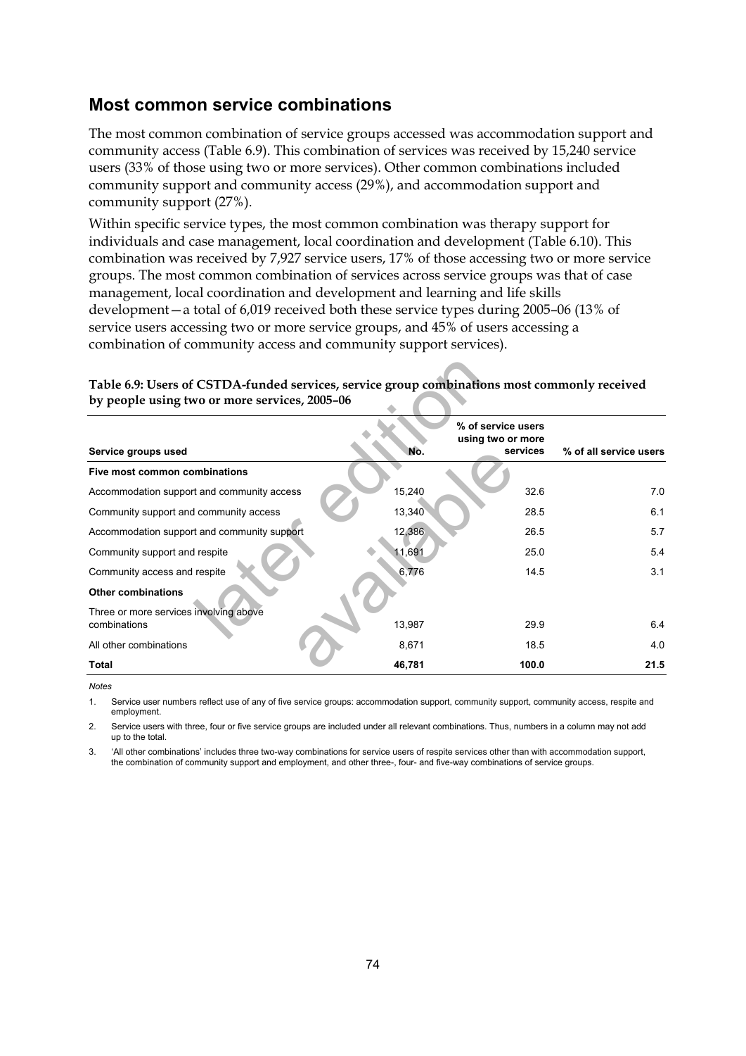## Most common service combinations

The most common combination of service groups accessed was accommodation support and community access (Table 6.9). This combination of services was received by 15,240 service users (33% of those using two or more services). Other common combinations included community support and community access (29%), and accommodation support and community support (27%).

Within specific service types, the most common combination was therapy support for individuals and case management, local coordination and development (Table 6.10). This combination was received by 7,927 service users, 17% of those accessing two or more service groups. The most common combination of services across service groups was that of case management, local coordination and development and learning and life skills development—a total of 6,019 received both these service types during 2005–06 (13% of service users accessing two or more service groups, and 45% of users accessing a combination of community access and community support services).

**Table 6.9: Users of CSTDA-funded services, service group combinations most commonly received by people using two or more services, 2005–06**

| Service groups used | No. | % of service users using two or more services | % of all service users |
|---|---|---|---|
| **Five most common combinations** | | | |
| Accommodation support and community access | 15,240 | 32.6 | 7.0 |
| Community support and community access | 13,340 | 28.5 | 6.1 |
| Accommodation support and community support | 12,386 | 26.5 | 5.7 |
| Community support and respite | 11,691 | 25.0 | 5.4 |
| Community access and respite | 6,776 | 14.5 | 3.1 |
| **Other combinations** | | | |
| Three or more services involving above combinations | 13,987 | 29.9 | 6.4 |
| All other combinations | 8,671 | 18.5 | 4.0 |
| **Total** | **46,781** | **100.0** | **21.5** |

*Notes*

1. Service user numbers reflect use of any of five service groups: accommodation support, community support, community access, respite and employment.
2. Service users with three, four or five service groups are included under all relevant combinations. Thus, numbers in a column may not add up to the total.
3. 'All other combinations' includes three two-way combinations for service users of respite services other than with accommodation support, the combination of community support and employment, and other three-, four- and five-way combinations of service groups.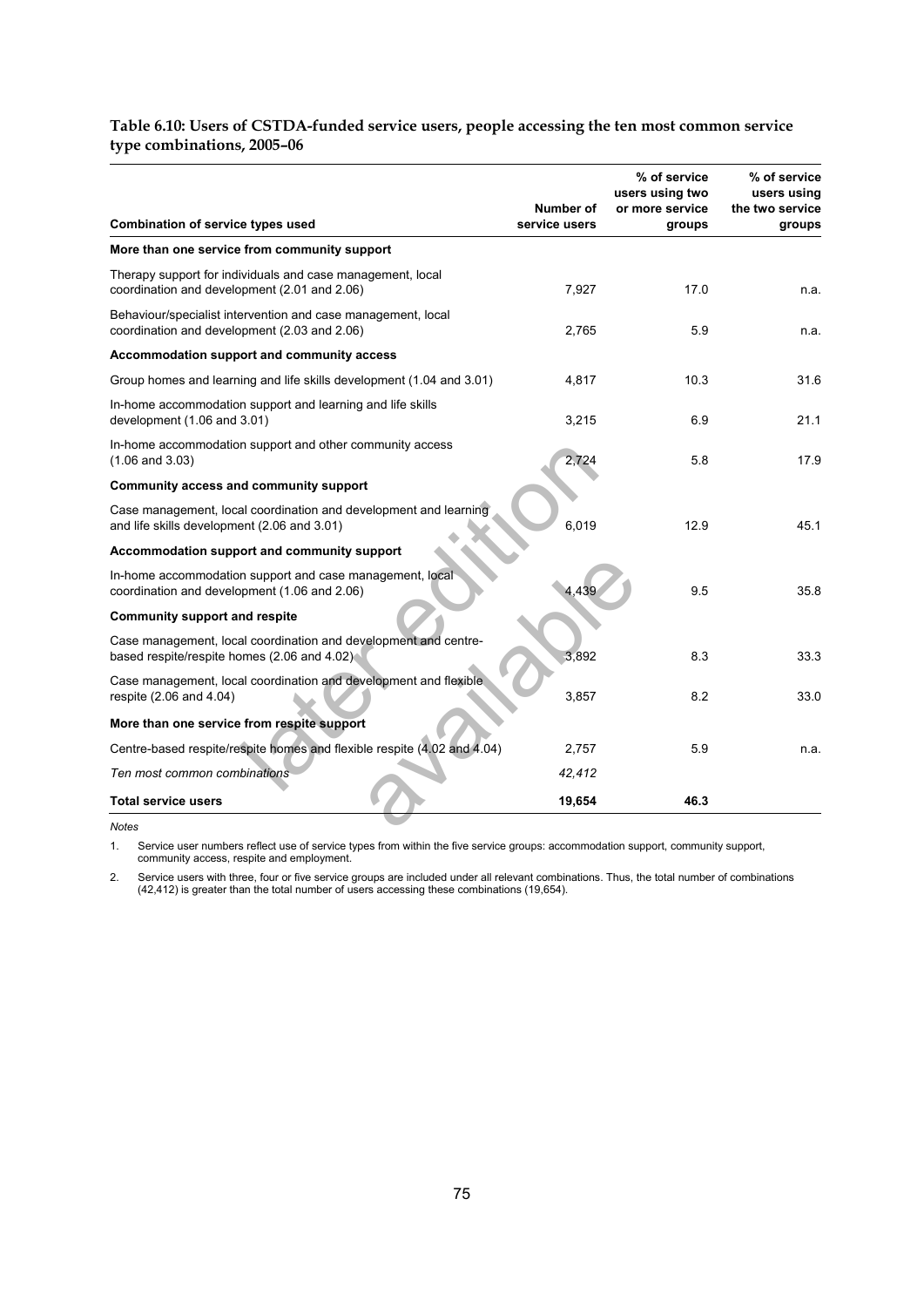**Table 6.10: Users of CSTDA-funded service users, people accessing the ten most common service type combinations, 2005–06**

| Combination of service types used | Number of service users | % of service users using two or more service groups | % of service users using the two service groups |
|---|---|---|---|
| **More than one service from community support** | | | |
| Therapy support for individuals and case management, local coordination and development (2.01 and 2.06) | 7,927 | 17.0 | n.a. |
| Behaviour/specialist intervention and case management, local coordination and development (2.03 and 2.06) | 2,765 | 5.9 | n.a. |
| **Accommodation support and community access** | | | |
| Group homes and learning and life skills development (1.04 and 3.01) | 4,817 | 10.3 | 31.6 |
| In-home accommodation support and learning and life skills development (1.06 and 3.01) | 3,215 | 6.9 | 21.1 |
| In-home accommodation support and other community access (1.06 and 3.03) | 2,724 | 5.8 | 17.9 |
| **Community access and community support** | | | |
| Case management, local coordination and development and learning and life skills development (2.06 and 3.01) | 6,019 | 12.9 | 45.1 |
| **Accommodation support and community support** | | | |
| In-home accommodation support and case management, local coordination and development (1.06 and 2.06) | 4,439 | 9.5 | 35.8 |
| **Community support and respite** | | | |
| Case management, local coordination and development and centre-based respite/respite homes (2.06 and 4.02) | 3,892 | 8.3 | 33.3 |
| Case management, local coordination and development and flexible respite (2.06 and 4.04) | 3,857 | 8.2 | 33.0 |
| **More than one service from respite support** | | | |
| Centre-based respite/respite homes and flexible respite (4.02 and 4.04) | 2,757 | 5.9 | n.a. |
| *Ten most common combinations* | *42,412* | | |
| **Total service users** | **19,654** | **46.3** | |

*Notes*

1. Service user numbers reflect use of service types from within the five service groups: accommodation support, community support, community access, respite and employment.

2. Service users with three, four or five service groups are included under all relevant combinations. Thus, the total number of combinations (42,412) is greater than the total number of users accessing these combinations (19,654).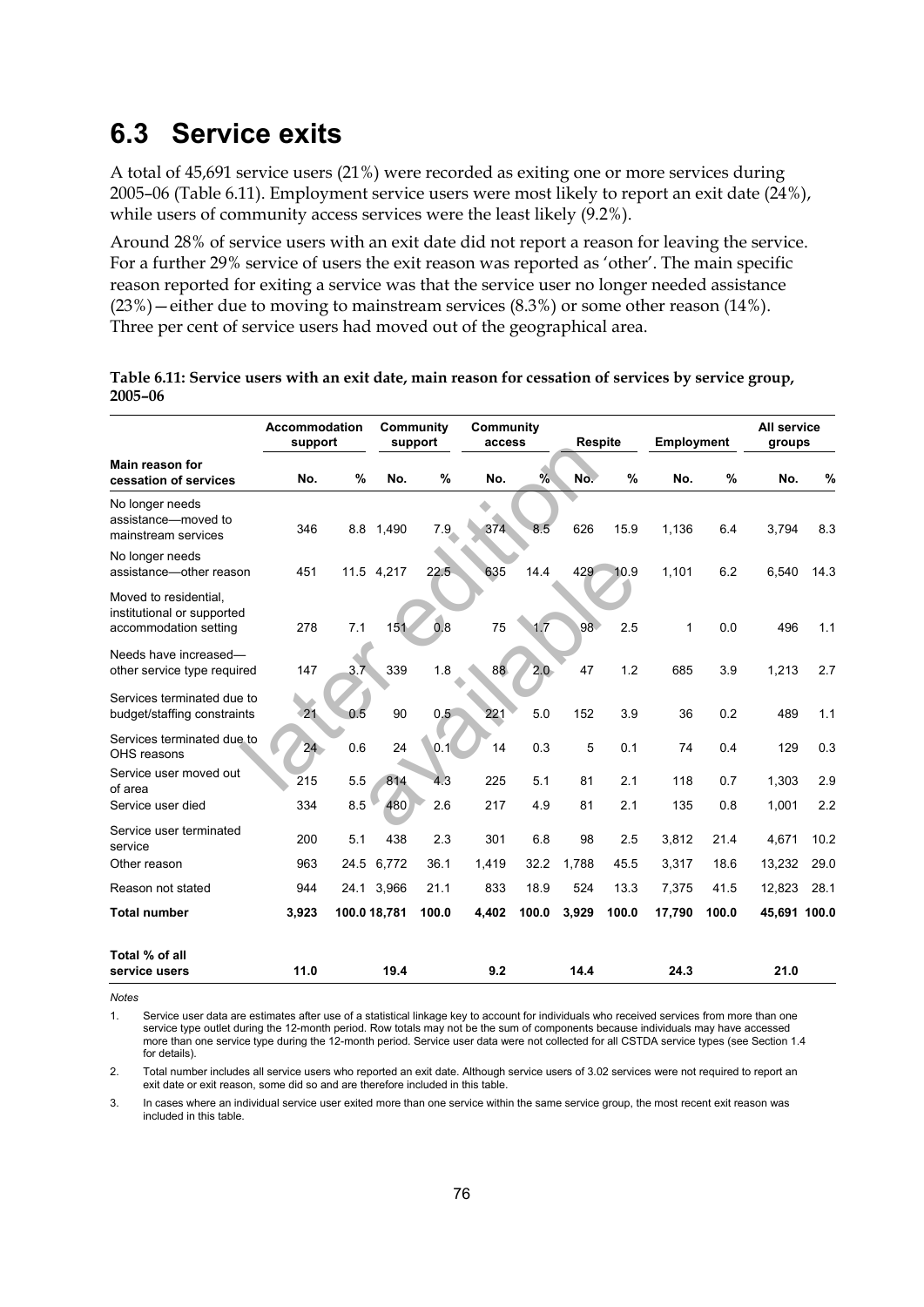## 6.3 Service exits

A total of 45,691 service users (21%) were recorded as exiting one or more services during 2005–06 (Table 6.11). Employment service users were most likely to report an exit date (24%), while users of community access services were the least likely (9.2%).

Around 28% of service users with an exit date did not report a reason for leaving the service. For a further 29% service of users the exit reason was reported as 'other'. The main specific reason reported for exiting a service was that the service user no longer needed assistance (23%)—either due to moving to mainstream services (8.3%) or some other reason (14%). Three per cent of service users had moved out of the geographical area.

**Table 6.11: Service users with an exit date, main reason for cessation of services by service group, 2005–06**

| | Accommodation support | | Community support | | Community access | | Respite | | Employment | | All service groups | |
|---|---|---|---|---|---|---|---|---|---|---|---|---|
| **Main reason for cessation of services** | **No.** | **%** | **No.** | **%** | **No.** | **%** | **No.** | **%** | **No.** | **%** | **No.** | **%** |
| No longer needs assistance—moved to mainstream services | 346 | 8.8 | 1,490 | 7.9 | 374 | 8.5 | 626 | 15.9 | 1,136 | 6.4 | 3,794 | 8.3 |
| No longer needs assistance—other reason | 451 | 11.5 | 4,217 | 22.5 | 635 | 14.4 | 429 | 10.9 | 1,101 | 6.2 | 6,540 | 14.3 |
| Moved to residential, institutional or supported accommodation setting | 278 | 7.1 | 151 | 0.8 | 75 | 1.7 | 98 | 2.5 | 1 | 0.0 | 496 | 1.1 |
| Needs have increased—other service type required | 147 | 3.7 | 339 | 1.8 | 88 | 2.0 | 47 | 1.2 | 685 | 3.9 | 1,213 | 2.7 |
| Services terminated due to budget/staffing constraints | 21 | 0.5 | 90 | 0.5 | 221 | 5.0 | 152 | 3.9 | 36 | 0.2 | 489 | 1.1 |
| Services terminated due to OHS reasons | 24 | 0.6 | 24 | 0.1 | 14 | 0.3 | 5 | 0.1 | 74 | 0.4 | 129 | 0.3 |
| Service user moved out of area | 215 | 5.5 | 814 | 4.3 | 225 | 5.1 | 81 | 2.1 | 118 | 0.7 | 1,303 | 2.9 |
| Service user died | 334 | 8.5 | 480 | 2.6 | 217 | 4.9 | 81 | 2.1 | 135 | 0.8 | 1,001 | 2.2 |
| Service user terminated service | 200 | 5.1 | 438 | 2.3 | 301 | 6.8 | 98 | 2.5 | 3,812 | 21.4 | 4,671 | 10.2 |
| Other reason | 963 | 24.5 | 6,772 | 36.1 | 1,419 | 32.2 | 1,788 | 45.5 | 3,317 | 18.6 | 13,232 | 29.0 |
| Reason not stated | 944 | 24.1 | 3,966 | 21.1 | 833 | 18.9 | 524 | 13.3 | 7,375 | 41.5 | 12,823 | 28.1 |
| **Total number** | **3,923** | **100.0** | **18,781** | **100.0** | **4,402** | **100.0** | **3,929** | **100.0** | **17,790** | **100.0** | **45,691** | **100.0** |
| **Total % of all service users** | **11.0** | | **19.4** | | **9.2** | | **14.4** | | **24.3** | | **21.0** | |

*Notes*

1. Service user data are estimates after use of a statistical linkage key to account for individuals who received services from more than one service type outlet during the 12-month period. Row totals may not be the sum of components because individuals may have accessed more than one service type during the 12-month period. Service user data were not collected for all CSTDA service types (see Section 1.4 for details).
2. Total number includes all service users who reported an exit date. Although service users of 3.02 services were not required to report an exit date or exit reason, some did so and are therefore included in this table.
3. In cases where an individual service user exited more than one service within the same service group, the most recent exit reason was included in this table.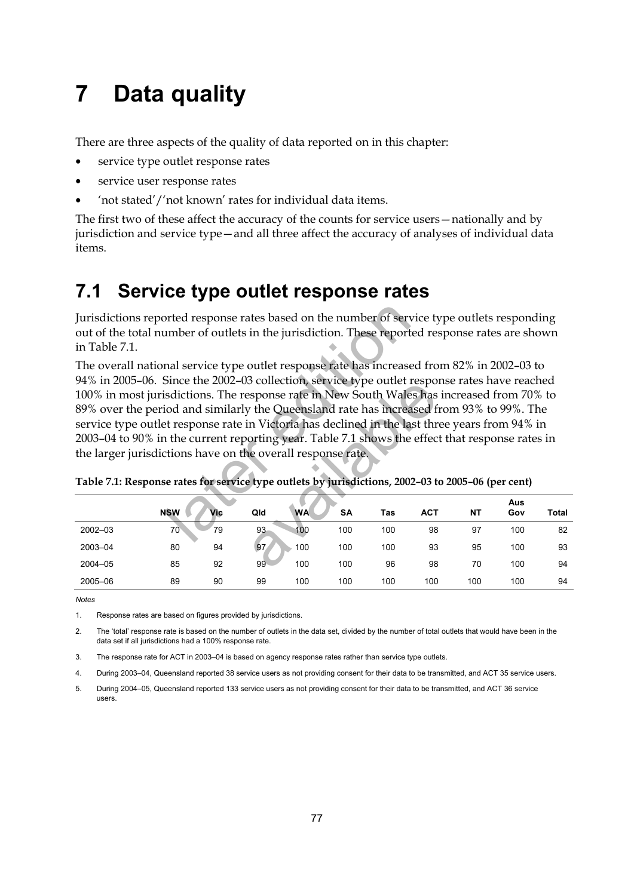# 7 Data quality

There are three aspects of the quality of data reported on in this chapter:

- service type outlet response rates
- service user response rates
- 'not stated'/'not known' rates for individual data items.

The first two of these affect the accuracy of the counts for service users—nationally and by jurisdiction and service type—and all three affect the accuracy of analyses of individual data items.

## 7.1 Service type outlet response rates

Jurisdictions reported response rates based on the number of service type outlets responding out of the total number of outlets in the jurisdiction. These reported response rates are shown in Table 7.1.

The overall national service type outlet response rate has increased from 82% in 2002–03 to 94% in 2005–06. Since the 2002–03 collection, service type outlet response rates have reached 100% in most jurisdictions. The response rate in New South Wales has increased from 70% to 89% over the period and similarly the Queensland rate has increased from 93% to 99%. The service type outlet response rate in Victoria has declined in the last three years from 94% in 2003–04 to 90% in the current reporting year. Table 7.1 shows the effect that response rates in the larger jurisdictions have on the overall response rate.

**Table 7.1: Response rates for service type outlets by jurisdictions, 2002–03 to 2005–06 (per cent)**

| | NSW | Vic | Qld | WA | SA | Tas | ACT | NT | Aus Gov | Total |
|---|---|---|---|---|---|---|---|---|---|---|
| 2002–03 | 70 | 79 | 93 | 100 | 100 | 100 | 98 | 97 | 100 | 82 |
| 2003–04 | 80 | 94 | 97 | 100 | 100 | 100 | 93 | 95 | 100 | 93 |
| 2004–05 | 85 | 92 | 99 | 100 | 100 | 96 | 98 | 70 | 100 | 94 |
| 2005–06 | 89 | 90 | 99 | 100 | 100 | 100 | 100 | 100 | 100 | 94 |

*Notes*

1. Response rates are based on figures provided by jurisdictions.
2. The 'total' response rate is based on the number of outlets in the data set, divided by the number of total outlets that would have been in the data set if all jurisdictions had a 100% response rate.
3. The response rate for ACT in 2003–04 is based on agency response rates rather than service type outlets.
4. During 2003–04, Queensland reported 38 service users as not providing consent for their data to be transmitted, and ACT 35 service users.
5. During 2004–05, Queensland reported 133 service users as not providing consent for their data to be transmitted, and ACT 36 service users.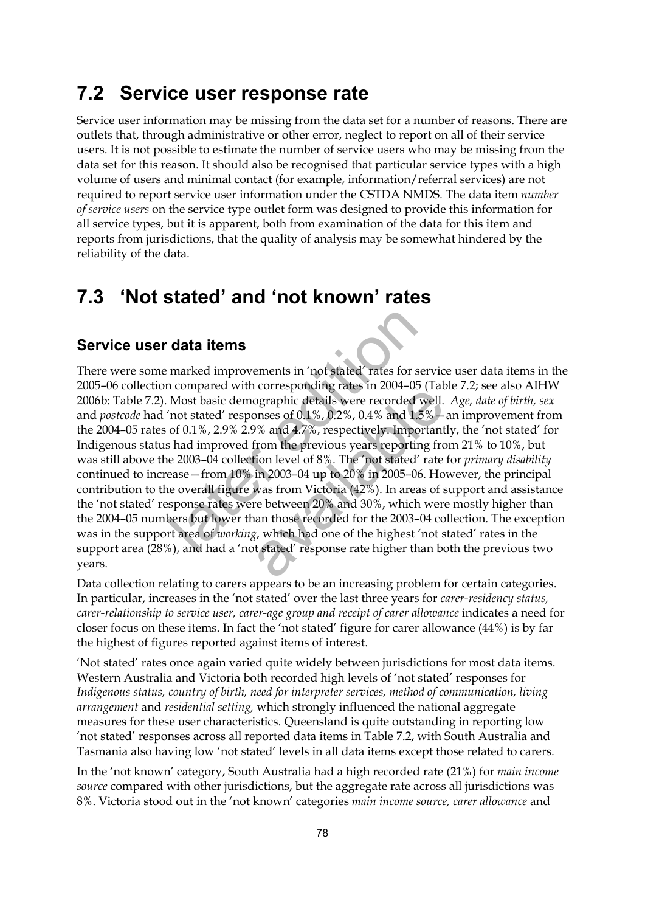## 7.2 Service user response rate

Service user information may be missing from the data set for a number of reasons. There are outlets that, through administrative or other error, neglect to report on all of their service users. It is not possible to estimate the number of service users who may be missing from the data set for this reason. It should also be recognised that particular service types with a high volume of users and minimal contact (for example, information/referral services) are not required to report service user information under the CSTDA NMDS. The data item *number of service users* on the service type outlet form was designed to provide this information for all service types, but it is apparent, both from examination of the data for this item and reports from jurisdictions, that the quality of analysis may be somewhat hindered by the reliability of the data.

## 7.3 'Not stated' and 'not known' rates

### Service user data items

There were some marked improvements in 'not stated' rates for service user data items in the 2005–06 collection compared with corresponding rates in 2004–05 (Table 7.2; see also AIHW 2006b: Table 7.2). Most basic demographic details were recorded well. *Age, date of birth, sex* and *postcode* had 'not stated' responses of 0.1%, 0.2%, 0.4% and 1.5%—an improvement from the 2004–05 rates of 0.1%, 2.9% 2.9% and 4.7%, respectively. Importantly, the 'not stated' for Indigenous status had improved from the previous years reporting from 21% to 10%, but was still above the 2003–04 collection level of 8%. The 'not stated' rate for *primary disability* continued to increase—from 10% in 2003–04 up to 20% in 2005–06. However, the principal contribution to the overall figure was from Victoria (42%). In areas of support and assistance the 'not stated' response rates were between 20% and 30%, which were mostly higher than the 2004–05 numbers but lower than those recorded for the 2003–04 collection. The exception was in the support area of *working*, which had one of the highest 'not stated' rates in the support area (28%), and had a 'not stated' response rate higher than both the previous two years.

Data collection relating to carers appears to be an increasing problem for certain categories. In particular, increases in the 'not stated' over the last three years for *carer-residency status, carer-relationship to service user, carer-age group and receipt of carer allowance* indicates a need for closer focus on these items. In fact the 'not stated' figure for carer allowance (44%) is by far the highest of figures reported against items of interest.

'Not stated' rates once again varied quite widely between jurisdictions for most data items. Western Australia and Victoria both recorded high levels of 'not stated' responses for *Indigenous status, country of birth, need for interpreter services, method of communication, living arrangement* and *residential setting,* which strongly influenced the national aggregate measures for these user characteristics. Queensland is quite outstanding in reporting low 'not stated' responses across all reported data items in Table 7.2, with South Australia and Tasmania also having low 'not stated' levels in all data items except those related to carers.

In the 'not known' category, South Australia had a high recorded rate (21%) for *main income source* compared with other jurisdictions, but the aggregate rate across all jurisdictions was 8%. Victoria stood out in the 'not known' categories *main income source, carer allowance* and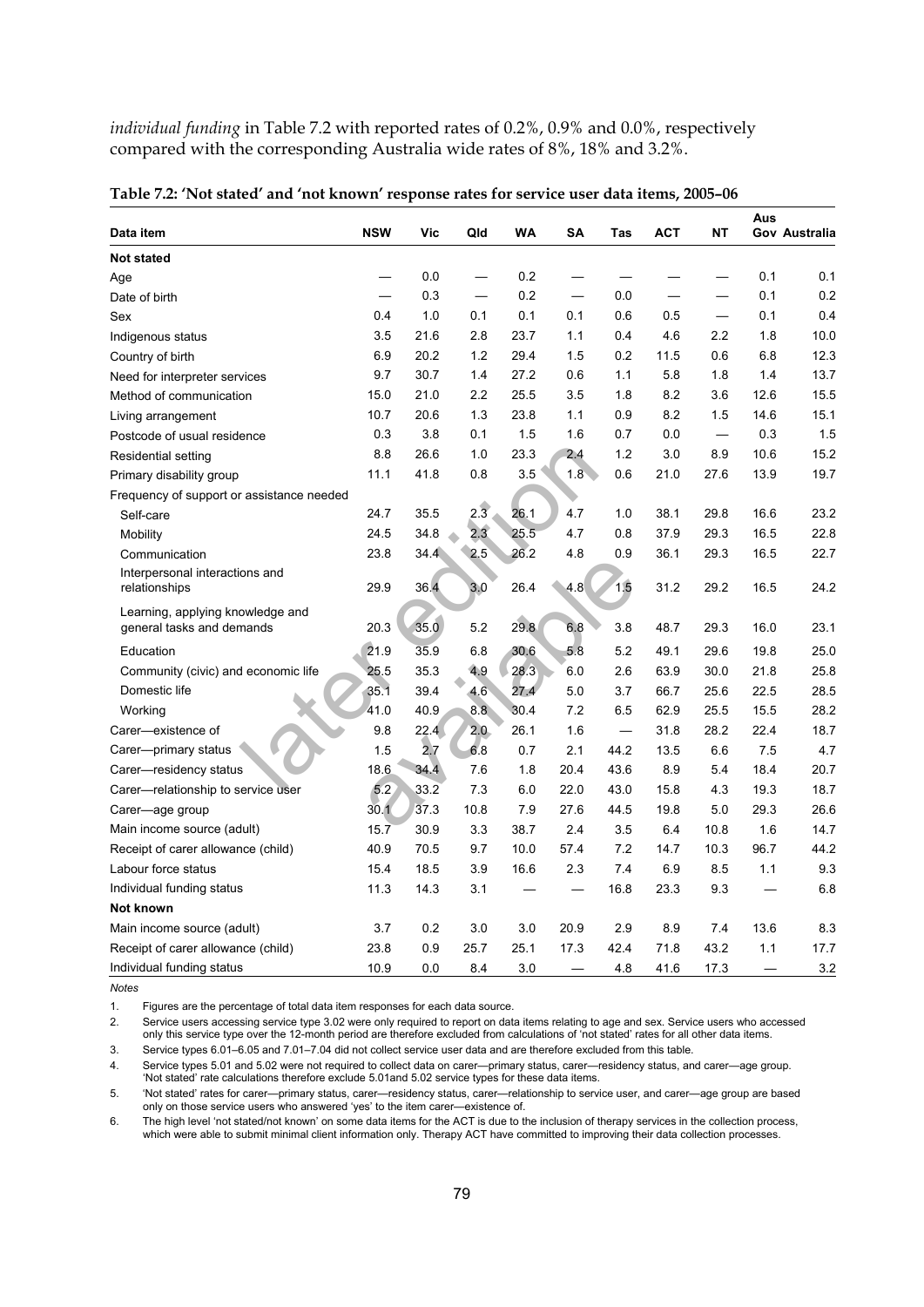*individual funding* in Table 7.2 with reported rates of 0.2%, 0.9% and 0.0%, respectively compared with the corresponding Australia wide rates of 8%, 18% and 3.2%.

**Table 7.2: 'Not stated' and 'not known' response rates for service user data items, 2005–06**

| Data item | NSW | Vic | Qld | WA | SA | Tas | ACT | NT | Aus Gov | Australia |
|---|---|---|---|---|---|---|---|---|---|---|
| **Not stated** | | | | | | | | | | |
| Age | — | 0.0 | — | 0.2 | — | — | — | — | 0.1 | 0.1 |
| Date of birth | — | 0.3 | — | 0.2 | — | 0.0 | — | — | 0.1 | 0.2 |
| Sex | 0.4 | 1.0 | 0.1 | 0.1 | 0.1 | 0.6 | 0.5 | — | 0.1 | 0.4 |
| Indigenous status | 3.5 | 21.6 | 2.8 | 23.7 | 1.1 | 0.4 | 4.6 | 2.2 | 1.8 | 10.0 |
| Country of birth | 6.9 | 20.2 | 1.2 | 29.4 | 1.5 | 0.2 | 11.5 | 0.6 | 6.8 | 12.3 |
| Need for interpreter services | 9.7 | 30.7 | 1.4 | 27.2 | 0.6 | 1.1 | 5.8 | 1.8 | 1.4 | 13.7 |
| Method of communication | 15.0 | 21.0 | 2.2 | 25.5 | 3.5 | 1.8 | 8.2 | 3.6 | 12.6 | 15.5 |
| Living arrangement | 10.7 | 20.6 | 1.3 | 23.8 | 1.1 | 0.9 | 8.2 | 1.5 | 14.6 | 15.1 |
| Postcode of usual residence | 0.3 | 3.8 | 0.1 | 1.5 | 1.6 | 0.7 | 0.0 | — | 0.3 | 1.5 |
| Residential setting | 8.8 | 26.6 | 1.0 | 23.3 | 2.4 | 1.2 | 3.0 | 8.9 | 10.6 | 15.2 |
| Primary disability group | 11.1 | 41.8 | 0.8 | 3.5 | 1.8 | 0.6 | 21.0 | 27.6 | 13.9 | 19.7 |
| Frequency of support or assistance needed | | | | | | | | | | |
| Self-care | 24.7 | 35.5 | 2.3 | 26.1 | 4.7 | 1.0 | 38.1 | 29.8 | 16.6 | 23.2 |
| Mobility | 24.5 | 34.8 | 2.3 | 25.5 | 4.7 | 0.8 | 37.9 | 29.3 | 16.5 | 22.8 |
| Communication | 23.8 | 34.4 | 2.5 | 26.2 | 4.8 | 0.9 | 36.1 | 29.3 | 16.5 | 22.7 |
| Interpersonal interactions and relationships | 29.9 | 36.4 | 3.0 | 26.4 | 4.8 | 1.5 | 31.2 | 29.2 | 16.5 | 24.2 |
| Learning, applying knowledge and general tasks and demands | 20.3 | 35.0 | 5.2 | 29.8 | 6.8 | 3.8 | 48.7 | 29.3 | 16.0 | 23.1 |
| Education | 21.9 | 35.9 | 6.8 | 30.6 | 5.8 | 5.2 | 49.1 | 29.6 | 19.8 | 25.0 |
| Community (civic) and economic life | 25.5 | 35.3 | 4.9 | 28.3 | 6.0 | 2.6 | 63.9 | 30.0 | 21.8 | 25.8 |
| Domestic life | 35.1 | 39.4 | 4.6 | 27.4 | 5.0 | 3.7 | 66.7 | 25.6 | 22.5 | 28.5 |
| Working | 41.0 | 40.9 | 8.8 | 30.4 | 7.2 | 6.5 | 62.9 | 25.5 | 15.5 | 28.2 |
| Carer—existence of | 9.8 | 22.4 | 2.0 | 26.1 | 1.6 | — | 31.8 | 28.2 | 22.4 | 18.7 |
| Carer—primary status | 1.5 | 2.7 | 6.8 | 0.7 | 2.1 | 44.2 | 13.5 | 6.6 | 7.5 | 4.7 |
| Carer—residency status | 18.6 | 34.4 | 7.6 | 1.8 | 20.4 | 43.6 | 8.9 | 5.4 | 18.4 | 20.7 |
| Carer—relationship to service user | 5.2 | 33.2 | 7.3 | 6.0 | 22.0 | 43.0 | 15.8 | 4.3 | 19.3 | 18.7 |
| Carer—age group | 30.1 | 37.3 | 10.8 | 7.9 | 27.6 | 44.5 | 19.8 | 5.0 | 29.3 | 26.6 |
| Main income source (adult) | 15.7 | 30.9 | 3.3 | 38.7 | 2.4 | 3.5 | 6.4 | 10.8 | 1.6 | 14.7 |
| Receipt of carer allowance (child) | 40.9 | 70.5 | 9.7 | 10.0 | 57.4 | 7.2 | 14.7 | 10.3 | 96.7 | 44.2 |
| Labour force status | 15.4 | 18.5 | 3.9 | 16.6 | 2.3 | 7.4 | 6.9 | 8.5 | 1.1 | 9.3 |
| Individual funding status | 11.3 | 14.3 | 3.1 | — | — | 16.8 | 23.3 | 9.3 | — | 6.8 |
| **Not known** | | | | | | | | | | |
| Main income source (adult) | 3.7 | 0.2 | 3.0 | 3.0 | 20.9 | 2.9 | 8.9 | 7.4 | 13.6 | 8.3 |
| Receipt of carer allowance (child) | 23.8 | 0.9 | 25.7 | 25.1 | 17.3 | 42.4 | 71.8 | 43.2 | 1.1 | 17.7 |
| Individual funding status | 10.9 | 0.0 | 8.4 | 3.0 | — | 4.8 | 41.6 | 17.3 | — | 3.2 |

*Notes*

1. Figures are the percentage of total data item responses for each data source.
2. Service users accessing service type 3.02 were only required to report on data items relating to age and sex. Service users who accessed only this service type over the 12-month period are therefore excluded from calculations of 'not stated' rates for all other data items.
3. Service types 6.01–6.05 and 7.01–7.04 did not collect service user data and are therefore excluded from this table.
4. Service types 5.01 and 5.02 were not required to collect data on carer—primary status, carer—residency status, and carer—age group. 'Not stated' rate calculations therefore exclude 5.01and 5.02 service types for these data items.
5. 'Not stated' rates for carer—primary status, carer—residency status, carer—relationship to service user, and carer—age group are based only on those service users who answered 'yes' to the item carer—existence of.
6. The high level 'not stated/not known' on some data items for the ACT is due to the inclusion of therapy services in the collection process, which were able to submit minimal client information only. Therapy ACT have committed to improving their data collection processes.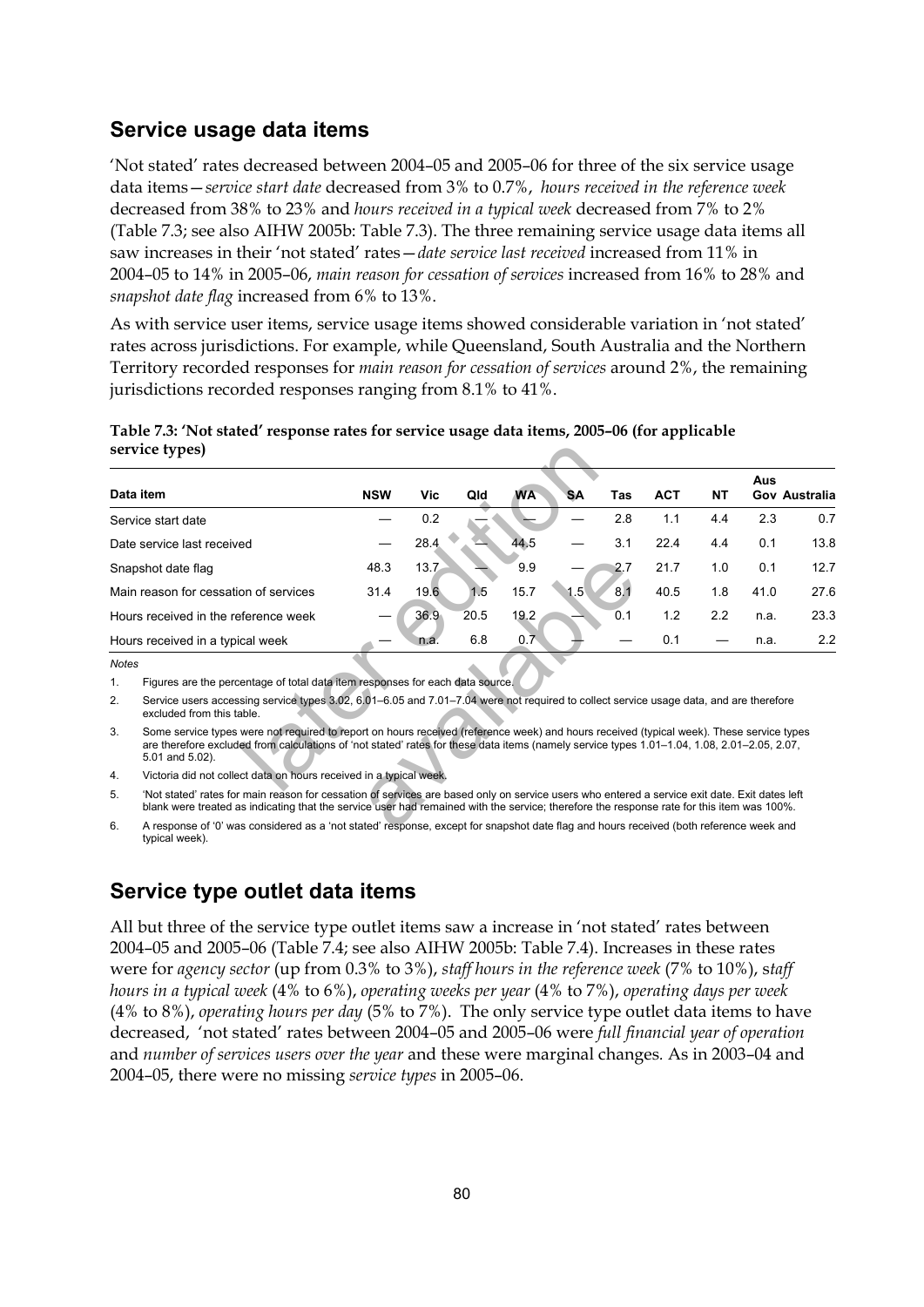## Service usage data items

'Not stated' rates decreased between 2004–05 and 2005–06 for three of the six service usage data items—*service start date* decreased from 3% to 0.7%, *hours received in the reference week* decreased from 38% to 23% and *hours received in a typical week* decreased from 7% to 2% (Table 7.3; see also AIHW 2005b: Table 7.3). The three remaining service usage data items all saw increases in their 'not stated' rates—*date service last received* increased from 11% in 2004–05 to 14% in 2005–06, *main reason for cessation of services* increased from 16% to 28% and *snapshot date flag* increased from 6% to 13%.

As with service user items, service usage items showed considerable variation in 'not stated' rates across jurisdictions. For example, while Queensland, South Australia and the Northern Territory recorded responses for *main reason for cessation of services* around 2%, the remaining jurisdictions recorded responses ranging from 8.1% to 41%.

**Table 7.3: 'Not stated' response rates for service usage data items, 2005–06 (for applicable service types)**

| Data item | NSW | Vic | Qld | WA | SA | Tas | ACT | NT | Aus Gov | Australia |
|---|---|---|---|---|---|---|---|---|---|---|
| Service start date | — | 0.2 | — | — | — | 2.8 | 1.1 | 4.4 | 2.3 | 0.7 |
| Date service last received | — | 28.4 | — | 44.5 | — | 3.1 | 22.4 | 4.4 | 0.1 | 13.8 |
| Snapshot date flag | 48.3 | 13.7 | — | 9.9 | — | 2.7 | 21.7 | 1.0 | 0.1 | 12.7 |
| Main reason for cessation of services | 31.4 | 19.6 | 1.5 | 15.7 | 1.5 | 8.1 | 40.5 | 1.8 | 41.0 | 27.6 |
| Hours received in the reference week | — | 36.9 | 20.5 | 19.2 | — | 0.1 | 1.2 | 2.2 | n.a. | 23.3 |
| Hours received in a typical week | — | n.a. | 6.8 | 0.7 | — | — | 0.1 | — | n.a. | 2.2 |

*Notes*

1. Figures are the percentage of total data item responses for each data source.
2. Service users accessing service types 3.02, 6.01–6.05 and 7.01–7.04 were not required to collect service usage data, and are therefore excluded from this table.
3. Some service types were not required to report on hours received (reference week) and hours received (typical week). These service types are therefore excluded from calculations of 'not stated' rates for these data items (namely service types 1.01–1.04, 1.08, 2.01–2.05, 2.07, 5.01 and 5.02).
4. Victoria did not collect data on hours received in a typical week.
5. 'Not stated' rates for main reason for cessation of services are based only on service users who entered a service exit date. Exit dates left blank were treated as indicating that the service user had remained with the service; therefore the response rate for this item was 100%.
6. A response of '0' was considered as a 'not stated' response, except for snapshot date flag and hours received (both reference week and typical week).

## Service type outlet data items

All but three of the service type outlet items saw a increase in 'not stated' rates between 2004–05 and 2005–06 (Table 7.4; see also AIHW 2005b: Table 7.4). Increases in these rates were for *agency sector* (up from 0.3% to 3%), *staff hours in the reference week* (7% to 10%), *staff hours in a typical week* (4% to 6%), *operating weeks per year* (4% to 7%), *operating days per week* (4% to 8%), *operating hours per day* (5% to 7%). The only service type outlet data items to have decreased, 'not stated' rates between 2004–05 and 2005–06 were *full financial year of operation* and *number of services users over the year* and these were marginal changes. As in 2003–04 and 2004–05, there were no missing *service types* in 2005–06.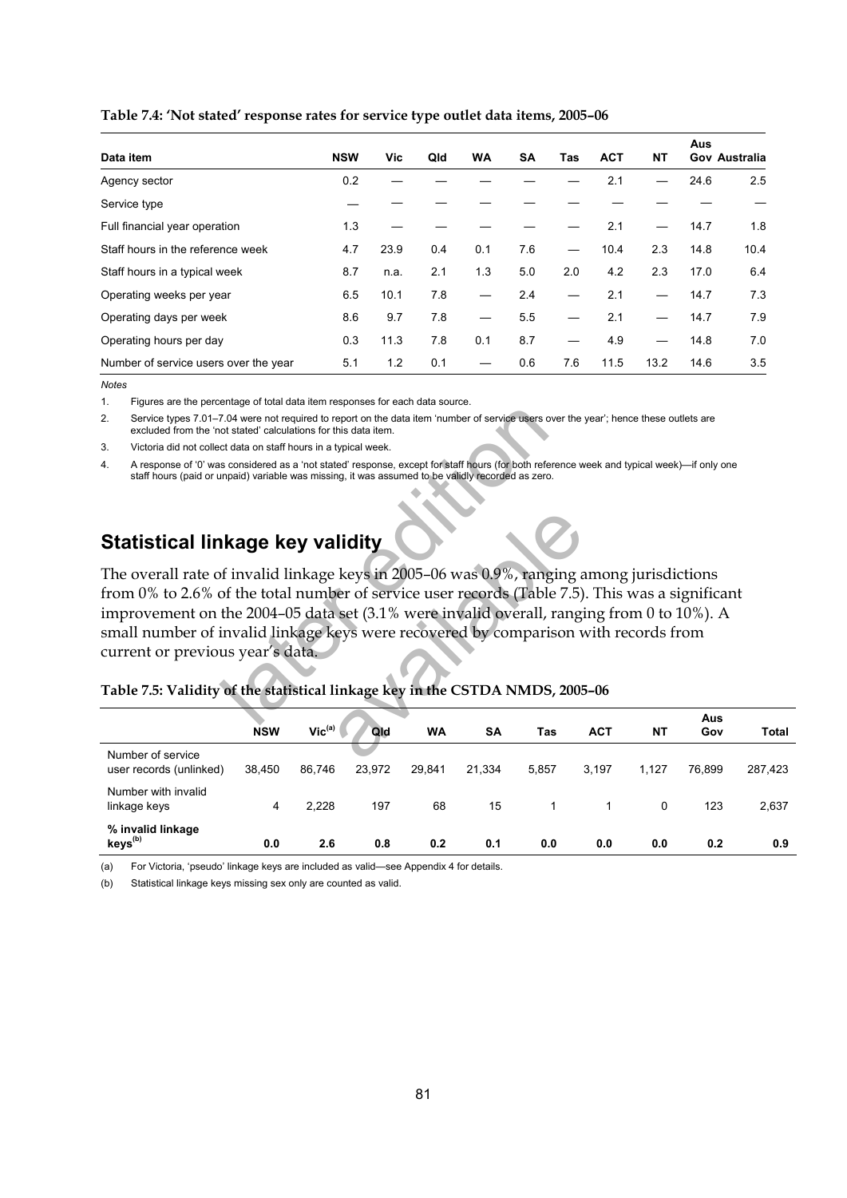**Table 7.4: 'Not stated' response rates for service type outlet data items, 2005–06**

| Data item | NSW | Vic | Qld | WA | SA | Tas | ACT | NT | Aus Gov | Australia |
|---|---|---|---|---|---|---|---|---|---|---|
| Agency sector | 0.2 | — | — | — | — | — | 2.1 | — | 24.6 | 2.5 |
| Service type | — | — | — | — | — | — | — | — | — | — |
| Full financial year operation | 1.3 | — | — | — | — | — | 2.1 | — | 14.7 | 1.8 |
| Staff hours in the reference week | 4.7 | 23.9 | 0.4 | 0.1 | 7.6 | — | 10.4 | 2.3 | 14.8 | 10.4 |
| Staff hours in a typical week | 8.7 | n.a. | 2.1 | 1.3 | 5.0 | 2.0 | 4.2 | 2.3 | 17.0 | 6.4 |
| Operating weeks per year | 6.5 | 10.1 | 7.8 | — | 2.4 | — | 2.1 | — | 14.7 | 7.3 |
| Operating days per week | 8.6 | 9.7 | 7.8 | — | 5.5 | — | 2.1 | — | 14.7 | 7.9 |
| Operating hours per day | 0.3 | 11.3 | 7.8 | 0.1 | 8.7 | — | 4.9 | — | 14.8 | 7.0 |
| Number of service users over the year | 5.1 | 1.2 | 0.1 | — | 0.6 | 7.6 | 11.5 | 13.2 | 14.6 | 3.5 |

*Notes*

1. Figures are the percentage of total data item responses for each data source.
2. Service types 7.01–7.04 were not required to report on the data item 'number of service users over the year'; hence these outlets are excluded from the 'not stated' calculations for this data item.
3. Victoria did not collect data on staff hours in a typical week.
4. A response of '0' was considered as a 'not stated' response, except for staff hours (for both reference week and typical week)—if only one staff hours (paid or unpaid) variable was missing, it was assumed to be validly recorded as zero.

## Statistical linkage key validity

The overall rate of invalid linkage keys in 2005–06 was 0.9%, ranging among jurisdictions from 0% to 2.6% of the total number of service user records (Table 7.5). This was a significant improvement on the 2004–05 data set (3.1% were invalid overall, ranging from 0 to 10%). A small number of invalid linkage keys were recovered by comparison with records from current or previous year's data.

**Table 7.5: Validity of the statistical linkage key in the CSTDA NMDS, 2005–06**

| | NSW | Vic[(a)] | Qld | WA | SA | Tas | ACT | NT | Aus Gov | Total |
|---|---|---|---|---|---|---|---|---|---|---|
| Number of service user records (unlinked) | 38,450 | 86,746 | 23,972 | 29,841 | 21,334 | 5,857 | 3,197 | 1,127 | 76,899 | 287,423 |
| Number with invalid linkage keys | 4 | 2,228 | 197 | 68 | 15 | 1 | 1 | 0 | 123 | 2,637 |
| **% invalid linkage keys[(b)]** | **0.0** | **2.6** | **0.8** | **0.2** | **0.1** | **0.0** | **0.0** | **0.0** | **0.2** | **0.9** |

(a) For Victoria, 'pseudo' linkage keys are included as valid—see Appendix 4 for details.

(b) Statistical linkage keys missing sex only are counted as valid.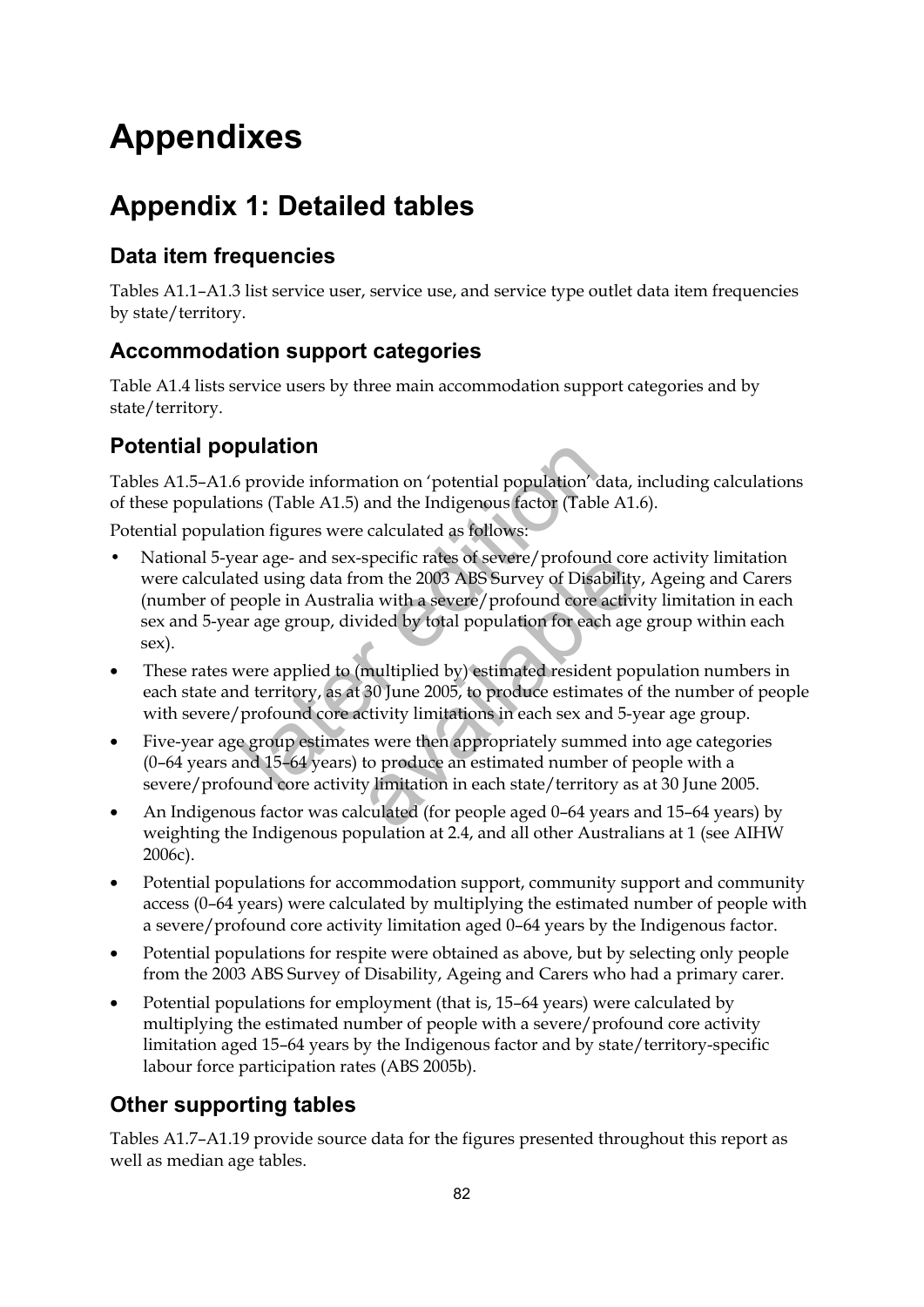# Appendixes

## Appendix 1: Detailed tables

### Data item frequencies

Tables A1.1–A1.3 list service user, service use, and service type outlet data item frequencies by state/territory.

### Accommodation support categories

Table A1.4 lists service users by three main accommodation support categories and by state/territory.

### Potential population

Tables A1.5–A1.6 provide information on 'potential population' data, including calculations of these populations (Table A1.5) and the Indigenous factor (Table A1.6).

Potential population figures were calculated as follows:

- National 5-year age- and sex-specific rates of severe/profound core activity limitation were calculated using data from the 2003 ABS Survey of Disability, Ageing and Carers (number of people in Australia with a severe/profound core activity limitation in each sex and 5-year age group, divided by total population for each age group within each sex).
- These rates were applied to (multiplied by) estimated resident population numbers in each state and territory, as at 30 June 2005, to produce estimates of the number of people with severe/profound core activity limitations in each sex and 5-year age group.
- Five-year age group estimates were then appropriately summed into age categories (0–64 years and 15–64 years) to produce an estimated number of people with a severe/profound core activity limitation in each state/territory as at 30 June 2005.
- An Indigenous factor was calculated (for people aged 0–64 years and 15–64 years) by weighting the Indigenous population at 2.4, and all other Australians at 1 (see AIHW 2006c).
- Potential populations for accommodation support, community support and community access (0–64 years) were calculated by multiplying the estimated number of people with a severe/profound core activity limitation aged 0–64 years by the Indigenous factor.
- Potential populations for respite were obtained as above, but by selecting only people from the 2003 ABS Survey of Disability, Ageing and Carers who had a primary carer.
- Potential populations for employment (that is, 15–64 years) were calculated by multiplying the estimated number of people with a severe/profound core activity limitation aged 15–64 years by the Indigenous factor and by state/territory-specific labour force participation rates (ABS 2005b).

### Other supporting tables

Tables A1.7–A1.19 provide source data for the figures presented throughout this report as well as median age tables.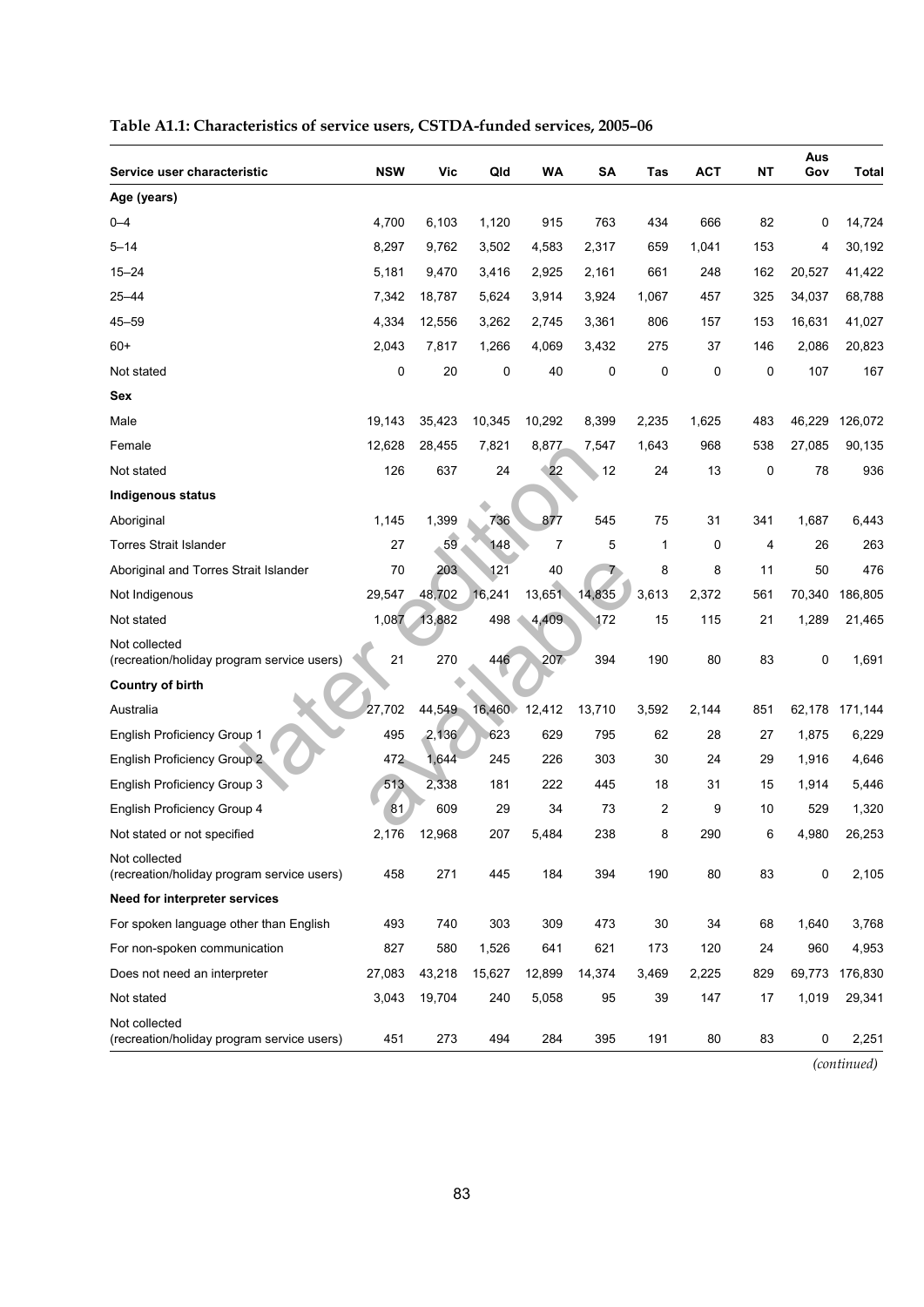**Table A1.1: Characteristics of service users, CSTDA-funded services, 2005–06**

| Service user characteristic | NSW | Vic | Qld | WA | SA | Tas | ACT | NT | Aus Gov | Total |
|---|---|---|---|---|---|---|---|---|---|---|
| **Age (years)** | | | | | | | | | | |
| 0–4 | 4,700 | 6,103 | 1,120 | 915 | 763 | 434 | 666 | 82 | 0 | 14,724 |
| 5–14 | 8,297 | 9,762 | 3,502 | 4,583 | 2,317 | 659 | 1,041 | 153 | 4 | 30,192 |
| 15–24 | 5,181 | 9,470 | 3,416 | 2,925 | 2,161 | 661 | 248 | 162 | 20,527 | 41,422 |
| 25–44 | 7,342 | 18,787 | 5,624 | 3,914 | 3,924 | 1,067 | 457 | 325 | 34,037 | 68,788 |
| 45–59 | 4,334 | 12,556 | 3,262 | 2,745 | 3,361 | 806 | 157 | 153 | 16,631 | 41,027 |
| 60+ | 2,043 | 7,817 | 1,266 | 4,069 | 3,432 | 275 | 37 | 146 | 2,086 | 20,823 |
| Not stated | 0 | 20 | 0 | 40 | 0 | 0 | 0 | 0 | 107 | 167 |
| **Sex** | | | | | | | | | | |
| Male | 19,143 | 35,423 | 10,345 | 10,292 | 8,399 | 2,235 | 1,625 | 483 | 46,229 | 126,072 |
| Female | 12,628 | 28,455 | 7,821 | 8,877 | 7,547 | 1,643 | 968 | 538 | 27,085 | 90,135 |
| Not stated | 126 | 637 | 24 | 22 | 12 | 24 | 13 | 0 | 78 | 936 |
| **Indigenous status** | | | | | | | | | | |
| Aboriginal | 1,145 | 1,399 | 736 | 877 | 545 | 75 | 31 | 341 | 1,687 | 6,443 |
| Torres Strait Islander | 27 | 59 | 148 | 7 | 5 | 1 | 0 | 4 | 26 | 263 |
| Aboriginal and Torres Strait Islander | 70 | 203 | 121 | 40 | 7 | 8 | 8 | 11 | 50 | 476 |
| Not Indigenous | 29,547 | 48,702 | 16,241 | 13,651 | 14,835 | 3,613 | 2,372 | 561 | 70,340 | 186,805 |
| Not stated | 1,087 | 13,882 | 498 | 4,409 | 172 | 15 | 115 | 21 | 1,289 | 21,465 |
| Not collected (recreation/holiday program service users) | 21 | 270 | 446 | 207 | 394 | 190 | 80 | 83 | 0 | 1,691 |
| **Country of birth** | | | | | | | | | | |
| Australia | 27,702 | 44,549 | 16,460 | 12,412 | 13,710 | 3,592 | 2,144 | 851 | 62,178 | 171,144 |
| English Proficiency Group 1 | 495 | 2,136 | 623 | 629 | 795 | 62 | 28 | 27 | 1,875 | 6,229 |
| English Proficiency Group 2 | 472 | 1,644 | 245 | 226 | 303 | 30 | 24 | 29 | 1,916 | 4,646 |
| English Proficiency Group 3 | 513 | 2,338 | 181 | 222 | 445 | 18 | 31 | 15 | 1,914 | 5,446 |
| English Proficiency Group 4 | 81 | 609 | 29 | 34 | 73 | 2 | 9 | 10 | 529 | 1,320 |
| Not stated or not specified | 2,176 | 12,968 | 207 | 5,484 | 238 | 8 | 290 | 6 | 4,980 | 26,253 |
| Not collected (recreation/holiday program service users) | 458 | 271 | 445 | 184 | 394 | 190 | 80 | 83 | 0 | 2,105 |
| **Need for interpreter services** | | | | | | | | | | |
| For spoken language other than English | 493 | 740 | 303 | 309 | 473 | 30 | 34 | 68 | 1,640 | 3,768 |
| For non-spoken communication | 827 | 580 | 1,526 | 641 | 621 | 173 | 120 | 24 | 960 | 4,953 |
| Does not need an interpreter | 27,083 | 43,218 | 15,627 | 12,899 | 14,374 | 3,469 | 2,225 | 829 | 69,773 | 176,830 |
| Not stated | 3,043 | 19,704 | 240 | 5,058 | 95 | 39 | 147 | 17 | 1,019 | 29,341 |
| Not collected (recreation/holiday program service users) | 451 | 273 | 494 | 284 | 395 | 191 | 80 | 83 | 0 | 2,251 |

*(continued)*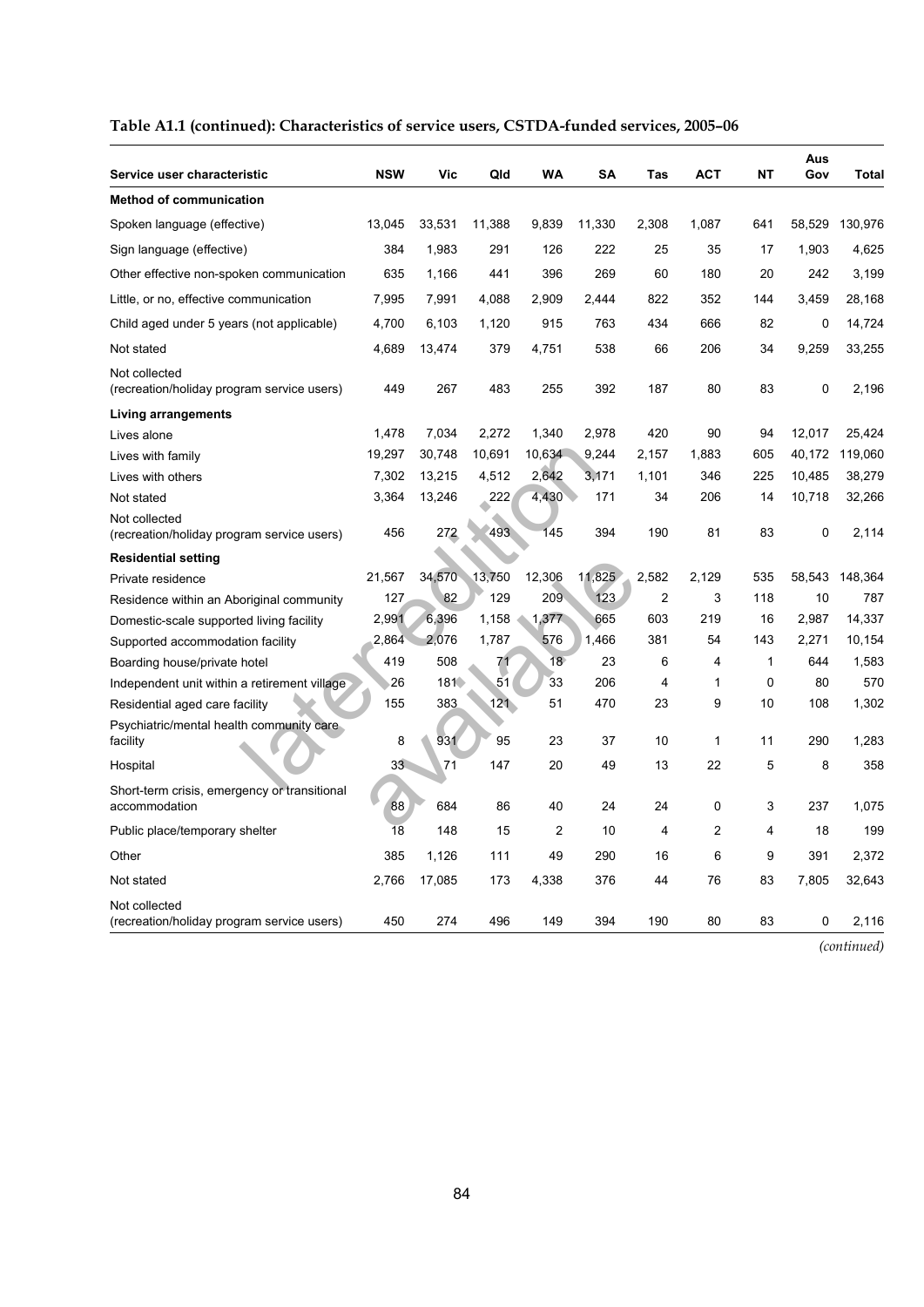**Table A1.1 (continued): Characteristics of service users, CSTDA-funded services, 2005–06**

| Service user characteristic | NSW | Vic | Qld | WA | SA | Tas | ACT | NT | Aus Gov | Total |
|---|---|---|---|---|---|---|---|---|---|---|
| **Method of communication** | | | | | | | | | | |
| Spoken language (effective) | 13,045 | 33,531 | 11,388 | 9,839 | 11,330 | 2,308 | 1,087 | 641 | 58,529 | 130,976 |
| Sign language (effective) | 384 | 1,983 | 291 | 126 | 222 | 25 | 35 | 17 | 1,903 | 4,625 |
| Other effective non-spoken communication | 635 | 1,166 | 441 | 396 | 269 | 60 | 180 | 20 | 242 | 3,199 |
| Little, or no, effective communication | 7,995 | 7,991 | 4,088 | 2,909 | 2,444 | 822 | 352 | 144 | 3,459 | 28,168 |
| Child aged under 5 years (not applicable) | 4,700 | 6,103 | 1,120 | 915 | 763 | 434 | 666 | 82 | 0 | 14,724 |
| Not stated | 4,689 | 13,474 | 379 | 4,751 | 538 | 66 | 206 | 34 | 9,259 | 33,255 |
| Not collected (recreation/holiday program service users) | 449 | 267 | 483 | 255 | 392 | 187 | 80 | 83 | 0 | 2,196 |
| **Living arrangements** | | | | | | | | | | |
| Lives alone | 1,478 | 7,034 | 2,272 | 1,340 | 2,978 | 420 | 90 | 94 | 12,017 | 25,424 |
| Lives with family | 19,297 | 30,748 | 10,691 | 10,634 | 9,244 | 2,157 | 1,883 | 605 | 40,172 | 119,060 |
| Lives with others | 7,302 | 13,215 | 4,512 | 2,642 | 3,171 | 1,101 | 346 | 225 | 10,485 | 38,279 |
| Not stated | 3,364 | 13,246 | 222 | 4,430 | 171 | 34 | 206 | 14 | 10,718 | 32,266 |
| Not collected (recreation/holiday program service users) | 456 | 272 | 493 | 145 | 394 | 190 | 81 | 83 | 0 | 2,114 |
| **Residential setting** | | | | | | | | | | |
| Private residence | 21,567 | 34,570 | 13,750 | 12,306 | 11,825 | 2,582 | 2,129 | 535 | 58,543 | 148,364 |
| Residence within an Aboriginal community | 127 | 82 | 129 | 209 | 123 | 2 | 3 | 118 | 10 | 787 |
| Domestic-scale supported living facility | 2,991 | 6,396 | 1,158 | 1,377 | 665 | 603 | 219 | 16 | 2,987 | 14,337 |
| Supported accommodation facility | 2,864 | 2,076 | 1,787 | 576 | 1,466 | 381 | 54 | 143 | 2,271 | 10,154 |
| Boarding house/private hotel | 419 | 508 | 71 | 18 | 23 | 6 | 4 | 1 | 644 | 1,583 |
| Independent unit within a retirement village | 26 | 181 | 51 | 33 | 206 | 4 | 1 | 0 | 80 | 570 |
| Residential aged care facility | 155 | 383 | 121 | 51 | 470 | 23 | 9 | 10 | 108 | 1,302 |
| Psychiatric/mental health community care facility | 8 | 931 | 95 | 23 | 37 | 10 | 1 | 11 | 290 | 1,283 |
| Hospital | 33 | 71 | 147 | 20 | 49 | 13 | 22 | 5 | 8 | 358 |
| Short-term crisis, emergency or transitional accommodation | 88 | 684 | 86 | 40 | 24 | 24 | 0 | 3 | 237 | 1,075 |
| Public place/temporary shelter | 18 | 148 | 15 | 2 | 10 | 4 | 2 | 4 | 18 | 199 |
| Other | 385 | 1,126 | 111 | 49 | 290 | 16 | 6 | 9 | 391 | 2,372 |
| Not stated | 2,766 | 17,085 | 173 | 4,338 | 376 | 44 | 76 | 83 | 7,805 | 32,643 |
| Not collected (recreation/holiday program service users) | 450 | 274 | 496 | 149 | 394 | 190 | 80 | 83 | 0 | 2,116 |

*(continued)*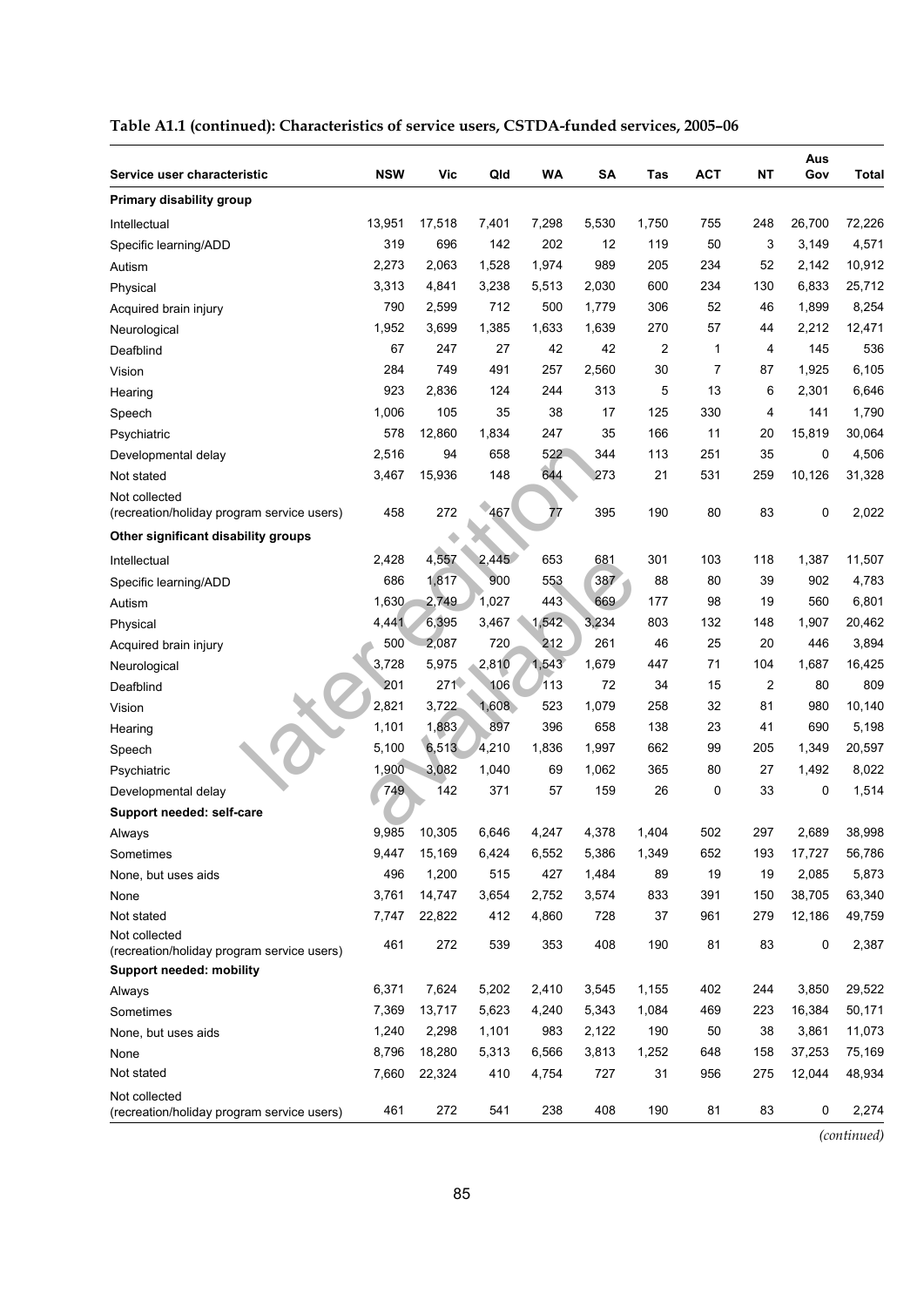**Table A1.1 (continued): Characteristics of service users, CSTDA-funded services, 2005–06**

| Service user characteristic | NSW | Vic | Qld | WA | SA | Tas | ACT | NT | Aus Gov | Total |
|---|---|---|---|---|---|---|---|---|---|---|
| **Primary disability group** | | | | | | | | | | |
| Intellectual | 13,951 | 17,518 | 7,401 | 7,298 | 5,530 | 1,750 | 755 | 248 | 26,700 | 72,226 |
| Specific learning/ADD | 319 | 696 | 142 | 202 | 12 | 119 | 50 | 3 | 3,149 | 4,571 |
| Autism | 2,273 | 2,063 | 1,528 | 1,974 | 989 | 205 | 234 | 52 | 2,142 | 10,912 |
| Physical | 3,313 | 4,841 | 3,238 | 5,513 | 2,030 | 600 | 234 | 130 | 6,833 | 25,712 |
| Acquired brain injury | 790 | 2,599 | 712 | 500 | 1,779 | 306 | 52 | 46 | 1,899 | 8,254 |
| Neurological | 1,952 | 3,699 | 1,385 | 1,633 | 1,639 | 270 | 57 | 44 | 2,212 | 12,471 |
| Deafblind | 67 | 247 | 27 | 42 | 42 | 2 | 1 | 4 | 145 | 536 |
| Vision | 284 | 749 | 491 | 257 | 2,560 | 30 | 7 | 87 | 1,925 | 6,105 |
| Hearing | 923 | 2,836 | 124 | 244 | 313 | 5 | 13 | 6 | 2,301 | 6,646 |
| Speech | 1,006 | 105 | 35 | 38 | 17 | 125 | 330 | 4 | 141 | 1,790 |
| Psychiatric | 578 | 12,860 | 1,834 | 247 | 35 | 166 | 11 | 20 | 15,819 | 30,064 |
| Developmental delay | 2,516 | 94 | 658 | 522 | 344 | 113 | 251 | 35 | 0 | 4,506 |
| Not stated | 3,467 | 15,936 | 148 | 644 | 273 | 21 | 531 | 259 | 10,126 | 31,328 |
| Not collected (recreation/holiday program service users) | 458 | 272 | 467 | 77 | 395 | 190 | 80 | 83 | 0 | 2,022 |
| **Other significant disability groups** | | | | | | | | | | |
| Intellectual | 2,428 | 4,557 | 2,445 | 653 | 681 | 301 | 103 | 118 | 1,387 | 11,507 |
| Specific learning/ADD | 686 | 1,817 | 900 | 553 | 387 | 88 | 80 | 39 | 902 | 4,783 |
| Autism | 1,630 | 2,749 | 1,027 | 443 | 669 | 177 | 98 | 19 | 560 | 6,801 |
| Physical | 4,441 | 6,395 | 3,467 | 1,542 | 3,234 | 803 | 132 | 148 | 1,907 | 20,462 |
| Acquired brain injury | 500 | 2,087 | 720 | 212 | 261 | 46 | 25 | 20 | 446 | 3,894 |
| Neurological | 3,728 | 5,975 | 2,810 | 1,543 | 1,679 | 447 | 71 | 104 | 1,687 | 16,425 |
| Deafblind | 201 | 271 | 106 | 113 | 72 | 34 | 15 | 2 | 80 | 809 |
| Vision | 2,821 | 3,722 | 1,608 | 523 | 1,079 | 258 | 32 | 81 | 980 | 10,140 |
| Hearing | 1,101 | 1,883 | 897 | 396 | 658 | 138 | 23 | 41 | 690 | 5,198 |
| Speech | 5,100 | 6,513 | 4,210 | 1,836 | 1,997 | 662 | 99 | 205 | 1,349 | 20,597 |
| Psychiatric | 1,900 | 3,082 | 1,040 | 69 | 1,062 | 365 | 80 | 27 | 1,492 | 8,022 |
| Developmental delay | 749 | 142 | 371 | 57 | 159 | 26 | 0 | 33 | 0 | 1,514 |
| **Support needed: self-care** | | | | | | | | | | |
| Always | 9,985 | 10,305 | 6,646 | 4,247 | 4,378 | 1,404 | 502 | 297 | 2,689 | 38,998 |
| Sometimes | 9,447 | 15,169 | 6,424 | 6,552 | 5,386 | 1,349 | 652 | 193 | 17,727 | 56,786 |
| None, but uses aids | 496 | 1,200 | 515 | 427 | 1,484 | 89 | 19 | 19 | 2,085 | 5,873 |
| None | 3,761 | 14,747 | 3,654 | 2,752 | 3,574 | 833 | 391 | 150 | 38,705 | 63,340 |
| Not stated | 7,747 | 22,822 | 412 | 4,860 | 728 | 37 | 961 | 279 | 12,186 | 49,759 |
| Not collected (recreation/holiday program service users) | 461 | 272 | 539 | 353 | 408 | 190 | 81 | 83 | 0 | 2,387 |
| **Support needed: mobility** | | | | | | | | | | |
| Always | 6,371 | 7,624 | 5,202 | 2,410 | 3,545 | 1,155 | 402 | 244 | 3,850 | 29,522 |
| Sometimes | 7,369 | 13,717 | 5,623 | 4,240 | 5,343 | 1,084 | 469 | 223 | 16,384 | 50,171 |
| None, but uses aids | 1,240 | 2,298 | 1,101 | 983 | 2,122 | 190 | 50 | 38 | 3,861 | 11,073 |
| None | 8,796 | 18,280 | 5,313 | 6,566 | 3,813 | 1,252 | 648 | 158 | 37,253 | 75,169 |
| Not stated | 7,660 | 22,324 | 410 | 4,754 | 727 | 31 | 956 | 275 | 12,044 | 48,934 |
| Not collected (recreation/holiday program service users) | 461 | 272 | 541 | 238 | 408 | 190 | 81 | 83 | 0 | 2,274 |

*(continued)*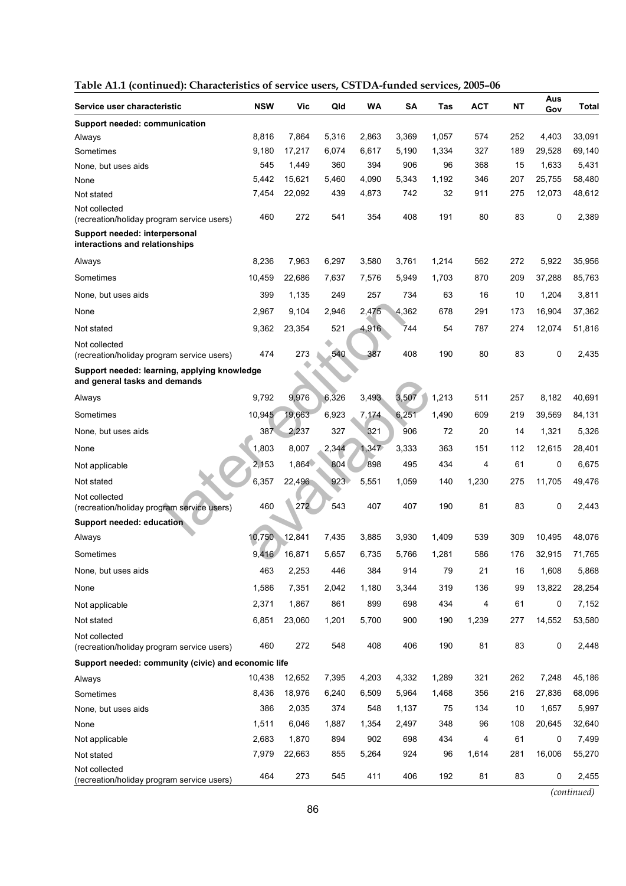**Table A1.1 (continued): Characteristics of service users, CSTDA-funded services, 2005–06**

| Service user characteristic | NSW | Vic | Qld | WA | SA | Tas | ACT | NT | Aus Gov | Total |
|---|---|---|---|---|---|---|---|---|---|---|
| **Support needed: communication** | | | | | | | | | | |
| Always | 8,816 | 7,864 | 5,316 | 2,863 | 3,369 | 1,057 | 574 | 252 | 4,403 | 33,091 |
| Sometimes | 9,180 | 17,217 | 6,074 | 6,617 | 5,190 | 1,334 | 327 | 189 | 29,528 | 69,140 |
| None, but uses aids | 545 | 1,449 | 360 | 394 | 906 | 96 | 368 | 15 | 1,633 | 5,431 |
| None | 5,442 | 15,621 | 5,460 | 4,090 | 5,343 | 1,192 | 346 | 207 | 25,755 | 58,480 |
| Not stated | 7,454 | 22,092 | 439 | 4,873 | 742 | 32 | 911 | 275 | 12,073 | 48,612 |
| Not collected (recreation/holiday program service users) | 460 | 272 | 541 | 354 | 408 | 191 | 80 | 83 | 0 | 2,389 |
| **Support needed: interpersonal interactions and relationships** | | | | | | | | | | |
| Always | 8,236 | 7,963 | 6,297 | 3,580 | 3,761 | 1,214 | 562 | 272 | 5,922 | 35,956 |
| Sometimes | 10,459 | 22,686 | 7,637 | 7,576 | 5,949 | 1,703 | 870 | 209 | 37,288 | 85,763 |
| None, but uses aids | 399 | 1,135 | 249 | 257 | 734 | 63 | 16 | 10 | 1,204 | 3,811 |
| None | 2,967 | 9,104 | 2,946 | 2,475 | 4,362 | 678 | 291 | 173 | 16,904 | 37,362 |
| Not stated | 9,362 | 23,354 | 521 | 4,916 | 744 | 54 | 787 | 274 | 12,074 | 51,816 |
| Not collected (recreation/holiday program service users) | 474 | 273 | 540 | 387 | 408 | 190 | 80 | 83 | 0 | 2,435 |
| **Support needed: learning, applying knowledge and general tasks and demands** | | | | | | | | | | |
| Always | 9,792 | 9,976 | 6,326 | 3,493 | 3,507 | 1,213 | 511 | 257 | 8,182 | 40,691 |
| Sometimes | 10,945 | 19,663 | 6,923 | 7,174 | 6,251 | 1,490 | 609 | 219 | 39,569 | 84,131 |
| None, but uses aids | 387 | 2,237 | 327 | 321 | 906 | 72 | 20 | 14 | 1,321 | 5,326 |
| None | 1,803 | 8,007 | 2,344 | 1,347 | 3,333 | 363 | 151 | 112 | 12,615 | 28,401 |
| Not applicable | 2,153 | 1,864 | 804 | 898 | 495 | 434 | 4 | 61 | 0 | 6,675 |
| Not stated | 6,357 | 22,496 | 923 | 5,551 | 1,059 | 140 | 1,230 | 275 | 11,705 | 49,476 |
| Not collected (recreation/holiday program service users) | 460 | 272 | 543 | 407 | 407 | 190 | 81 | 83 | 0 | 2,443 |
| **Support needed: education** | | | | | | | | | | |
| Always | 10,750 | 12,841 | 7,435 | 3,885 | 3,930 | 1,409 | 539 | 309 | 10,495 | 48,076 |
| Sometimes | 9,416 | 16,871 | 5,657 | 6,735 | 5,766 | 1,281 | 586 | 176 | 32,915 | 71,765 |
| None, but uses aids | 463 | 2,253 | 446 | 384 | 914 | 79 | 21 | 16 | 1,608 | 5,868 |
| None | 1,586 | 7,351 | 2,042 | 1,180 | 3,344 | 319 | 136 | 99 | 13,822 | 28,254 |
| Not applicable | 2,371 | 1,867 | 861 | 899 | 698 | 434 | 4 | 61 | 0 | 7,152 |
| Not stated | 6,851 | 23,060 | 1,201 | 5,700 | 900 | 190 | 1,239 | 277 | 14,552 | 53,580 |
| Not collected (recreation/holiday program service users) | 460 | 272 | 548 | 408 | 406 | 190 | 81 | 83 | 0 | 2,448 |
| **Support needed: community (civic) and economic life** | | | | | | | | | | |
| Always | 10,438 | 12,652 | 7,395 | 4,203 | 4,332 | 1,289 | 321 | 262 | 7,248 | 45,186 |
| Sometimes | 8,436 | 18,976 | 6,240 | 6,509 | 5,964 | 1,468 | 356 | 216 | 27,836 | 68,096 |
| None, but uses aids | 386 | 2,035 | 374 | 548 | 1,137 | 75 | 134 | 10 | 1,657 | 5,997 |
| None | 1,511 | 6,046 | 1,887 | 1,354 | 2,497 | 348 | 96 | 108 | 20,645 | 32,640 |
| Not applicable | 2,683 | 1,870 | 894 | 902 | 698 | 434 | 4 | 61 | 0 | 7,499 |
| Not stated | 7,979 | 22,663 | 855 | 5,264 | 924 | 96 | 1,614 | 281 | 16,006 | 55,270 |
| Not collected (recreation/holiday program service users) | 464 | 273 | 545 | 411 | 406 | 192 | 81 | 83 | 0 | 2,455 |

*(continued)*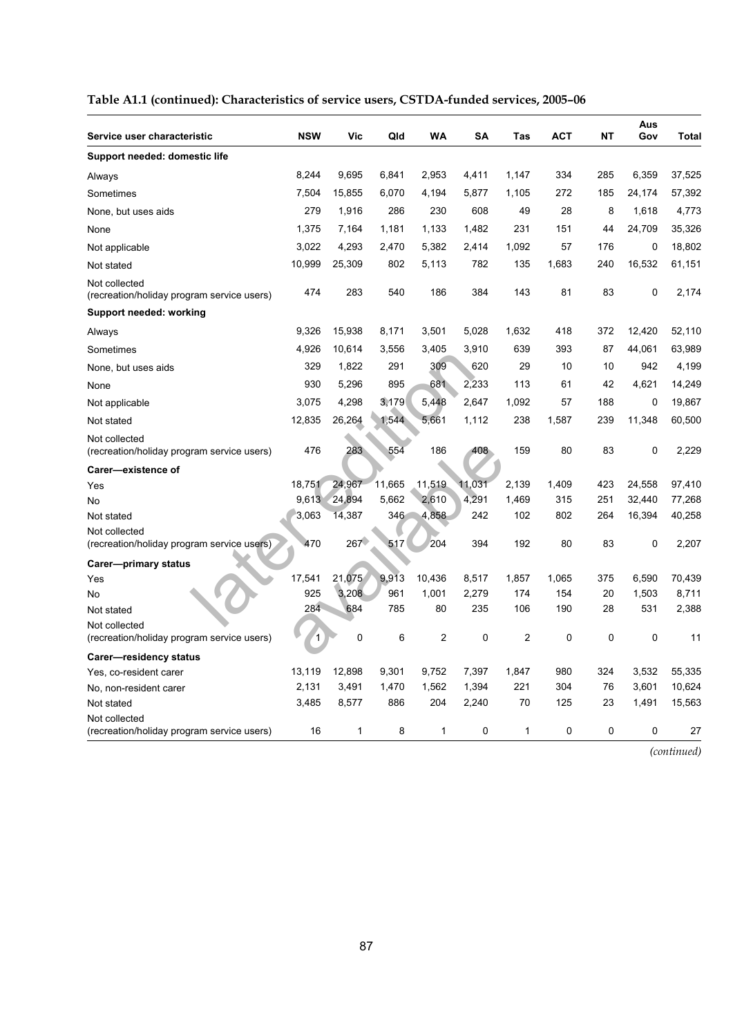**Table A1.1 (continued): Characteristics of service users, CSTDA-funded services, 2005–06**

| Service user characteristic | NSW | Vic | Qld | WA | SA | Tas | ACT | NT | Aus Gov | Total |
|---|---|---|---|---|---|---|---|---|---|---|
| **Support needed: domestic life** | | | | | | | | | | |
| Always | 8,244 | 9,695 | 6,841 | 2,953 | 4,411 | 1,147 | 334 | 285 | 6,359 | 37,525 |
| Sometimes | 7,504 | 15,855 | 6,070 | 4,194 | 5,877 | 1,105 | 272 | 185 | 24,174 | 57,392 |
| None, but uses aids | 279 | 1,916 | 286 | 230 | 608 | 49 | 28 | 8 | 1,618 | 4,773 |
| None | 1,375 | 7,164 | 1,181 | 1,133 | 1,482 | 231 | 151 | 44 | 24,709 | 35,326 |
| Not applicable | 3,022 | 4,293 | 2,470 | 5,382 | 2,414 | 1,092 | 57 | 176 | 0 | 18,802 |
| Not stated | 10,999 | 25,309 | 802 | 5,113 | 782 | 135 | 1,683 | 240 | 16,532 | 61,151 |
| Not collected (recreation/holiday program service users) | 474 | 283 | 540 | 186 | 384 | 143 | 81 | 83 | 0 | 2,174 |
| **Support needed: working** | | | | | | | | | | |
| Always | 9,326 | 15,938 | 8,171 | 3,501 | 5,028 | 1,632 | 418 | 372 | 12,420 | 52,110 |
| Sometimes | 4,926 | 10,614 | 3,556 | 3,405 | 3,910 | 639 | 393 | 87 | 44,061 | 63,989 |
| None, but uses aids | 329 | 1,822 | 291 | 309 | 620 | 29 | 10 | 10 | 942 | 4,199 |
| None | 930 | 5,296 | 895 | 681 | 2,233 | 113 | 61 | 42 | 4,621 | 14,249 |
| Not applicable | 3,075 | 4,298 | 3,179 | 5,448 | 2,647 | 1,092 | 57 | 188 | 0 | 19,867 |
| Not stated | 12,835 | 26,264 | 1,544 | 5,661 | 1,112 | 238 | 1,587 | 239 | 11,348 | 60,500 |
| Not collected (recreation/holiday program service users) | 476 | 283 | 554 | 186 | 408 | 159 | 80 | 83 | 0 | 2,229 |
| **Carer—existence of** | | | | | | | | | | |
| Yes | 18,751 | 24,967 | 11,665 | 11,519 | 11,031 | 2,139 | 1,409 | 423 | 24,558 | 97,410 |
| No | 9,613 | 24,894 | 5,662 | 2,610 | 4,291 | 1,469 | 315 | 251 | 32,440 | 77,268 |
| Not stated | 3,063 | 14,387 | 346 | 4,858 | 242 | 102 | 802 | 264 | 16,394 | 40,258 |
| Not collected (recreation/holiday program service users) | 470 | 267 | 517 | 204 | 394 | 192 | 80 | 83 | 0 | 2,207 |
| **Carer—primary status** | | | | | | | | | | |
| Yes | 17,541 | 21,075 | 9,913 | 10,436 | 8,517 | 1,857 | 1,065 | 375 | 6,590 | 70,439 |
| No | 925 | 3,208 | 961 | 1,001 | 2,279 | 174 | 154 | 20 | 1,503 | 8,711 |
| Not stated | 284 | 684 | 785 | 80 | 235 | 106 | 190 | 28 | 531 | 2,388 |
| Not collected (recreation/holiday program service users) | 1 | 0 | 6 | 2 | 0 | 2 | 0 | 0 | 0 | 11 |
| **Carer—residency status** | | | | | | | | | | |
| Yes, co-resident carer | 13,119 | 12,898 | 9,301 | 9,752 | 7,397 | 1,847 | 980 | 324 | 3,532 | 55,335 |
| No, non-resident carer | 2,131 | 3,491 | 1,470 | 1,562 | 1,394 | 221 | 304 | 76 | 3,601 | 10,624 |
| Not stated | 3,485 | 8,577 | 886 | 204 | 2,240 | 70 | 125 | 23 | 1,491 | 15,563 |
| Not collected (recreation/holiday program service users) | 16 | 1 | 8 | 1 | 0 | 1 | 0 | 0 | 0 | 27 |

*(continued)*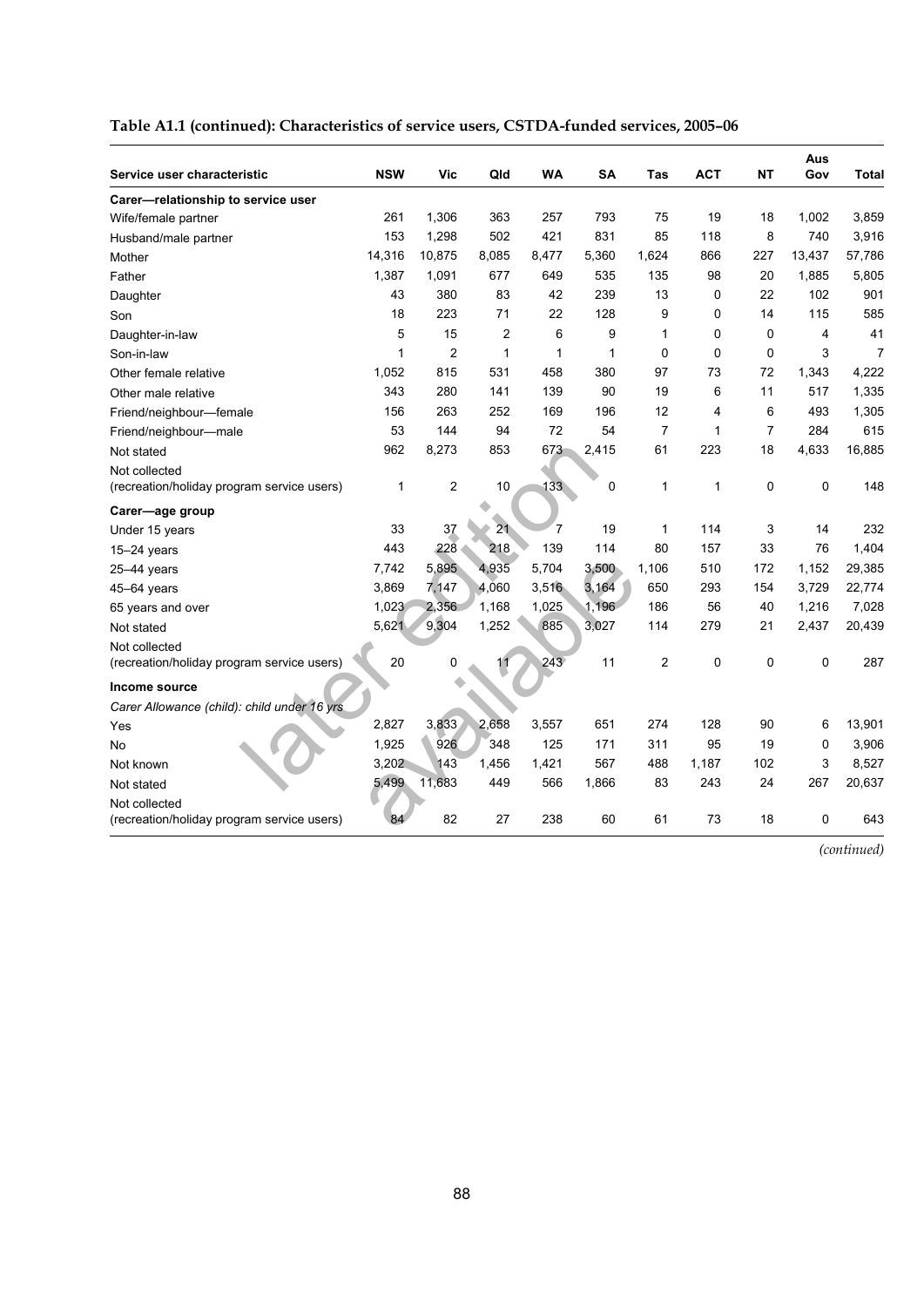**Table A1.1 (continued): Characteristics of service users, CSTDA-funded services, 2005–06**

| Service user characteristic | NSW | Vic | Qld | WA | SA | Tas | ACT | NT | Aus Gov | Total |
|---|---|---|---|---|---|---|---|---|---|---|
| **Carer—relationship to service user** | | | | | | | | | | |
| Wife/female partner | 261 | 1,306 | 363 | 257 | 793 | 75 | 19 | 18 | 1,002 | 3,859 |
| Husband/male partner | 153 | 1,298 | 502 | 421 | 831 | 85 | 118 | 8 | 740 | 3,916 |
| Mother | 14,316 | 10,875 | 8,085 | 8,477 | 5,360 | 1,624 | 866 | 227 | 13,437 | 57,786 |
| Father | 1,387 | 1,091 | 677 | 649 | 535 | 135 | 98 | 20 | 1,885 | 5,805 |
| Daughter | 43 | 380 | 83 | 42 | 239 | 13 | 0 | 22 | 102 | 901 |
| Son | 18 | 223 | 71 | 22 | 128 | 9 | 0 | 14 | 115 | 585 |
| Daughter-in-law | 5 | 15 | 2 | 6 | 9 | 1 | 0 | 0 | 4 | 41 |
| Son-in-law | 1 | 2 | 1 | 1 | 1 | 0 | 0 | 0 | 3 | 7 |
| Other female relative | 1,052 | 815 | 531 | 458 | 380 | 97 | 73 | 72 | 1,343 | 4,222 |
| Other male relative | 343 | 280 | 141 | 139 | 90 | 19 | 6 | 11 | 517 | 1,335 |
| Friend/neighbour—female | 156 | 263 | 252 | 169 | 196 | 12 | 4 | 6 | 493 | 1,305 |
| Friend/neighbour—male | 53 | 144 | 94 | 72 | 54 | 7 | 1 | 7 | 284 | 615 |
| Not stated | 962 | 8,273 | 853 | 673 | 2,415 | 61 | 223 | 18 | 4,633 | 16,885 |
| Not collected (recreation/holiday program service users) | 1 | 2 | 10 | 133 | 0 | 1 | 1 | 0 | 0 | 148 |
| **Carer—age group** | | | | | | | | | | |
| Under 15 years | 33 | 37 | 21 | 7 | 19 | 1 | 114 | 3 | 14 | 232 |
| 15–24 years | 443 | 228 | 218 | 139 | 114 | 80 | 157 | 33 | 76 | 1,404 |
| 25–44 years | 7,742 | 5,895 | 4,935 | 5,704 | 3,500 | 1,106 | 510 | 172 | 1,152 | 29,385 |
| 45–64 years | 3,869 | 7,147 | 4,060 | 3,516 | 3,164 | 650 | 293 | 154 | 3,729 | 22,774 |
| 65 years and over | 1,023 | 2,356 | 1,168 | 1,025 | 1,196 | 186 | 56 | 40 | 1,216 | 7,028 |
| Not stated | 5,621 | 9,304 | 1,252 | 885 | 3,027 | 114 | 279 | 21 | 2,437 | 20,439 |
| Not collected (recreation/holiday program service users) | 20 | 0 | 11 | 243 | 11 | 2 | 0 | 0 | 0 | 287 |
| **Income source** | | | | | | | | | | |
| *Carer Allowance (child): child under 16 yrs* | | | | | | | | | | |
| Yes | 2,827 | 3,833 | 2,658 | 3,557 | 651 | 274 | 128 | 90 | 6 | 13,901 |
| No | 1,925 | 926 | 348 | 125 | 171 | 311 | 95 | 19 | 0 | 3,906 |
| Not known | 3,202 | 143 | 1,456 | 1,421 | 567 | 488 | 1,187 | 102 | 3 | 8,527 |
| Not stated | 5,499 | 11,683 | 449 | 566 | 1,866 | 83 | 243 | 24 | 267 | 20,637 |
| Not collected (recreation/holiday program service users) | 84 | 82 | 27 | 238 | 60 | 61 | 73 | 18 | 0 | 643 |

*(continued)*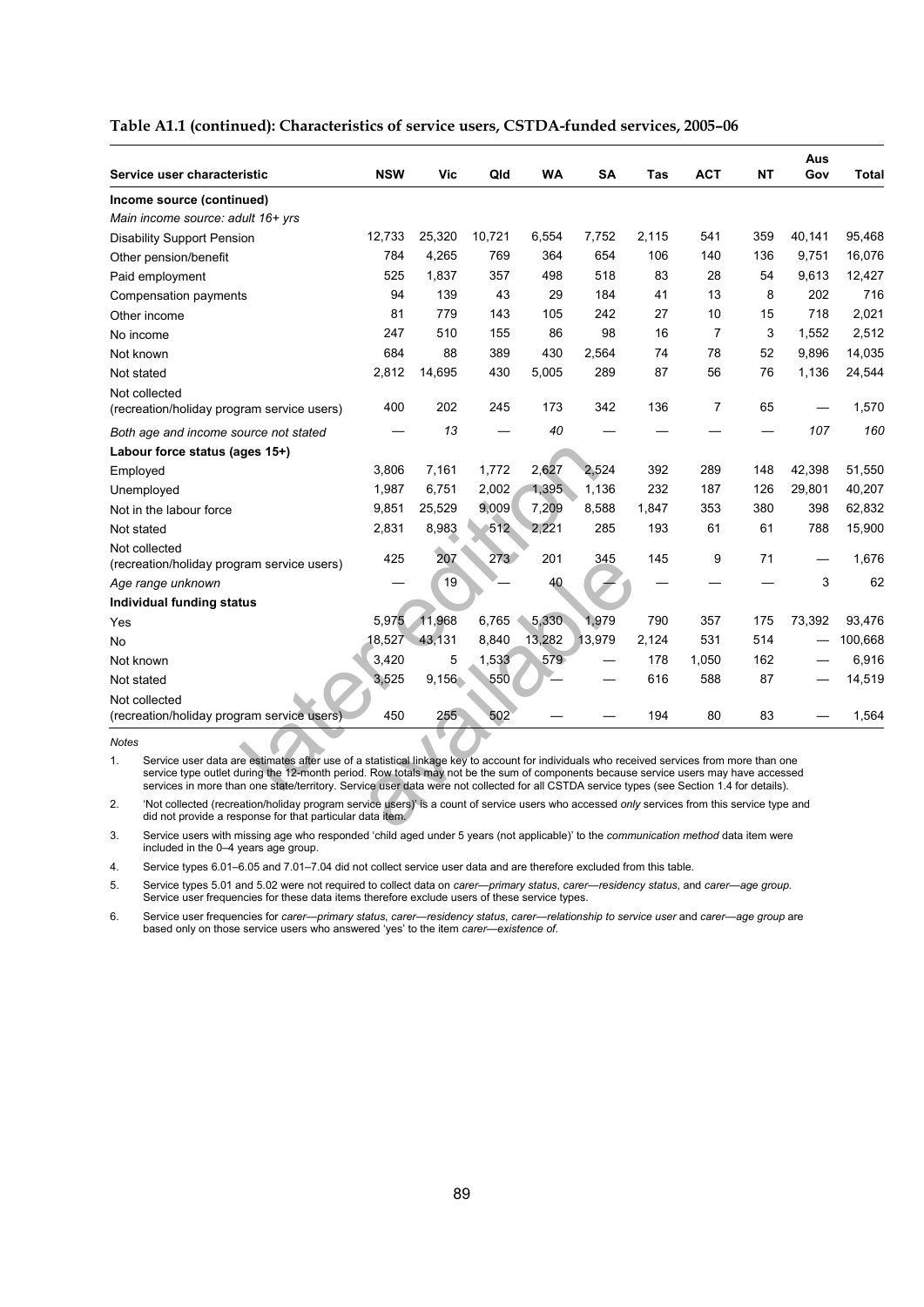**Table A1.1 (continued): Characteristics of service users, CSTDA-funded services, 2005–06**

| Service user characteristic | NSW | Vic | Qld | WA | SA | Tas | ACT | NT | Aus Gov | Total |
|---|---|---|---|---|---|---|---|---|---|---|
| **Income source (continued)** | | | | | | | | | | |
| *Main income source: adult 16+ yrs* | | | | | | | | | | |
| Disability Support Pension | 12,733 | 25,320 | 10,721 | 6,554 | 7,752 | 2,115 | 541 | 359 | 40,141 | 95,468 |
| Other pension/benefit | 784 | 4,265 | 769 | 364 | 654 | 106 | 140 | 136 | 9,751 | 16,076 |
| Paid employment | 525 | 1,837 | 357 | 498 | 518 | 83 | 28 | 54 | 9,613 | 12,427 |
| Compensation payments | 94 | 139 | 43 | 29 | 184 | 41 | 13 | 8 | 202 | 716 |
| Other income | 81 | 779 | 143 | 105 | 242 | 27 | 10 | 15 | 718 | 2,021 |
| No income | 247 | 510 | 155 | 86 | 98 | 16 | 7 | 3 | 1,552 | 2,512 |
| Not known | 684 | 88 | 389 | 430 | 2,564 | 74 | 78 | 52 | 9,896 | 14,035 |
| Not stated | 2,812 | 14,695 | 430 | 5,005 | 289 | 87 | 56 | 76 | 1,136 | 24,544 |
| Not collected (recreation/holiday program service users) | 400 | 202 | 245 | 173 | 342 | 136 | 7 | 65 | — | 1,570 |
| *Both age and income source not stated* | — | *13* | — | *40* | — | — | — | — | *107* | *160* |
| **Labour force status (ages 15+)** | | | | | | | | | | |
| Employed | 3,806 | 7,161 | 1,772 | 2,627 | 2,524 | 392 | 289 | 148 | 42,398 | 51,550 |
| Unemployed | 1,987 | 6,751 | 2,002 | 1,395 | 1,136 | 232 | 187 | 126 | 29,801 | 40,207 |
| Not in the labour force | 9,851 | 25,529 | 9,009 | 7,209 | 8,588 | 1,847 | 353 | 380 | 398 | 62,832 |
| Not stated | 2,831 | 8,983 | 512 | 2,221 | 285 | 193 | 61 | 61 | 788 | 15,900 |
| Not collected (recreation/holiday program service users) | 425 | 207 | 273 | 201 | 345 | 145 | 9 | 71 | — | 1,676 |
| *Age range unknown* | — | 19 | — | 40 | — | — | — | — | 3 | 62 |
| **Individual funding status** | | | | | | | | | | |
| Yes | 5,975 | 11,968 | 6,765 | 5,330 | 1,979 | 790 | 357 | 175 | 73,392 | 93,476 |
| No | 18,527 | 43,131 | 8,840 | 13,282 | 13,979 | 2,124 | 531 | 514 | — | 100,668 |
| Not known | 3,420 | 5 | 1,533 | 579 | — | 178 | 1,050 | 162 | — | 6,916 |
| Not stated | 3,525 | 9,156 | 550 | — | — | 616 | 588 | 87 | — | 14,519 |
| Not collected (recreation/holiday program service users) | 450 | 255 | 502 | — | — | 194 | 80 | 83 | — | 1,564 |

*Notes*

1. Service user data are estimates after use of a statistical linkage key to account for individuals who received services from more than one service type outlet during the 12-month period. Row totals may not be the sum of components because service users may have accessed services in more than one state/territory. Service user data were not collected for all CSTDA service types (see Section 1.4 for details).
2. 'Not collected (recreation/holiday program service users)' is a count of service users who accessed *only* services from this service type and did not provide a response for that particular data item.
3. Service users with missing age who responded 'child aged under 5 years (not applicable)' to the *communication method* data item were included in the 0–4 years age group.
4. Service types 6.01–6.05 and 7.01–7.04 did not collect service user data and are therefore excluded from this table.
5. Service types 5.01 and 5.02 were not required to collect data on *carer—primary status*, *carer—residency status*, and *carer—age group*. Service user frequencies for these data items therefore exclude users of these service types.
6. Service user frequencies for *carer—primary status*, *carer—residency status*, *carer—relationship to service user* and *carer—age group* are based only on those service users who answered 'yes' to the item *carer—existence of*.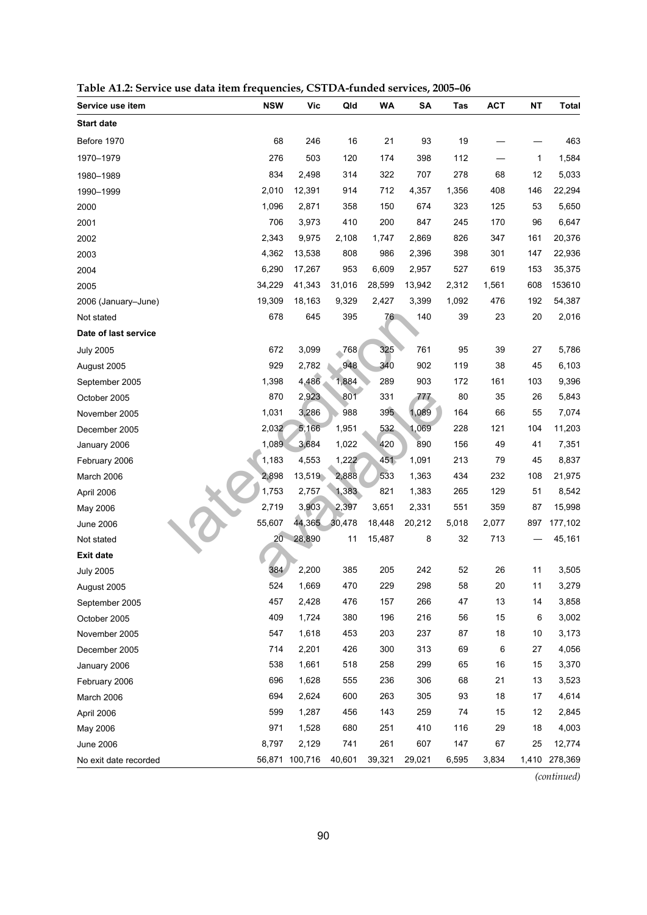**Table A1.2: Service use data item frequencies, CSTDA-funded services, 2005–06**

| Service use item | NSW | Vic | Qld | WA | SA | Tas | ACT | NT | Total |
|---|---|---|---|---|---|---|---|---|---|
| **Start date** | | | | | | | | | |
| Before 1970 | 68 | 246 | 16 | 21 | 93 | 19 | — | — | 463 |
| 1970–1979 | 276 | 503 | 120 | 174 | 398 | 112 | — | 1 | 1,584 |
| 1980–1989 | 834 | 2,498 | 314 | 322 | 707 | 278 | 68 | 12 | 5,033 |
| 1990–1999 | 2,010 | 12,391 | 914 | 712 | 4,357 | 1,356 | 408 | 146 | 22,294 |
| 2000 | 1,096 | 2,871 | 358 | 150 | 674 | 323 | 125 | 53 | 5,650 |
| 2001 | 706 | 3,973 | 410 | 200 | 847 | 245 | 170 | 96 | 6,647 |
| 2002 | 2,343 | 9,975 | 2,108 | 1,747 | 2,869 | 826 | 347 | 161 | 20,376 |
| 2003 | 4,362 | 13,538 | 808 | 986 | 2,396 | 398 | 301 | 147 | 22,936 |
| 2004 | 6,290 | 17,267 | 953 | 6,609 | 2,957 | 527 | 619 | 153 | 35,375 |
| 2005 | 34,229 | 41,343 | 31,016 | 28,599 | 13,942 | 2,312 | 1,561 | 608 | 153610 |
| 2006 (January–June) | 19,309 | 18,163 | 9,329 | 2,427 | 3,399 | 1,092 | 476 | 192 | 54,387 |
| Not stated | 678 | 645 | 395 | 76 | 140 | 39 | 23 | 20 | 2,016 |
| **Date of last service** | | | | | | | | | |
| July 2005 | 672 | 3,099 | 768 | 325 | 761 | 95 | 39 | 27 | 5,786 |
| August 2005 | 929 | 2,782 | 948 | 340 | 902 | 119 | 38 | 45 | 6,103 |
| September 2005 | 1,398 | 4,486 | 1,884 | 289 | 903 | 172 | 161 | 103 | 9,396 |
| October 2005 | 870 | 2,923 | 801 | 331 | 777 | 80 | 35 | 26 | 5,843 |
| November 2005 | 1,031 | 3,286 | 988 | 395 | 1,089 | 164 | 66 | 55 | 7,074 |
| December 2005 | 2,032 | 5,166 | 1,951 | 532 | 1,069 | 228 | 121 | 104 | 11,203 |
| January 2006 | 1,089 | 3,684 | 1,022 | 420 | 890 | 156 | 49 | 41 | 7,351 |
| February 2006 | 1,183 | 4,553 | 1,222 | 451 | 1,091 | 213 | 79 | 45 | 8,837 |
| March 2006 | 2,898 | 13,519 | 2,888 | 533 | 1,363 | 434 | 232 | 108 | 21,975 |
| April 2006 | 1,753 | 2,757 | 1,383 | 821 | 1,383 | 265 | 129 | 51 | 8,542 |
| May 2006 | 2,719 | 3,903 | 2,397 | 3,651 | 2,331 | 551 | 359 | 87 | 15,998 |
| June 2006 | 55,607 | 44,365 | 30,478 | 18,448 | 20,212 | 5,018 | 2,077 | 897 | 177,102 |
| Not stated | 20 | 28,890 | 11 | 15,487 | 8 | 32 | 713 | — | 45,161 |
| **Exit date** | | | | | | | | | |
| July 2005 | 384 | 2,200 | 385 | 205 | 242 | 52 | 26 | 11 | 3,505 |
| August 2005 | 524 | 1,669 | 470 | 229 | 298 | 58 | 20 | 11 | 3,279 |
| September 2005 | 457 | 2,428 | 476 | 157 | 266 | 47 | 13 | 14 | 3,858 |
| October 2005 | 409 | 1,724 | 380 | 196 | 216 | 56 | 15 | 6 | 3,002 |
| November 2005 | 547 | 1,618 | 453 | 203 | 237 | 87 | 18 | 10 | 3,173 |
| December 2005 | 714 | 2,201 | 426 | 300 | 313 | 69 | 6 | 27 | 4,056 |
| January 2006 | 538 | 1,661 | 518 | 258 | 299 | 65 | 16 | 15 | 3,370 |
| February 2006 | 696 | 1,628 | 555 | 236 | 306 | 68 | 21 | 13 | 3,523 |
| March 2006 | 694 | 2,624 | 600 | 263 | 305 | 93 | 18 | 17 | 4,614 |
| April 2006 | 599 | 1,287 | 456 | 143 | 259 | 74 | 15 | 12 | 2,845 |
| May 2006 | 971 | 1,528 | 680 | 251 | 410 | 116 | 29 | 18 | 4,003 |
| June 2006 | 8,797 | 2,129 | 741 | 261 | 607 | 147 | 67 | 25 | 12,774 |
| No exit date recorded | 56,871 | 100,716 | 40,601 | 39,321 | 29,021 | 6,595 | 3,834 | 1,410 | 278,369 |

*(continued)*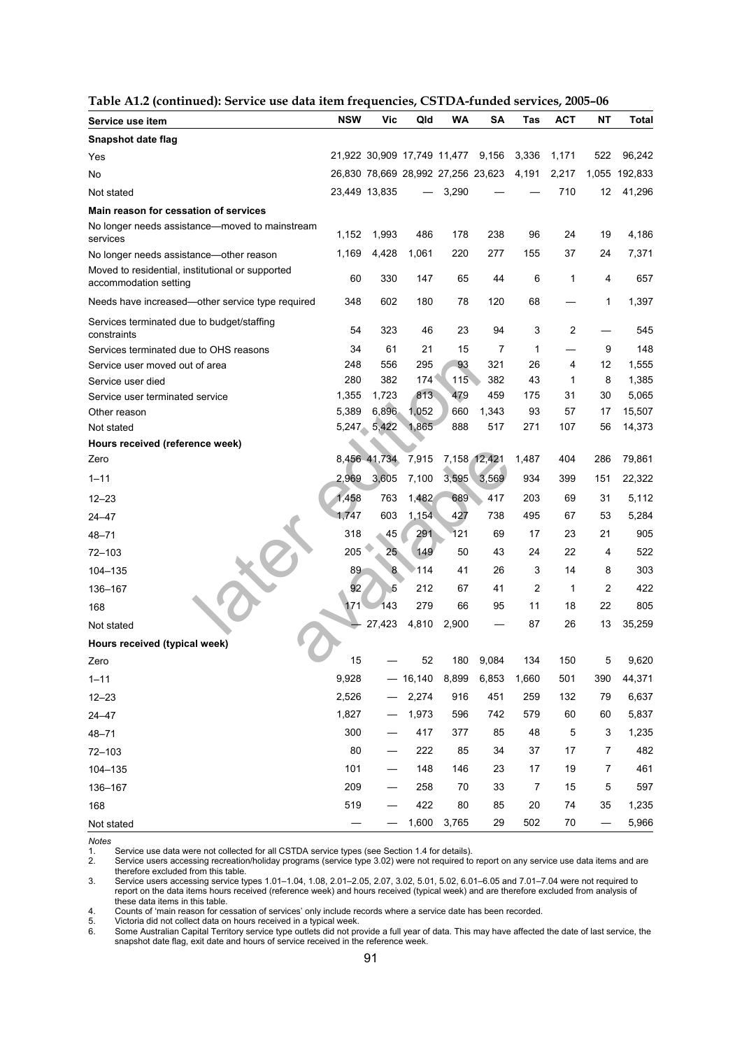**Table A1.2 (continued): Service use data item frequencies, CSTDA-funded services, 2005–06**

| Service use item | NSW | Vic | Qld | WA | SA | Tas | ACT | NT | Total |
|---|---|---|---|---|---|---|---|---|---|
| **Snapshot date flag** | | | | | | | | | |
| Yes | 21,922 | 30,909 | 17,749 | 11,477 | 9,156 | 3,336 | 1,171 | 522 | 96,242 |
| No | 26,830 | 78,669 | 28,992 | 27,256 | 23,623 | 4,191 | 2,217 | 1,055 | 192,833 |
| Not stated | 23,449 | 13,835 | — | 3,290 | — | — | 710 | 12 | 41,296 |
| **Main reason for cessation of services** | | | | | | | | | |
| No longer needs assistance—moved to mainstream services | 1,152 | 1,993 | 486 | 178 | 238 | 96 | 24 | 19 | 4,186 |
| No longer needs assistance—other reason | 1,169 | 4,428 | 1,061 | 220 | 277 | 155 | 37 | 24 | 7,371 |
| Moved to residential, institutional or supported accommodation setting | 60 | 330 | 147 | 65 | 44 | 6 | 1 | 4 | 657 |
| Needs have increased—other service type required | 348 | 602 | 180 | 78 | 120 | 68 | — | 1 | 1,397 |
| Services terminated due to budget/staffing constraints | 54 | 323 | 46 | 23 | 94 | 3 | 2 | — | 545 |
| Services terminated due to OHS reasons | 34 | 61 | 21 | 15 | 7 | 1 | — | 9 | 148 |
| Service user moved out of area | 248 | 556 | 295 | 93 | 321 | 26 | 4 | 12 | 1,555 |
| Service user died | 280 | 382 | 174 | 115 | 382 | 43 | 1 | 8 | 1,385 |
| Service user terminated service | 1,355 | 1,723 | 813 | 479 | 459 | 175 | 31 | 30 | 5,065 |
| Other reason | 5,389 | 6,896 | 1,052 | 660 | 1,343 | 93 | 57 | 17 | 15,507 |
| Not stated | 5,247 | 5,422 | 1,865 | 888 | 517 | 271 | 107 | 56 | 14,373 |
| **Hours received (reference week)** | | | | | | | | | |
| Zero | 8,456 | 41,734 | 7,915 | 7,158 | 12,421 | 1,487 | 404 | 286 | 79,861 |
| 1–11 | 2,969 | 3,605 | 7,100 | 3,595 | 3,569 | 934 | 399 | 151 | 22,322 |
| 12–23 | 1,458 | 763 | 1,482 | 689 | 417 | 203 | 69 | 31 | 5,112 |
| 24–47 | 1,747 | 603 | 1,154 | 427 | 738 | 495 | 67 | 53 | 5,284 |
| 48–71 | 318 | 45 | 291 | 121 | 69 | 17 | 23 | 21 | 905 |
| 72–103 | 205 | 25 | 149 | 50 | 43 | 24 | 22 | 4 | 522 |
| 104–135 | 89 | 8 | 114 | 41 | 26 | 3 | 14 | 8 | 303 |
| 136–167 | 92 | 5 | 212 | 67 | 41 | 2 | 1 | 2 | 422 |
| 168 | 171 | 143 | 279 | 66 | 95 | 11 | 18 | 22 | 805 |
| Not stated | — | 27,423 | 4,810 | 2,900 | — | 87 | 26 | 13 | 35,259 |
| **Hours received (typical week)** | | | | | | | | | |
| Zero | 15 | — | 52 | 180 | 9,084 | 134 | 150 | 5 | 9,620 |
| 1–11 | 9,928 | — | 16,140 | 8,899 | 6,853 | 1,660 | 501 | 390 | 44,371 |
| 12–23 | 2,526 | — | 2,274 | 916 | 451 | 259 | 132 | 79 | 6,637 |
| 24–47 | 1,827 | — | 1,973 | 596 | 742 | 579 | 60 | 60 | 5,837 |
| 48–71 | 300 | — | 417 | 377 | 85 | 48 | 5 | 3 | 1,235 |
| 72–103 | 80 | — | 222 | 85 | 34 | 37 | 17 | 7 | 482 |
| 104–135 | 101 | — | 148 | 146 | 23 | 17 | 19 | 7 | 461 |
| 136–167 | 209 | — | 258 | 70 | 33 | 7 | 15 | 5 | 597 |
| 168 | 519 | — | 422 | 80 | 85 | 20 | 74 | 35 | 1,235 |
| Not stated | — | — | 1,600 | 3,765 | 29 | 502 | 70 | — | 5,966 |

*Notes*

1. Service use data were not collected for all CSTDA service types (see Section 1.4 for details).
2. Service users accessing recreation/holiday programs (service type 3.02) were not required to report on any service use data items and are therefore excluded from this table.
3. Service users accessing service types 1.01–1.04, 1.08, 2.01–2.05, 2.07, 3.02, 5.01, 5.02, 6.01–6.05 and 7.01–7.04 were not required to report on the data items hours received (reference week) and hours received (typical week) and are therefore excluded from analysis of these data items in this table.
4. Counts of 'main reason for cessation of services' only include records where a service date has been recorded.
5. Victoria did not collect data on hours received in a typical week.
6. Some Australian Capital Territory service type outlets did not provide a full year of data. This may have affected the date of last service, the snapshot date flag, exit date and hours of service received in the reference week.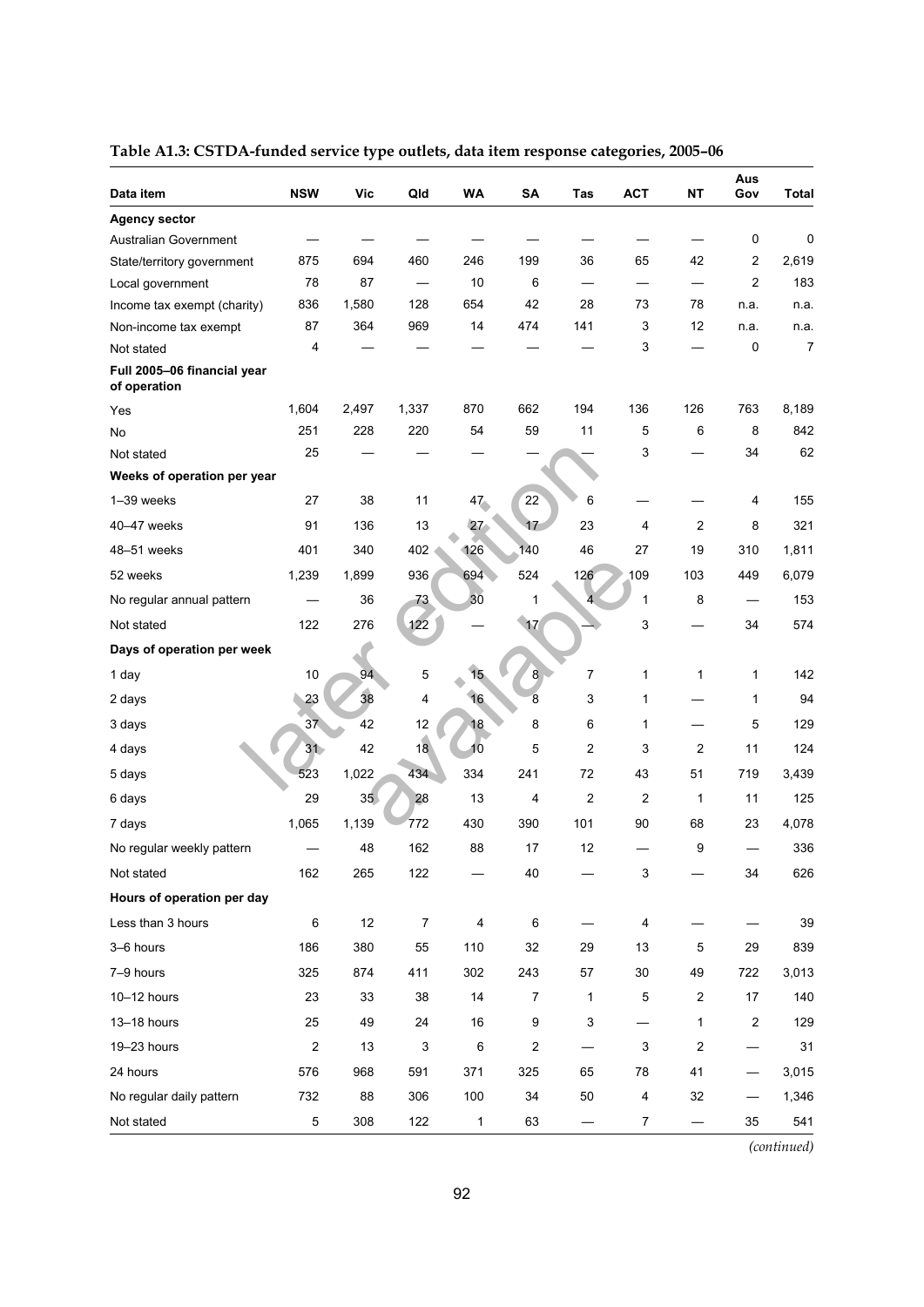**Table A1.3: CSTDA-funded service type outlets, data item response categories, 2005–06**

| Data item | NSW | Vic | Qld | WA | SA | Tas | ACT | NT | Aus Gov | Total |
|---|---|---|---|---|---|---|---|---|---|---|
| **Agency sector** | | | | | | | | | | |
| Australian Government | — | — | — | — | — | — | — | — | 0 | 0 |
| State/territory government | 875 | 694 | 460 | 246 | 199 | 36 | 65 | 42 | 2 | 2,619 |
| Local government | 78 | 87 | — | 10 | 6 | — | — | — | 2 | 183 |
| Income tax exempt (charity) | 836 | 1,580 | 128 | 654 | 42 | 28 | 73 | 78 | n.a. | n.a. |
| Non-income tax exempt | 87 | 364 | 969 | 14 | 474 | 141 | 3 | 12 | n.a. | n.a. |
| Not stated | 4 | — | — | — | — | — | 3 | — | 0 | 7 |
| **Full 2005–06 financial year of operation** | | | | | | | | | | |
| Yes | 1,604 | 2,497 | 1,337 | 870 | 662 | 194 | 136 | 126 | 763 | 8,189 |
| No | 251 | 228 | 220 | 54 | 59 | 11 | 5 | 6 | 8 | 842 |
| Not stated | 25 | — | — | — | — | — | 3 | — | 34 | 62 |
| **Weeks of operation per year** | | | | | | | | | | |
| 1–39 weeks | 27 | 38 | 11 | 47 | 22 | 6 | — | — | 4 | 155 |
| 40–47 weeks | 91 | 136 | 13 | 27 | 17 | 23 | 4 | 2 | 8 | 321 |
| 48–51 weeks | 401 | 340 | 402 | 126 | 140 | 46 | 27 | 19 | 310 | 1,811 |
| 52 weeks | 1,239 | 1,899 | 936 | 694 | 524 | 126 | 109 | 103 | 449 | 6,079 |
| No regular annual pattern | — | 36 | 73 | 30 | 1 | 4 | 1 | 8 | — | 153 |
| Not stated | 122 | 276 | 122 | — | 17 | — | 3 | — | 34 | 574 |
| **Days of operation per week** | | | | | | | | | | |
| 1 day | 10 | 94 | 5 | 15 | 8 | 7 | 1 | 1 | 1 | 142 |
| 2 days | 23 | 38 | 4 | 16 | 8 | 3 | 1 | — | 1 | 94 |
| 3 days | 37 | 42 | 12 | 18 | 8 | 6 | 1 | — | 5 | 129 |
| 4 days | 31 | 42 | 18 | 10 | 5 | 2 | 3 | 2 | 11 | 124 |
| 5 days | 523 | 1,022 | 434 | 334 | 241 | 72 | 43 | 51 | 719 | 3,439 |
| 6 days | 29 | 35 | 28 | 13 | 4 | 2 | 2 | 1 | 11 | 125 |
| 7 days | 1,065 | 1,139 | 772 | 430 | 390 | 101 | 90 | 68 | 23 | 4,078 |
| No regular weekly pattern | — | 48 | 162 | 88 | 17 | 12 | — | 9 | — | 336 |
| Not stated | 162 | 265 | 122 | — | 40 | — | 3 | — | 34 | 626 |
| **Hours of operation per day** | | | | | | | | | | |
| Less than 3 hours | 6 | 12 | 7 | 4 | 6 | — | 4 | — | — | 39 |
| 3–6 hours | 186 | 380 | 55 | 110 | 32 | 29 | 13 | 5 | 29 | 839 |
| 7–9 hours | 325 | 874 | 411 | 302 | 243 | 57 | 30 | 49 | 722 | 3,013 |
| 10–12 hours | 23 | 33 | 38 | 14 | 7 | 1 | 5 | 2 | 17 | 140 |
| 13–18 hours | 25 | 49 | 24 | 16 | 9 | 3 | — | 1 | 2 | 129 |
| 19–23 hours | 2 | 13 | 3 | 6 | 2 | — | 3 | 2 | — | 31 |
| 24 hours | 576 | 968 | 591 | 371 | 325 | 65 | 78 | 41 | — | 3,015 |
| No regular daily pattern | 732 | 88 | 306 | 100 | 34 | 50 | 4 | 32 | — | 1,346 |
| Not stated | 5 | 308 | 122 | 1 | 63 | — | 7 | — | 35 | 541 |

*(continued)*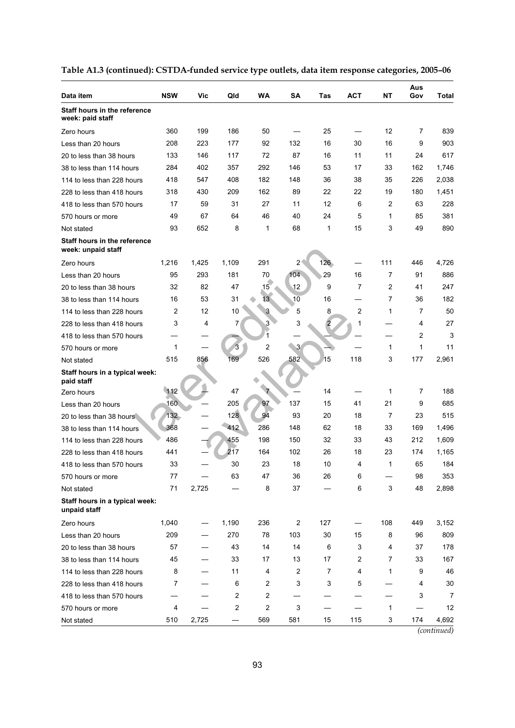**Table A1.3 (continued): CSTDA-funded service type outlets, data item response categories, 2005–06**

| Data item | NSW | Vic | Qld | WA | SA | Tas | ACT | NT | Aus Gov | Total |
|---|---|---|---|---|---|---|---|---|---|---|
| **Staff hours in the reference week: paid staff** | | | | | | | | | | |
| Zero hours | 360 | 199 | 186 | 50 | — | 25 | — | 12 | 7 | 839 |
| Less than 20 hours | 208 | 223 | 177 | 92 | 132 | 16 | 30 | 16 | 9 | 903 |
| 20 to less than 38 hours | 133 | 146 | 117 | 72 | 87 | 16 | 11 | 11 | 24 | 617 |
| 38 to less than 114 hours | 284 | 402 | 357 | 292 | 146 | 53 | 17 | 33 | 162 | 1,746 |
| 114 to less than 228 hours | 418 | 547 | 408 | 182 | 148 | 36 | 38 | 35 | 226 | 2,038 |
| 228 to less than 418 hours | 318 | 430 | 209 | 162 | 89 | 22 | 22 | 19 | 180 | 1,451 |
| 418 to less than 570 hours | 17 | 59 | 31 | 27 | 11 | 12 | 6 | 2 | 63 | 228 |
| 570 hours or more | 49 | 67 | 64 | 46 | 40 | 24 | 5 | 1 | 85 | 381 |
| Not stated | 93 | 652 | 8 | 1 | 68 | 1 | 15 | 3 | 49 | 890 |
| **Staff hours in the reference week: unpaid staff** | | | | | | | | | | |
| Zero hours | 1,216 | 1,425 | 1,109 | 291 | 2 | 126 | — | 111 | 446 | 4,726 |
| Less than 20 hours | 95 | 293 | 181 | 70 | 104 | 29 | 16 | 7 | 91 | 886 |
| 20 to less than 38 hours | 32 | 82 | 47 | 15 | 12 | 9 | 7 | 2 | 41 | 247 |
| 38 to less than 114 hours | 16 | 53 | 31 | 13 | 10 | 16 | — | 7 | 36 | 182 |
| 114 to less than 228 hours | 2 | 12 | 10 | 3 | 5 | 8 | 2 | 1 | 7 | 50 |
| 228 to less than 418 hours | 3 | 4 | 7 | 3 | 3 | 2 | 1 | — | 4 | 27 |
| 418 to less than 570 hours | — | — | — | 1 | — | — | — | — | 2 | 3 |
| 570 hours or more | 1 | — | 3 | 2 | 3 | — | — | 1 | 1 | 11 |
| Not stated | 515 | 856 | 169 | 526 | 582 | 15 | 118 | 3 | 177 | 2,961 |
| **Staff hours in a typical week: paid staff** | | | | | | | | | | |
| Zero hours | 112 | — | 47 | 7 | — | 14 | — | 1 | 7 | 188 |
| Less than 20 hours | 160 | — | 205 | 97 | 137 | 15 | 41 | 21 | 9 | 685 |
| 20 to less than 38 hours | 132 | — | 128 | 94 | 93 | 20 | 18 | 7 | 23 | 515 |
| 38 to less than 114 hours | 368 | — | 412 | 286 | 148 | 62 | 18 | 33 | 169 | 1,496 |
| 114 to less than 228 hours | 486 | — | 455 | 198 | 150 | 32 | 33 | 43 | 212 | 1,609 |
| 228 to less than 418 hours | 441 | — | 217 | 164 | 102 | 26 | 18 | 23 | 174 | 1,165 |
| 418 to less than 570 hours | 33 | — | 30 | 23 | 18 | 10 | 4 | 1 | 65 | 184 |
| 570 hours or more | 77 | — | 63 | 47 | 36 | 26 | 6 | — | 98 | 353 |
| Not stated | 71 | 2,725 | — | 8 | 37 | — | 6 | 3 | 48 | 2,898 |
| **Staff hours in a typical week: unpaid staff** | | | | | | | | | | |
| Zero hours | 1,040 | — | 1,190 | 236 | 2 | 127 | — | 108 | 449 | 3,152 |
| Less than 20 hours | 209 | — | 270 | 78 | 103 | 30 | 15 | 8 | 96 | 809 |
| 20 to less than 38 hours | 57 | — | 43 | 14 | 14 | 6 | 3 | 4 | 37 | 178 |
| 38 to less than 114 hours | 45 | — | 33 | 17 | 13 | 17 | 2 | 7 | 33 | 167 |
| 114 to less than 228 hours | 8 | — | 11 | 4 | 2 | 7 | 4 | 1 | 9 | 46 |
| 228 to less than 418 hours | 7 | — | 6 | 2 | 3 | 3 | 5 | — | 4 | 30 |
| 418 to less than 570 hours | — | — | 2 | 2 | — | — | — | — | 3 | 7 |
| 570 hours or more | 4 | — | 2 | 2 | 3 | — | — | 1 | — | 12 |
| Not stated | 510 | 2,725 | — | 569 | 581 | 15 | 115 | 3 | 174 | 4,692 |

*(continued)*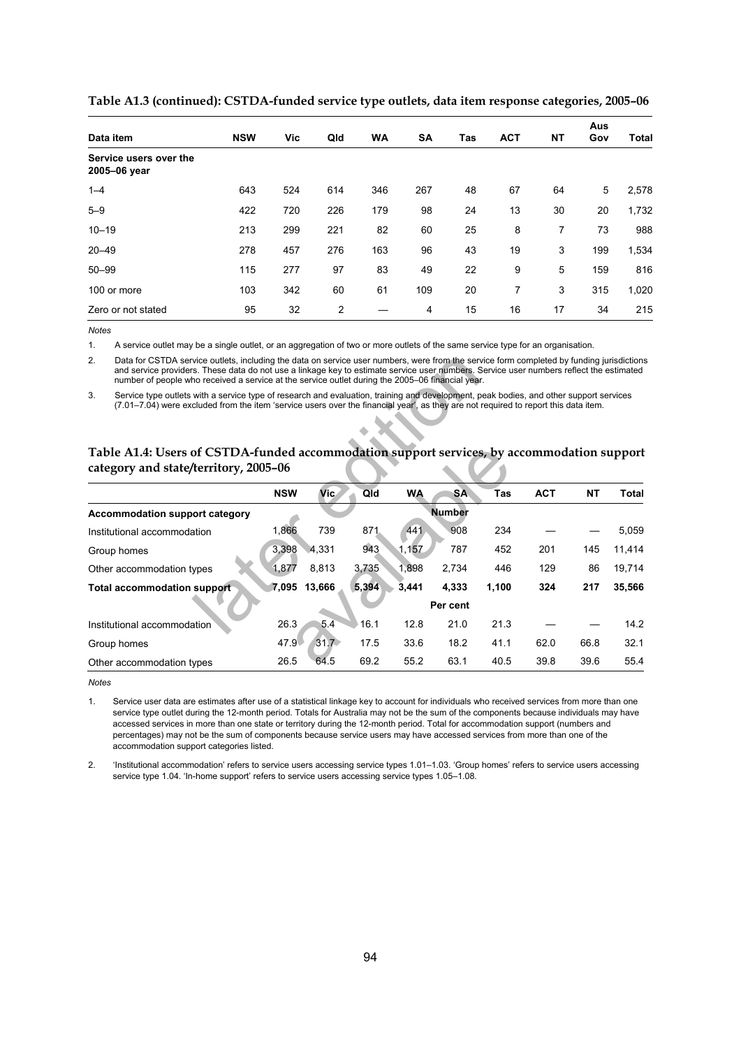**Table A1.3 (continued): CSTDA-funded service type outlets, data item response categories, 2005–06**

| Data item | NSW | Vic | Qld | WA | SA | Tas | ACT | NT | Aus Gov | Total |
|---|---|---|---|---|---|---|---|---|---|---|
| **Service users over the 2005–06 year** | | | | | | | | | | |
| 1–4 | 643 | 524 | 614 | 346 | 267 | 48 | 67 | 64 | 5 | 2,578 |
| 5–9 | 422 | 720 | 226 | 179 | 98 | 24 | 13 | 30 | 20 | 1,732 |
| 10–19 | 213 | 299 | 221 | 82 | 60 | 25 | 8 | 7 | 73 | 988 |
| 20–49 | 278 | 457 | 276 | 163 | 96 | 43 | 19 | 3 | 199 | 1,534 |
| 50–99 | 115 | 277 | 97 | 83 | 49 | 22 | 9 | 5 | 159 | 816 |
| 100 or more | 103 | 342 | 60 | 61 | 109 | 20 | 7 | 3 | 315 | 1,020 |
| Zero or not stated | 95 | 32 | 2 | — | 4 | 15 | 16 | 17 | 34 | 215 |

*Notes*

1. A service outlet may be a single outlet, or an aggregation of two or more outlets of the same service type for an organisation.
2. Data for CSTDA service outlets, including the data on service user numbers, were from the service form completed by funding jurisdictions and service providers. These data do not use a linkage key to estimate service user numbers. Service user numbers reflect the estimated number of people who received a service at the service outlet during the 2005–06 financial year.
3. Service type outlets with a service type of research and evaluation, training and development, peak bodies, and other support services (7.01–7.04) were excluded from the item 'service users over the financial year', as they are not required to report this data item.

**Table A1.4: Users of CSTDA-funded accommodation support services, by accommodation support category and state/territory, 2005–06**

| | NSW | Vic | Qld | WA | SA | Tas | ACT | NT | Total |
|---|---|---|---|---|---|---|---|---|---|
| **Accommodation support category** | | | | | **Number** | | | | |
| Institutional accommodation | 1,866 | 739 | 871 | 441 | 908 | 234 | — | — | 5,059 |
| Group homes | 3,398 | 4,331 | 943 | 1,157 | 787 | 452 | 201 | 145 | 11,414 |
| Other accommodation types | 1,877 | 8,813 | 3,735 | 1,898 | 2,734 | 446 | 129 | 86 | 19,714 |
| **Total accommodation support** | **7,095** | **13,666** | **5,394** | **3,441** | **4,333** | **1,100** | **324** | **217** | **35,566** |
| | | | | | **Per cent** | | | | |
| Institutional accommodation | 26.3 | 5.4 | 16.1 | 12.8 | 21.0 | 21.3 | — | — | 14.2 |
| Group homes | 47.9 | 31.7 | 17.5 | 33.6 | 18.2 | 41.1 | 62.0 | 66.8 | 32.1 |
| Other accommodation types | 26.5 | 64.5 | 69.2 | 55.2 | 63.1 | 40.5 | 39.8 | 39.6 | 55.4 |

*Notes*

1. Service user data are estimates after use of a statistical linkage key to account for individuals who received services from more than one service type outlet during the 12-month period. Totals for Australia may not be the sum of the components because individuals may have accessed services in more than one state or territory during the 12-month period. Total for accommodation support (numbers and percentages) may not be the sum of components because service users may have accessed services from more than one of the accommodation support categories listed.
2. 'Institutional accommodation' refers to service users accessing service types 1.01–1.03. 'Group homes' refers to service users accessing service type 1.04. 'In-home support' refers to service users accessing service types 1.05–1.08.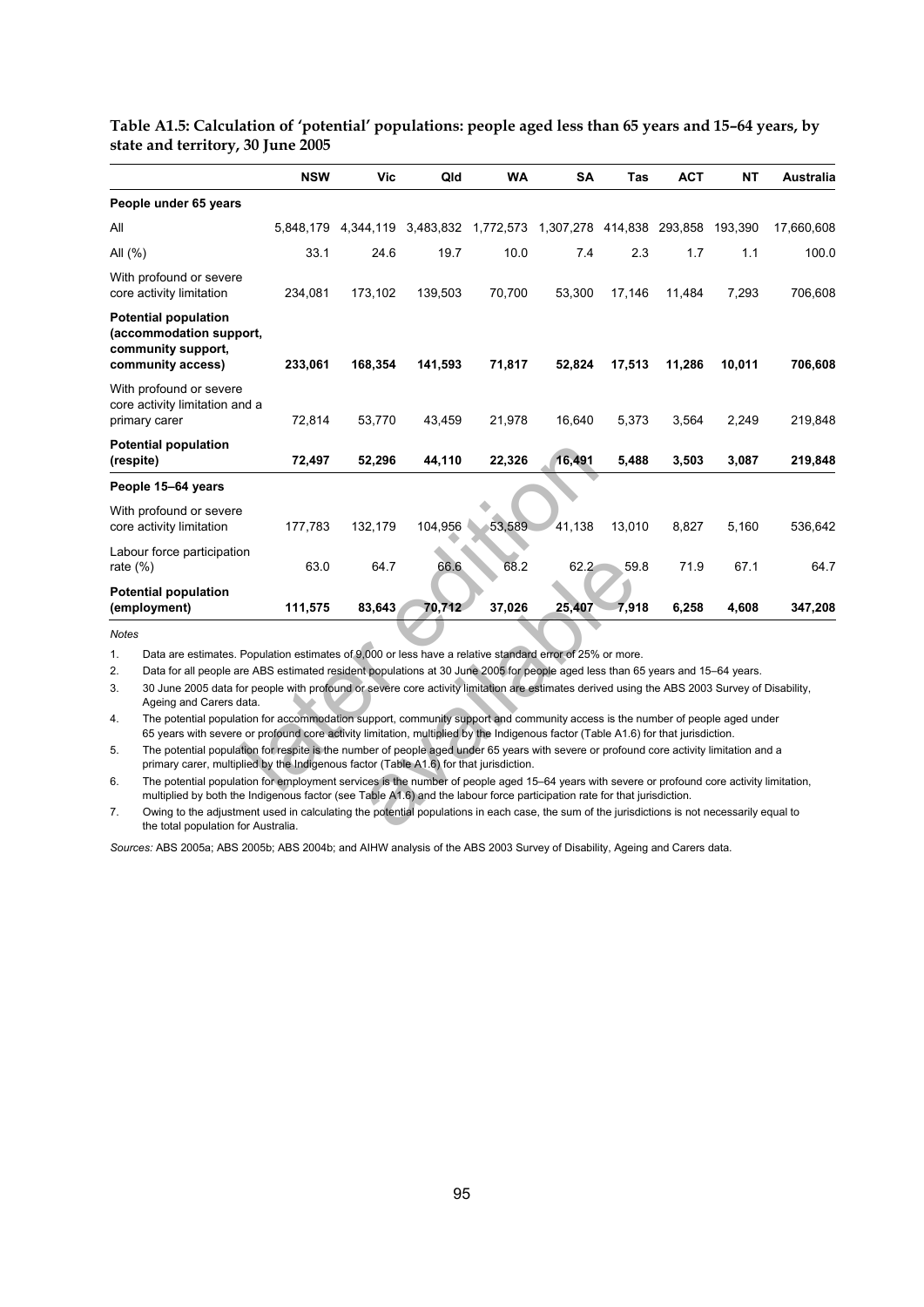**Table A1.5: Calculation of 'potential' populations: people aged less than 65 years and 15–64 years, by state and territory, 30 June 2005**

| | NSW | Vic | Qld | WA | SA | Tas | ACT | NT | Australia |
|---|---|---|---|---|---|---|---|---|---|
| **People under 65 years** | | | | | | | | | |
| All | 5,848,179 | 4,344,119 | 3,483,832 | 1,772,573 | 1,307,278 | 414,838 | 293,858 | 193,390 | 17,660,608 |
| All (%) | 33.1 | 24.6 | 19.7 | 10.0 | 7.4 | 2.3 | 1.7 | 1.1 | 100.0 |
| With profound or severe core activity limitation | 234,081 | 173,102 | 139,503 | 70,700 | 53,300 | 17,146 | 11,484 | 7,293 | 706,608 |
| **Potential population (accommodation support, community support, community access)** | **233,061** | **168,354** | **141,593** | **71,817** | **52,824** | **17,513** | **11,286** | **10,011** | **706,608** |
| With profound or severe core activity limitation and a primary carer | 72,814 | 53,770 | 43,459 | 21,978 | 16,640 | 5,373 | 3,564 | 2,249 | 219,848 |
| **Potential population (respite)** | **72,497** | **52,296** | **44,110** | **22,326** | **16,491** | **5,488** | **3,503** | **3,087** | **219,848** |
| **People 15–64 years** | | | | | | | | | |
| With profound or severe core activity limitation | 177,783 | 132,179 | 104,956 | 53,589 | 41,138 | 13,010 | 8,827 | 5,160 | 536,642 |
| Labour force participation rate (%) | 63.0 | 64.7 | 66.6 | 68.2 | 62.2 | 59.8 | 71.9 | 67.1 | 64.7 |
| **Potential population (employment)** | **111,575** | **83,643** | **70,712** | **37,026** | **25,407** | **7,918** | **6,258** | **4,608** | **347,208** |

*Notes*

1. Data are estimates. Population estimates of 9,000 or less have a relative standard error of 25% or more.
2. Data for all people are ABS estimated resident populations at 30 June 2005 for people aged less than 65 years and 15–64 years.
3. 30 June 2005 data for people with profound or severe core activity limitation are estimates derived using the ABS 2003 Survey of Disability, Ageing and Carers data.
4. The potential population for accommodation support, community support and community access is the number of people aged under 65 years with severe or profound core activity limitation, multiplied by the Indigenous factor (Table A1.6) for that jurisdiction.
5. The potential population for respite is the number of people aged under 65 years with severe or profound core activity limitation and a primary carer, multiplied by the Indigenous factor (Table A1.6) for that jurisdiction.
6. The potential population for employment services is the number of people aged 15–64 years with severe or profound core activity limitation, multiplied by both the Indigenous factor (see Table A1.6) and the labour force participation rate for that jurisdiction.
7. Owing to the adjustment used in calculating the potential populations in each case, the sum of the jurisdictions is not necessarily equal to the total population for Australia.

*Sources:* ABS 2005a; ABS 2005b; ABS 2004b; and AIHW analysis of the ABS 2003 Survey of Disability, Ageing and Carers data.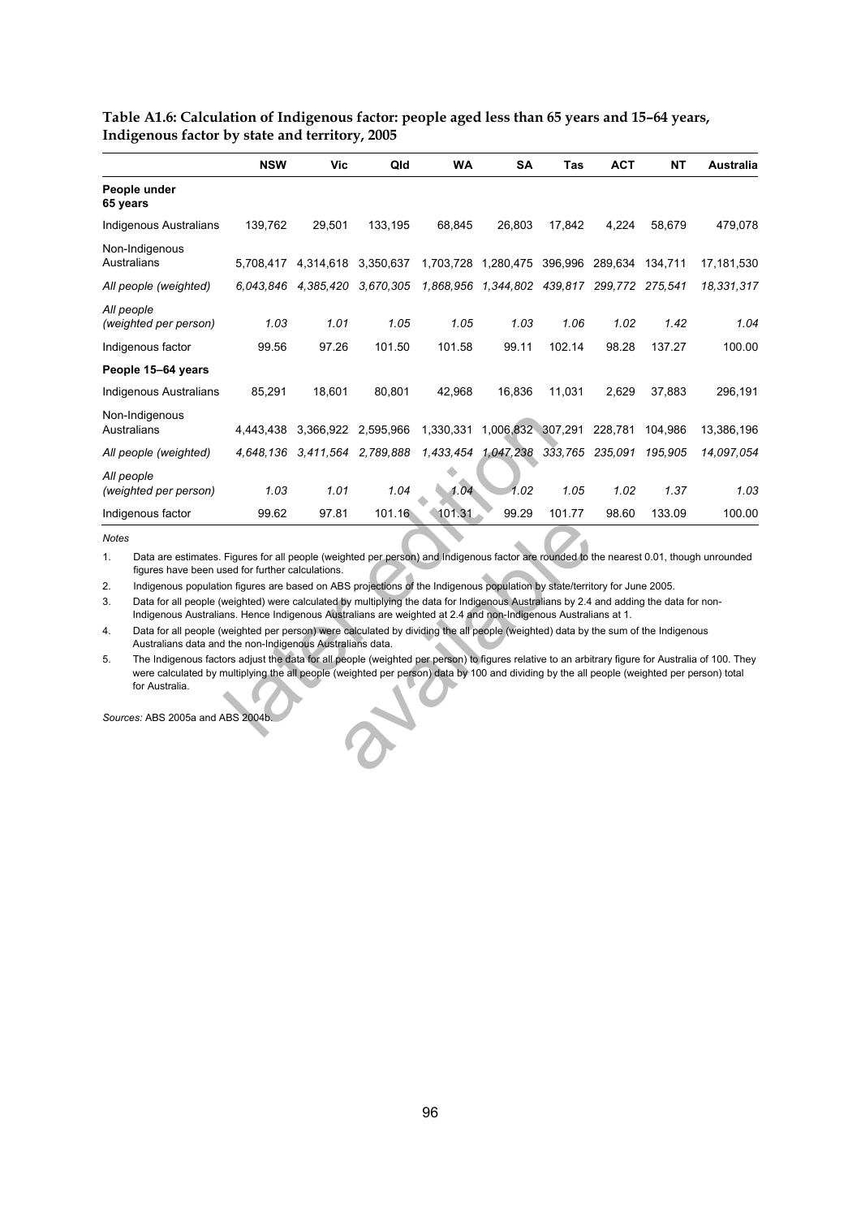**Table A1.6: Calculation of Indigenous factor: people aged less than 65 years and 15–64 years, Indigenous factor by state and territory, 2005**

| | NSW | Vic | Qld | WA | SA | Tas | ACT | NT | Australia |
|---|---|---|---|---|---|---|---|---|---|
| **People under 65 years** | | | | | | | | | |
| Indigenous Australians | 139,762 | 29,501 | 133,195 | 68,845 | 26,803 | 17,842 | 4,224 | 58,679 | 479,078 |
| Non-Indigenous Australians | 5,708,417 | 4,314,618 | 3,350,637 | 1,703,728 | 1,280,475 | 396,996 | 289,634 | 134,711 | 17,181,530 |
| *All people (weighted)* | *6,043,846* | *4,385,420* | *3,670,305* | *1,868,956* | *1,344,802* | *439,817* | *299,772* | *275,541* | *18,331,317* |
| *All people (weighted per person)* | *1.03* | *1.01* | *1.05* | *1.05* | *1.03* | *1.06* | *1.02* | *1.42* | *1.04* |
| Indigenous factor | 99.56 | 97.26 | 101.50 | 101.58 | 99.11 | 102.14 | 98.28 | 137.27 | 100.00 |
| **People 15–64 years** | | | | | | | | | |
| Indigenous Australians | 85,291 | 18,601 | 80,801 | 42,968 | 16,836 | 11,031 | 2,629 | 37,883 | 296,191 |
| Non-Indigenous Australians | 4,443,438 | 3,366,922 | 2,595,966 | 1,330,331 | 1,006,832 | 307,291 | 228,781 | 104,986 | 13,386,196 |
| *All people (weighted)* | *4,648,136* | *3,411,564* | *2,789,888* | *1,433,454* | *1,047,238* | *333,765* | *235,091* | *195,905* | *14,097,054* |
| *All people (weighted per person)* | *1.03* | *1.01* | *1.04* | *1.04* | *1.02* | *1.05* | *1.02* | *1.37* | *1.03* |
| Indigenous factor | 99.62 | 97.81 | 101.16 | 101.31 | 99.29 | 101.77 | 98.60 | 133.09 | 100.00 |

*Notes*

1. Data are estimates. Figures for all people (weighted per person) and Indigenous factor are rounded to the nearest 0.01, though unrounded figures have been used for further calculations.
2. Indigenous population figures are based on ABS projections of the Indigenous population by state/territory for June 2005.
3. Data for all people (weighted) were calculated by multiplying the data for Indigenous Australians by 2.4 and adding the data for non-Indigenous Australians. Hence Indigenous Australians are weighted at 2.4 and non-Indigenous Australians at 1.
4. Data for all people (weighted per person) were calculated by dividing the all people (weighted) data by the sum of the Indigenous Australians data and the non-Indigenous Australians data.
5. The Indigenous factors adjust the data for all people (weighted per person) to figures relative to an arbitrary figure for Australia of 100. They were calculated by multiplying the all people (weighted per person) data by 100 and dividing by the all people (weighted per person) total for Australia.

*Sources:* ABS 2005a and ABS 2004b.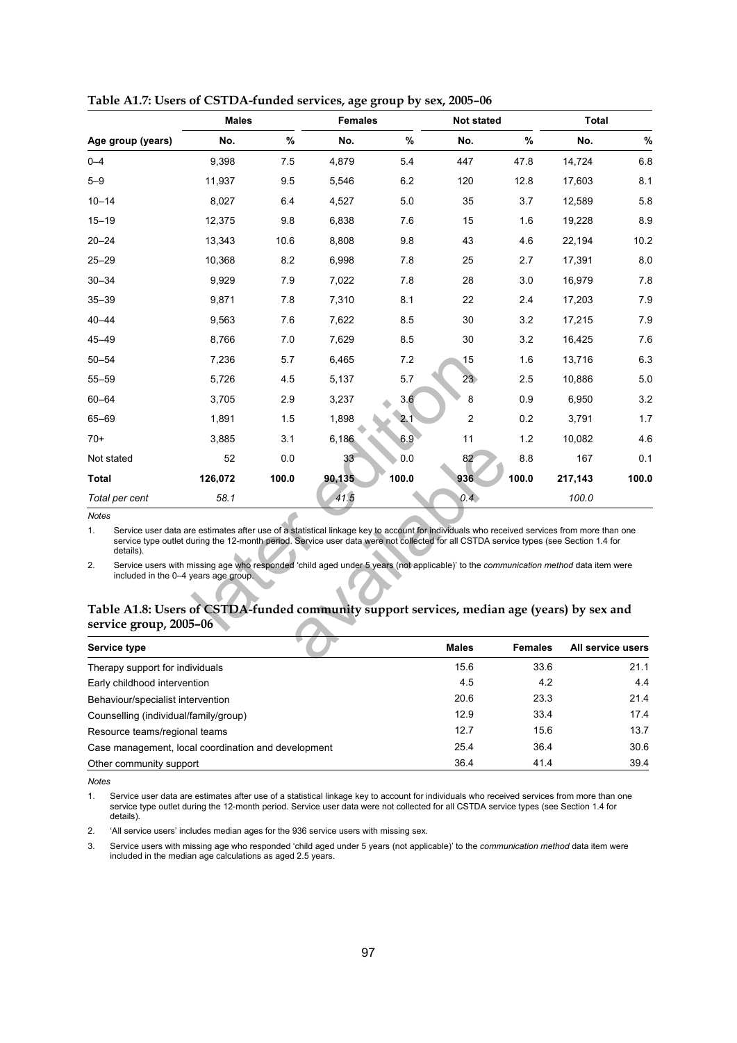**Table A1.7: Users of CSTDA-funded services, age group by sex, 2005–06**

| | Males | | Females | | Not stated | | Total | |
|---|---|---|---|---|---|---|---|---|
| Age group (years) | No. | % | No. | % | No. | % | No. | % |
| 0–4 | 9,398 | 7.5 | 4,879 | 5.4 | 447 | 47.8 | 14,724 | 6.8 |
| 5–9 | 11,937 | 9.5 | 5,546 | 6.2 | 120 | 12.8 | 17,603 | 8.1 |
| 10–14 | 8,027 | 6.4 | 4,527 | 5.0 | 35 | 3.7 | 12,589 | 5.8 |
| 15–19 | 12,375 | 9.8 | 6,838 | 7.6 | 15 | 1.6 | 19,228 | 8.9 |
| 20–24 | 13,343 | 10.6 | 8,808 | 9.8 | 43 | 4.6 | 22,194 | 10.2 |
| 25–29 | 10,368 | 8.2 | 6,998 | 7.8 | 25 | 2.7 | 17,391 | 8.0 |
| 30–34 | 9,929 | 7.9 | 7,022 | 7.8 | 28 | 3.0 | 16,979 | 7.8 |
| 35–39 | 9,871 | 7.8 | 7,310 | 8.1 | 22 | 2.4 | 17,203 | 7.9 |
| 40–44 | 9,563 | 7.6 | 7,622 | 8.5 | 30 | 3.2 | 17,215 | 7.9 |
| 45–49 | 8,766 | 7.0 | 7,629 | 8.5 | 30 | 3.2 | 16,425 | 7.6 |
| 50–54 | 7,236 | 5.7 | 6,465 | 7.2 | 15 | 1.6 | 13,716 | 6.3 |
| 55–59 | 5,726 | 4.5 | 5,137 | 5.7 | 23 | 2.5 | 10,886 | 5.0 |
| 60–64 | 3,705 | 2.9 | 3,237 | 3.6 | 8 | 0.9 | 6,950 | 3.2 |
| 65–69 | 1,891 | 1.5 | 1,898 | 2.1 | 2 | 0.2 | 3,791 | 1.7 |
| 70+ | 3,885 | 3.1 | 6,186 | 6.9 | 11 | 1.2 | 10,082 | 4.6 |
| Not stated | 52 | 0.0 | 33 | 0.0 | 82 | 8.8 | 167 | 0.1 |
| **Total** | **126,072** | **100.0** | **90,135** | **100.0** | **936** | **100.0** | **217,143** | **100.0** |
| *Total per cent* | *58.1* | | *41.5* | | *0.4* | | *100.0* | |

*Notes*

1. Service user data are estimates after use of a statistical linkage key to account for individuals who received services from more than one service type outlet during the 12-month period. Service user data were not collected for all CSTDA service types (see Section 1.4 for details).
2. Service users with missing age who responded 'child aged under 5 years (not applicable)' to the *communication method* data item were included in the 0–4 years age group.

**Table A1.8: Users of CSTDA-funded community support services, median age (years) by sex and service group, 2005–06**

| Service type | Males | Females | All service users |
|---|---|---|---|
| Therapy support for individuals | 15.6 | 33.6 | 21.1 |
| Early childhood intervention | 4.5 | 4.2 | 4.4 |
| Behaviour/specialist intervention | 20.6 | 23.3 | 21.4 |
| Counselling (individual/family/group) | 12.9 | 33.4 | 17.4 |
| Resource teams/regional teams | 12.7 | 15.6 | 13.7 |
| Case management, local coordination and development | 25.4 | 36.4 | 30.6 |
| Other community support | 36.4 | 41.4 | 39.4 |

*Notes*

1. Service user data are estimates after use of a statistical linkage key to account for individuals who received services from more than one service type outlet during the 12-month period. Service user data were not collected for all CSTDA service types (see Section 1.4 for details).
2. 'All service users' includes median ages for the 936 service users with missing sex.
3. Service users with missing age who responded 'child aged under 5 years (not applicable)' to the *communication method* data item were included in the median age calculations as aged 2.5 years.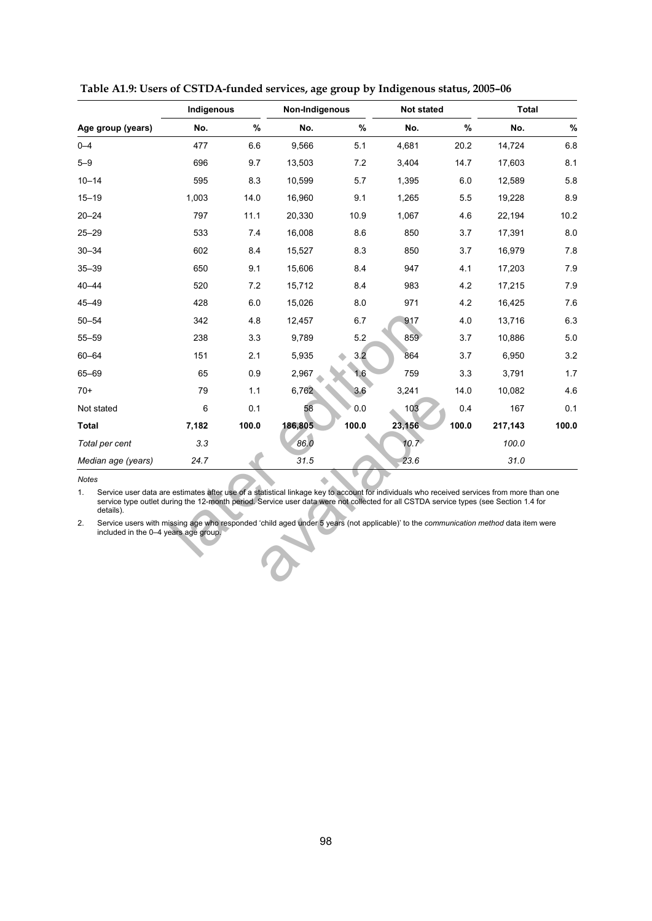**Table A1.9: Users of CSTDA-funded services, age group by Indigenous status, 2005–06**

| | Indigenous | | Non-Indigenous | | Not stated | | Total | |
|---|---|---|---|---|---|---|---|---|
| **Age group (years)** | **No.** | **%** | **No.** | **%** | **No.** | **%** | **No.** | **%** |
| 0–4 | 477 | 6.6 | 9,566 | 5.1 | 4,681 | 20.2 | 14,724 | 6.8 |
| 5–9 | 696 | 9.7 | 13,503 | 7.2 | 3,404 | 14.7 | 17,603 | 8.1 |
| 10–14 | 595 | 8.3 | 10,599 | 5.7 | 1,395 | 6.0 | 12,589 | 5.8 |
| 15–19 | 1,003 | 14.0 | 16,960 | 9.1 | 1,265 | 5.5 | 19,228 | 8.9 |
| 20–24 | 797 | 11.1 | 20,330 | 10.9 | 1,067 | 4.6 | 22,194 | 10.2 |
| 25–29 | 533 | 7.4 | 16,008 | 8.6 | 850 | 3.7 | 17,391 | 8.0 |
| 30–34 | 602 | 8.4 | 15,527 | 8.3 | 850 | 3.7 | 16,979 | 7.8 |
| 35–39 | 650 | 9.1 | 15,606 | 8.4 | 947 | 4.1 | 17,203 | 7.9 |
| 40–44 | 520 | 7.2 | 15,712 | 8.4 | 983 | 4.2 | 17,215 | 7.9 |
| 45–49 | 428 | 6.0 | 15,026 | 8.0 | 971 | 4.2 | 16,425 | 7.6 |
| 50–54 | 342 | 4.8 | 12,457 | 6.7 | 917 | 4.0 | 13,716 | 6.3 |
| 55–59 | 238 | 3.3 | 9,789 | 5.2 | 859 | 3.7 | 10,886 | 5.0 |
| 60–64 | 151 | 2.1 | 5,935 | 3.2 | 864 | 3.7 | 6,950 | 3.2 |
| 65–69 | 65 | 0.9 | 2,967 | 1.6 | 759 | 3.3 | 3,791 | 1.7 |
| 70+ | 79 | 1.1 | 6,762 | 3.6 | 3,241 | 14.0 | 10,082 | 4.6 |
| Not stated | 6 | 0.1 | 58 | 0.0 | 103 | 0.4 | 167 | 0.1 |
| **Total** | **7,182** | **100.0** | **186,805** | **100.0** | **23,156** | **100.0** | **217,143** | **100.0** |
| *Total per cent* | *3.3* | | *86.0* | | *10.7* | | *100.0* | |
| *Median age (years)* | *24.7* | | *31.5* | | *23.6* | | *31.0* | |

*Notes*

1. Service user data are estimates after use of a statistical linkage key to account for individuals who received services from more than one service type outlet during the 12-month period. Service user data were not collected for all CSTDA service types (see Section 1.4 for details).
2. Service users with missing age who responded 'child aged under 5 years (not applicable)' to the *communication method* data item were included in the 0–4 years age group.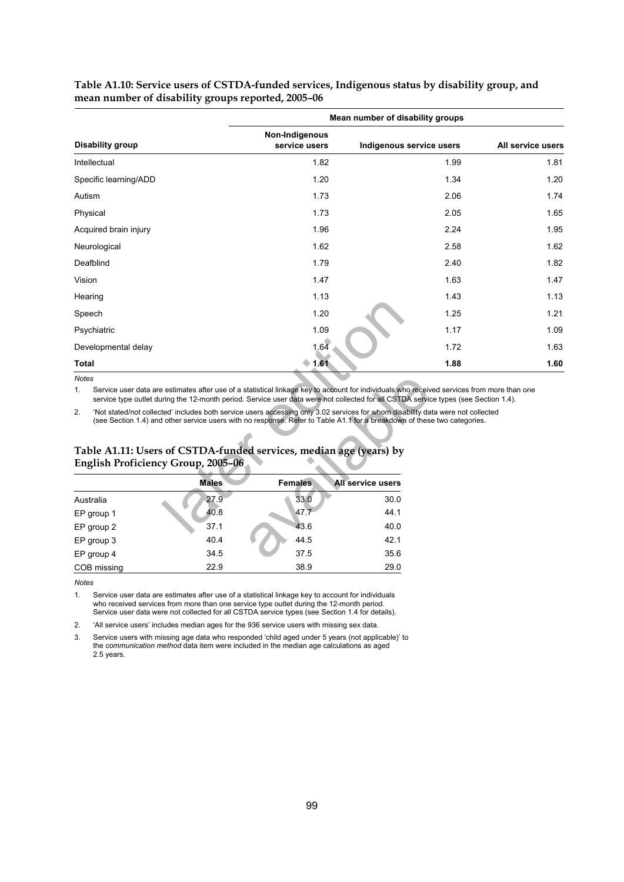**Table A1.10: Service users of CSTDA-funded services, Indigenous status by disability group, and mean number of disability groups reported, 2005–06**

| | Mean number of disability groups | | |
|---|---|---|---|
| **Disability group** | **Non-Indigenous service users** | **Indigenous service users** | **All service users** |
| Intellectual | 1.82 | 1.99 | 1.81 |
| Specific learning/ADD | 1.20 | 1.34 | 1.20 |
| Autism | 1.73 | 2.06 | 1.74 |
| Physical | 1.73 | 2.05 | 1.65 |
| Acquired brain injury | 1.96 | 2.24 | 1.95 |
| Neurological | 1.62 | 2.58 | 1.62 |
| Deafblind | 1.79 | 2.40 | 1.82 |
| Vision | 1.47 | 1.63 | 1.47 |
| Hearing | 1.13 | 1.43 | 1.13 |
| Speech | 1.20 | 1.25 | 1.21 |
| Psychiatric | 1.09 | 1.17 | 1.09 |
| Developmental delay | 1.64 | 1.72 | 1.63 |
| **Total** | **1.61** | **1.88** | **1.60** |

*Notes*

1. Service user data are estimates after use of a statistical linkage key to account for individuals who received services from more than one service type outlet during the 12-month period. Service user data were not collected for all CSTDA service types (see Section 1.4).
2. 'Not stated/not collected' includes both service users accessing only 3.02 services for whom disability data were not collected (see Section 1.4) and other service users with no response. Refer to Table A1.1 for a breakdown of these two categories.

**Table A1.11: Users of CSTDA-funded services, median age (years) by English Proficiency Group, 2005–06**

| | Males | Females | All service users |
|---|---|---|---|
| Australia | 27.9 | 33.0 | 30.0 |
| EP group 1 | 40.8 | 47.7 | 44.1 |
| EP group 2 | 37.1 | 43.6 | 40.0 |
| EP group 3 | 40.4 | 44.5 | 42.1 |
| EP group 4 | 34.5 | 37.5 | 35.6 |
| COB missing | 22.9 | 38.9 | 29.0 |

*Notes*

1. Service user data are estimates after use of a statistical linkage key to account for individuals who received services from more than one service type outlet during the 12-month period. Service user data were not collected for all CSTDA service types (see Section 1.4 for details).
2. 'All service users' includes median ages for the 936 service users with missing sex data.
3. Service users with missing age data who responded 'child aged under 5 years (not applicable)' to the *communication method* data item were included in the median age calculations as aged 2.5 years.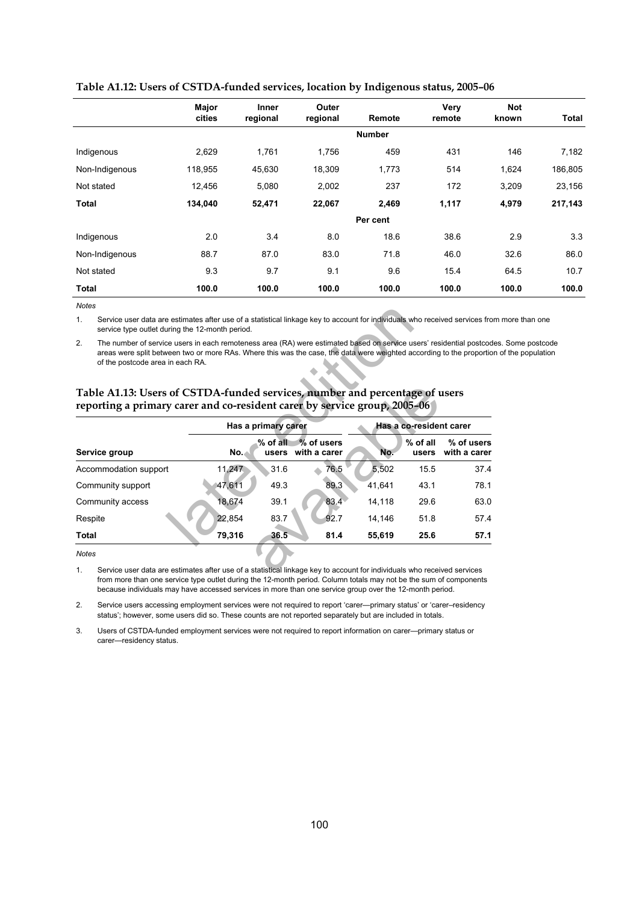**Table A1.12: Users of CSTDA-funded services, location by Indigenous status, 2005–06**

| | Major cities | Inner regional | Outer regional | Remote | Very remote | Not known | Total |
|---|---|---|---|---|---|---|---|
| | | | | **Number** | | | |
| Indigenous | 2,629 | 1,761 | 1,756 | 459 | 431 | 146 | 7,182 |
| Non-Indigenous | 118,955 | 45,630 | 18,309 | 1,773 | 514 | 1,624 | 186,805 |
| Not stated | 12,456 | 5,080 | 2,002 | 237 | 172 | 3,209 | 23,156 |
| **Total** | **134,040** | **52,471** | **22,067** | **2,469** | **1,117** | **4,979** | **217,143** |
| | | | | **Per cent** | | | |
| Indigenous | 2.0 | 3.4 | 8.0 | 18.6 | 38.6 | 2.9 | 3.3 |
| Non-Indigenous | 88.7 | 87.0 | 83.0 | 71.8 | 46.0 | 32.6 | 86.0 |
| Not stated | 9.3 | 9.7 | 9.1 | 9.6 | 15.4 | 64.5 | 10.7 |
| **Total** | **100.0** | **100.0** | **100.0** | **100.0** | **100.0** | **100.0** | **100.0** |

*Notes*

1. Service user data are estimates after use of a statistical linkage key to account for individuals who received services from more than one service type outlet during the 12-month period.
2. The number of service users in each remoteness area (RA) were estimated based on service users' residential postcodes. Some postcode areas were split between two or more RAs. Where this was the case, the data were weighted according to the proportion of the population of the postcode area in each RA.

**Table A1.13: Users of CSTDA-funded services, number and percentage of users reporting a primary carer and co-resident carer by service group, 2005–06**

| | Has a primary carer | | | Has a co-resident carer | | |
|---|---|---|---|---|---|---|
| **Service group** | **No.** | **% of all users** | **% of users with a carer** | **No.** | **% of all users** | **% of users with a carer** |
| Accommodation support | 11,247 | 31.6 | 76.5 | 5,502 | 15.5 | 37.4 |
| Community support | 47,611 | 49.3 | 89.3 | 41,641 | 43.1 | 78.1 |
| Community access | 18,674 | 39.1 | 83.4 | 14,118 | 29.6 | 63.0 |
| Respite | 22,854 | 83.7 | 92.7 | 14,146 | 51.8 | 57.4 |
| **Total** | **79,316** | **36.5** | **81.4** | **55,619** | **25.6** | **57.1** |

*Notes*

1. Service user data are estimates after use of a statistical linkage key to account for individuals who received services from more than one service type outlet during the 12-month period. Column totals may not be the sum of components because individuals may have accessed services in more than one service group over the 12-month period.
2. Service users accessing employment services were not required to report 'carer—primary status' or 'carer–residency status'; however, some users did so. These counts are not reported separately but are included in totals.
3. Users of CSTDA-funded employment services were not required to report information on carer—primary status or carer—residency status.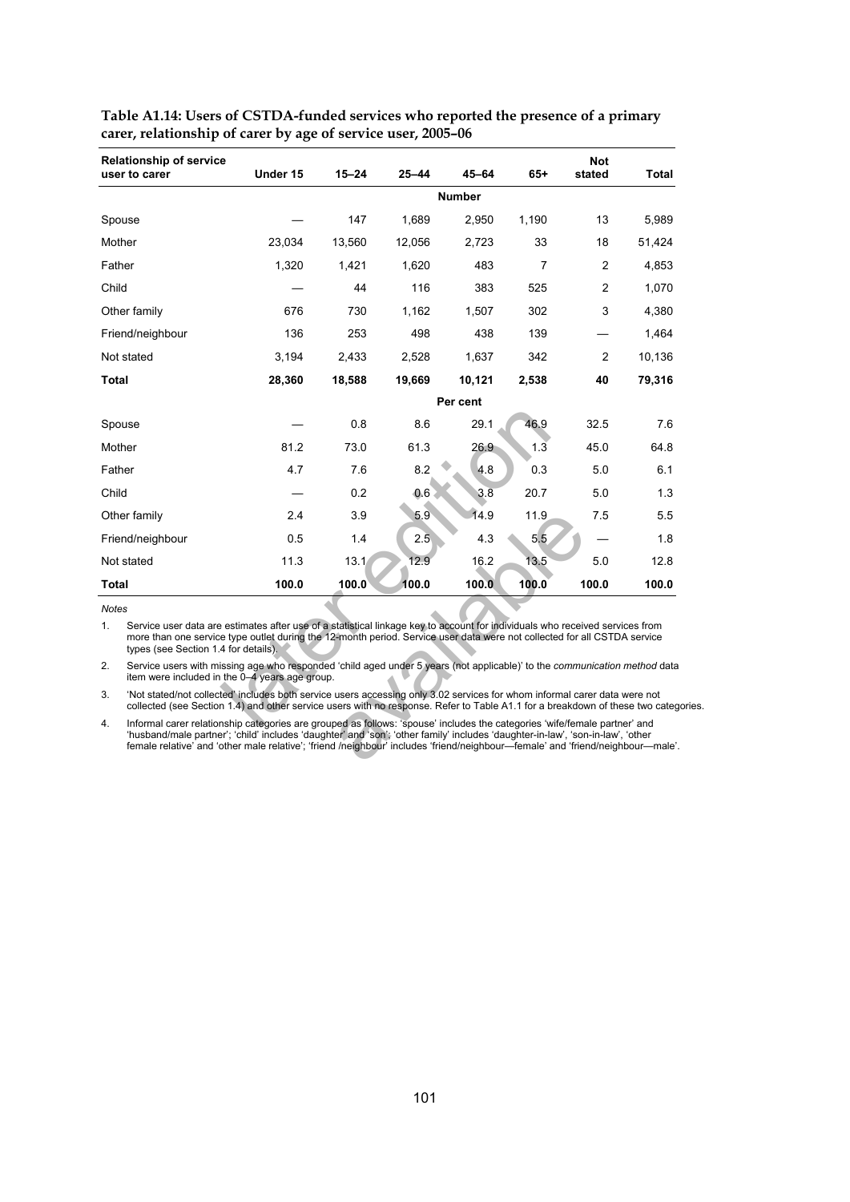**Table A1.14: Users of CSTDA-funded services who reported the presence of a primary carer, relationship of carer by age of service user, 2005–06**

| Relationship of service user to carer | Under 15 | 15–24 | 25–44 | 45–64 | 65+ | Not stated | Total |
|---|---|---|---|---|---|---|---|
| | | | | **Number** | | | |
| Spouse | — | 147 | 1,689 | 2,950 | 1,190 | 13 | 5,989 |
| Mother | 23,034 | 13,560 | 12,056 | 2,723 | 33 | 18 | 51,424 |
| Father | 1,320 | 1,421 | 1,620 | 483 | 7 | 2 | 4,853 |
| Child | — | 44 | 116 | 383 | 525 | 2 | 1,070 |
| Other family | 676 | 730 | 1,162 | 1,507 | 302 | 3 | 4,380 |
| Friend/neighbour | 136 | 253 | 498 | 438 | 139 | — | 1,464 |
| Not stated | 3,194 | 2,433 | 2,528 | 1,637 | 342 | 2 | 10,136 |
| **Total** | **28,360** | **18,588** | **19,669** | **10,121** | **2,538** | **40** | **79,316** |
| | | | | **Per cent** | | | |
| Spouse | — | 0.8 | 8.6 | 29.1 | 46.9 | 32.5 | 7.6 |
| Mother | 81.2 | 73.0 | 61.3 | 26.9 | 1.3 | 45.0 | 64.8 |
| Father | 4.7 | 7.6 | 8.2 | 4.8 | 0.3 | 5.0 | 6.1 |
| Child | — | 0.2 | 0.6 | 3.8 | 20.7 | 5.0 | 1.3 |
| Other family | 2.4 | 3.9 | 5.9 | 14.9 | 11.9 | 7.5 | 5.5 |
| Friend/neighbour | 0.5 | 1.4 | 2.5 | 4.3 | 5.5 | — | 1.8 |
| Not stated | 11.3 | 13.1 | 12.9 | 16.2 | 13.5 | 5.0 | 12.8 |
| **Total** | **100.0** | **100.0** | **100.0** | **100.0** | **100.0** | **100.0** | **100.0** |

*Notes*

1. Service user data are estimates after use of a statistical linkage key to account for individuals who received services from more than one service type outlet during the 12-month period. Service user data were not collected for all CSTDA service types (see Section 1.4 for details).
2. Service users with missing age who responded 'child aged under 5 years (not applicable)' to the *communication method* data item were included in the 0–4 years age group.
3. 'Not stated/not collected' includes both service users accessing only 3.02 services for whom informal carer data were not collected (see Section 1.4) and other service users with no response. Refer to Table A1.1 for a breakdown of these two categories.
4. Informal carer relationship categories are grouped as follows: 'spouse' includes the categories 'wife/female partner' and 'husband/male partner'; 'child' includes 'daughter' and 'son'; 'other family' includes 'daughter-in-law', 'son-in-law', 'other female relative' and 'other male relative'; 'friend /neighbour' includes 'friend/neighbour—female' and 'friend/neighbour—male'.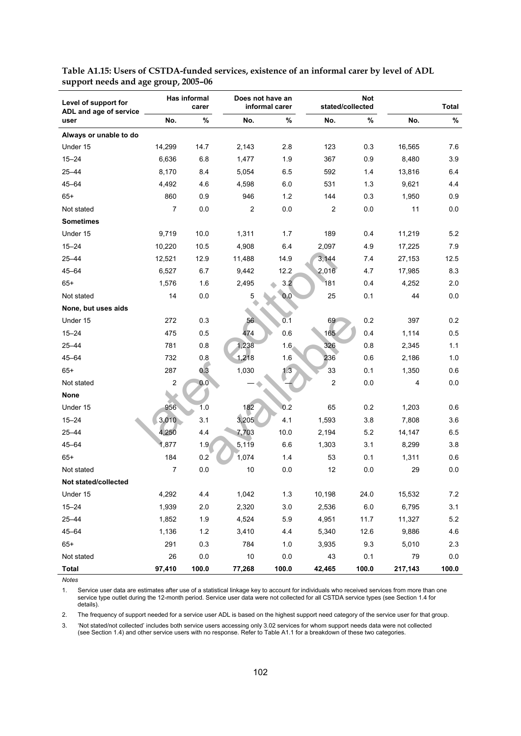**Table A1.15: Users of CSTDA-funded services, existence of an informal carer by level of ADL support needs and age group, 2005–06**

| Level of support for ADL and age of service user | Has informal carer | | Does not have an informal carer | | Not stated/collected | | Total | |
|---|---|---|---|---|---|---|---|---|
| | No. | % | No. | % | No. | % | No. | % |
| **Always or unable to do** | | | | | | | | |
| Under 15 | 14,299 | 14.7 | 2,143 | 2.8 | 123 | 0.3 | 16,565 | 7.6 |
| 15–24 | 6,636 | 6.8 | 1,477 | 1.9 | 367 | 0.9 | 8,480 | 3.9 |
| 25–44 | 8,170 | 8.4 | 5,054 | 6.5 | 592 | 1.4 | 13,816 | 6.4 |
| 45–64 | 4,492 | 4.6 | 4,598 | 6.0 | 531 | 1.3 | 9,621 | 4.4 |
| 65+ | 860 | 0.9 | 946 | 1.2 | 144 | 0.3 | 1,950 | 0.9 |
| Not stated | 7 | 0.0 | 2 | 0.0 | 2 | 0.0 | 11 | 0.0 |
| **Sometimes** | | | | | | | | |
| Under 15 | 9,719 | 10.0 | 1,311 | 1.7 | 189 | 0.4 | 11,219 | 5.2 |
| 15–24 | 10,220 | 10.5 | 4,908 | 6.4 | 2,097 | 4.9 | 17,225 | 7.9 |
| 25–44 | 12,521 | 12.9 | 11,488 | 14.9 | 3,144 | 7.4 | 27,153 | 12.5 |
| 45–64 | 6,527 | 6.7 | 9,442 | 12.2 | 2,016 | 4.7 | 17,985 | 8.3 |
| 65+ | 1,576 | 1.6 | 2,495 | 3.2 | 181 | 0.4 | 4,252 | 2.0 |
| Not stated | 14 | 0.0 | 5 | 0.0 | 25 | 0.1 | 44 | 0.0 |
| **None, but uses aids** | | | | | | | | |
| Under 15 | 272 | 0.3 | 56 | 0.1 | 69 | 0.2 | 397 | 0.2 |
| 15–24 | 475 | 0.5 | 474 | 0.6 | 165 | 0.4 | 1,114 | 0.5 |
| 25–44 | 781 | 0.8 | 1,238 | 1.6 | 326 | 0.8 | 2,345 | 1.1 |
| 45–64 | 732 | 0.8 | 1,218 | 1.6 | 236 | 0.6 | 2,186 | 1.0 |
| 65+ | 287 | 0.3 | 1,030 | 1.3 | 33 | 0.1 | 1,350 | 0.6 |
| Not stated | 2 | 0.0 | — | — | 2 | 0.0 | 4 | 0.0 |
| **None** | | | | | | | | |
| Under 15 | 956 | 1.0 | 182 | 0.2 | 65 | 0.2 | 1,203 | 0.6 |
| 15–24 | 3,010 | 3.1 | 3,205 | 4.1 | 1,593 | 3.8 | 7,808 | 3.6 |
| 25–44 | 4,250 | 4.4 | 7,703 | 10.0 | 2,194 | 5.2 | 14,147 | 6.5 |
| 45–64 | 1,877 | 1.9 | 5,119 | 6.6 | 1,303 | 3.1 | 8,299 | 3.8 |
| 65+ | 184 | 0.2 | 1,074 | 1.4 | 53 | 0.1 | 1,311 | 0.6 |
| Not stated | 7 | 0.0 | 10 | 0.0 | 12 | 0.0 | 29 | 0.0 |
| **Not stated/collected** | | | | | | | | |
| Under 15 | 4,292 | 4.4 | 1,042 | 1.3 | 10,198 | 24.0 | 15,532 | 7.2 |
| 15–24 | 1,939 | 2.0 | 2,320 | 3.0 | 2,536 | 6.0 | 6,795 | 3.1 |
| 25–44 | 1,852 | 1.9 | 4,524 | 5.9 | 4,951 | 11.7 | 11,327 | 5.2 |
| 45–64 | 1,136 | 1.2 | 3,410 | 4.4 | 5,340 | 12.6 | 9,886 | 4.6 |
| 65+ | 291 | 0.3 | 784 | 1.0 | 3,935 | 9.3 | 5,010 | 2.3 |
| Not stated | 26 | 0.0 | 10 | 0.0 | 43 | 0.1 | 79 | 0.0 |
| **Total** | **97,410** | **100.0** | **77,268** | **100.0** | **42,465** | **100.0** | **217,143** | **100.0** |

*Notes*

1. Service user data are estimates after use of a statistical linkage key to account for individuals who received services from more than one service type outlet during the 12-month period. Service user data were not collected for all CSTDA service types (see Section 1.4 for details).
2. The frequency of support needed for a service user ADL is based on the highest support need category of the service user for that group.
3. 'Not stated/not collected' includes both service users accessing only 3.02 services for whom support needs data were not collected (see Section 1.4) and other service users with no response. Refer to Table A1.1 for a breakdown of these two categories.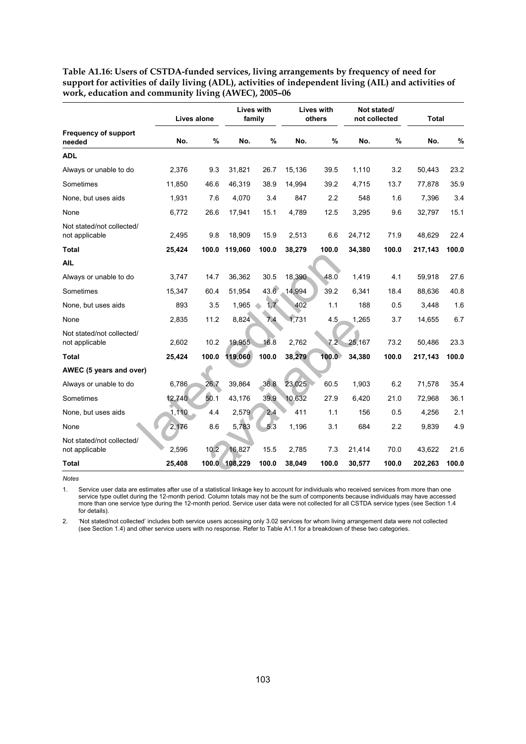**Table A1.16: Users of CSTDA-funded services, living arrangements by frequency of need for support for activities of daily living (ADL), activities of independent living (AIL) and activities of work, education and community living (AWEC), 2005–06**

| Frequency of support needed | Lives alone | | Lives with family | | Lives with others | | Not stated/ not collected | | Total | |
|---|---|---|---|---|---|---|---|---|---|---|
| | No. | % | No. | % | No. | % | No. | % | No. | % |
| **ADL** | | | | | | | | | | |
| Always or unable to do | 2,376 | 9.3 | 31,821 | 26.7 | 15,136 | 39.5 | 1,110 | 3.2 | 50,443 | 23.2 |
| Sometimes | 11,850 | 46.6 | 46,319 | 38.9 | 14,994 | 39.2 | 4,715 | 13.7 | 77,878 | 35.9 |
| None, but uses aids | 1,931 | 7.6 | 4,070 | 3.4 | 847 | 2.2 | 548 | 1.6 | 7,396 | 3.4 |
| None | 6,772 | 26.6 | 17,941 | 15.1 | 4,789 | 12.5 | 3,295 | 9.6 | 32,797 | 15.1 |
| Not stated/not collected/ not applicable | 2,495 | 9.8 | 18,909 | 15.9 | 2,513 | 6.6 | 24,712 | 71.9 | 48,629 | 22.4 |
| **Total** | **25,424** | **100.0** | **119,060** | **100.0** | **38,279** | **100.0** | **34,380** | **100.0** | **217,143** | **100.0** |
| **AIL** | | | | | | | | | | |
| Always or unable to do | 3,747 | 14.7 | 36,362 | 30.5 | 18,390 | 48.0 | 1,419 | 4.1 | 59,918 | 27.6 |
| Sometimes | 15,347 | 60.4 | 51,954 | 43.6 | 14,994 | 39.2 | 6,341 | 18.4 | 88,636 | 40.8 |
| None, but uses aids | 893 | 3.5 | 1,965 | 1.7 | 402 | 1.1 | 188 | 0.5 | 3,448 | 1.6 |
| None | 2,835 | 11.2 | 8,824 | 7.4 | 1,731 | 4.5 | 1,265 | 3.7 | 14,655 | 6.7 |
| Not stated/not collected/ not applicable | 2,602 | 10.2 | 19,955 | 16.8 | 2,762 | 7.2 | 25,167 | 73.2 | 50,486 | 23.3 |
| **Total** | **25,424** | **100.0** | **119,060** | **100.0** | **38,279** | **100.0** | **34,380** | **100.0** | **217,143** | **100.0** |
| **AWEC (5 years and over)** | | | | | | | | | | |
| Always or unable to do | 6,786 | 26.7 | 39,864 | 36.8 | 23,025 | 60.5 | 1,903 | 6.2 | 71,578 | 35.4 |
| Sometimes | 12,740 | 50.1 | 43,176 | 39.9 | 10,632 | 27.9 | 6,420 | 21.0 | 72,968 | 36.1 |
| None, but uses aids | 1,110 | 4.4 | 2,579 | 2.4 | 411 | 1.1 | 156 | 0.5 | 4,256 | 2.1 |
| None | 2,176 | 8.6 | 5,783 | 5.3 | 1,196 | 3.1 | 684 | 2.2 | 9,839 | 4.9 |
| Not stated/not collected/ not applicable | 2,596 | 10.2 | 16,827 | 15.5 | 2,785 | 7.3 | 21,414 | 70.0 | 43,622 | 21.6 |
| **Total** | **25,408** | **100.0** | **108,229** | **100.0** | **38,049** | **100.0** | **30,577** | **100.0** | **202,263** | **100.0** |

*Notes*

1. Service user data are estimates after use of a statistical linkage key to account for individuals who received services from more than one service type outlet during the 12-month period. Column totals may not be the sum of components because individuals may have accessed more than one service type during the 12-month period. Service user data were not collected for all CSTDA service types (see Section 1.4 for details).

2. 'Not stated/not collected' includes both service users accessing only 3.02 services for whom living arrangement data were not collected (see Section 1.4) and other service users with no response. Refer to Table A1.1 for a breakdown of these two categories.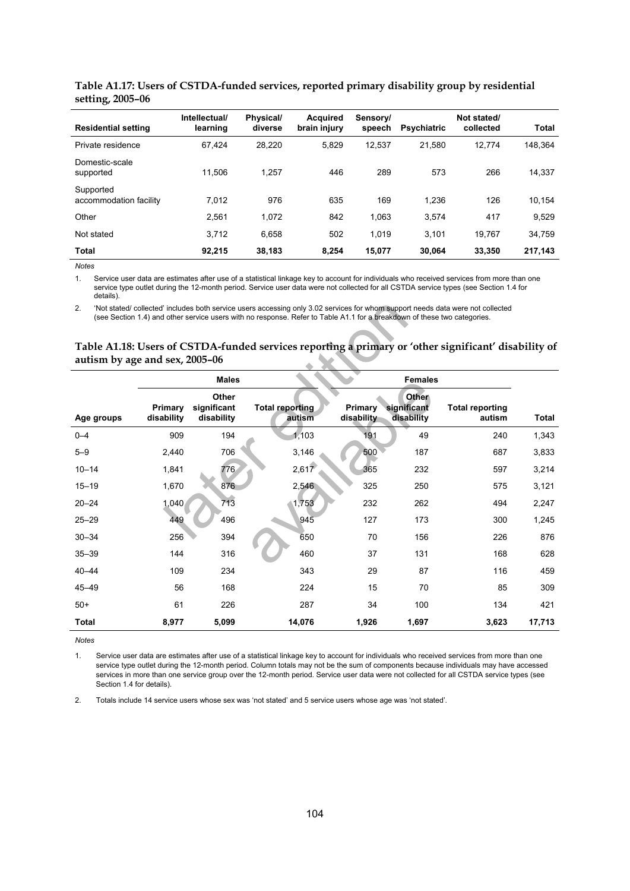**Table A1.17: Users of CSTDA-funded services, reported primary disability group by residential setting, 2005–06**

| Residential setting | Intellectual/ learning | Physical/ diverse | Acquired brain injury | Sensory/ speech | Psychiatric | Not stated/ collected | Total |
|---|---|---|---|---|---|---|---|
| Private residence | 67,424 | 28,220 | 5,829 | 12,537 | 21,580 | 12,774 | 148,364 |
| Domestic-scale supported | 11,506 | 1,257 | 446 | 289 | 573 | 266 | 14,337 |
| Supported accommodation facility | 7,012 | 976 | 635 | 169 | 1,236 | 126 | 10,154 |
| Other | 2,561 | 1,072 | 842 | 1,063 | 3,574 | 417 | 9,529 |
| Not stated | 3,712 | 6,658 | 502 | 1,019 | 3,101 | 19,767 | 34,759 |
| **Total** | **92,215** | **38,183** | **8,254** | **15,077** | **30,064** | **33,350** | **217,143** |

*Notes*

1. Service user data are estimates after use of a statistical linkage key to account for individuals who received services from more than one service type outlet during the 12-month period. Service user data were not collected for all CSTDA service types (see Section 1.4 for details).

2. 'Not stated/ collected' includes both service users accessing only 3.02 services for whom support needs data were not collected (see Section 1.4) and other service users with no response. Refer to Table A1.1 for a breakdown of these two categories.

**Table A1.18: Users of CSTDA-funded services reporting a primary or 'other significant' disability of autism by age and sex, 2005–06**

| | Males | | | Females | | | |
|---|---|---|---|---|---|---|---|
| Age groups | Primary disability | Other significant disability | Total reporting autism | Primary disability | Other significant disability | Total reporting autism | Total |
| 0–4 | 909 | 194 | 1,103 | 191 | 49 | 240 | 1,343 |
| 5–9 | 2,440 | 706 | 3,146 | 500 | 187 | 687 | 3,833 |
| 10–14 | 1,841 | 776 | 2,617 | 365 | 232 | 597 | 3,214 |
| 15–19 | 1,670 | 876 | 2,546 | 325 | 250 | 575 | 3,121 |
| 20–24 | 1,040 | 713 | 1,753 | 232 | 262 | 494 | 2,247 |
| 25–29 | 449 | 496 | 945 | 127 | 173 | 300 | 1,245 |
| 30–34 | 256 | 394 | 650 | 70 | 156 | 226 | 876 |
| 35–39 | 144 | 316 | 460 | 37 | 131 | 168 | 628 |
| 40–44 | 109 | 234 | 343 | 29 | 87 | 116 | 459 |
| 45–49 | 56 | 168 | 224 | 15 | 70 | 85 | 309 |
| 50+ | 61 | 226 | 287 | 34 | 100 | 134 | 421 |
| **Total** | **8,977** | **5,099** | **14,076** | **1,926** | **1,697** | **3,623** | **17,713** |

*Notes*

1. Service user data are estimates after use of a statistical linkage key to account for individuals who received services from more than one service type outlet during the 12-month period. Column totals may not be the sum of components because individuals may have accessed services in more than one service group over the 12-month period. Service user data were not collected for all CSTDA service types (see Section 1.4 for details).

2. Totals include 14 service users whose sex was 'not stated' and 5 service users whose age was 'not stated'.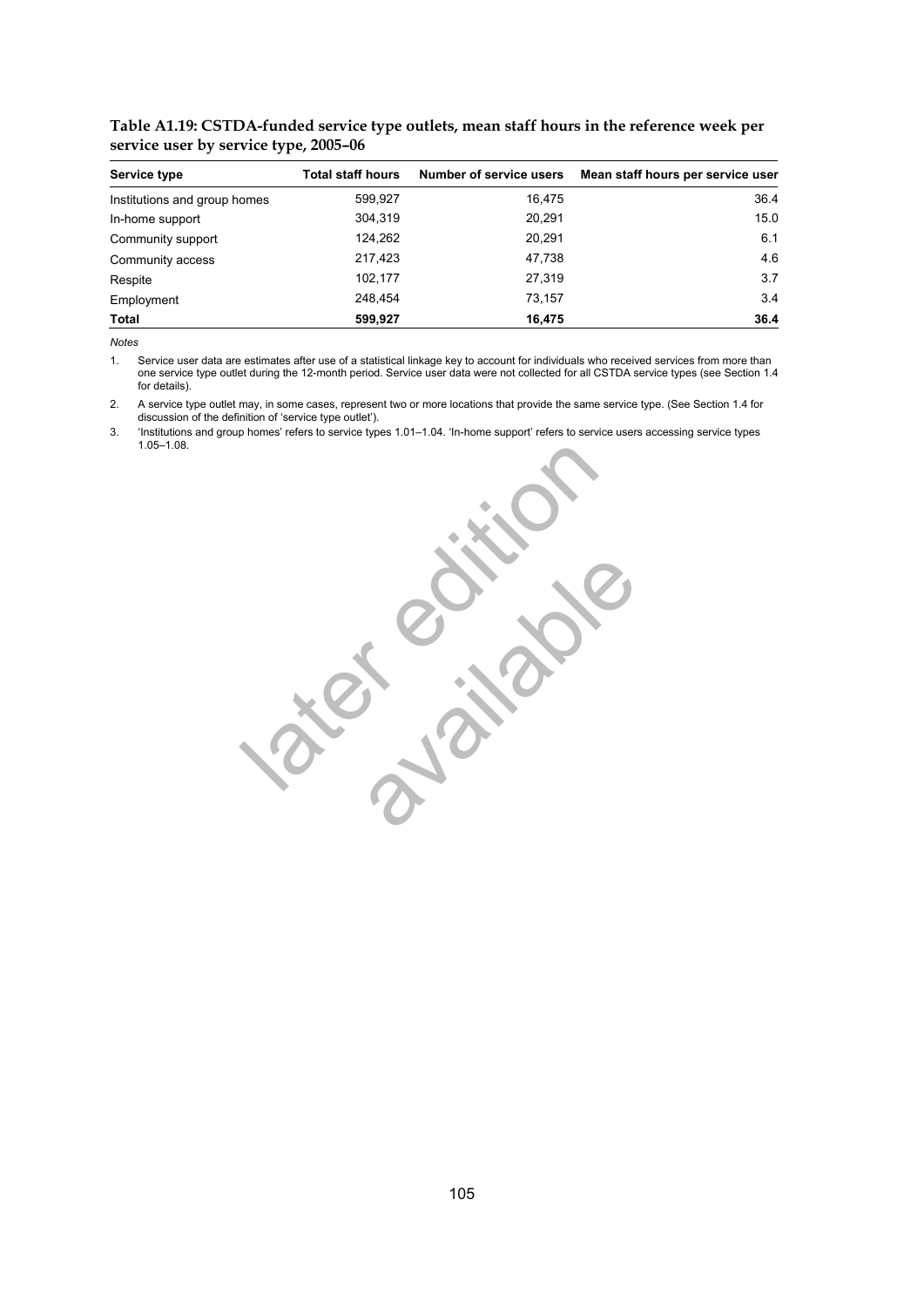**Table A1.19: CSTDA-funded service type outlets, mean staff hours in the reference week per service user by service type, 2005–06**

| Service type | Total staff hours | Number of service users | Mean staff hours per service user |
|---|---|---|---|
| Institutions and group homes | 599,927 | 16,475 | 36.4 |
| In-home support | 304,319 | 20,291 | 15.0 |
| Community support | 124,262 | 20,291 | 6.1 |
| Community access | 217,423 | 47,738 | 4.6 |
| Respite | 102,177 | 27,319 | 3.7 |
| Employment | 248,454 | 73,157 | 3.4 |
| **Total** | **599,927** | **16,475** | **36.4** |

*Notes*

1. Service user data are estimates after use of a statistical linkage key to account for individuals who received services from more than one service type outlet during the 12-month period. Service user data were not collected for all CSTDA service types (see Section 1.4 for details).
2. A service type outlet may, in some cases, represent two or more locations that provide the same service type. (See Section 1.4 for discussion of the definition of 'service type outlet').
3. 'Institutions and group homes' refers to service types 1.01–1.04. 'In-home support' refers to service users accessing service types 1.05–1.08.

later edition available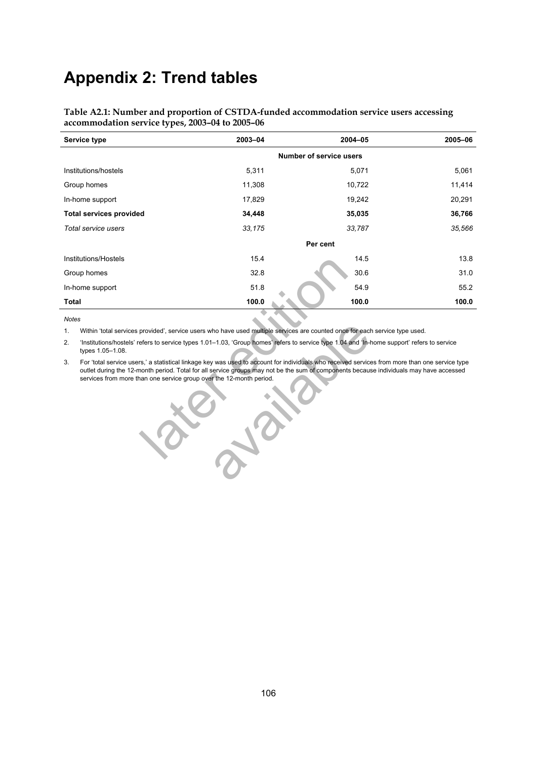# Appendix 2: Trend tables

**Table A2.1: Number and proportion of CSTDA-funded accommodation service users accessing accommodation service types, 2003–04 to 2005–06**

| Service type | 2003–04 | 2004–05 | 2005–06 |
|---|---|---|---|
| | | Number of service users | |
| Institutions/hostels | 5,311 | 5,071 | 5,061 |
| Group homes | 11,308 | 10,722 | 11,414 |
| In-home support | 17,829 | 19,242 | 20,291 |
| **Total services provided** | **34,448** | **35,035** | **36,766** |
| *Total service users* | *33,175* | *33,787* | *35,566* |
| | | Per cent | |
| Institutions/Hostels | 15.4 | 14.5 | 13.8 |
| Group homes | 32.8 | 30.6 | 31.0 |
| In-home support | 51.8 | 54.9 | 55.2 |
| **Total** | **100.0** | **100.0** | **100.0** |

*Notes*

1. Within 'total services provided', service users who have used multiple services are counted once for each service type used.
2. 'Institutions/hostels' refers to service types 1.01–1.03, 'Group homes' refers to service type 1.04 and 'In-home support' refers to service types 1.05–1.08.
3. For 'total service users,' a statistical linkage key was used to account for individuals who received services from more than one service type outlet during the 12-month period. Total for all service groups may not be the sum of components because individuals may have accessed services from more than one service group over the 12-month period.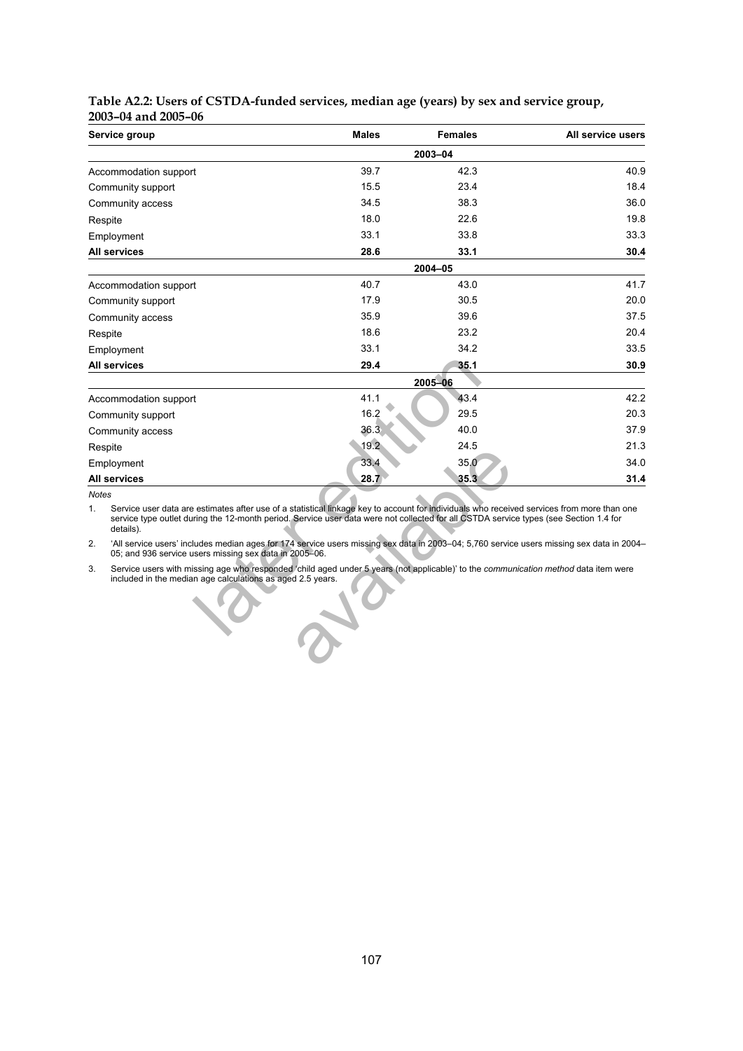**Table A2.2: Users of CSTDA-funded services, median age (years) by sex and service group, 2003–04 and 2005–06**

| Service group | Males | Females | All service users |
|---|---|---|---|
| | | **2003–04** | |
| Accommodation support | 39.7 | 42.3 | 40.9 |
| Community support | 15.5 | 23.4 | 18.4 |
| Community access | 34.5 | 38.3 | 36.0 |
| Respite | 18.0 | 22.6 | 19.8 |
| Employment | 33.1 | 33.8 | 33.3 |
| **All services** | **28.6** | **33.1** | **30.4** |
| | | **2004–05** | |
| Accommodation support | 40.7 | 43.0 | 41.7 |
| Community support | 17.9 | 30.5 | 20.0 |
| Community access | 35.9 | 39.6 | 37.5 |
| Respite | 18.6 | 23.2 | 20.4 |
| Employment | 33.1 | 34.2 | 33.5 |
| **All services** | **29.4** | **35.1** | **30.9** |
| | | **2005–06** | |
| Accommodation support | 41.1 | 43.4 | 42.2 |
| Community support | 16.2 | 29.5 | 20.3 |
| Community access | 36.3 | 40.0 | 37.9 |
| Respite | 19.2 | 24.5 | 21.3 |
| Employment | 33.4 | 35.0 | 34.0 |
| **All services** | **28.7** | **35.3** | **31.4** |

*Notes*

1. Service user data are estimates after use of a statistical linkage key to account for individuals who received services from more than one service type outlet during the 12-month period. Service user data were not collected for all CSTDA service types (see Section 1.4 for details).
2. 'All service users' includes median ages for 174 service users missing sex data in 2003–04; 5,760 service users missing sex data in 2004–05; and 936 service users missing sex data in 2005–06.
3. Service users with missing age who responded 'child aged under 5 years (not applicable)' to the *communication method* data item were included in the median age calculations as aged 2.5 years.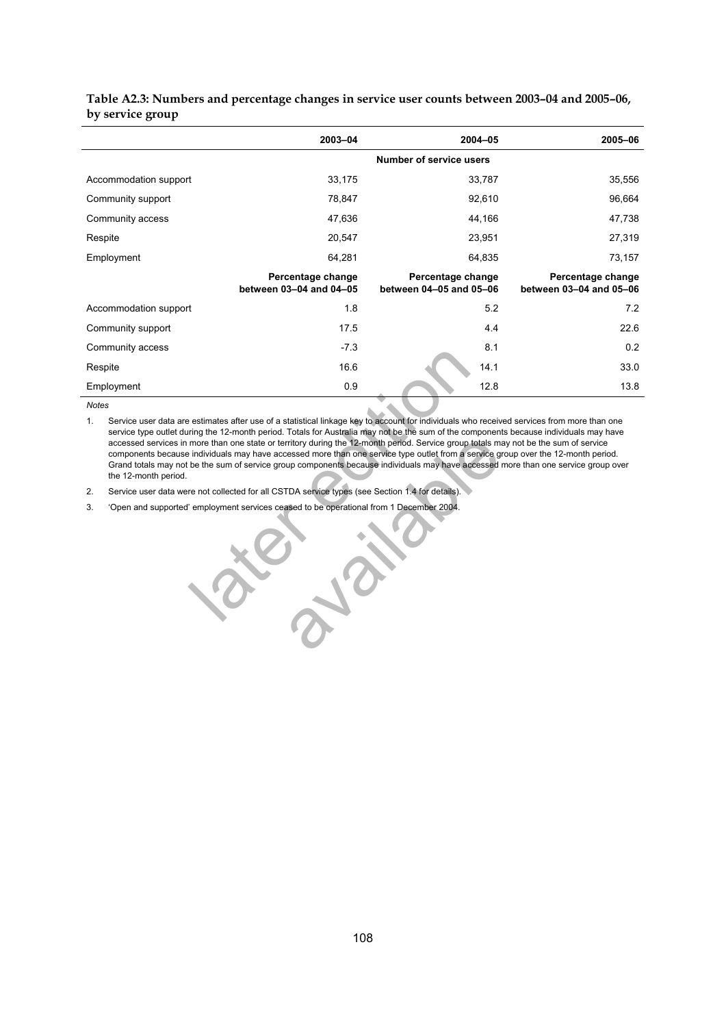**Table A2.3: Numbers and percentage changes in service user counts between 2003–04 and 2005–06, by service group**

| | 2003–04 | 2004–05 | 2005–06 |
|---|---|---|---|
| | | Number of service users | |
| Accommodation support | 33,175 | 33,787 | 35,556 |
| Community support | 78,847 | 92,610 | 96,664 |
| Community access | 47,636 | 44,166 | 47,738 |
| Respite | 20,547 | 23,951 | 27,319 |
| Employment | 64,281 | 64,835 | 73,157 |
| | Percentage change between 03–04 and 04–05 | Percentage change between 04–05 and 05–06 | Percentage change between 03–04 and 05–06 |
| Accommodation support | 1.8 | 5.2 | 7.2 |
| Community support | 17.5 | 4.4 | 22.6 |
| Community access | -7.3 | 8.1 | 0.2 |
| Respite | 16.6 | 14.1 | 33.0 |
| Employment | 0.9 | 12.8 | 13.8 |

*Notes*

1. Service user data are estimates after use of a statistical linkage key to account for individuals who received services from more than one service type outlet during the 12-month period. Totals for Australia may not be the sum of the components because individuals may have accessed services in more than one state or territory during the 12-month period. Service group totals may not be the sum of service components because individuals may have accessed more than one service type outlet from a service group over the 12-month period. Grand totals may not be the sum of service group components because individuals may have accessed more than one service group over the 12-month period.
2. Service user data were not collected for all CSTDA service types (see Section 1.4 for details).
3. 'Open and supported' employment services ceased to be operational from 1 December 2004.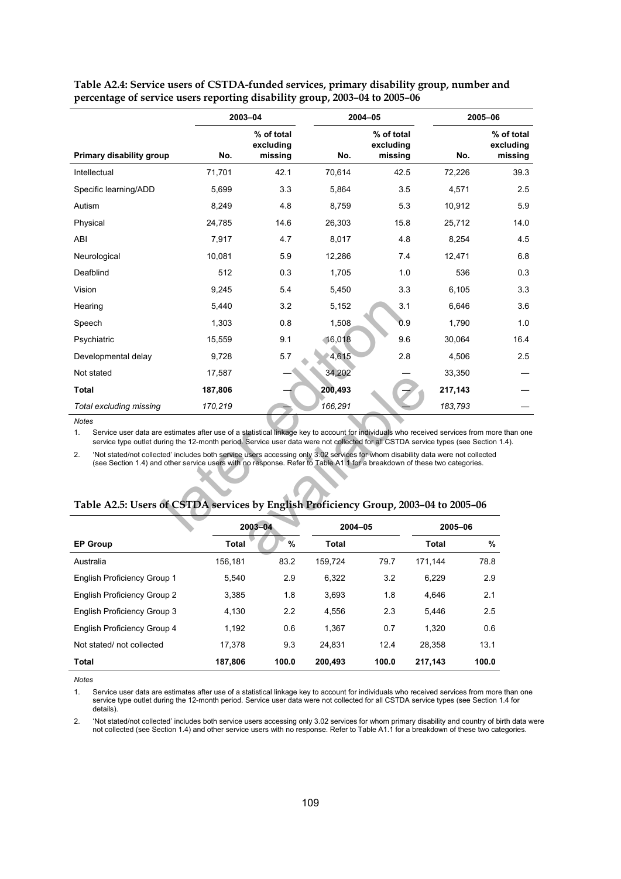**Table A2.4: Service users of CSTDA-funded services, primary disability group, number and percentage of service users reporting disability group, 2003–04 to 2005–06**

| | 2003–04 | | 2004–05 | | 2005–06 | |
|---|---|---|---|---|---|---|
| **Primary disability group** | **No.** | **% of total excluding missing** | **No.** | **% of total excluding missing** | **No.** | **% of total excluding missing** |
| Intellectual | 71,701 | 42.1 | 70,614 | 42.5 | 72,226 | 39.3 |
| Specific learning/ADD | 5,699 | 3.3 | 5,864 | 3.5 | 4,571 | 2.5 |
| Autism | 8,249 | 4.8 | 8,759 | 5.3 | 10,912 | 5.9 |
| Physical | 24,785 | 14.6 | 26,303 | 15.8 | 25,712 | 14.0 |
| ABI | 7,917 | 4.7 | 8,017 | 4.8 | 8,254 | 4.5 |
| Neurological | 10,081 | 5.9 | 12,286 | 7.4 | 12,471 | 6.8 |
| Deafblind | 512 | 0.3 | 1,705 | 1.0 | 536 | 0.3 |
| Vision | 9,245 | 5.4 | 5,450 | 3.3 | 6,105 | 3.3 |
| Hearing | 5,440 | 3.2 | 5,152 | 3.1 | 6,646 | 3.6 |
| Speech | 1,303 | 0.8 | 1,508 | 0.9 | 1,790 | 1.0 |
| Psychiatric | 15,559 | 9.1 | 16,018 | 9.6 | 30,064 | 16.4 |
| Developmental delay | 9,728 | 5.7 | 4,615 | 2.8 | 4,506 | 2.5 |
| Not stated | 17,587 | — | 34,202 | — | 33,350 | — |
| **Total** | **187,806** | — | **200,493** | — | **217,143** | — |
| *Total excluding missing* | *170,219* | — | *166,291* | — | *183,793* | — |

*Notes*

1. Service user data are estimates after use of a statistical linkage key to account for individuals who received services from more than one service type outlet during the 12-month period. Service user data were not collected for all CSTDA service types (see Section 1.4).
2. 'Not stated/not collected' includes both service users accessing only 3.02 services for whom disability data were not collected (see Section 1.4) and other service users with no response. Refer to Table A1.1 for a breakdown of these two categories.

**Table A2.5: Users of CSTDA services by English Proficiency Group, 2003–04 to 2005–06**

| | 2003–04 | | 2004–05 | | 2005–06 | |
|---|---|---|---|---|---|---|
| **EP Group** | **Total** | **%** | **Total** | | **Total** | **%** |
| Australia | 156,181 | 83.2 | 159,724 | 79.7 | 171,144 | 78.8 |
| English Proficiency Group 1 | 5,540 | 2.9 | 6,322 | 3.2 | 6,229 | 2.9 |
| English Proficiency Group 2 | 3,385 | 1.8 | 3,693 | 1.8 | 4,646 | 2.1 |
| English Proficiency Group 3 | 4,130 | 2.2 | 4,556 | 2.3 | 5,446 | 2.5 |
| English Proficiency Group 4 | 1,192 | 0.6 | 1,367 | 0.7 | 1,320 | 0.6 |
| Not stated/ not collected | 17,378 | 9.3 | 24,831 | 12.4 | 28,358 | 13.1 |
| **Total** | **187,806** | **100.0** | **200,493** | **100.0** | **217,143** | **100.0** |

*Notes*

1. Service user data are estimates after use of a statistical linkage key to account for individuals who received services from more than one service type outlet during the 12-month period. Service user data were not collected for all CSTDA service types (see Section 1.4 for details).
2. 'Not stated/not collected' includes both service users accessing only 3.02 services for whom primary disability and country of birth data were not collected (see Section 1.4) and other service users with no response. Refer to Table A1.1 for a breakdown of these two categories.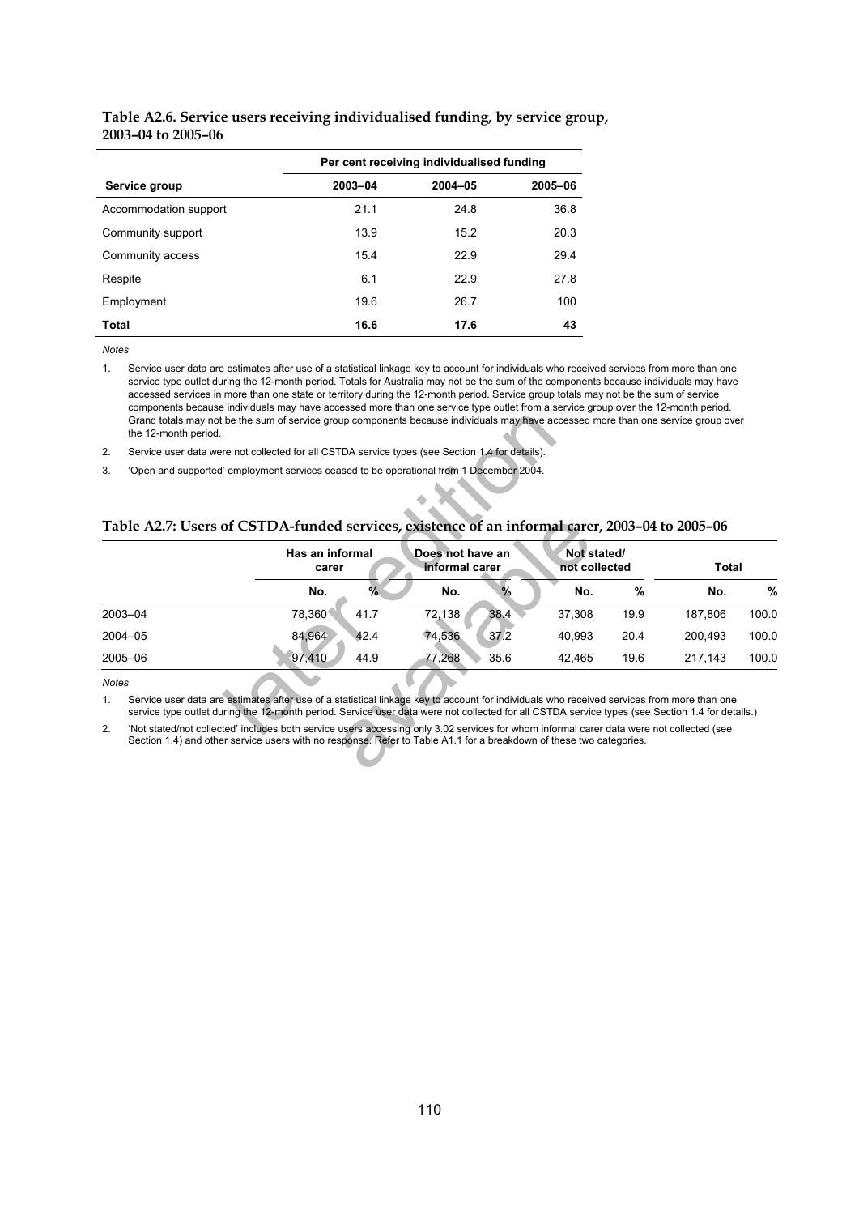**Table A2.6. Service users receiving individualised funding, by service group, 2003–04 to 2005–06**

| | Per cent receiving individualised funding | | |
|---|---|---|---|
| **Service group** | **2003–04** | **2004–05** | **2005–06** |
| Accommodation support | 21.1 | 24.8 | 36.8 |
| Community support | 13.9 | 15.2 | 20.3 |
| Community access | 15.4 | 22.9 | 29.4 |
| Respite | 6.1 | 22.9 | 27.8 |
| Employment | 19.6 | 26.7 | 100 |
| **Total** | **16.6** | **17.6** | **43** |

*Notes*

1. Service user data are estimates after use of a statistical linkage key to account for individuals who received services from more than one service type outlet during the 12-month period. Totals for Australia may not be the sum of the components because individuals may have accessed services in more than one state or territory during the 12-month period. Service group totals may not be the sum of service components because individuals may have accessed more than one service type outlet from a service group over the 12-month period. Grand totals may not be the sum of service group components because individuals may have accessed more than one service group over the 12-month period.
2. Service user data were not collected for all CSTDA service types (see Section 1.4 for details).
3. 'Open and supported' employment services ceased to be operational from 1 December 2004.

**Table A2.7: Users of CSTDA-funded services, existence of an informal carer, 2003–04 to 2005–06**

| | Has an informal carer | | Does not have an informal carer | | Not stated/ not collected | | Total | |
|---|---|---|---|---|---|---|---|---|
| | **No.** | **%** | **No.** | **%** | **No.** | **%** | **No.** | **%** |
| 2003–04 | 78,360 | 41.7 | 72,138 | 38.4 | 37,308 | 19.9 | 187,806 | 100.0 |
| 2004–05 | 84,964 | 42.4 | 74,536 | 37.2 | 40,993 | 20.4 | 200,493 | 100.0 |
| 2005–06 | 97,410 | 44.9 | 77,268 | 35.6 | 42,465 | 19.6 | 217,143 | 100.0 |

*Notes*

1. Service user data are estimates after use of a statistical linkage key to account for individuals who received services from more than one service type outlet during the 12-month period. Service user data were not collected for all CSTDA service types (see Section 1.4 for details.)
2. 'Not stated/not collected' includes both service users accessing only 3.02 services for whom informal carer data were not collected (see Section 1.4) and other service users with no response. Refer to Table A1.1 for a breakdown of these two categories.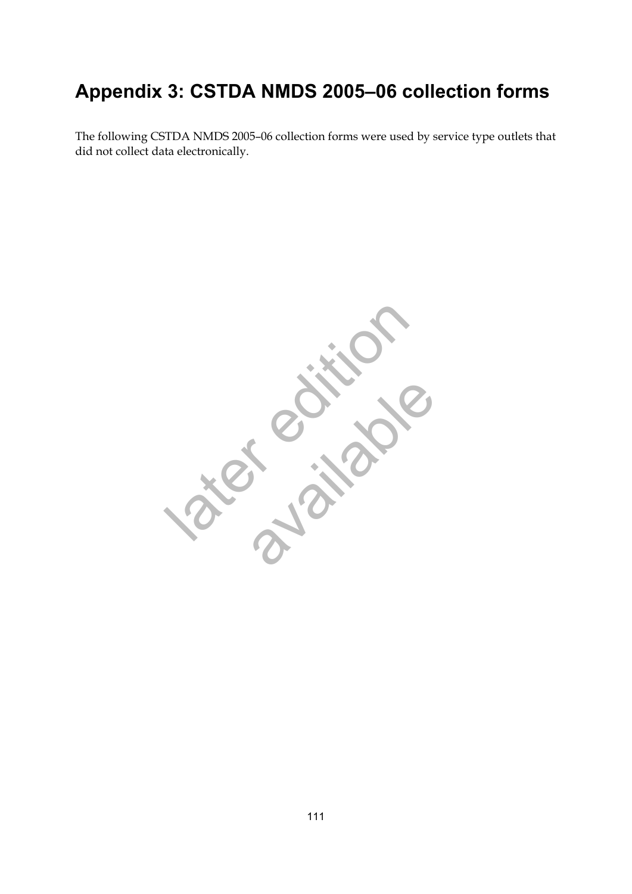# Appendix 3: CSTDA NMDS 2005–06 collection forms

The following CSTDA NMDS 2005–06 collection forms were used by service type outlets that did not collect data electronically.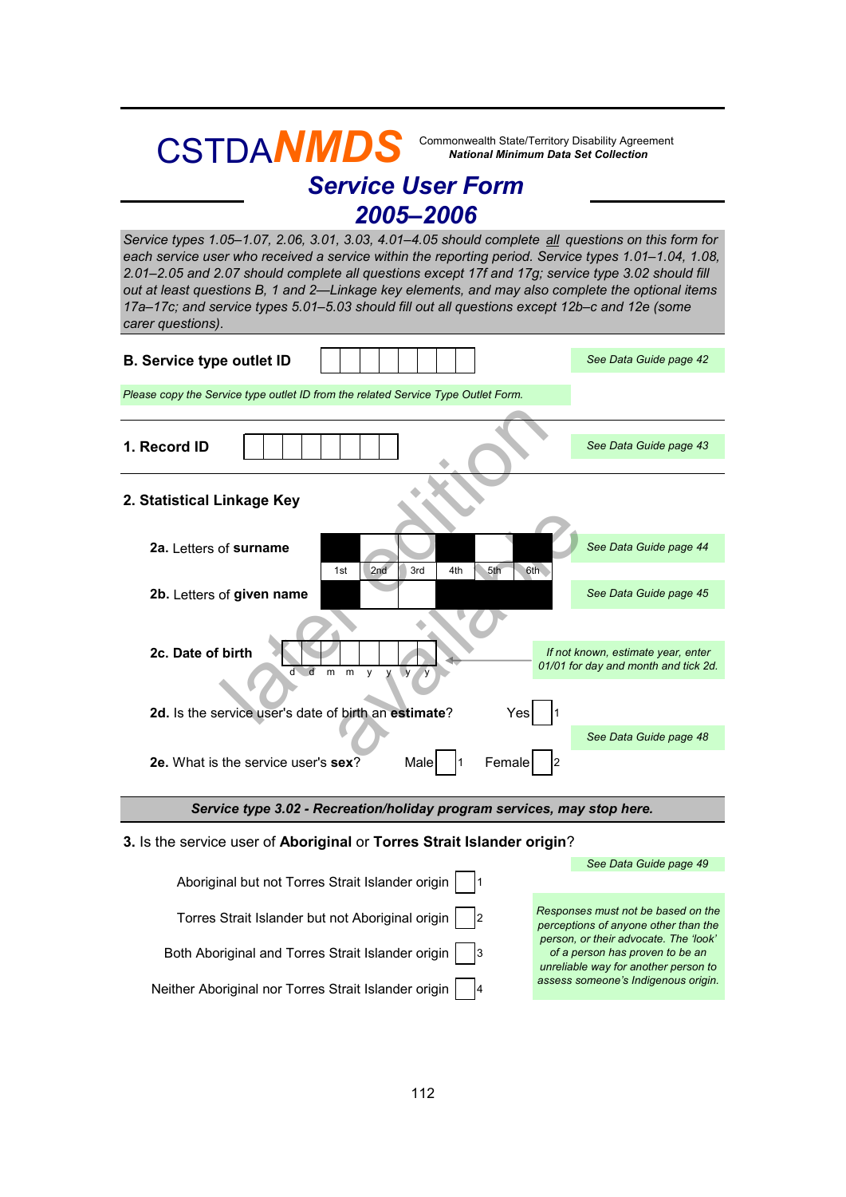# CSTDA*NMDS*

Commonwealth State/Territory Disability Agreement
***National Minimum Data Set Collection***

## *Service User Form 2005–2006*

*Service types 1.05–1.07, 2.06, 3.01, 3.03, 4.01–4.05 should complete all questions on this form for each service user who received a service within the reporting period. Service types 1.01–1.04, 1.08, 2.01–2.05 and 2.07 should complete all questions except 17f and 17g; service type 3.02 should fill out at least questions B, 1 and 2—Linkage key elements, and may also complete the optional items 17a–17c; and service types 5.01–5.03 should fill out all questions except 12b–c and 12e (some carer questions).*

**B. Service type outlet ID** ☐☐☐☐☐☐☐☐ *See Data Guide page 42*

*Please copy the Service type outlet ID from the related Service Type Outlet Form.*

**1. Record ID** ☐☐☐☐☐☐☐☐ *See Data Guide page 43*

**2. Statistical Linkage Key**

**2a.** Letters of **surname** *See Data Guide page 44*

| ■ | 2nd | 3rd | ■ | 5th | ■ |
|---|---|---|---|---|---|
| 1st | 2nd | 3rd | 4th | 5th | 6th |

**2b.** Letters of **given name** *See Data Guide page 45*

| ■ | 2nd | 3rd | ■ | ■ | ■ |
|---|---|---|---|---|---|

**2c. Date of birth** ☐☐☐☐☐☐☐☐ (d d m m y y y y) *If not known, estimate year, enter 01/01 for day and month and tick 2d.*

**2d.** Is the service user's date of birth an **estimate**? Yes ☐ 1

*See Data Guide page 48*

**2e.** What is the service user's **sex**? Male ☐ 1 Female ☐ 2

***Service type 3.02 - Recreation/holiday program services, may stop here.***

**3.** Is the service user of **Aboriginal** or **Torres Strait Islander origin**?

*See Data Guide page 49*

- Aboriginal but not Torres Strait Islander origin ☐ 1
- Torres Strait Islander but not Aboriginal origin ☐ 2
- Both Aboriginal and Torres Strait Islander origin ☐ 3
- Neither Aboriginal nor Torres Strait Islander origin ☐ 4

*Responses must not be based on the perceptions of anyone other than the person, or their advocate. The 'look' of a person has proven to be an unreliable way for another person to assess someone's Indigenous origin.*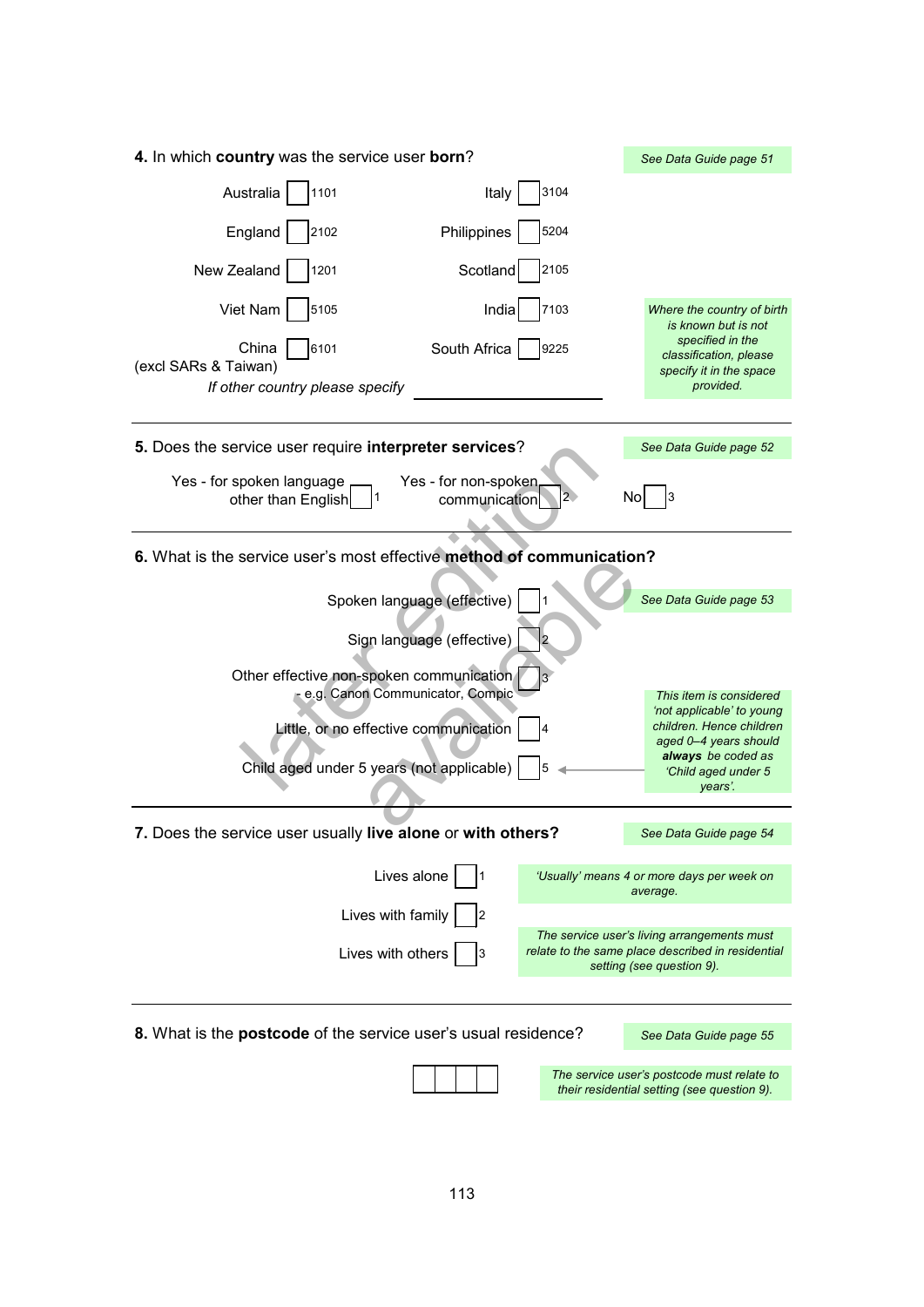**4.** In which **country** was the service user **born**?

*See Data Guide page 51*

| | | | |
|---|---|---|---|
| Australia | 1101 | Italy | 3104 |
| England | 2102 | Philippines | 5204 |
| New Zealand | 1201 | Scotland | 2105 |
| Viet Nam | 5105 | India | 7103 |
| China (excl SARs & Taiwan) | 6101 | South Africa | 9225 |

*If other country please specify* ____________________

*Where the country of birth is known but is not specified in the classification, please specify it in the space provided.*

---

**5.** Does the service user require **interpreter services**?

*See Data Guide page 52*

- Yes - for spoken language other than English ☐ 1
- Yes - for non-spoken communication ☐ 2
- No ☐ 3

---

**6.** What is the service user's most effective **method of communication?**

*See Data Guide page 53*

- Spoken language (effective) ☐ 1
- Sign language (effective) ☐ 2
- Other effective non-spoken communication - e.g. Canon Communicator, Compic ☐ 3
- Little, or no effective communication ☐ 4
- Child aged under 5 years (not applicable) ☐ 5

*This item is considered 'not applicable' to young children. Hence children aged 0–4 years should* ***always*** *be coded as 'Child aged under 5 years'.*

---

**7.** Does the service user usually **live alone** or **with others?**

*See Data Guide page 54*

- Lives alone ☐ 1
- Lives with family ☐ 2
- Lives with others ☐ 3

*'Usually' means 4 or more days per week on average.*

*The service user's living arrangements must relate to the same place described in residential setting (see question 9).*

---

**8.** What is the **postcode** of the service user's usual residence?

*See Data Guide page 55*

☐☐☐☐

*The service user's postcode must relate to their residential setting (see question 9).*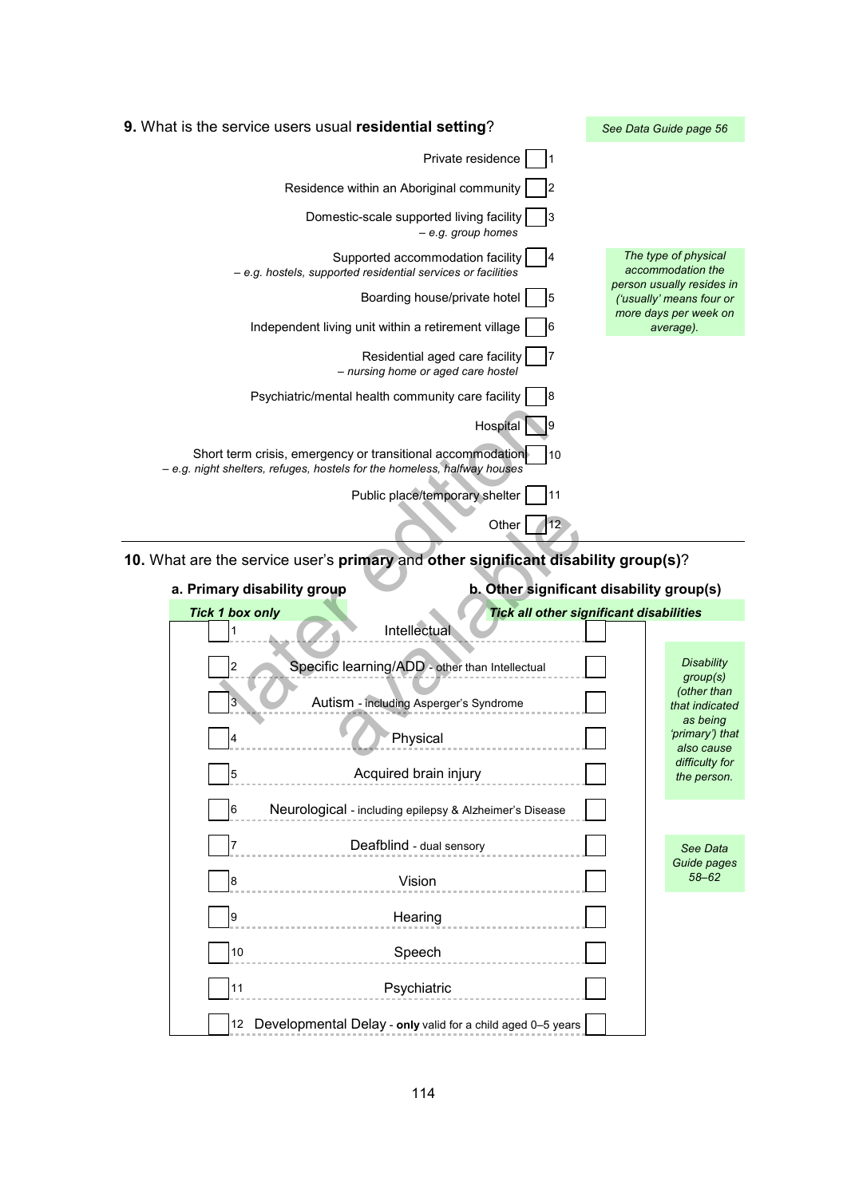**9.** What is the service users usual **residential setting**?

*See Data Guide page 56*

- Private residence ☐ 1
- Residence within an Aboriginal community ☐ 2
- Domestic-scale supported living facility ☐ 3
  *– e.g. group homes*
- Supported accommodation facility ☐ 4
  *– e.g. hostels, supported residential services or facilities*
- Boarding house/private hotel ☐ 5
- Independent living unit within a retirement village ☐ 6
- Residential aged care facility ☐ 7
  *– nursing home or aged care hostel*
- Psychiatric/mental health community care facility ☐ 8
- Hospital ☐ 9
- Short term crisis, emergency or transitional accommodation ☐ 10
  *– e.g. night shelters, refuges, hostels for the homeless, halfway houses*
- Public place/temporary shelter ☐ 11
- Other ☐ 12

*The type of physical accommodation the person usually resides in ('usually' means four or more days per week on average).*

---

**10.** What are the service user's **primary** and **other significant disability group(s)**?

| **a. Primary disability group** *Tick 1 box only* | | **b. Other significant disability group(s)** *Tick all other significant disabilities* |
|---|---|---|
| ☐ 1 | Intellectual | ☐ |
| ☐ 2 | Specific learning/ADD - other than Intellectual | ☐ |
| ☐ 3 | Autism - including Asperger's Syndrome | ☐ |
| ☐ 4 | Physical | ☐ |
| ☐ 5 | Acquired brain injury | ☐ |
| ☐ 6 | Neurological - including epilepsy & Alzheimer's Disease | ☐ |
| ☐ 7 | Deafblind - dual sensory | ☐ |
| ☐ 8 | Vision | ☐ |
| ☐ 9 | Hearing | ☐ |
| ☐ 10 | Speech | ☐ |
| ☐ 11 | Psychiatric | ☐ |
| ☐ 12 | Developmental Delay - **only** valid for a child aged 0–5 years | ☐ |

*Disability group(s) (other than that indicated as being 'primary') that also cause difficulty for the person.*

*See Data Guide pages 58–62*

later edition available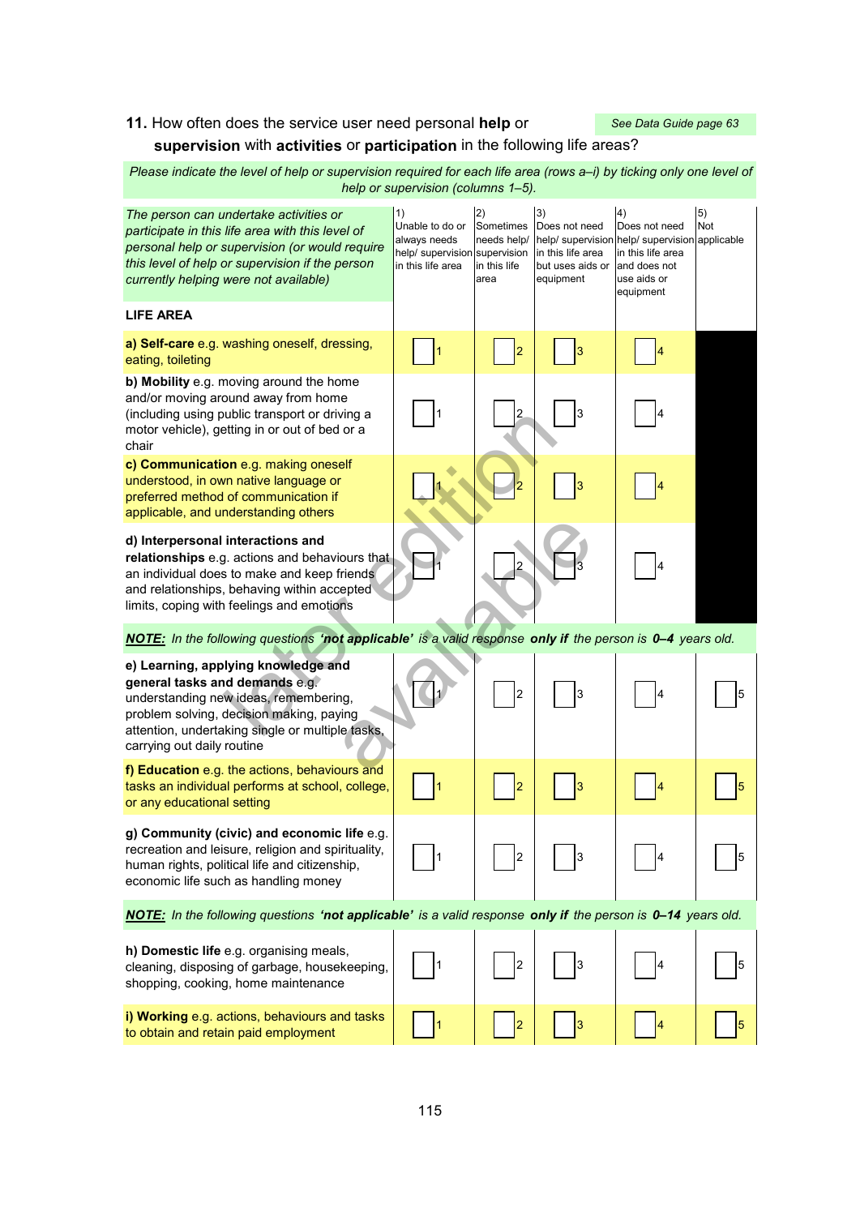**11.** How often does the service user need personal **help** or **supervision** with **activities** or **participation** in the following life areas?

*See Data Guide page 63*

*Please indicate the level of help or supervision required for each life area (rows a–i) by ticking only one level of help or supervision (columns 1–5).*

| *The person can undertake activities or participate in this life area with this level of personal help or supervision (or would require this level of help or supervision if the person currently helping were not available)* <br><br> **LIFE AREA** | 1) Unable to do or always needs help/ supervision in this life area | 2) Sometimes needs help/ supervision in this life area | 3) Does not need help/ supervision in this life area but uses aids or equipment | 4) Does not need help/ supervision in this life area and does not use aids or equipment | 5) Not applicable |
|---|---|---|---|---|---|
| **a) Self-care** e.g. washing oneself, dressing, eating, toileting | ☐ 1 | ☐ 2 | ☐ 3 | ☐ 4 | |
| **b) Mobility** e.g. moving around the home and/or moving around away from home (including using public transport or driving a motor vehicle), getting in or out of bed or a chair | ☐ 1 | ☐ 2 | ☐ 3 | ☐ 4 | |
| **c) Communication** e.g. making oneself understood, in own native language or preferred method of communication if applicable, and understanding others | ☐ 1 | ☐ 2 | ☐ 3 | ☐ 4 | |
| **d) Interpersonal interactions and relationships** e.g. actions and behaviours that an individual does to make and keep friends and relationships, behaving within accepted limits, coping with feelings and emotions | ☐ 1 | ☐ 2 | ☐ 3 | ☐ 4 | |
| ***NOTE:*** *In the following questions* ***'not applicable'*** *is a valid response* ***only if*** *the person is* ***0–4*** *years old.* | | | | | |
| **e) Learning, applying knowledge and general tasks and demands** e.g. understanding new ideas, remembering, problem solving, decision making, paying attention, undertaking single or multiple tasks, carrying out daily routine | ☐ 1 | ☐ 2 | ☐ 3 | ☐ 4 | ☐ 5 |
| **f) Education** e.g. the actions, behaviours and tasks an individual performs at school, college, or any educational setting | ☐ 1 | ☐ 2 | ☐ 3 | ☐ 4 | ☐ 5 |
| **g) Community (civic) and economic life** e.g. recreation and leisure, religion and spirituality, human rights, political life and citizenship, economic life such as handling money | ☐ 1 | ☐ 2 | ☐ 3 | ☐ 4 | ☐ 5 |
| ***NOTE:*** *In the following questions* ***'not applicable'*** *is a valid response* ***only if*** *the person is* ***0–14*** *years old.* | | | | | |
| **h) Domestic life** e.g. organising meals, cleaning, disposing of garbage, housekeeping, shopping, cooking, home maintenance | ☐ 1 | ☐ 2 | ☐ 3 | ☐ 4 | ☐ 5 |
| **i) Working** e.g. actions, behaviours and tasks to obtain and retain paid employment | ☐ 1 | ☐ 2 | ☐ 3 | ☐ 4 | ☐ 5 |

later edition available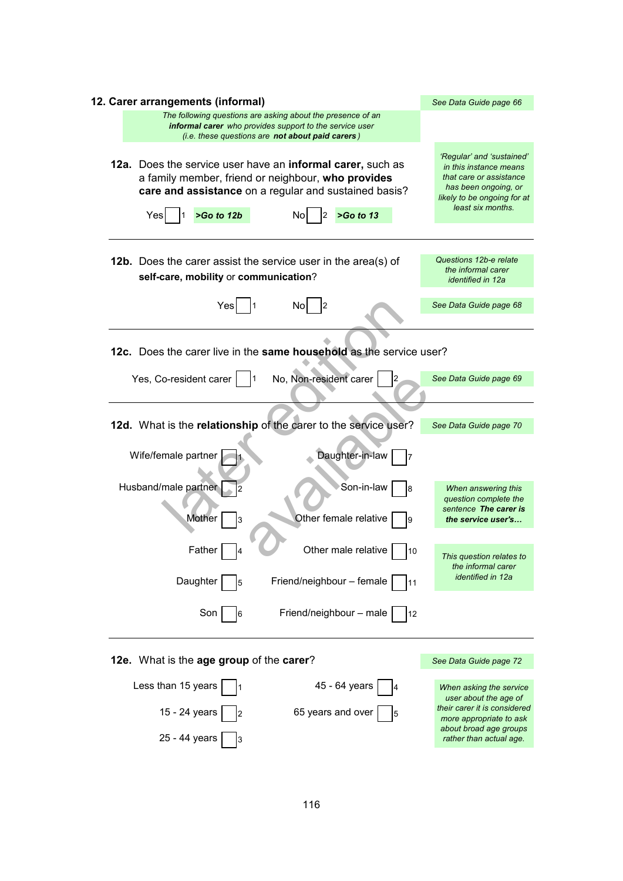## 12. Carer arrangements (informal)

*See Data Guide page 66*

*The following questions are asking about the presence of an* ***informal carer*** *who provides support to the service user (i.e. these questions are* ***not about paid carers****)*

**12a.** Does the service user have an **informal carer,** such as a family member, friend or neighbour, **who provides care and assistance** on a regular and sustained basis?

Yes ☐ 1 ***>Go to 12b*** No ☐ 2 ***>Go to 13***

*'Regular' and 'sustained' in this instance means that care or assistance has been ongoing, or likely to be ongoing for at least six months.*

---

**12b.** Does the carer assist the service user in the area(s) of **self-care, mobility** or **communication**?

Yes ☐ 1 No ☐ 2

*Questions 12b-e relate the informal carer identified in 12a*

*See Data Guide page 68*

---

**12c.** Does the carer live in the **same household** as the service user?

Yes, Co-resident carer ☐ 1 No, Non-resident carer ☐ 2

*See Data Guide page 69*

---

**12d.** What is the **relationship** of the carer to the service user?

*See Data Guide page 70*

| | |
|---|---|
| Wife/female partner ☐ 1 | Daughter-in-law ☐ 7 |
| Husband/male partner ☐ 2 | Son-in-law ☐ 8 |
| Mother ☐ 3 | Other female relative ☐ 9 |
| Father ☐ 4 | Other male relative ☐ 10 |
| Daughter ☐ 5 | Friend/neighbour – female ☐ 11 |
| Son ☐ 6 | Friend/neighbour – male ☐ 12 |

*When answering this question complete the sentence* ***The carer is the service user's…***

*This question relates to the informal carer identified in 12a*

---

**12e.** What is the **age group** of the **carer**?

*See Data Guide page 72*

| | |
|---|---|
| Less than 15 years ☐ 1 | 45 - 64 years ☐ 4 |
| 15 - 24 years ☐ 2 | 65 years and over ☐ 5 |
| 25 - 44 years ☐ 3 | |

*When asking the service user about the age of their carer it is considered more appropriate to ask about broad age groups rather than actual age.*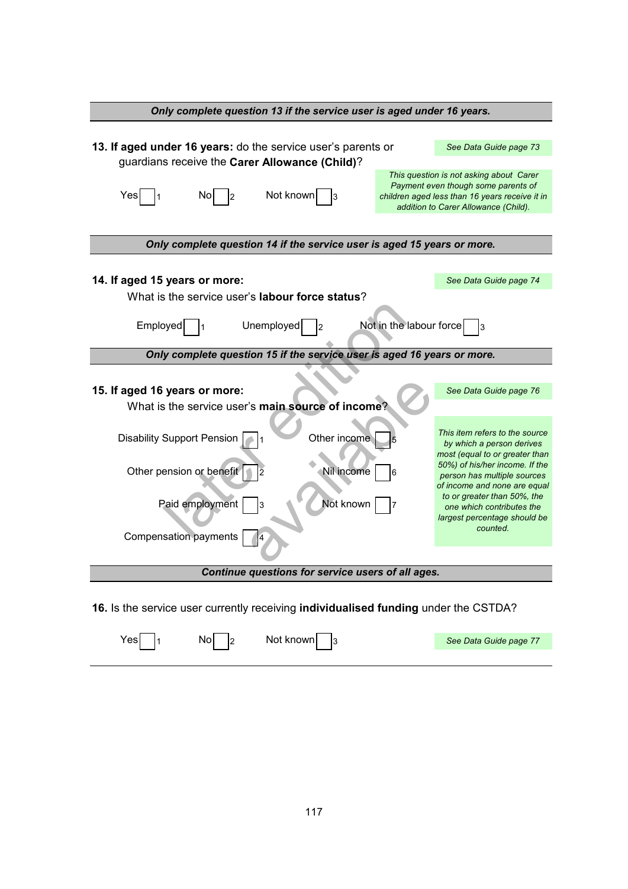***Only complete question 13 if the service user is aged under 16 years.***

**13. If aged under 16 years:** do the service user's parents or guardians receive the **Carer Allowance (Child)**?

*See Data Guide page 73*

Yes ☐ 1   No ☐ 2   Not known ☐ 3

*This question is not asking about Carer Payment even though some parents of children aged less than 16 years receive it in addition to Carer Allowance (Child).*

***Only complete question 14 if the service user is aged 15 years or more.***

**14. If aged 15 years or more:**

*See Data Guide page 74*

What is the service user's **labour force status**?

Employed ☐ 1   Unemployed ☐ 2   Not in the labour force ☐ 3

***Only complete question 15 if the service user is aged 16 years or more.***

**15. If aged 16 years or more:**

*See Data Guide page 76*

What is the service user's **main source of income**?

Disability Support Pension ☐ 1   Other income ☐ 5

Other pension or benefit ☐ 2   Nil income ☐ 6

Paid employment ☐ 3   Not known ☐ 7

Compensation payments ☐ 4

*This item refers to the source by which a person derives most (equal to or greater than 50%) of his/her income. If the person has multiple sources of income and none are equal to or greater than 50%, the one which contributes the largest percentage should be counted.*

***Continue questions for service users of all ages.***

**16.** Is the service user currently receiving **individualised funding** under the CSTDA?

Yes ☐ 1   No ☐ 2   Not known ☐ 3

*See Data Guide page 77*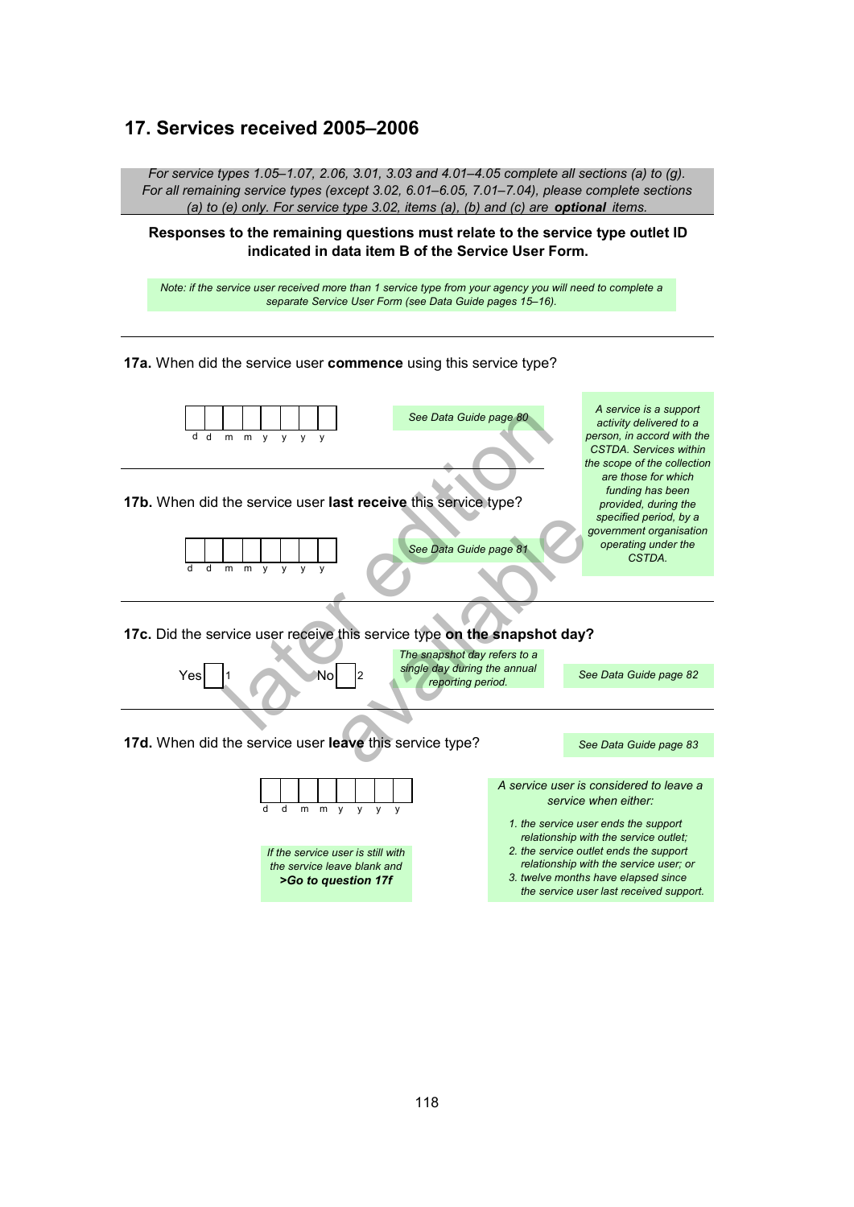## 17. Services received 2005–2006

*For service types 1.05–1.07, 2.06, 3.01, 3.03 and 4.01–4.05 complete all sections (a) to (g). For all remaining service types (except 3.02, 6.01–6.05, 7.01–7.04), please complete sections (a) to (e) only. For service type 3.02, items (a), (b) and (c) are **optional** items.*

**Responses to the remaining questions must relate to the service type outlet ID indicated in data item B of the Service User Form.**

*Note: if the service user received more than 1 service type from your agency you will need to complete a separate Service User Form (see Data Guide pages 15–16).*

---

**17a.** When did the service user **commence** using this service type?

| | | | | | | | |
|---|---|---|---|---|---|---|---|
| d | d | m | m | y | y | y | y |

*See Data Guide page 80*

*A service is a support activity delivered to a person, in accord with the CSTDA. Services within the scope of the collection are those for which funding has been provided, during the specified period, by a government organisation operating under the CSTDA.*

---

**17b.** When did the service user **last receive** this service type?

| | | | | | | | |
|---|---|---|---|---|---|---|---|
| d | d | m | m | y | y | y | y |

*See Data Guide page 81*

---

**17c.** Did the service user receive this service type **on the snapshot day?**

Yes ☐ 1 No ☐ 2

*The snapshot day refers to a single day during the annual reporting period.*

*See Data Guide page 82*

---

**17d.** When did the service user **leave** this service type?

*See Data Guide page 83*

| | | | | | | | |
|---|---|---|---|---|---|---|---|
| d | d | m | m | y | y | y | y |

*If the service user is still with the service leave blank and* ***>Go to question 17f***

*A service user is considered to leave a service when either:*

1. *the service user ends the support relationship with the service outlet;*
2. *the service outlet ends the support relationship with the service user; or*
3. *twelve months have elapsed since the service user last received support.*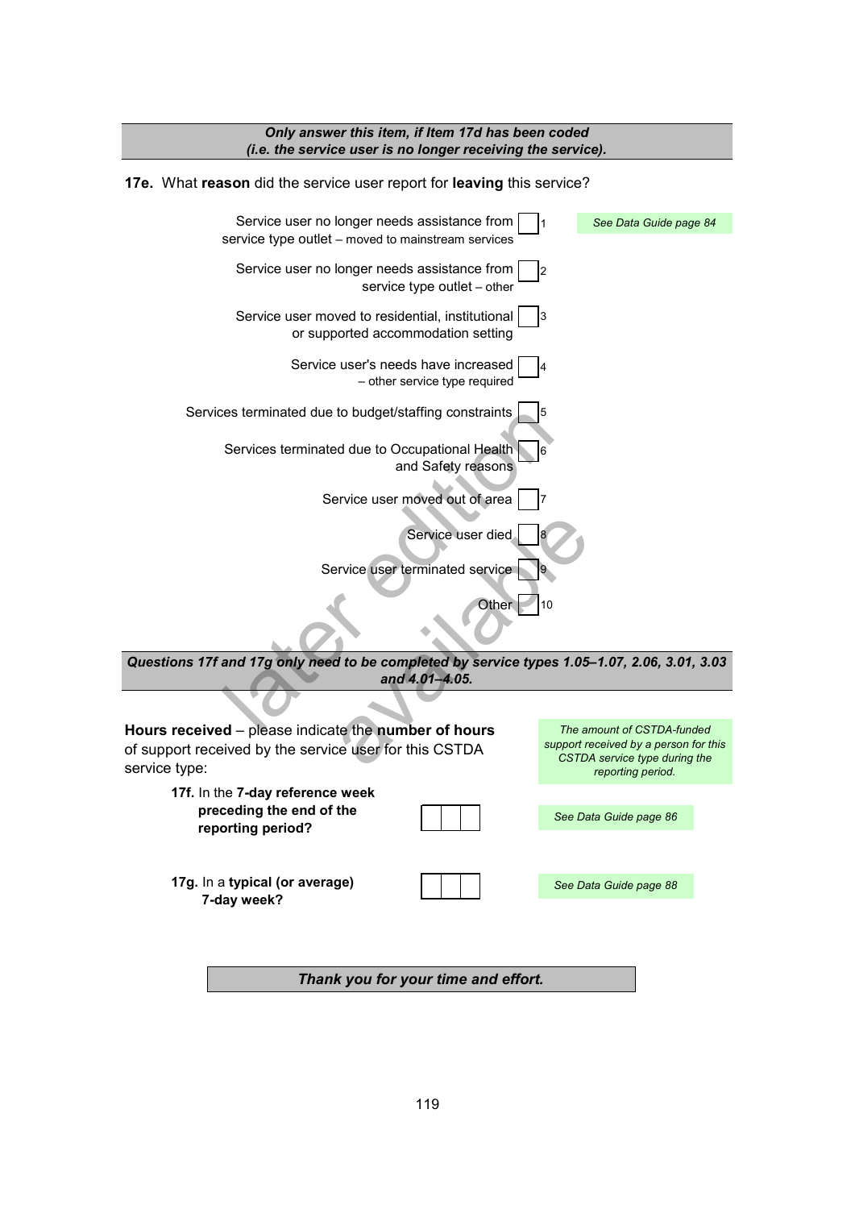***Only answer this item, if Item 17d has been coded (i.e. the service user is no longer receiving the service).***

**17e.** What **reason** did the service user report for **leaving** this service?

*See Data Guide page 84*

- Service user no longer needs assistance from service type outlet – moved to mainstream services ☐ 1
- Service user no longer needs assistance from service type outlet – other ☐ 2
- Service user moved to residential, institutional or supported accommodation setting ☐ 3
- Service user's needs have increased – other service type required ☐ 4
- Services terminated due to budget/staffing constraints ☐ 5
- Services terminated due to Occupational Health and Safety reasons ☐ 6
- Service user moved out of area ☐ 7
- Service user died ☐ 8
- Service user terminated service ☐ 9
- Other ☐ 10

***Questions 17f and 17g only need to be completed by service types 1.05–1.07, 2.06, 3.01, 3.03 and 4.01–4.05.***

**Hours received** – please indicate the **number of hours** of support received by the service user for this CSTDA service type:

*The amount of CSTDA-funded support received by a person for this CSTDA service type during the reporting period.*

**17f.** In the **7-day reference week preceding the end of the reporting period?** ☐☐☐

*See Data Guide page 86*

**17g.** In a **typical (or average) 7-day week?** ☐☐☐

*See Data Guide page 88*

***Thank you for your time and effort.***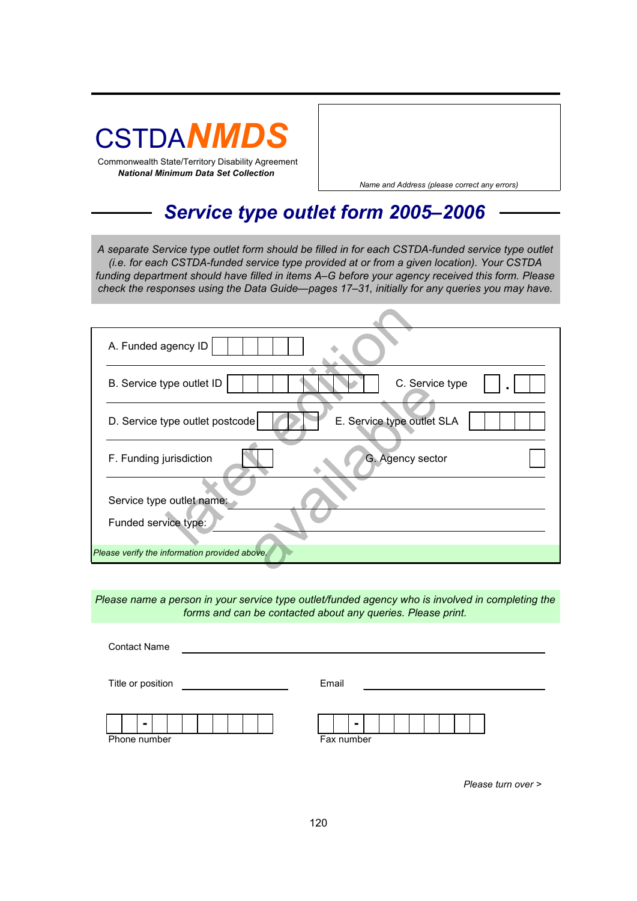# CSTDA*NMDS*

Commonwealth State/Territory Disability Agreement
***National Minimum Data Set Collection***

*Name and Address (please correct any errors)*

## *Service type outlet form 2005–2006*

*A separate Service type outlet form should be filled in for each CSTDA-funded service type outlet (i.e. for each CSTDA-funded service type provided at or from a given location). Your CSTDA funding department should have filled in items A–G before your agency received this form. Please check the responses using the Data Guide—pages 17–31, initially for any queries you may have.*

later edition available

A. Funded agency ID

B. Service type outlet ID

C. Service type .

D. Service type outlet postcode

E. Service type outlet SLA

F. Funding jurisdiction

G. Agency sector

Service type outlet name:

Funded service type:

*Please verify the information provided above.*

*Please name a person in your service type outlet/funded agency who is involved in completing the forms and can be contacted about any queries. Please print.*

Contact Name

Title or position

Email

Phone number

Fax number

*Please turn over >*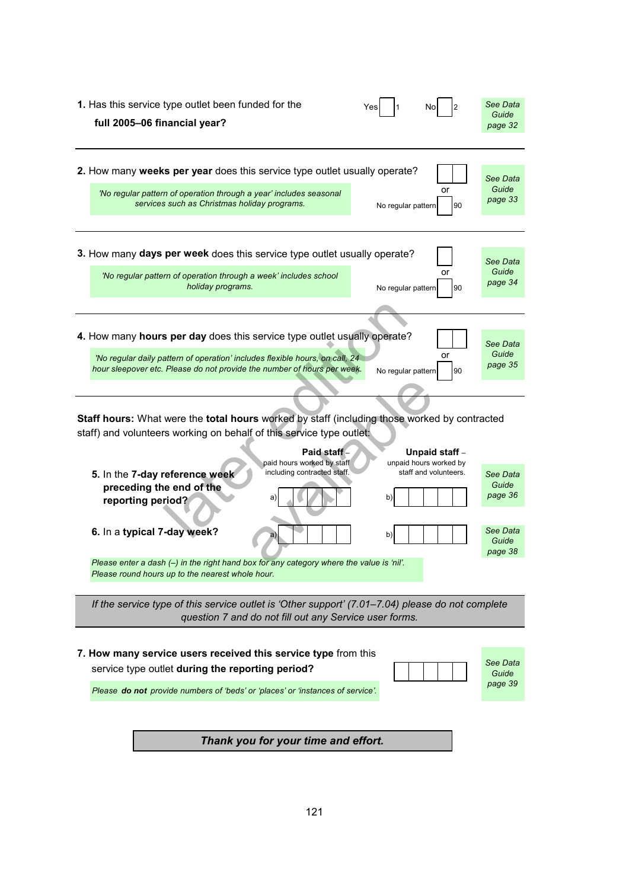**1.** Has this service type outlet been funded for the **full 2005–06 financial year?**

Yes ☐ 1    No ☐ 2

*See Data Guide page 32*

---

**2.** How many **weeks per year** does this service type outlet usually operate? ☐☐

or

No regular pattern ☐ 90

*'No regular pattern of operation through a year' includes seasonal services such as Christmas holiday programs.*

*See Data Guide page 33*

---

**3.** How many **days per week** does this service type outlet usually operate? ☐

or

No regular pattern ☐ 90

*'No regular pattern of operation through a week' includes school holiday programs.*

*See Data Guide page 34*

---

**4.** How many **hours per day** does this service type outlet usually operate? ☐☐

or

No regular pattern ☐ 90

*'No regular daily pattern of operation' includes flexible hours, on call, 24 hour sleepover etc. Please do not provide the number of hours per week.*

*See Data Guide page 35*

---

**Staff hours:** What were the **total hours** worked by staff (including those worked by contracted staff) and volunteers working on behalf of this service type outlet:

| | **Paid staff** – paid hours worked by staff including contracted staff. | **Unpaid staff** – unpaid hours worked by staff and volunteers. | |
|---|---|---|---|
| **5.** In the **7-day reference week preceding the end of the reporting period?** | a) ☐☐☐☐☐ | b) ☐☐☐☐☐ | *See Data Guide page 36* |
| **6.** In a **typical 7-day week?** | a) ☐☐☐☐☐ | b) ☐☐☐☐☐ | *See Data Guide page 38* |

*Please enter a dash (–) in the right hand box for any category where the value is 'nil'.*
*Please round hours up to the nearest whole hour.*

---

*If the service type of this service outlet is 'Other support' (7.01–7.04) please do not complete question 7 and do not fill out any Service user forms.*

---

**7. How many service users received this service type** from this service type outlet **during the reporting period?** ☐☐☐☐☐

*Please **do not** provide numbers of 'beds' or 'places' or 'instances of service'.*

*See Data Guide page 39*

***Thank you for your time and effort.***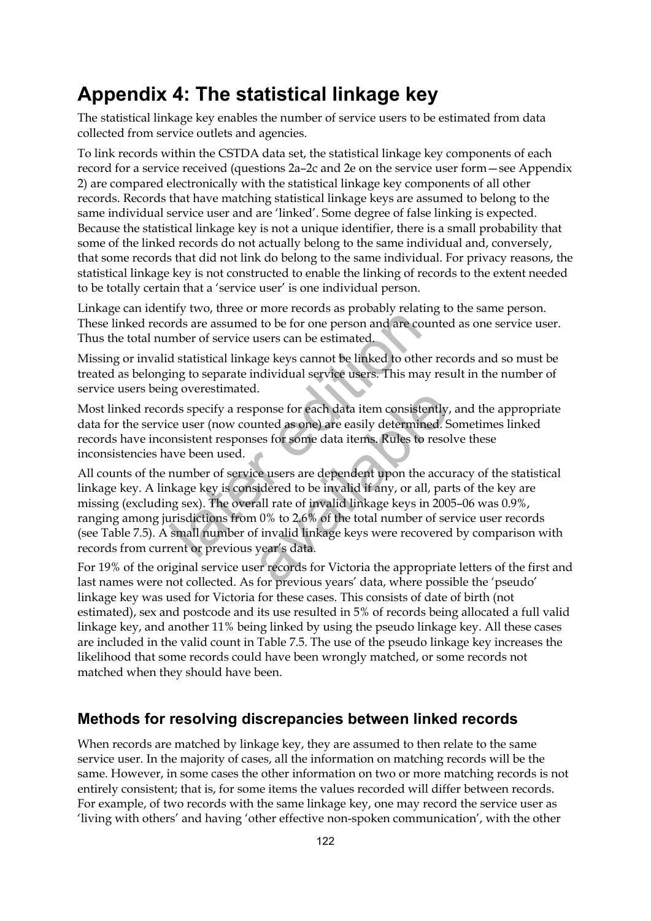# Appendix 4: The statistical linkage key

The statistical linkage key enables the number of service users to be estimated from data collected from service outlets and agencies.

To link records within the CSTDA data set, the statistical linkage key components of each record for a service received (questions 2a–2c and 2e on the service user form—see Appendix 2) are compared electronically with the statistical linkage key components of all other records. Records that have matching statistical linkage keys are assumed to belong to the same individual service user and are 'linked'. Some degree of false linking is expected. Because the statistical linkage key is not a unique identifier, there is a small probability that some of the linked records do not actually belong to the same individual and, conversely, that some records that did not link do belong to the same individual. For privacy reasons, the statistical linkage key is not constructed to enable the linking of records to the extent needed to be totally certain that a 'service user' is one individual person.

Linkage can identify two, three or more records as probably relating to the same person. These linked records are assumed to be for one person and are counted as one service user. Thus the total number of service users can be estimated.

Missing or invalid statistical linkage keys cannot be linked to other records and so must be treated as belonging to separate individual service users. This may result in the number of service users being overestimated.

Most linked records specify a response for each data item consistently, and the appropriate data for the service user (now counted as one) are easily determined. Sometimes linked records have inconsistent responses for some data items. Rules to resolve these inconsistencies have been used.

All counts of the number of service users are dependent upon the accuracy of the statistical linkage key. A linkage key is considered to be invalid if any, or all, parts of the key are missing (excluding sex). The overall rate of invalid linkage keys in 2005–06 was 0.9%, ranging among jurisdictions from 0% to 2.6% of the total number of service user records (see Table 7.5). A small number of invalid linkage keys were recovered by comparison with records from current or previous year's data.

For 19% of the original service user records for Victoria the appropriate letters of the first and last names were not collected. As for previous years' data, where possible the 'pseudo' linkage key was used for Victoria for these cases. This consists of date of birth (not estimated), sex and postcode and its use resulted in 5% of records being allocated a full valid linkage key, and another 11% being linked by using the pseudo linkage key. All these cases are included in the valid count in Table 7.5. The use of the pseudo linkage key increases the likelihood that some records could have been wrongly matched, or some records not matched when they should have been.

## Methods for resolving discrepancies between linked records

When records are matched by linkage key, they are assumed to then relate to the same service user. In the majority of cases, all the information on matching records will be the same. However, in some cases the other information on two or more matching records is not entirely consistent; that is, for some items the values recorded will differ between records. For example, of two records with the same linkage key, one may record the service user as 'living with others' and having 'other effective non-spoken communication', with the other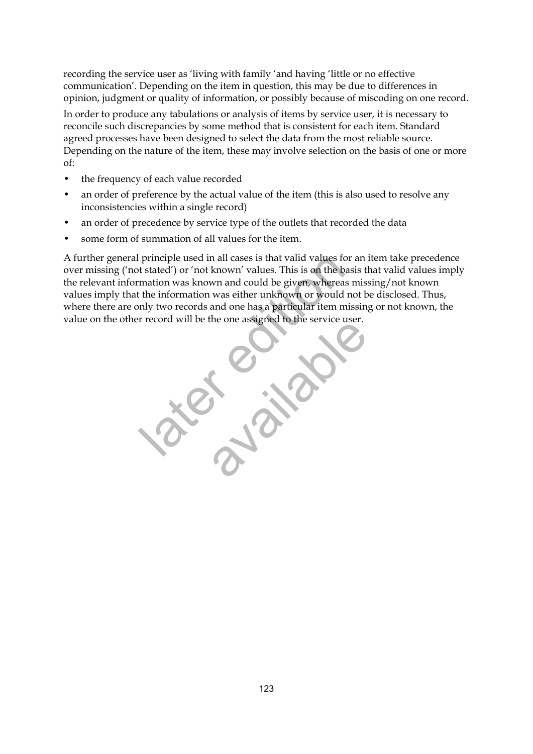recording the service user as 'living with family 'and having 'little or no effective communication'. Depending on the item in question, this may be due to differences in opinion, judgment or quality of information, or possibly because of miscoding on one record.

In order to produce any tabulations or analysis of items by service user, it is necessary to reconcile such discrepancies by some method that is consistent for each item. Standard agreed processes have been designed to select the data from the most reliable source. Depending on the nature of the item, these may involve selection on the basis of one or more of:

- the frequency of each value recorded
- an order of preference by the actual value of the item (this is also used to resolve any inconsistencies within a single record)
- an order of precedence by service type of the outlets that recorded the data
- some form of summation of all values for the item.

A further general principle used in all cases is that valid values for an item take precedence over missing ('not stated') or 'not known' values. This is on the basis that valid values imply the relevant information was known and could be given, whereas missing/not known values imply that the information was either unknown or would not be disclosed. Thus, where there are only two records and one has a particular item missing or not known, the value on the other record will be the one assigned to the service user.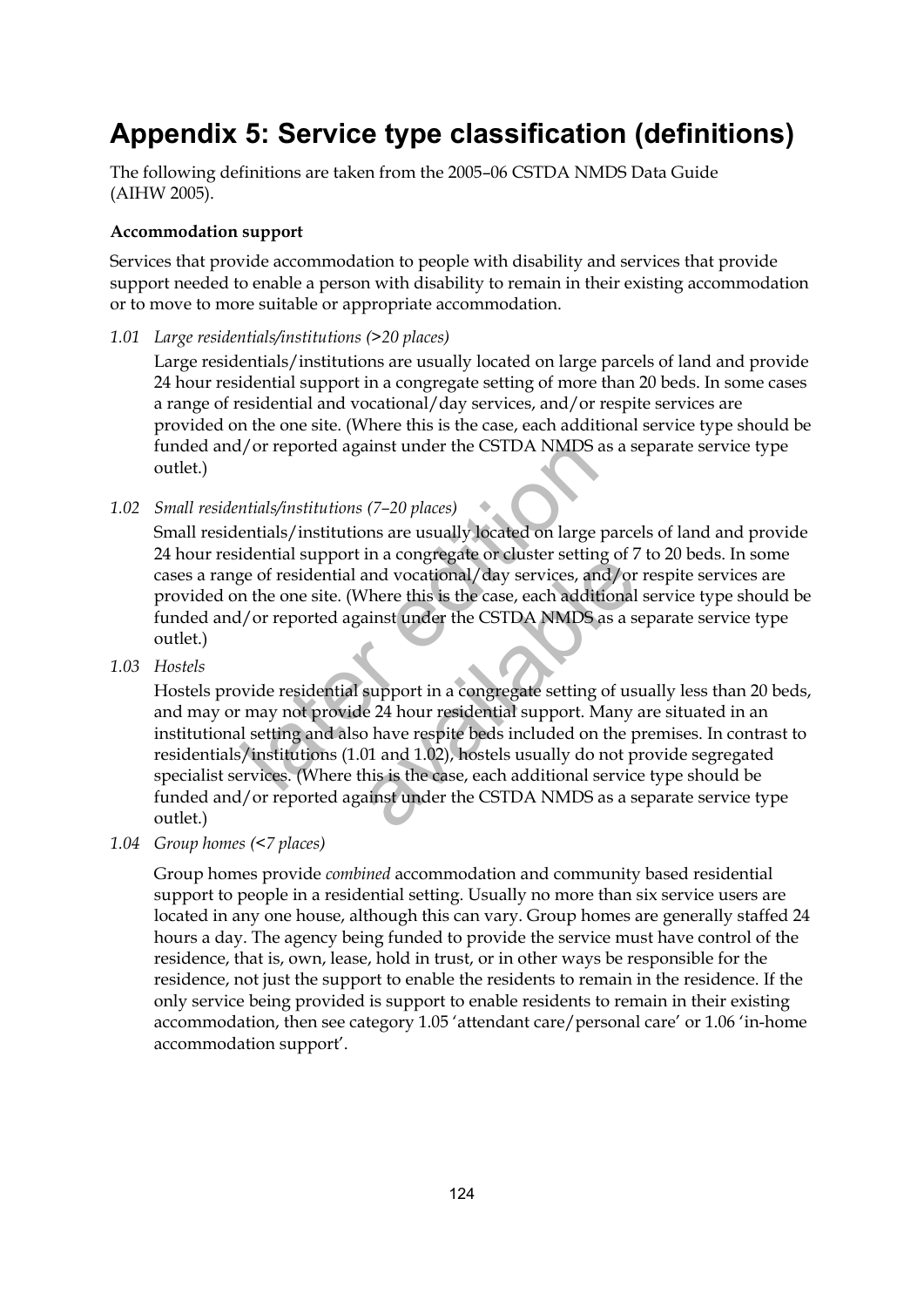# Appendix 5: Service type classification (definitions)

The following definitions are taken from the 2005–06 CSTDA NMDS Data Guide (AIHW 2005).

**Accommodation support**

Services that provide accommodation to people with disability and services that provide support needed to enable a person with disability to remain in their existing accommodation or to move to more suitable or appropriate accommodation.

*1.01 Large residentials/institutions (>20 places)*

Large residentials/institutions are usually located on large parcels of land and provide 24 hour residential support in a congregate setting of more than 20 beds. In some cases a range of residential and vocational/day services, and/or respite services are provided on the one site. (Where this is the case, each additional service type should be funded and/or reported against under the CSTDA NMDS as a separate service type outlet.)

*1.02 Small residentials/institutions (7–20 places)*

Small residentials/institutions are usually located on large parcels of land and provide 24 hour residential support in a congregate or cluster setting of 7 to 20 beds. In some cases a range of residential and vocational/day services, and/or respite services are provided on the one site. (Where this is the case, each additional service type should be funded and/or reported against under the CSTDA NMDS as a separate service type outlet.)

*1.03 Hostels*

Hostels provide residential support in a congregate setting of usually less than 20 beds, and may or may not provide 24 hour residential support. Many are situated in an institutional setting and also have respite beds included on the premises. In contrast to residentials/institutions (1.01 and 1.02), hostels usually do not provide segregated specialist services. (Where this is the case, each additional service type should be funded and/or reported against under the CSTDA NMDS as a separate service type outlet.)

*1.04 Group homes (<7 places)*

Group homes provide *combined* accommodation and community based residential support to people in a residential setting. Usually no more than six service users are located in any one house, although this can vary. Group homes are generally staffed 24 hours a day. The agency being funded to provide the service must have control of the residence, that is, own, lease, hold in trust, or in other ways be responsible for the residence, not just the support to enable the residents to remain in the residence. If the only service being provided is support to enable residents to remain in their existing accommodation, then see category 1.05 'attendant care/personal care' or 1.06 'in-home accommodation support'.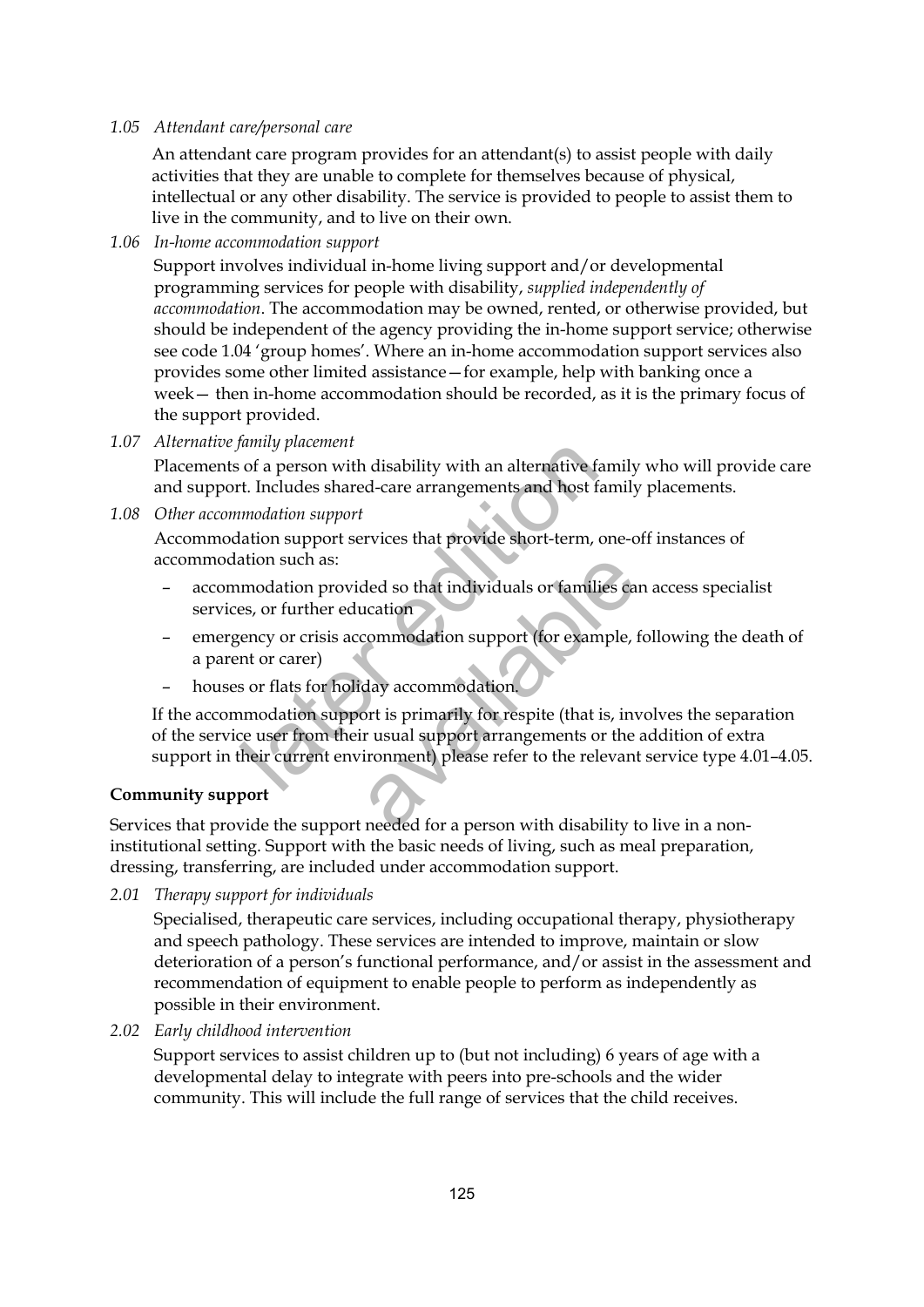*1.05 Attendant care/personal care*

An attendant care program provides for an attendant(s) to assist people with daily activities that they are unable to complete for themselves because of physical, intellectual or any other disability. The service is provided to people to assist them to live in the community, and to live on their own.

*1.06 In-home accommodation support*

Support involves individual in-home living support and/or developmental programming services for people with disability, *supplied independently of accommodation*. The accommodation may be owned, rented, or otherwise provided, but should be independent of the agency providing the in-home support service; otherwise see code 1.04 'group homes'. Where an in-home accommodation support services also provides some other limited assistance—for example, help with banking once a week— then in-home accommodation should be recorded, as it is the primary focus of the support provided.

*1.07 Alternative family placement*

Placements of a person with disability with an alternative family who will provide care and support. Includes shared-care arrangements and host family placements.

*1.08 Other accommodation support*

Accommodation support services that provide short-term, one-off instances of accommodation such as:

- accommodation provided so that individuals or families can access specialist services, or further education
- emergency or crisis accommodation support (for example, following the death of a parent or carer)
- houses or flats for holiday accommodation.

If the accommodation support is primarily for respite (that is, involves the separation of the service user from their usual support arrangements or the addition of extra support in their current environment) please refer to the relevant service type 4.01–4.05.

**Community support**

Services that provide the support needed for a person with disability to live in a non-institutional setting. Support with the basic needs of living, such as meal preparation, dressing, transferring, are included under accommodation support.

*2.01 Therapy support for individuals*

Specialised, therapeutic care services, including occupational therapy, physiotherapy and speech pathology. These services are intended to improve, maintain or slow deterioration of a person's functional performance, and/or assist in the assessment and recommendation of equipment to enable people to perform as independently as possible in their environment.

*2.02 Early childhood intervention*

Support services to assist children up to (but not including) 6 years of age with a developmental delay to integrate with peers into pre-schools and the wider community. This will include the full range of services that the child receives.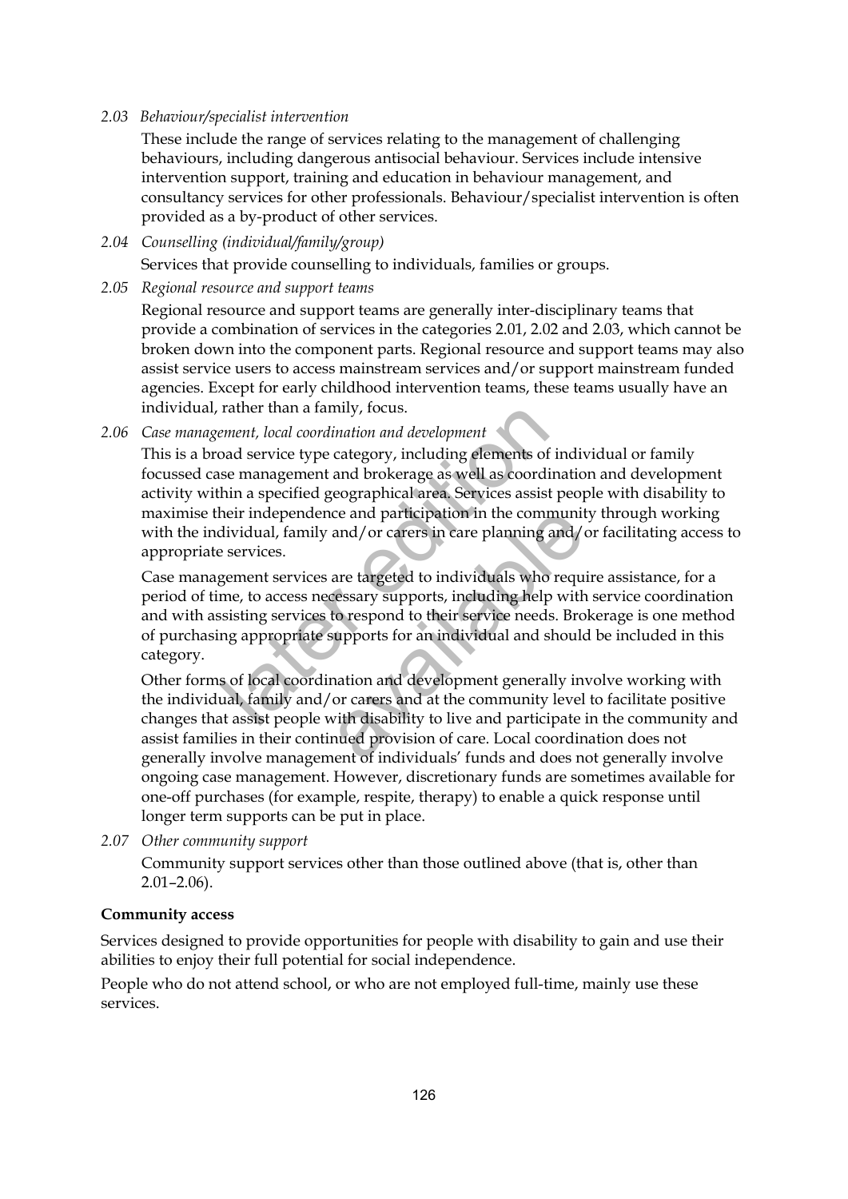*2.03 Behaviour/specialist intervention*

These include the range of services relating to the management of challenging behaviours, including dangerous antisocial behaviour. Services include intensive intervention support, training and education in behaviour management, and consultancy services for other professionals. Behaviour/specialist intervention is often provided as a by-product of other services.

*2.04 Counselling (individual/family/group)*

Services that provide counselling to individuals, families or groups.

*2.05 Regional resource and support teams*

Regional resource and support teams are generally inter-disciplinary teams that provide a combination of services in the categories 2.01, 2.02 and 2.03, which cannot be broken down into the component parts. Regional resource and support teams may also assist service users to access mainstream services and/or support mainstream funded agencies. Except for early childhood intervention teams, these teams usually have an individual, rather than a family, focus.

*2.06 Case management, local coordination and development*

This is a broad service type category, including elements of individual or family focussed case management and brokerage as well as coordination and development activity within a specified geographical area. Services assist people with disability to maximise their independence and participation in the community through working with the individual, family and/or carers in care planning and/or facilitating access to appropriate services.

Case management services are targeted to individuals who require assistance, for a period of time, to access necessary supports, including help with service coordination and with assisting services to respond to their service needs. Brokerage is one method of purchasing appropriate supports for an individual and should be included in this category.

Other forms of local coordination and development generally involve working with the individual, family and/or carers and at the community level to facilitate positive changes that assist people with disability to live and participate in the community and assist families in their continued provision of care. Local coordination does not generally involve management of individuals' funds and does not generally involve ongoing case management. However, discretionary funds are sometimes available for one-off purchases (for example, respite, therapy) to enable a quick response until longer term supports can be put in place.

*2.07 Other community support*

Community support services other than those outlined above (that is, other than 2.01–2.06).

**Community access**

Services designed to provide opportunities for people with disability to gain and use their abilities to enjoy their full potential for social independence.

People who do not attend school, or who are not employed full-time, mainly use these services.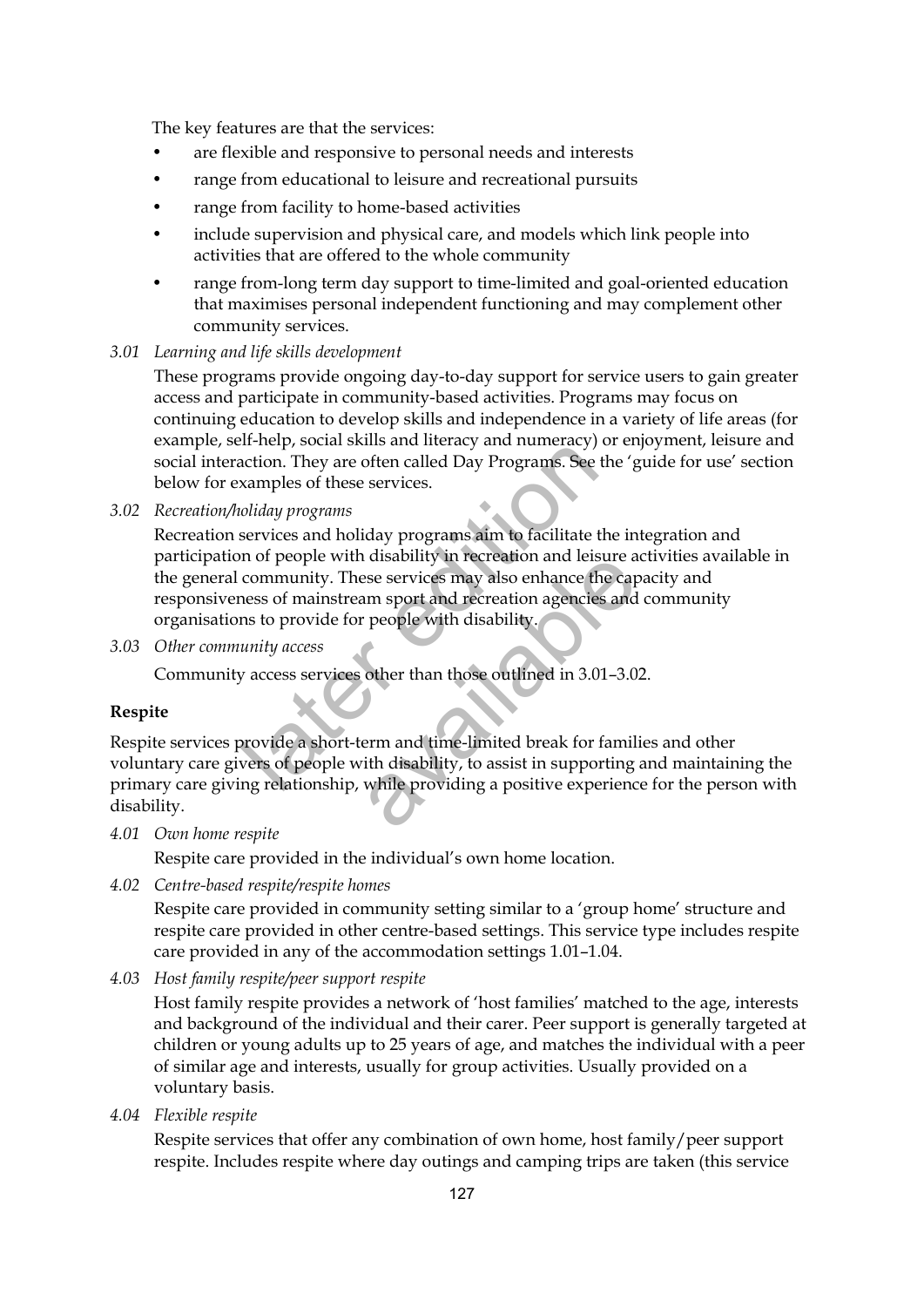The key features are that the services:

- are flexible and responsive to personal needs and interests
- range from educational to leisure and recreational pursuits
- range from facility to home-based activities
- include supervision and physical care, and models which link people into activities that are offered to the whole community
- range from-long term day support to time-limited and goal-oriented education that maximises personal independent functioning and may complement other community services.

3.01 *Learning and life skills development*

These programs provide ongoing day-to-day support for service users to gain greater access and participate in community-based activities. Programs may focus on continuing education to develop skills and independence in a variety of life areas (for example, self-help, social skills and literacy and numeracy) or enjoyment, leisure and social interaction. They are often called Day Programs. See the 'guide for use' section below for examples of these services.

3.02 *Recreation/holiday programs*

Recreation services and holiday programs aim to facilitate the integration and participation of people with disability in recreation and leisure activities available in the general community. These services may also enhance the capacity and responsiveness of mainstream sport and recreation agencies and community organisations to provide for people with disability.

3.03 *Other community access*

Community access services other than those outlined in 3.01–3.02.

**Respite**

Respite services provide a short-term and time-limited break for families and other voluntary care givers of people with disability, to assist in supporting and maintaining the primary care giving relationship, while providing a positive experience for the person with disability.

4.01 *Own home respite*

Respite care provided in the individual's own home location.

4.02 *Centre-based respite/respite homes*

Respite care provided in community setting similar to a 'group home' structure and respite care provided in other centre-based settings. This service type includes respite care provided in any of the accommodation settings 1.01–1.04.

4.03 *Host family respite/peer support respite*

Host family respite provides a network of 'host families' matched to the age, interests and background of the individual and their carer. Peer support is generally targeted at children or young adults up to 25 years of age, and matches the individual with a peer of similar age and interests, usually for group activities. Usually provided on a voluntary basis.

4.04 *Flexible respite*

Respite services that offer any combination of own home, host family/peer support respite. Includes respite where day outings and camping trips are taken (this service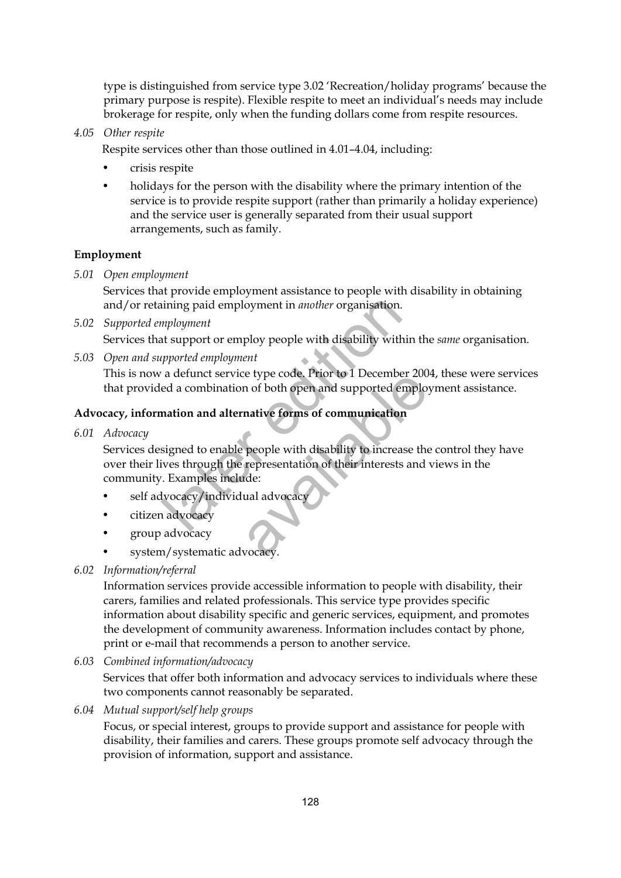type is distinguished from service type 3.02 'Recreation/holiday programs' because the primary purpose is respite). Flexible respite to meet an individual's needs may include brokerage for respite, only when the funding dollars come from respite resources.

*4.05 Other respite*

Respite services other than those outlined in 4.01–4.04, including:

- crisis respite
- holidays for the person with the disability where the primary intention of the service is to provide respite support (rather than primarily a holiday experience) and the service user is generally separated from their usual support arrangements, such as family.

**Employment**

*5.01 Open employment*

Services that provide employment assistance to people with disability in obtaining and/or retaining paid employment in *another* organisation.

*5.02 Supported employment*

Services that support or employ people with disability within the *same* organisation.

*5.03 Open and supported employment*

This is now a defunct service type code. Prior to 1 December 2004, these were services that provided a combination of both open and supported employment assistance.

**Advocacy, information and alternative forms of communication**

*6.01 Advocacy*

Services designed to enable people with disability to increase the control they have over their lives through the representation of their interests and views in the community. Examples include:

- self advocacy/individual advocacy
- citizen advocacy
- group advocacy
- system/systematic advocacy.

*6.02 Information/referral*

Information services provide accessible information to people with disability, their carers, families and related professionals. This service type provides specific information about disability specific and generic services, equipment, and promotes the development of community awareness. Information includes contact by phone, print or e-mail that recommends a person to another service.

*6.03 Combined information/advocacy*

Services that offer both information and advocacy services to individuals where these two components cannot reasonably be separated.

*6.04 Mutual support/self help groups*

Focus, or special interest, groups to provide support and assistance for people with disability, their families and carers. These groups promote self advocacy through the provision of information, support and assistance.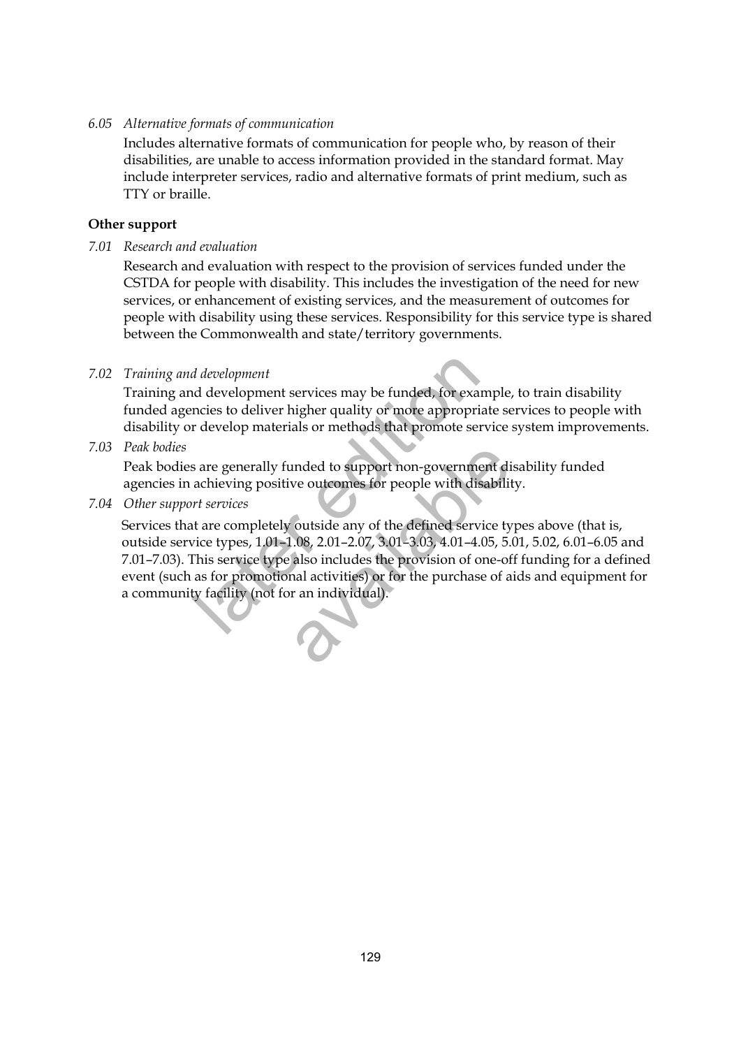*6.05 Alternative formats of communication*

Includes alternative formats of communication for people who, by reason of their disabilities, are unable to access information provided in the standard format. May include interpreter services, radio and alternative formats of print medium, such as TTY or braille.

**Other support**

*7.01 Research and evaluation*

Research and evaluation with respect to the provision of services funded under the CSTDA for people with disability. This includes the investigation of the need for new services, or enhancement of existing services, and the measurement of outcomes for people with disability using these services. Responsibility for this service type is shared between the Commonwealth and state/territory governments.

*7.02 Training and development*

Training and development services may be funded, for example, to train disability funded agencies to deliver higher quality or more appropriate services to people with disability or develop materials or methods that promote service system improvements.

*7.03 Peak bodies*

Peak bodies are generally funded to support non-government disability funded agencies in achieving positive outcomes for people with disability.

*7.04 Other support services*

Services that are completely outside any of the defined service types above (that is, outside service types, 1.01–1.08, 2.01–2.07, 3.01–3.03, 4.01–4.05, 5.01, 5.02, 6.01–6.05 and 7.01–7.03). This service type also includes the provision of one-off funding for a defined event (such as for promotional activities) or for the purchase of aids and equipment for a community facility (not for an individual).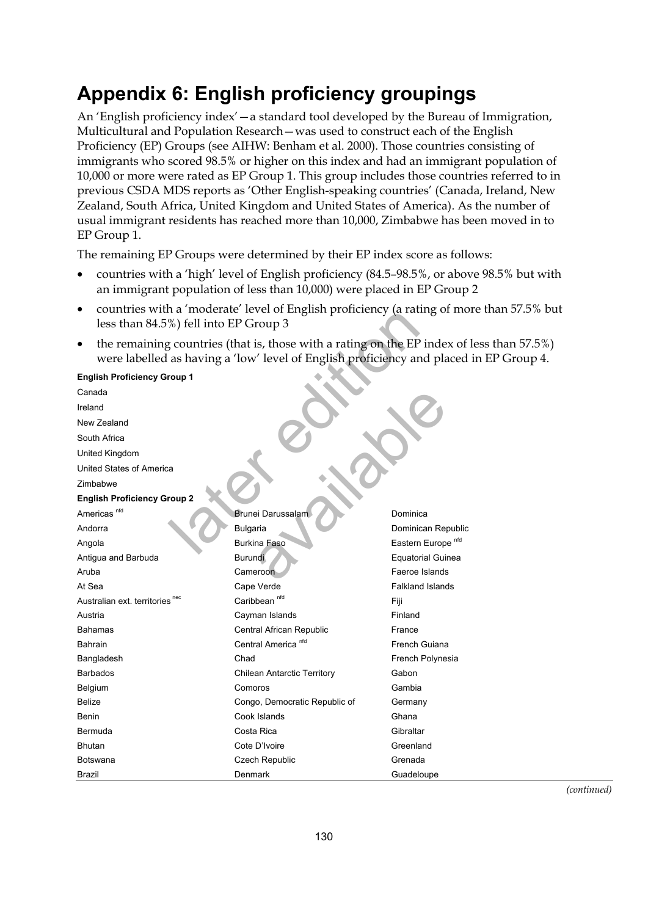# Appendix 6: English proficiency groupings

An 'English proficiency index'—a standard tool developed by the Bureau of Immigration, Multicultural and Population Research—was used to construct each of the English Proficiency (EP) Groups (see AIHW: Benham et al. 2000). Those countries consisting of immigrants who scored 98.5% or higher on this index and had an immigrant population of 10,000 or more were rated as EP Group 1. This group includes those countries referred to in previous CSDA MDS reports as 'Other English-speaking countries' (Canada, Ireland, New Zealand, South Africa, United Kingdom and United States of America). As the number of usual immigrant residents has reached more than 10,000, Zimbabwe has been moved in to EP Group 1.

The remaining EP Groups were determined by their EP index score as follows:

- countries with a 'high' level of English proficiency (84.5–98.5%, or above 98.5% but with an immigrant population of less than 10,000) were placed in EP Group 2
- countries with a 'moderate' level of English proficiency (a rating of more than 57.5% but less than 84.5%) fell into EP Group 3
- the remaining countries (that is, those with a rating on the EP index of less than 57.5%) were labelled as having a 'low' level of English proficiency and placed in EP Group 4.

**English Proficiency Group 1**

Canada
Ireland
New Zealand
South Africa
United Kingdom
United States of America
Zimbabwe

**English Proficiency Group 2**

| | | |
|---|---|---|
| Americas [nfd] | Brunei Darussalam | Dominica |
| Andorra | Bulgaria | Dominican Republic |
| Angola | Burkina Faso | Eastern Europe [nfd] |
| Antigua and Barbuda | Burundi | Equatorial Guinea |
| Aruba | Cameroon | Faeroe Islands |
| At Sea | Cape Verde | Falkland Islands |
| Australian ext. territories [nec] | Caribbean [nfd] | Fiji |
| Austria | Cayman Islands | Finland |
| Bahamas | Central African Republic | France |
| Bahrain | Central America [nfd] | French Guiana |
| Bangladesh | Chad | French Polynesia |
| Barbados | Chilean Antarctic Territory | Gabon |
| Belgium | Comoros | Gambia |
| Belize | Congo, Democratic Republic of | Germany |
| Benin | Cook Islands | Ghana |
| Bermuda | Costa Rica | Gibraltar |
| Bhutan | Cote D'Ivoire | Greenland |
| Botswana | Czech Republic | Grenada |
| Brazil | Denmark | Guadeloupe |

*(continued)*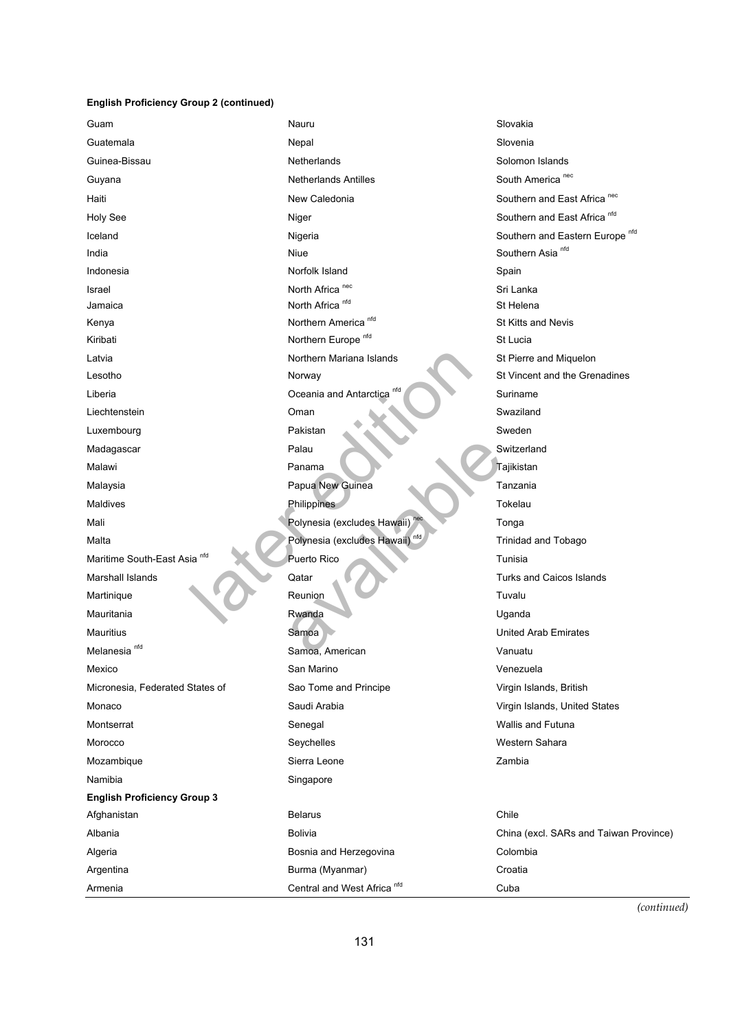**English Proficiency Group 2 (continued)**

Guam
Guatemala
Guinea-Bissau
Guyana
Haiti
Holy See
Iceland
India
Indonesia
Israel
Jamaica
Kenya
Kiribati
Latvia
Lesotho
Liberia
Liechtenstein
Luxembourg
Madagascar
Malawi
Malaysia
Maldives
Mali
Malta
Maritime South-East Asia [nfd]
Marshall Islands
Martinique
Mauritania
Mauritius
Melanesia [nfd]
Mexico
Micronesia, Federated States of
Monaco
Montserrat
Morocco
Mozambique
Namibia
Nauru
Nepal
Netherlands
Netherlands Antilles
New Caledonia
Niger
Nigeria
Niue
Norfolk Island
North Africa [nec]
North Africa [nfd]
Northern America [nfd]
Northern Europe [nfd]
Northern Mariana Islands
Norway
Oceania and Antarctica [nfd]
Oman
Pakistan
Palau
Panama
Papua New Guinea
Philippines
Polynesia (excludes Hawaii) [nec]
Polynesia (excludes Hawaii) [nfd]
Puerto Rico
Qatar
Reunion
Rwanda
Samoa
Samoa, American
San Marino
Sao Tome and Principe
Saudi Arabia
Senegal
Seychelles
Sierra Leone
Singapore
Slovakia
Slovenia
Solomon Islands
South America [nec]
Southern and East Africa [nec]
Southern and East Africa [nfd]
Southern and Eastern Europe [nfd]
Southern Asia [nfd]
Spain
Sri Lanka
St Helena
St Kitts and Nevis
St Lucia
St Pierre and Miquelon
St Vincent and the Grenadines
Suriname
Swaziland
Sweden
Switzerland
Tajikistan
Tanzania
Tokelau
Tonga
Trinidad and Tobago
Tunisia
Turks and Caicos Islands
Tuvalu
Uganda
United Arab Emirates
Vanuatu
Venezuela
Virgin Islands, British
Virgin Islands, United States
Wallis and Futuna
Western Sahara
Zambia

**English Proficiency Group 3**

Afghanistan
Albania
Algeria
Argentina
Armenia
Belarus
Bolivia
Bosnia and Herzegovina
Burma (Myanmar)
Central and West Africa [nfd]
Chile
China (excl. SARs and Taiwan Province)
Colombia
Croatia
Cuba

*(continued)*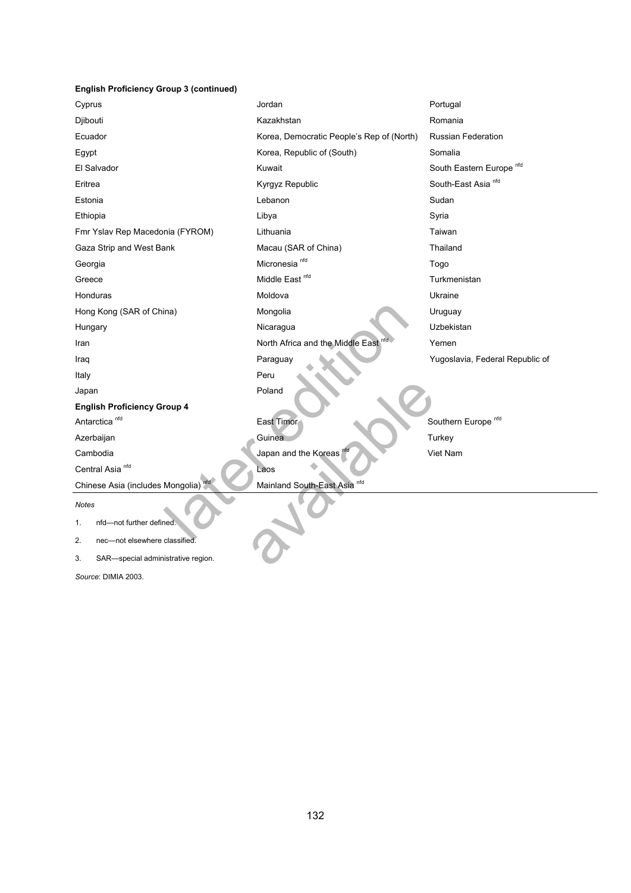**English Proficiency Group 3 (continued)**

| | | |
|---|---|---|
| Cyprus | Jordan | Portugal |
| Djibouti | Kazakhstan | Romania |
| Ecuador | Korea, Democratic People's Rep of (North) | Russian Federation |
| Egypt | Korea, Republic of (South) | Somalia |
| El Salvador | Kuwait | South Eastern Europe [nfd] |
| Eritrea | Kyrgyz Republic | South-East Asia [nfd] |
| Estonia | Lebanon | Sudan |
| Ethiopia | Libya | Syria |
| Fmr Yslav Rep Macedonia (FYROM) | Lithuania | Taiwan |
| Gaza Strip and West Bank | Macau (SAR of China) | Thailand |
| Georgia | Micronesia [nfd] | Togo |
| Greece | Middle East [nfd] | Turkmenistan |
| Honduras | Moldova | Ukraine |
| Hong Kong (SAR of China) | Mongolia | Uruguay |
| Hungary | Nicaragua | Uzbekistan |
| Iran | North Africa and the Middle East [nfd] | Yemen |
| Iraq | Paraguay | Yugoslavia, Federal Republic of |
| Italy | Peru | |
| Japan | Poland | |

**English Proficiency Group 4**

| | | |
|---|---|---|
| Antarctica [nfd] | East Timor | Southern Europe [nfd] |
| Azerbaijan | Guinea | Turkey |
| Cambodia | Japan and the Koreas [nfd] | Viet Nam |
| Central Asia [nfd] | Laos | |
| Chinese Asia (includes Mongolia) [nfd] | Mainland South-East Asia [nfd] | |

*Notes*

1. nfd—not further defined.
2. nec—not elsewhere classified.
3. SAR—special administrative region.

*Source*: DIMIA 2003.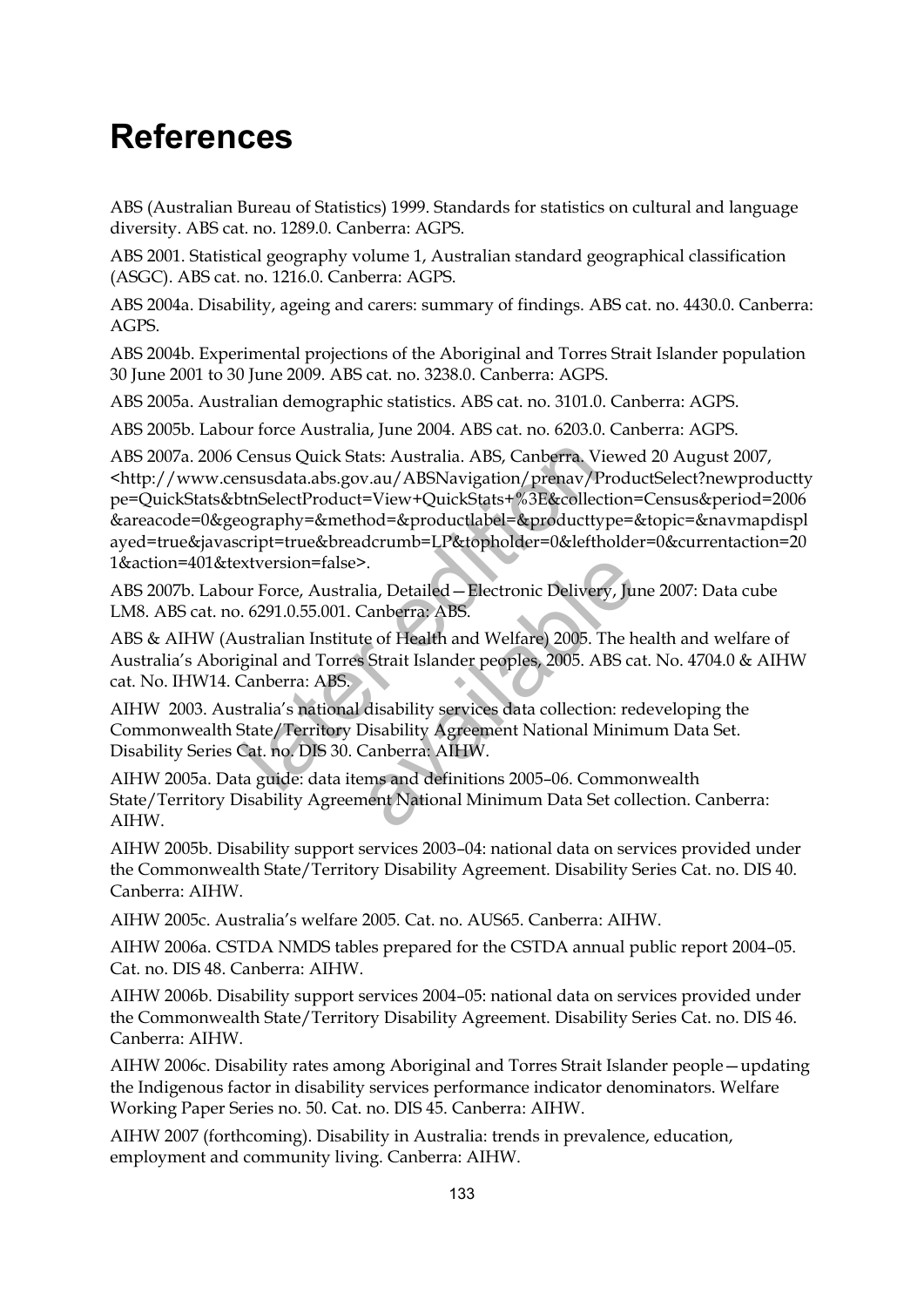# References

ABS (Australian Bureau of Statistics) 1999. Standards for statistics on cultural and language diversity. ABS cat. no. 1289.0. Canberra: AGPS.

ABS 2001. Statistical geography volume 1, Australian standard geographical classification (ASGC). ABS cat. no. 1216.0. Canberra: AGPS.

ABS 2004a. Disability, ageing and carers: summary of findings. ABS cat. no. 4430.0. Canberra: AGPS.

ABS 2004b. Experimental projections of the Aboriginal and Torres Strait Islander population 30 June 2001 to 30 June 2009. ABS cat. no. 3238.0. Canberra: AGPS.

ABS 2005a. Australian demographic statistics. ABS cat. no. 3101.0. Canberra: AGPS.

ABS 2005b. Labour force Australia, June 2004. ABS cat. no. 6203.0. Canberra: AGPS.

ABS 2007a. 2006 Census Quick Stats: Australia. ABS, Canberra. Viewed 20 August 2007, <http://www.censusdata.abs.gov.au/ABSNavigation/prenav/ProductSelect?newproducttype=QuickStats&btnSelectProduct=View+QuickStats+%3E&collection=Census&period=2006&areacode=0&geography=&method=&productlabel=&producttype=&topic=&navmapdisplayed=true&javascript=true&breadcrumb=LP&topholder=0&leftholder=0&currentaction=201&action=401&textversion=false>.

ABS 2007b. Labour Force, Australia, Detailed—Electronic Delivery, June 2007: Data cube LM8. ABS cat. no. 6291.0.55.001. Canberra: ABS.

ABS & AIHW (Australian Institute of Health and Welfare) 2005. The health and welfare of Australia's Aboriginal and Torres Strait Islander peoples, 2005. ABS cat. No. 4704.0 & AIHW cat. No. IHW14. Canberra: ABS.

AIHW 2003. Australia's national disability services data collection: redeveloping the Commonwealth State/Territory Disability Agreement National Minimum Data Set. Disability Series Cat. no. DIS 30. Canberra: AIHW.

AIHW 2005a. Data guide: data items and definitions 2005–06. Commonwealth State/Territory Disability Agreement National Minimum Data Set collection. Canberra: AIHW.

AIHW 2005b. Disability support services 2003–04: national data on services provided under the Commonwealth State/Territory Disability Agreement. Disability Series Cat. no. DIS 40. Canberra: AIHW.

AIHW 2005c. Australia's welfare 2005. Cat. no. AUS65. Canberra: AIHW.

AIHW 2006a. CSTDA NMDS tables prepared for the CSTDA annual public report 2004–05. Cat. no. DIS 48. Canberra: AIHW.

AIHW 2006b. Disability support services 2004–05: national data on services provided under the Commonwealth State/Territory Disability Agreement. Disability Series Cat. no. DIS 46. Canberra: AIHW.

AIHW 2006c. Disability rates among Aboriginal and Torres Strait Islander people—updating the Indigenous factor in disability services performance indicator denominators. Welfare Working Paper Series no. 50. Cat. no. DIS 45. Canberra: AIHW.

AIHW 2007 (forthcoming). Disability in Australia: trends in prevalence, education, employment and community living. Canberra: AIHW.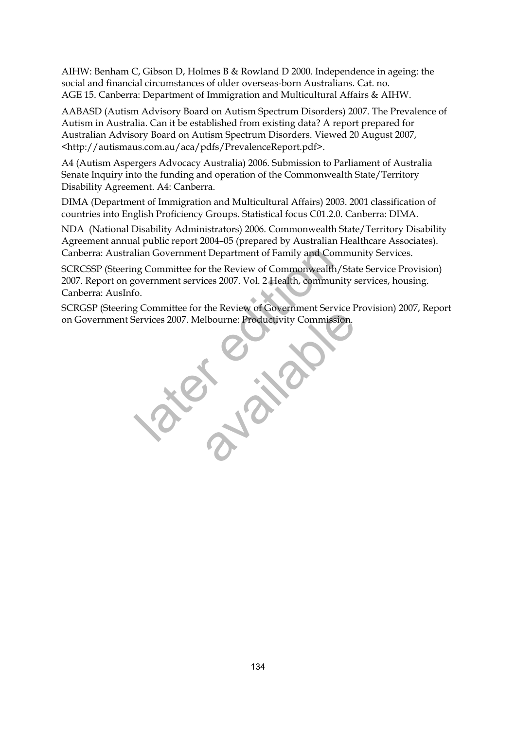AIHW: Benham C, Gibson D, Holmes B & Rowland D 2000. Independence in ageing: the social and financial circumstances of older overseas-born Australians. Cat. no. AGE 15. Canberra: Department of Immigration and Multicultural Affairs & AIHW.

AABASD (Autism Advisory Board on Autism Spectrum Disorders) 2007. The Prevalence of Autism in Australia. Can it be established from existing data? A report prepared for Australian Advisory Board on Autism Spectrum Disorders. Viewed 20 August 2007, <http://autismaus.com.au/aca/pdfs/PrevalenceReport.pdf>.

A4 (Autism Aspergers Advocacy Australia) 2006. Submission to Parliament of Australia Senate Inquiry into the funding and operation of the Commonwealth State/Territory Disability Agreement. A4: Canberra.

DIMA (Department of Immigration and Multicultural Affairs) 2003. 2001 classification of countries into English Proficiency Groups. Statistical focus C01.2.0. Canberra: DIMA.

NDA (National Disability Administrators) 2006. Commonwealth State/Territory Disability Agreement annual public report 2004–05 (prepared by Australian Healthcare Associates). Canberra: Australian Government Department of Family and Community Services.

SCRCSSP (Steering Committee for the Review of Commonwealth/State Service Provision) 2007. Report on government services 2007. Vol. 2 Health, community services, housing. Canberra: AusInfo.

SCRGSP (Steering Committee for the Review of Government Service Provision) 2007, Report on Government Services 2007. Melbourne: Productivity Commission.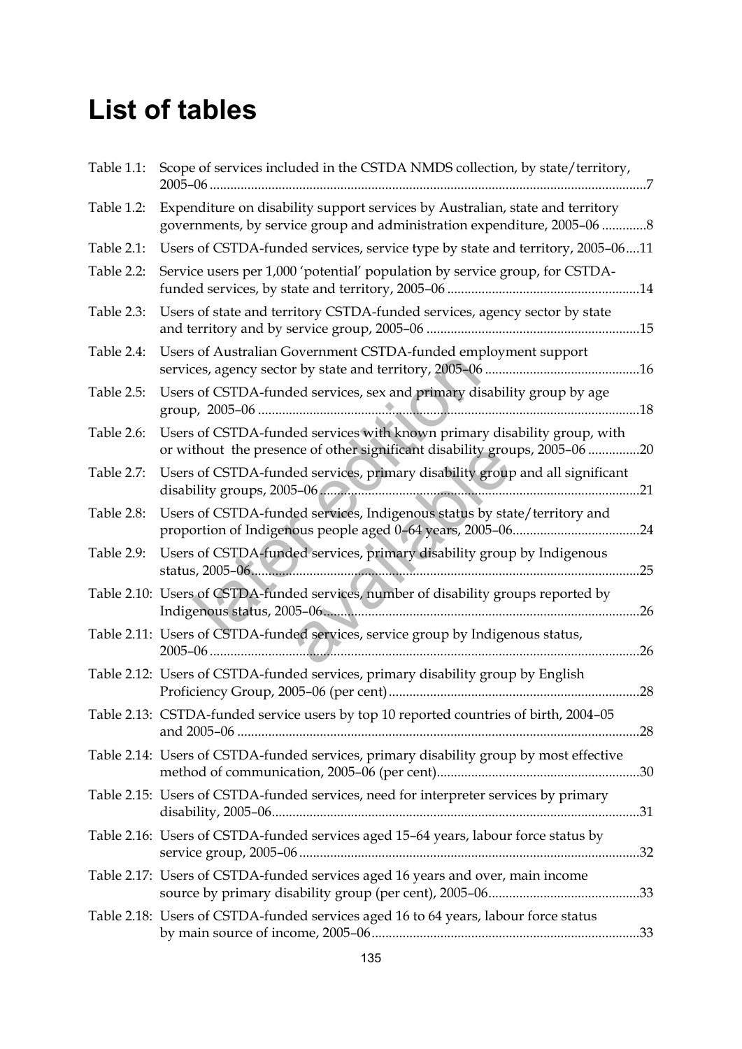# List of tables

Table 1.1: Scope of services included in the CSTDA NMDS collection, by state/territory, 2005–06 ..........7

Table 1.2: Expenditure on disability support services by Australian, state and territory governments, by service group and administration expenditure, 2005–06 ..........8

Table 2.1: Users of CSTDA-funded services, service type by state and territory, 2005–06....11

Table 2.2: Service users per 1,000 'potential' population by service group, for CSTDA-funded services, by state and territory, 2005–06 ..........14

Table 2.3: Users of state and territory CSTDA-funded services, agency sector by state and territory and by service group, 2005–06 ..........15

Table 2.4: Users of Australian Government CSTDA-funded employment support services, agency sector by state and territory, 2005–06 ..........16

Table 2.5: Users of CSTDA-funded services, sex and primary disability group by age group, 2005–06 ..........18

Table 2.6: Users of CSTDA-funded services with known primary disability group, with or without the presence of other significant disability groups, 2005–06 ..........20

Table 2.7: Users of CSTDA-funded services, primary disability group and all significant disability groups, 2005–06 ..........21

Table 2.8: Users of CSTDA-funded services, Indigenous status by state/territory and proportion of Indigenous people aged 0–64 years, 2005–06..........24

Table 2.9: Users of CSTDA-funded services, primary disability group by Indigenous status, 2005–06..........25

Table 2.10: Users of CSTDA-funded services, number of disability groups reported by Indigenous status, 2005–06..........26

Table 2.11: Users of CSTDA-funded services, service group by Indigenous status, 2005–06 ..........26

Table 2.12: Users of CSTDA-funded services, primary disability group by English Proficiency Group, 2005–06 (per cent)..........28

Table 2.13: CSTDA-funded service users by top 10 reported countries of birth, 2004–05 and 2005–06 ..........28

Table 2.14: Users of CSTDA-funded services, primary disability group by most effective method of communication, 2005–06 (per cent)..........30

Table 2.15: Users of CSTDA-funded services, need for interpreter services by primary disability, 2005–06..........31

Table 2.16: Users of CSTDA-funded services aged 15–64 years, labour force status by service group, 2005–06 ..........32

Table 2.17: Users of CSTDA-funded services aged 16 years and over, main income source by primary disability group (per cent), 2005–06..........33

Table 2.18: Users of CSTDA-funded services aged 16 to 64 years, labour force status by main source of income, 2005–06..........33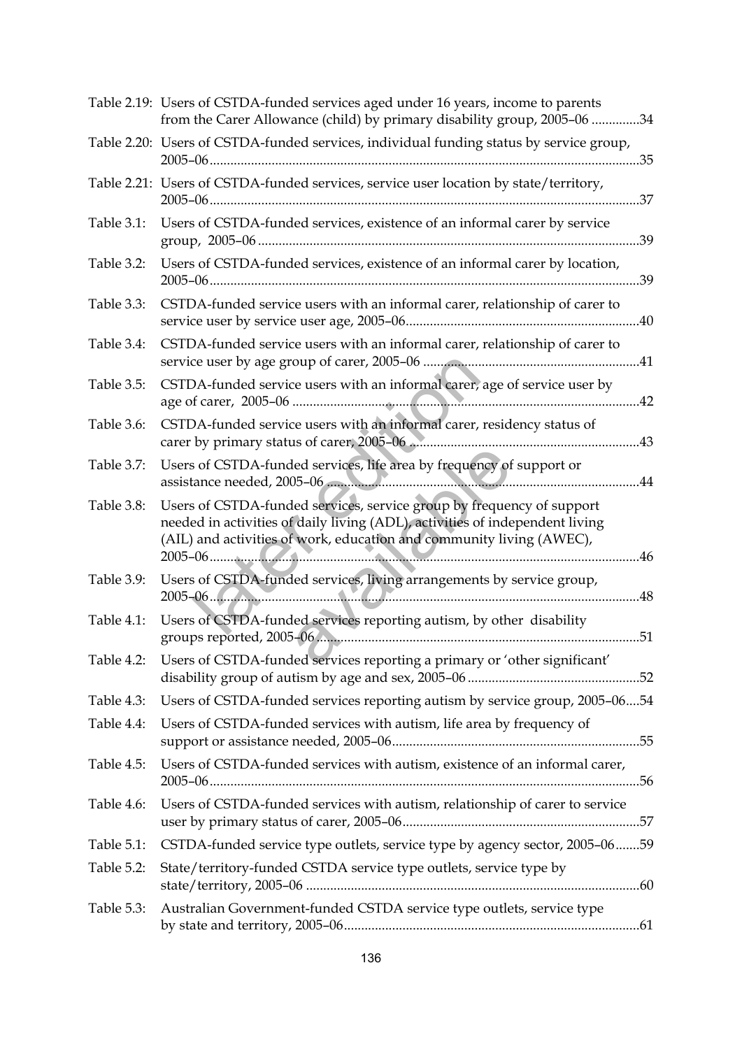Table 2.19: Users of CSTDA-funded services aged under 16 years, income to parents from the Carer Allowance (child) by primary disability group, 2005–06 ..............34

Table 2.20: Users of CSTDA-funded services, individual funding status by service group, 2005–06..............35

Table 2.21: Users of CSTDA-funded services, service user location by state/territory, 2005–06..............37

Table 3.1: Users of CSTDA-funded services, existence of an informal carer by service group, 2005–06..............39

Table 3.2: Users of CSTDA-funded services, existence of an informal carer by location, 2005–06..............39

Table 3.3: CSTDA-funded service users with an informal carer, relationship of carer to service user by service user age, 2005–06..............40

Table 3.4: CSTDA-funded service users with an informal carer, relationship of carer to service user by age group of carer, 2005–06 ..............41

Table 3.5: CSTDA-funded service users with an informal carer, age of service user by age of carer, 2005–06 ..............42

Table 3.6: CSTDA-funded service users with an informal carer, residency status of carer by primary status of carer, 2005–06 ..............43

Table 3.7: Users of CSTDA-funded services, life area by frequency of support or assistance needed, 2005–06 ..............44

Table 3.8: Users of CSTDA-funded services, service group by frequency of support needed in activities of daily living (ADL), activities of independent living (AIL) and activities of work, education and community living (AWEC), 2005–06..............46

Table 3.9: Users of CSTDA-funded services, living arrangements by service group, 2005–06..............48

Table 4.1: Users of CSTDA-funded services reporting autism, by other disability groups reported, 2005–06..............51

Table 4.2: Users of CSTDA-funded services reporting a primary or 'other significant' disability group of autism by age and sex, 2005–06 ..............52

Table 4.3: Users of CSTDA-funded services reporting autism by service group, 2005–06....54

Table 4.4: Users of CSTDA-funded services with autism, life area by frequency of support or assistance needed, 2005–06..............55

Table 4.5: Users of CSTDA-funded services with autism, existence of an informal carer, 2005–06..............56

Table 4.6: Users of CSTDA-funded services with autism, relationship of carer to service user by primary status of carer, 2005–06..............57

Table 5.1: CSTDA-funded service type outlets, service type by agency sector, 2005–06.......59

Table 5.2: State/territory-funded CSTDA service type outlets, service type by state/territory, 2005–06 ..............60

Table 5.3: Australian Government-funded CSTDA service type outlets, service type by state and territory, 2005–06..............61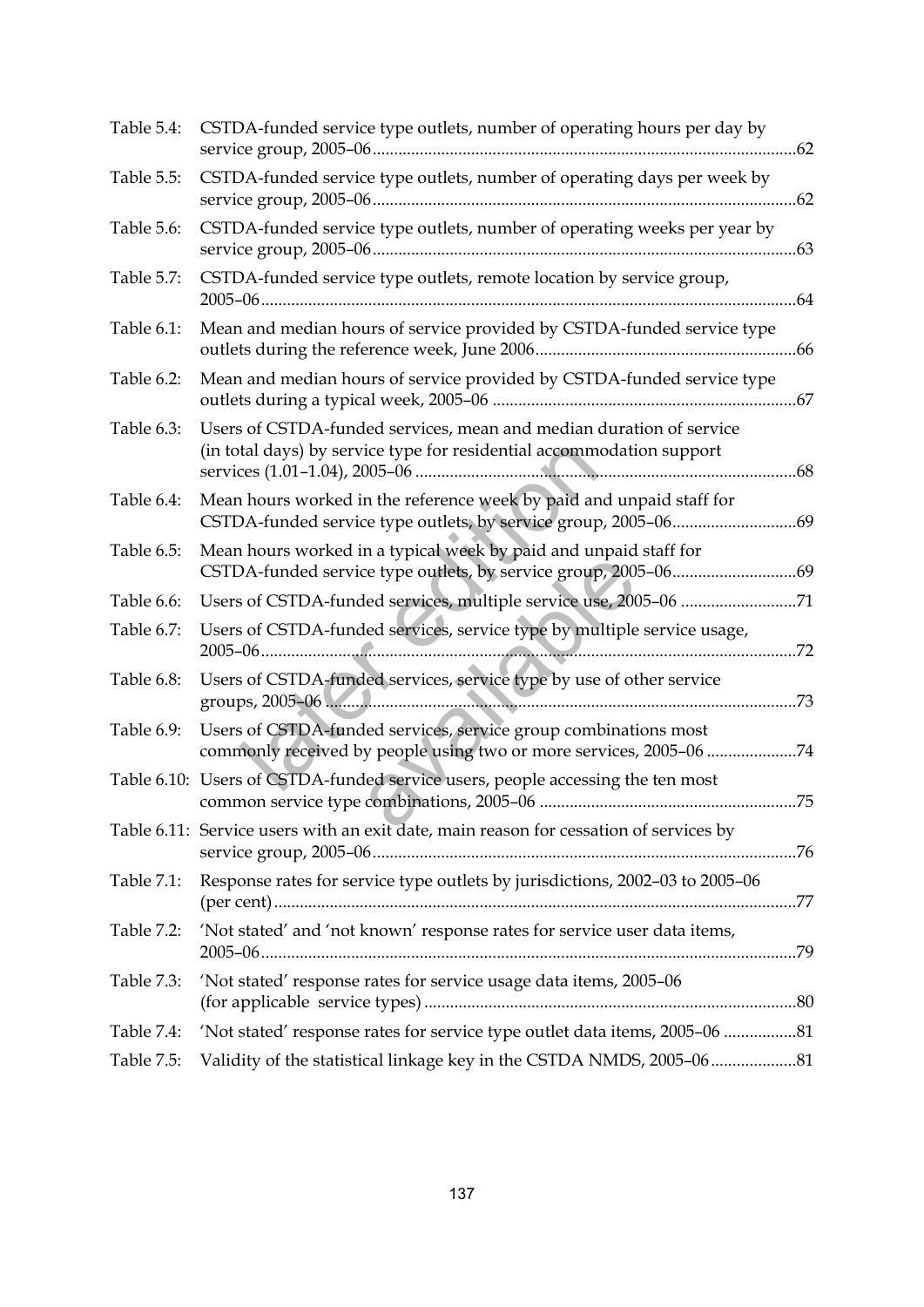Table 5.4: CSTDA-funded service type outlets, number of operating hours per day by service group, 2005–06 ....62

Table 5.5: CSTDA-funded service type outlets, number of operating days per week by service group, 2005–06 ....62

Table 5.6: CSTDA-funded service type outlets, number of operating weeks per year by service group, 2005–06 ....63

Table 5.7: CSTDA-funded service type outlets, remote location by service group, 2005–06 ....64

Table 6.1: Mean and median hours of service provided by CSTDA-funded service type outlets during the reference week, June 2006 ....66

Table 6.2: Mean and median hours of service provided by CSTDA-funded service type outlets during a typical week, 2005–06 ....67

Table 6.3: Users of CSTDA-funded services, mean and median duration of service (in total days) by service type for residential accommodation support services (1.01–1.04), 2005–06 ....68

Table 6.4: Mean hours worked in the reference week by paid and unpaid staff for CSTDA-funded service type outlets, by service group, 2005–06 ....69

Table 6.5: Mean hours worked in a typical week by paid and unpaid staff for CSTDA-funded service type outlets, by service group, 2005–06 ....69

Table 6.6: Users of CSTDA-funded services, multiple service use, 2005–06 ....71

Table 6.7: Users of CSTDA-funded services, service type by multiple service usage, 2005–06 ....72

Table 6.8: Users of CSTDA-funded services, service type by use of other service groups, 2005–06 ....73

Table 6.9: Users of CSTDA-funded services, service group combinations most commonly received by people using two or more services, 2005–06 ....74

Table 6.10: Users of CSTDA-funded service users, people accessing the ten most common service type combinations, 2005–06 ....75

Table 6.11: Service users with an exit date, main reason for cessation of services by service group, 2005–06 ....76

Table 7.1: Response rates for service type outlets by jurisdictions, 2002–03 to 2005–06 (per cent) ....77

Table 7.2: 'Not stated' and 'not known' response rates for service user data items, 2005–06 ....79

Table 7.3: 'Not stated' response rates for service usage data items, 2005–06 (for applicable service types) ....80

Table 7.4: 'Not stated' response rates for service type outlet data items, 2005–06 ....81

Table 7.5: Validity of the statistical linkage key in the CSTDA NMDS, 2005–06 ....81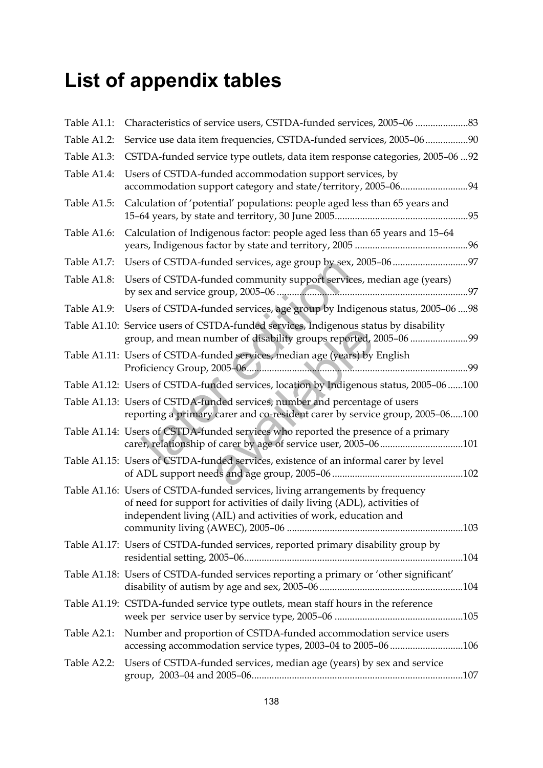# List of appendix tables

Table A1.1: Characteristics of service users, CSTDA-funded services, 2005–06 .....................83

Table A1.2: Service use data item frequencies, CSTDA-funded services, 2005–06 .................90

Table A1.3: CSTDA-funded service type outlets, data item response categories, 2005–06 ...92

Table A1.4: Users of CSTDA-funded accommodation support services, by accommodation support category and state/territory, 2005–06...........................94

Table A1.5: Calculation of 'potential' populations: people aged less than 65 years and 15–64 years, by state and territory, 30 June 2005....................................................95

Table A1.6: Calculation of Indigenous factor: people aged less than 65 years and 15–64 years, Indigenous factor by state and territory, 2005 .............................................96

Table A1.7: Users of CSTDA-funded services, age group by sex, 2005–06 .............................97

Table A1.8: Users of CSTDA-funded community support services, median age (years) by sex and service group, 2005–06 ...........................................................................97

Table A1.9: Users of CSTDA-funded services, age group by Indigenous status, 2005–06 ....98

Table A1.10: Service users of CSTDA-funded services, Indigenous status by disability group, and mean number of disability groups reported, 2005–06 .......................99

Table A1.11: Users of CSTDA-funded services, median age (years) by English Proficiency Group, 2005–06........................................................................................99

Table A1.12: Users of CSTDA-funded services, location by Indigenous status, 2005–06 ......100

Table A1.13: Users of CSTDA-funded services, number and percentage of users reporting a primary carer and co-resident carer by service group, 2005–06.....100

Table A1.14: Users of CSTDA-funded services who reported the presence of a primary carer, relationship of carer by age of service user, 2005–06 .................................101

Table A1.15: Users of CSTDA-funded services, existence of an informal carer by level of ADL support needs and age group, 2005–06 ....................................................102

Table A1.16: Users of CSTDA-funded services, living arrangements by frequency of need for support for activities of daily living (ADL), activities of independent living (AIL) and activities of work, education and community living (AWEC), 2005–06 .....................................................................103

Table A1.17: Users of CSTDA-funded services, reported primary disability group by residential setting, 2005–06.......................................................................................104

Table A1.18: Users of CSTDA-funded services reporting a primary or 'other significant' disability of autism by age and sex, 2005–06 .........................................................104

Table A1.19: CSTDA-funded service type outlets, mean staff hours in the reference week per service user by service type, 2005–06 ..................................................105

Table A2.1: Number and proportion of CSTDA-funded accommodation service users accessing accommodation service types, 2003–04 to 2005–06 ............................106

Table A2.2: Users of CSTDA-funded services, median age (years) by sex and service group, 2003–04 and 2005–06...................................................................................107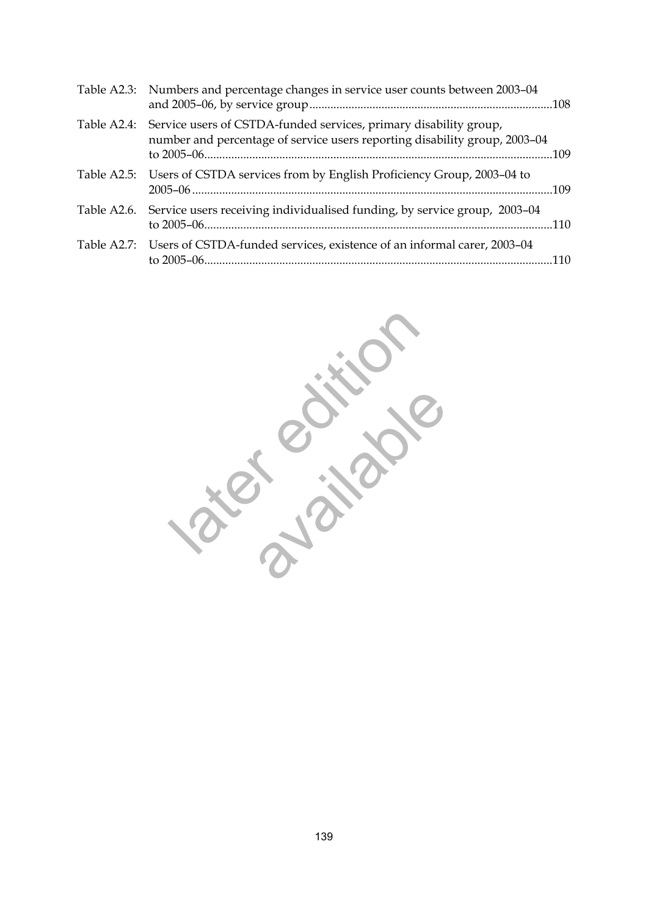Table A2.3: Numbers and percentage changes in service user counts between 2003–04 and 2005–06, by service group ....................108

Table A2.4: Service users of CSTDA-funded services, primary disability group, number and percentage of service users reporting disability group, 2003–04 to 2005–06....................109

Table A2.5: Users of CSTDA services from by English Proficiency Group, 2003–04 to 2005–06 ....................109

Table A2.6. Service users receiving individualised funding, by service group, 2003–04 to 2005–06....................110

Table A2.7: Users of CSTDA-funded services, existence of an informal carer, 2003–04 to 2005–06....................110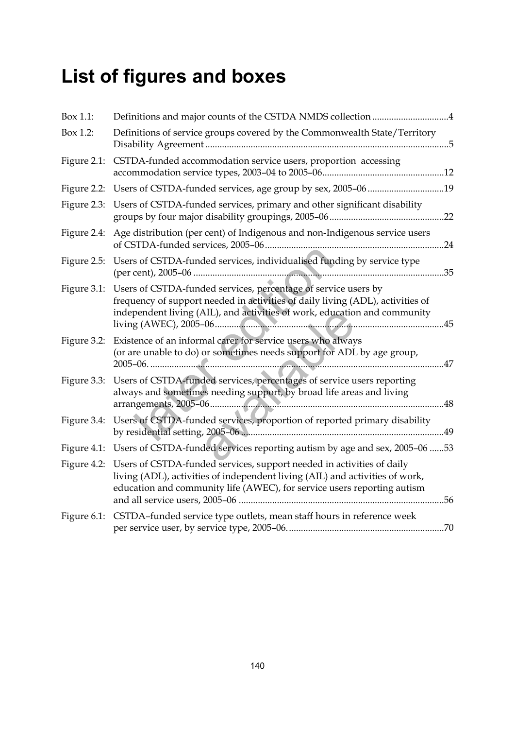# List of figures and boxes

Box 1.1: Definitions and major counts of the CSTDA NMDS collection ................................4

Box 1.2: Definitions of service groups covered by the Commonwealth State/Territory Disability Agreement .....................................................................................................5

Figure 2.1: CSTDA-funded accommodation service users, proportion accessing accommodation service types, 2003–04 to 2005–06..................................................12

Figure 2.2: Users of CSTDA-funded services, age group by sex, 2005–06 ...............................19

Figure 2.3: Users of CSTDA-funded services, primary and other significant disability groups by four major disability groupings, 2005–06...............................................22

Figure 2.4: Age distribution (per cent) of Indigenous and non-Indigenous service users of CSTDA-funded services, 2005–06..........................................................................24

Figure 2.5: Users of CSTDA-funded services, individualised funding by service type (per cent), 2005–06 .......................................................................................................35

Figure 3.1: Users of CSTDA-funded services, percentage of service users by frequency of support needed in activities of daily living (ADL), activities of independent living (AIL), and activities of work, education and community living (AWEC), 2005–06 ...............................................................................................45

Figure 3.2: Existence of an informal carer for service users who always (or are unable to do) or sometimes needs support for ADL by age group, 2005–06. ..........................................................................................................................47

Figure 3.3: Users of CSTDA-funded services, percentages of service users reporting always and sometimes needing support, by broad life areas and living arrangements, 2005–06.................................................................................................48

Figure 3.4: Users of CSTDA-funded services, proportion of reported primary disability by residential setting, 2005–06 ....................................................................................49

Figure 4.1: Users of CSTDA-funded services reporting autism by age and sex, 2005–06 ......53

Figure 4.2: Users of CSTDA-funded services, support needed in activities of daily living (ADL), activities of independent living (AIL) and activities of work, education and community life (AWEC), for service users reporting autism and all service users, 2005–06 .....................................................................................56

Figure 6.1: CSTDA–funded service type outlets, mean staff hours in reference week per service user, by service type, 2005–06. ................................................................70